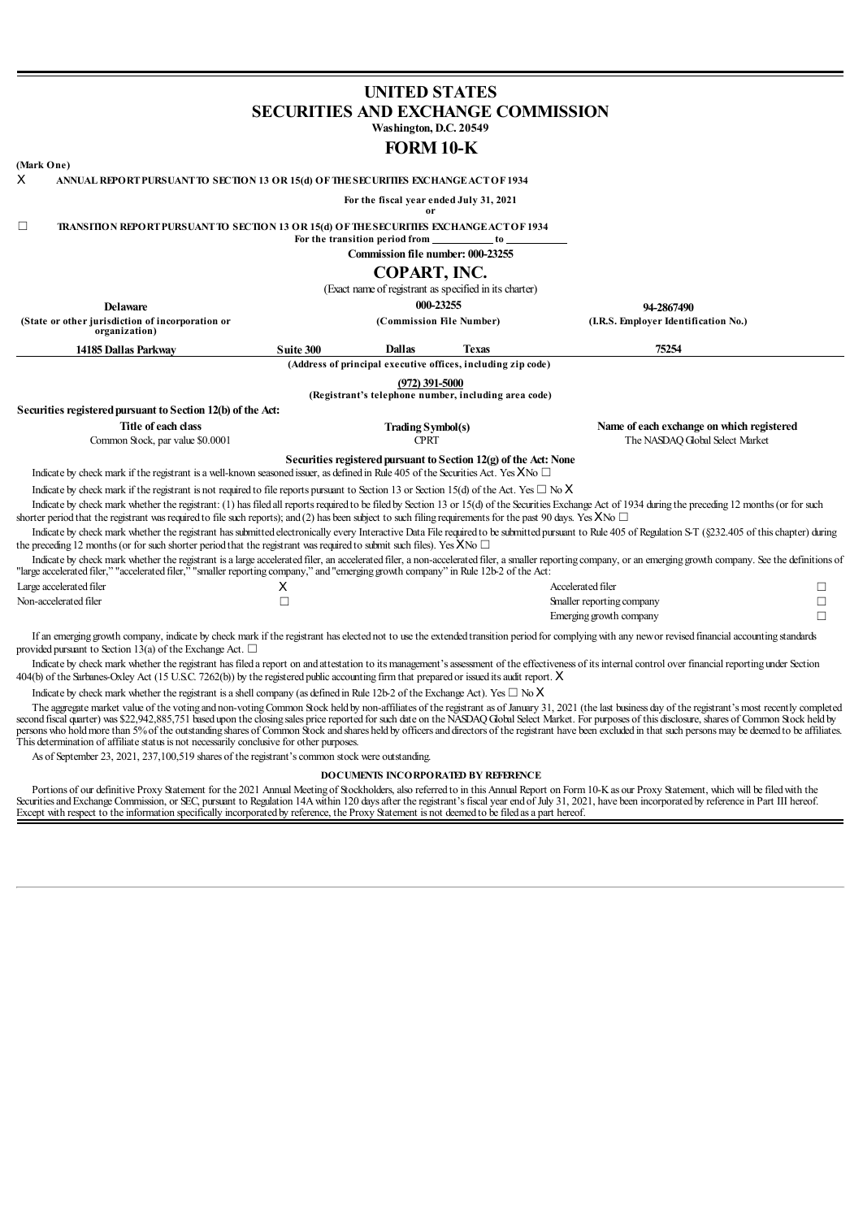# UNITED STATES
# SECURITIES AND EXCHANGE COMMISSION
**Washington, D.C. 20549**

## FORM 10-K

**(Mark One)**

X **ANNUAL REPORT PURSUANT TO SECTION 13 OR 15(d) OF THE SECURITIES EXCHANGE ACT OF 1934**

**For the fiscal year ended July 31, 2021**

**or**

☐ **TRANSITION REPORT PURSUANT TO SECTION 13 OR 15(d) OF THE SECURITIES EXCHANGE ACT OF 1934**

**For the transition period from \_\_\_\_\_\_\_\_\_\_\_ to \_\_\_\_\_\_\_\_\_\_\_**

**Commission file number: 000-23255**

## COPART, INC.

(Exact name of registrant as specified in its charter)

| Delaware | 000-23255 | 94-2867490 |
|---|---|---|
| **(State or other jurisdiction of incorporation or organization)** | **(Commission File Number)** | **(I.R.S. Employer Identification No.)** |

| 14185 Dallas Parkway | Suite 300 | Dallas | Texas | 75254 |
|---|---|---|---|---|

**(Address of principal executive offices, including zip code)**

**(972) 391-5000**

**(Registrant's telephone number, including area code)**

**Securities registered pursuant to Section 12(b) of the Act:**

| Title of each class | Trading Symbol(s) | Name of each exchange on which registered |
|---|---|---|
| Common Stock, par value $0.0001 | CPRT | The NASDAQ Global Select Market |

**Securities registered pursuant to Section 12(g) of the Act: None**

Indicate by check mark if the registrant is a well-known seasoned issuer, as defined in Rule 405 of the Securities Act. Yes X No ☐

Indicate by check mark if the registrant is not required to file reports pursuant to Section 13 or Section 15(d) of the Act. Yes ☐ No X

Indicate by check mark whether the registrant: (1) has filed all reports required to be filed by Section 13 or 15(d) of the Securities Exchange Act of 1934 during the preceding 12 months (or for such shorter period that the registrant was required to file such reports); and (2) has been subject to such filing requirements for the past 90 days. Yes X No ☐

Indicate by check mark whether the registrant has submitted electronically every Interactive Data File required to be submitted pursuant to Rule 405 of Regulation S-T (§232.405 of this chapter) during the preceding 12 months (or for such shorter period that the registrant was required to submit such files). Yes X No ☐

Indicate by check mark whether the registrant is a large accelerated filer, an accelerated filer, a non-accelerated filer, a smaller reporting company, or an emerging growth company. See the definitions of "large accelerated filer," "accelerated filer," "smaller reporting company," and "emerging growth company" in Rule 12b-2 of the Act:

| | | | |
|---|---|---|---|
| Large accelerated filer | X | Accelerated filer | ☐ |
| Non-accelerated filer | ☐ | Smaller reporting company | ☐ |
| | | Emerging growth company | ☐ |

If an emerging growth company, indicate by check mark if the registrant has elected not to use the extended transition period for complying with any new or revised financial accounting standards provided pursuant to Section 13(a) of the Exchange Act. ☐

Indicate by check mark whether the registrant has filed a report on and attestation to its management's assessment of the effectiveness of its internal control over financial reporting under Section 404(b) of the Sarbanes-Oxley Act (15 U.S.C. 7262(b)) by the registered public accounting firm that prepared or issued its audit report. X

Indicate by check mark whether the registrant is a shell company (as defined in Rule 12b-2 of the Exchange Act). Yes ☐ No X

The aggregate market value of the voting and non-voting Common Stock held by non-affiliates of the registrant as of January 31, 2021 (the last business day of the registrant's most recently completed second fiscal quarter) was $22,942,885,751 based upon the closing sales price reported for such date on the NASDAQ Global Select Market. For purposes of this disclosure, shares of Common Stock held by persons who hold more than 5% of the outstanding shares of Common Stock and shares held by officers and directors of the registrant have been excluded in that such persons may be deemed to be affiliates. This determination of affiliate status is not necessarily conclusive for other purposes.

As of September 23, 2021, 237,100,519 shares of the registrant's common stock were outstanding.

**DOCUMENTS INCORPORATED BY REFERENCE**

Portions of our definitive Proxy Statement for the 2021 Annual Meeting of Stockholders, also referred to in this Annual Report on Form 10-K as our Proxy Statement, which will be filed with the Securities and Exchange Commission, or SEC, pursuant to Regulation 14A within 120 days after the registrant's fiscal year end of July 31, 2021, have been incorporated by reference in Part III hereof. Except with respect to the information specifically incorporated by reference, the Proxy Statement is not deemed to be filed as a part hereof.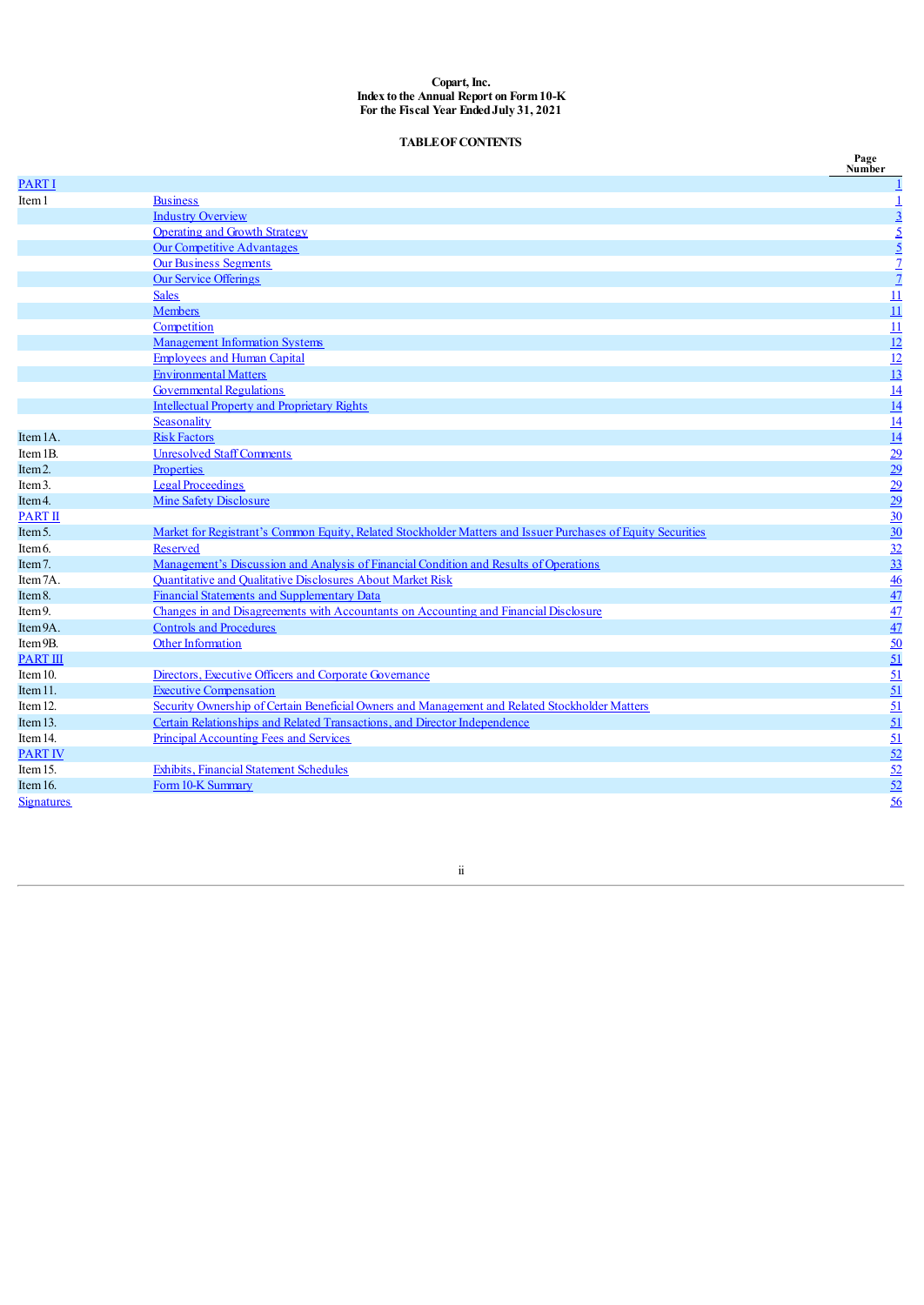**Copart, Inc.**
**Index to the Annual Report on Form 10-K**
**For the Fiscal Year Ended July 31, 2021**

**TABLE OF CONTENTS**

| | | Page Number |
|---|---|---|
| PART I | | 1 |
| Item 1 | Business | 1 |
| | Industry Overview | 3 |
| | Operating and Growth Strategy | 5 |
| | Our Competitive Advantages | 5 |
| | Our Business Segments | 7 |
| | Our Service Offerings | 7 |
| | Sales | 11 |
| | Members | 11 |
| | Competition | 11 |
| | Management Information Systems | 12 |
| | Employees and Human Capital | 12 |
| | Environmental Matters | 13 |
| | Governmental Regulations | 14 |
| | Intellectual Property and Proprietary Rights | 14 |
| | Seasonality | 14 |
| Item 1A. | Risk Factors | 14 |
| Item 1B. | Unresolved Staff Comments | 29 |
| Item 2. | Properties | 29 |
| Item 3. | Legal Proceedings | 29 |
| Item 4. | Mine Safety Disclosure | 29 |
| PART II | | 30 |
| Item 5. | Market for Registrant's Common Equity, Related Stockholder Matters and Issuer Purchases of Equity Securities | 30 |
| Item 6. | Reserved | 32 |
| Item 7. | Management's Discussion and Analysis of Financial Condition and Results of Operations | 33 |
| Item 7A. | Quantitative and Qualitative Disclosures About Market Risk | 46 |
| Item 8. | Financial Statements and Supplementary Data | 47 |
| Item 9. | Changes in and Disagreements with Accountants on Accounting and Financial Disclosure | 47 |
| Item 9A. | Controls and Procedures | 47 |
| Item 9B. | Other Information | 50 |
| PART III | | 51 |
| Item 10. | Directors, Executive Officers and Corporate Governance | 51 |
| Item 11. | Executive Compensation | 51 |
| Item 12. | Security Ownership of Certain Beneficial Owners and Management and Related Stockholder Matters | 51 |
| Item 13. | Certain Relationships and Related Transactions, and Director Independence | 51 |
| Item 14. | Principal Accounting Fees and Services | 51 |
| PART IV | | 52 |
| Item 15. | Exhibits, Financial Statement Schedules | 52 |
| Item 16. | Form 10-K Summary | 52 |
| Signatures | | 56 |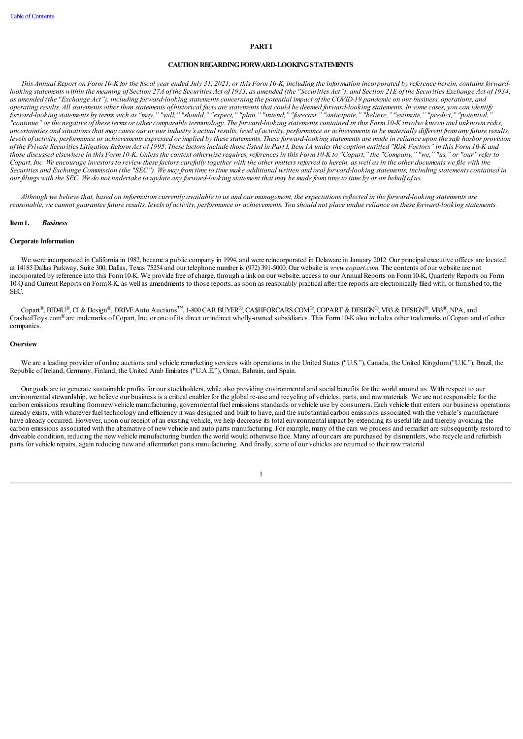# PART I

## CAUTION REGARDING FORWARD-LOOKING STATEMENTS

*This Annual Report on Form 10-K for the fiscal year ended July 31, 2021, or this Form 10-K, including the information incorporated by reference herein, contains forward-looking statements within the meaning of Section 27A of the Securities Act of 1933, as amended (the "Securities Act"), and Section 21E of the Securities Exchange Act of 1934, as amended (the "Exchange Act"), including forward-looking statements concerning the potential impact of the COVID-19 pandemic on our business, operations, and operating results. All statements other than statements of historical facts are statements that could be deemed forward-looking statements. In some cases, you can identify forward-looking statements by terms such as "may," "will," "should," "expect," "plan," "intend," "forecast," "anticipate," "believe," "estimate," "predict," "potential," "continue" or the negative of these terms or other comparable terminology. The forward-looking statements contained in this Form 10-K involve known and unknown risks, uncertainties and situations that may cause our or our industry's actual results, level of activity, performance or achievements to be materially different from any future results, levels of activity, performance or achievements expressed or implied by these statements. These forward-looking statements are made in reliance upon the safe harbor provision of the Private Securities Litigation Reform Act of 1995. These factors include those listed in Part I, Item 1A under the caption entitled "Risk Factors" in this Form 10-K and those discussed elsewhere in this Form 10-K. Unless the context otherwise requires, references in this Form 10-K to "Copart," the "Company," "we," "us," or "our" refer to Copart, Inc. We encourage investors to review these factors carefully together with the other matters referred to herein, as well as in the other documents we file with the Securities and Exchange Commission (the "SEC"). We may from time to time make additional written and oral forward-looking statements, including statements contained in our filings with the SEC. We do not undertake to update any forward-looking statement that may be made from time to time by or on behalf of us.*

*Although we believe that, based on information currently available to us and our management, the expectations reflected in the forward-looking statements are reasonable, we cannot guarantee future results, levels of activity, performance or achievements. You should not place undue reliance on these forward-looking statements.*

## Item 1. *Business*

### Corporate Information

We were incorporated in California in 1982, became a public company in 1994, and were reincorporated in Delaware in January 2012. Our principal executive offices are located at 14185 Dallas Parkway, Suite 300, Dallas, Texas 75254 and our telephone number is (972) 391-5000. Our website is *www.copart.com*. The contents of our website are not incorporated by reference into this Form 10-K. We provide free of charge, through a link on our website, access to our Annual Reports on Form 10-K, Quarterly Reports on Form 10-Q and Current Reports on Form 8-K, as well as amendments to those reports, as soon as reasonably practical after the reports are electronically filed with, or furnished to, the SEC.

Copart®, BID4U®, CI & Design®, DRIVE Auto Auctions™, 1-800 CAR BUYER®, CA$HFORCARS.COM®, COPART & DESIGN®, VB3 & DESIGN®, VB3®, NPA, and CrashedToys.com® are trademarks of Copart, Inc. or one of its direct or indirect wholly-owned subsidiaries. This Form 10-K also includes other trademarks of Copart and of other companies.

### Overview

We are a leading provider of online auctions and vehicle remarketing services with operations in the United States ("U.S."), Canada, the United Kingdom ("U.K."), Brazil, the Republic of Ireland, Germany, Finland, the United Arab Emirates ("U.A.E."), Oman, Bahrain, and Spain.

Our goals are to generate sustainable profits for our stockholders, while also providing environmental and social benefits for the world around us. With respect to our environmental stewardship, we believe our business is a critical enabler for the global re-use and recycling of vehicles, parts, and raw materials. We are not responsible for the carbon emissions resulting from new vehicle manufacturing, governmental fuel emissions standards or vehicle use by consumers. Each vehicle that enters our business operations already exists, with whatever fuel technology and efficiency it was designed and built to have, and the substantial carbon emissions associated with the vehicle's manufacture have already occurred. However, upon our receipt of an existing vehicle, we help decrease its total environmental impact by extending its useful life and thereby avoiding the carbon emissions associated with the alternative of new vehicle and auto parts manufacturing. For example, many of the cars we process and remarket are subsequently restored to driveable condition, reducing the new vehicle manufacturing burden the world would otherwise face. Many of our cars are purchased by dismantlers, who recycle and refurbish parts for vehicle repairs, again reducing new and aftermarket parts manufacturing. And finally, some of our vehicles are returned to their raw material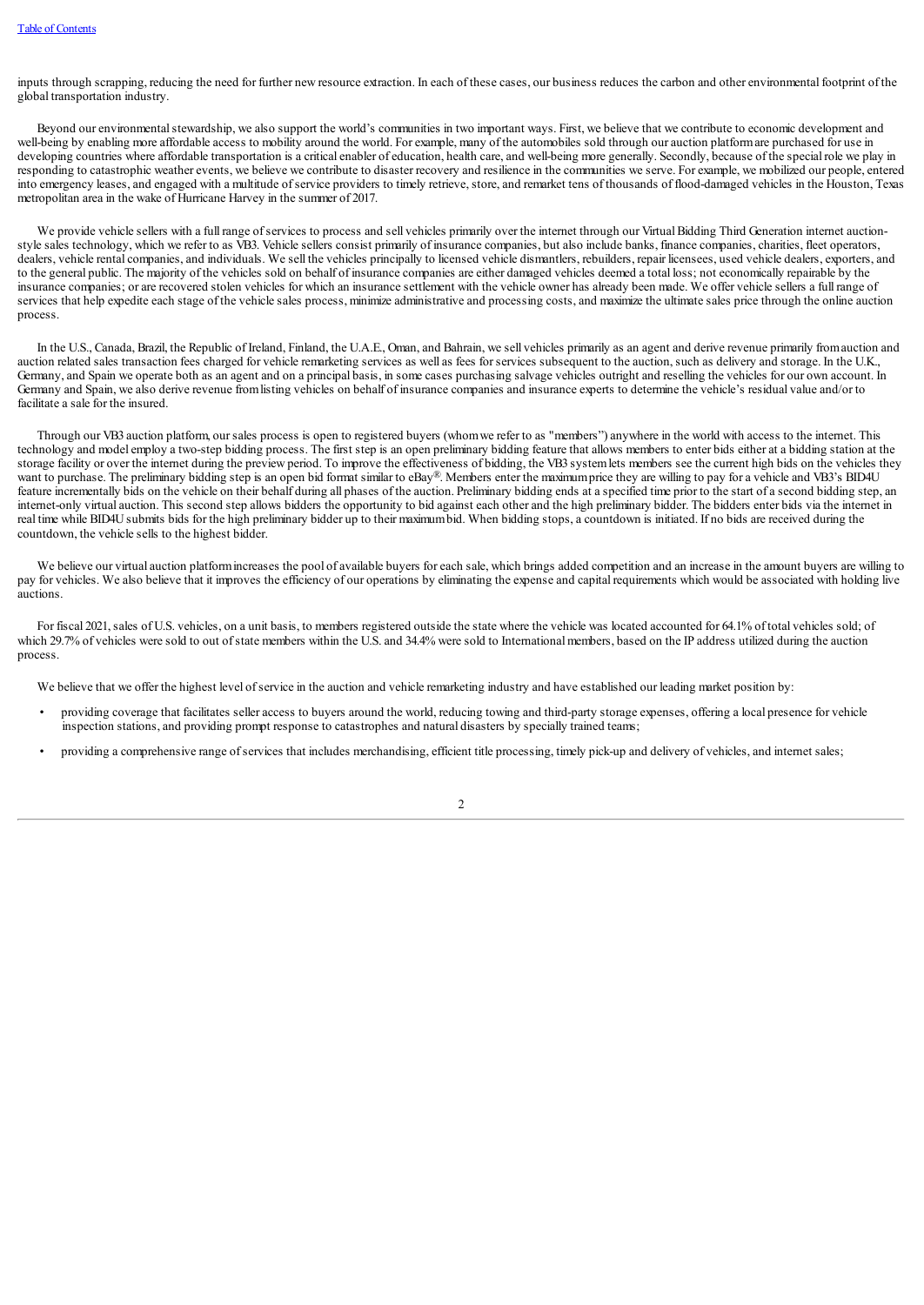inputs through scrapping, reducing the need for further new resource extraction. In each of these cases, our business reduces the carbon and other environmental footprint of the global transportation industry.

Beyond our environmental stewardship, we also support the world's communities in two important ways. First, we believe that we contribute to economic development and well-being by enabling more affordable access to mobility around the world. For example, many of the automobiles sold through our auction platform are purchased for use in developing countries where affordable transportation is a critical enabler of education, health care, and well-being more generally. Secondly, because of the special role we play in responding to catastrophic weather events, we believe we contribute to disaster recovery and resilience in the communities we serve. For example, we mobilized our people, entered into emergency leases, and engaged with a multitude of service providers to timely retrieve, store, and remarket tens of thousands of flood-damaged vehicles in the Houston, Texas metropolitan area in the wake of Hurricane Harvey in the summer of 2017.

We provide vehicle sellers with a full range of services to process and sell vehicles primarily over the internet through our Virtual Bidding Third Generation internet auction-style sales technology, which we refer to as VB3. Vehicle sellers consist primarily of insurance companies, but also include banks, finance companies, charities, fleet operators, dealers, vehicle rental companies, and individuals. We sell the vehicles principally to licensed vehicle dismantlers, rebuilders, repair licensees, used vehicle dealers, exporters, and to the general public. The majority of the vehicles sold on behalf of insurance companies are either damaged vehicles deemed a total loss; not economically repairable by the insurance companies; or are recovered stolen vehicles for which an insurance settlement with the vehicle owner has already been made. We offer vehicle sellers a full range of services that help expedite each stage of the vehicle sales process, minimize administrative and processing costs, and maximize the ultimate sales price through the online auction process.

In the U.S., Canada, Brazil, the Republic of Ireland, Finland, the U.A.E., Oman, and Bahrain, we sell vehicles primarily as an agent and derive revenue primarily from auction and auction related sales transaction fees charged for vehicle remarketing services as well as fees for services subsequent to the auction, such as delivery and storage. In the U.K., Germany, and Spain we operate both as an agent and on a principal basis, in some cases purchasing salvage vehicles outright and reselling the vehicles for our own account. In Germany and Spain, we also derive revenue from listing vehicles on behalf of insurance companies and insurance experts to determine the vehicle's residual value and/or to facilitate a sale for the insured.

Through our VB3 auction platform, our sales process is open to registered buyers (whom we refer to as "members") anywhere in the world with access to the internet. This technology and model employ a two-step bidding process. The first step is an open preliminary bidding feature that allows members to enter bids either at a bidding station at the storage facility or over the internet during the preview period. To improve the effectiveness of bidding, the VB3 system lets members see the current high bids on the vehicles they want to purchase. The preliminary bidding step is an open bid format similar to eBay®. Members enter the maximum price they are willing to pay for a vehicle and VB3's BID4U feature incrementally bids on the vehicle on their behalf during all phases of the auction. Preliminary bidding ends at a specified time prior to the start of a second bidding step, an internet-only virtual auction. This second step allows bidders the opportunity to bid against each other and the high preliminary bidder. The bidders enter bids via the internet in real time while BID4U submits bids for the high preliminary bidder up to their maximum bid. When bidding stops, a countdown is initiated. If no bids are received during the countdown, the vehicle sells to the highest bidder.

We believe our virtual auction platform increases the pool of available buyers for each sale, which brings added competition and an increase in the amount buyers are willing to pay for vehicles. We also believe that it improves the efficiency of our operations by eliminating the expense and capital requirements which would be associated with holding live auctions.

For fiscal 2021, sales of U.S. vehicles, on a unit basis, to members registered outside the state where the vehicle was located accounted for 64.1% of total vehicles sold; of which 29.7% of vehicles were sold to out of state members within the U.S. and 34.4% were sold to International members, based on the IP address utilized during the auction process.

We believe that we offer the highest level of service in the auction and vehicle remarketing industry and have established our leading market position by:

- providing coverage that facilitates seller access to buyers around the world, reducing towing and third-party storage expenses, offering a local presence for vehicle inspection stations, and providing prompt response to catastrophes and natural disasters by specially trained teams;
- providing a comprehensive range of services that includes merchandising, efficient title processing, timely pick-up and delivery of vehicles, and internet sales;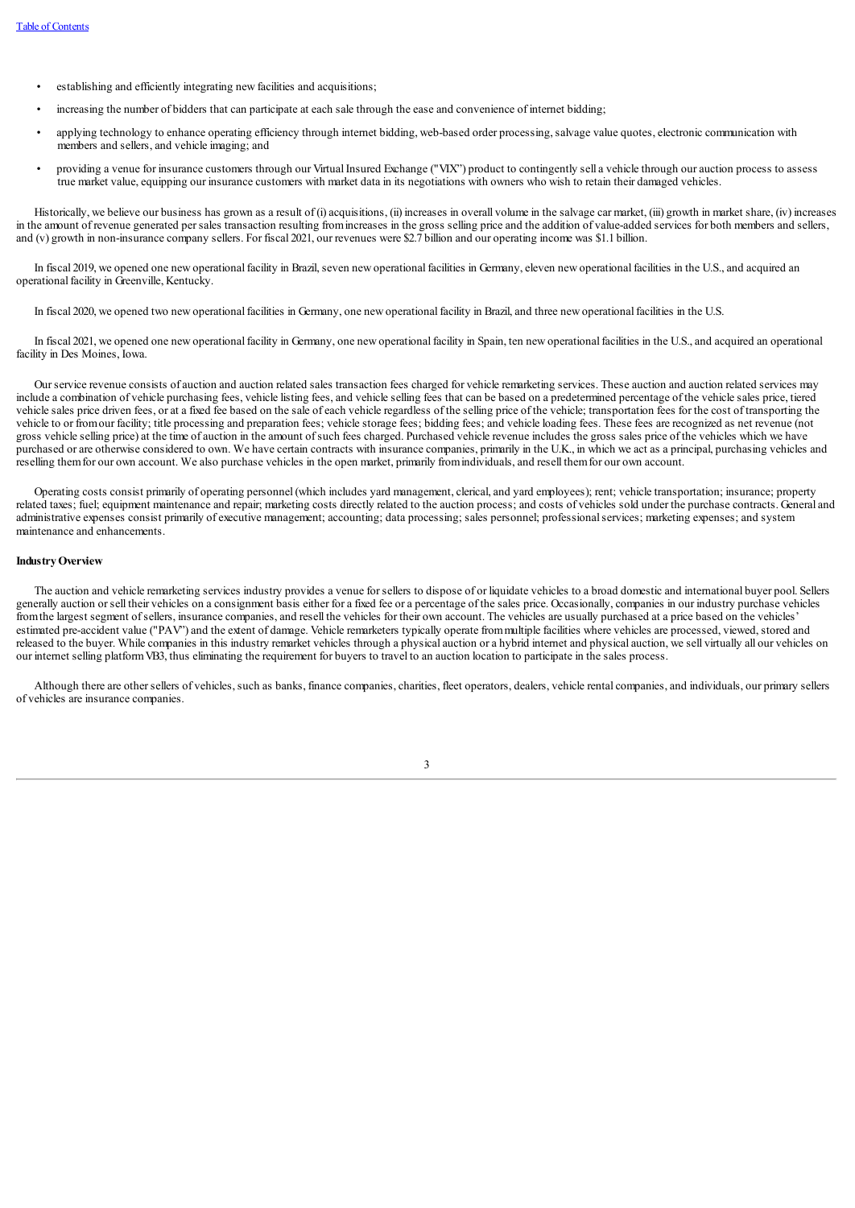- establishing and efficiently integrating new facilities and acquisitions;
- increasing the number of bidders that can participate at each sale through the ease and convenience of internet bidding;
- applying technology to enhance operating efficiency through internet bidding, web-based order processing, salvage value quotes, electronic communication with members and sellers, and vehicle imaging; and
- providing a venue for insurance customers through our Virtual Insured Exchange ("VIX") product to contingently sell a vehicle through our auction process to assess true market value, equipping our insurance customers with market data in its negotiations with owners who wish to retain their damaged vehicles.

Historically, we believe our business has grown as a result of (i) acquisitions, (ii) increases in overall volume in the salvage car market, (iii) growth in market share, (iv) increases in the amount of revenue generated per sales transaction resulting from increases in the gross selling price and the addition of value-added services for both members and sellers, and (v) growth in non-insurance company sellers. For fiscal 2021, our revenues were $2.7 billion and our operating income was $1.1 billion.

In fiscal 2019, we opened one new operational facility in Brazil, seven new operational facilities in Germany, eleven new operational facilities in the U.S., and acquired an operational facility in Greenville, Kentucky.

In fiscal 2020, we opened two new operational facilities in Germany, one new operational facility in Brazil, and three new operational facilities in the U.S.

In fiscal 2021, we opened one new operational facility in Germany, one new operational facility in Spain, ten new operational facilities in the U.S., and acquired an operational facility in Des Moines, Iowa.

Our service revenue consists of auction and auction related sales transaction fees charged for vehicle remarketing services. These auction and auction related services may include a combination of vehicle purchasing fees, vehicle listing fees, and vehicle selling fees that can be based on a predetermined percentage of the vehicle sales price, tiered vehicle sales price driven fees, or at a fixed fee based on the sale of each vehicle regardless of the selling price of the vehicle; transportation fees for the cost of transporting the vehicle to or from our facility; title processing and preparation fees; vehicle storage fees; bidding fees; and vehicle loading fees. These fees are recognized as net revenue (not gross vehicle selling price) at the time of auction in the amount of such fees charged. Purchased vehicle revenue includes the gross sales price of the vehicles which we have purchased or are otherwise considered to own. We have certain contracts with insurance companies, primarily in the U.K., in which we act as a principal, purchasing vehicles and reselling them for our own account. We also purchase vehicles in the open market, primarily from individuals, and resell them for our own account.

Operating costs consist primarily of operating personnel (which includes yard management, clerical, and yard employees); rent; vehicle transportation; insurance; property related taxes; fuel; equipment maintenance and repair; marketing costs directly related to the auction process; and costs of vehicles sold under the purchase contracts. General and administrative expenses consist primarily of executive management; accounting; data processing; sales personnel; professional services; marketing expenses; and system maintenance and enhancements.

**Industry Overview**

The auction and vehicle remarketing services industry provides a venue for sellers to dispose of or liquidate vehicles to a broad domestic and international buyer pool. Sellers generally auction or sell their vehicles on a consignment basis either for a fixed fee or a percentage of the sales price. Occasionally, companies in our industry purchase vehicles from the largest segment of sellers, insurance companies, and resell the vehicles for their own account. The vehicles are usually purchased at a price based on the vehicles' estimated pre-accident value ("PAV") and the extent of damage. Vehicle remarketers typically operate from multiple facilities where vehicles are processed, viewed, stored and released to the buyer. While companies in this industry remarket vehicles through a physical auction or a hybrid internet and physical auction, we sell virtually all our vehicles on our internet selling platform VB3, thus eliminating the requirement for buyers to travel to an auction location to participate in the sales process.

Although there are other sellers of vehicles, such as banks, finance companies, charities, fleet operators, dealers, vehicle rental companies, and individuals, our primary sellers of vehicles are insurance companies.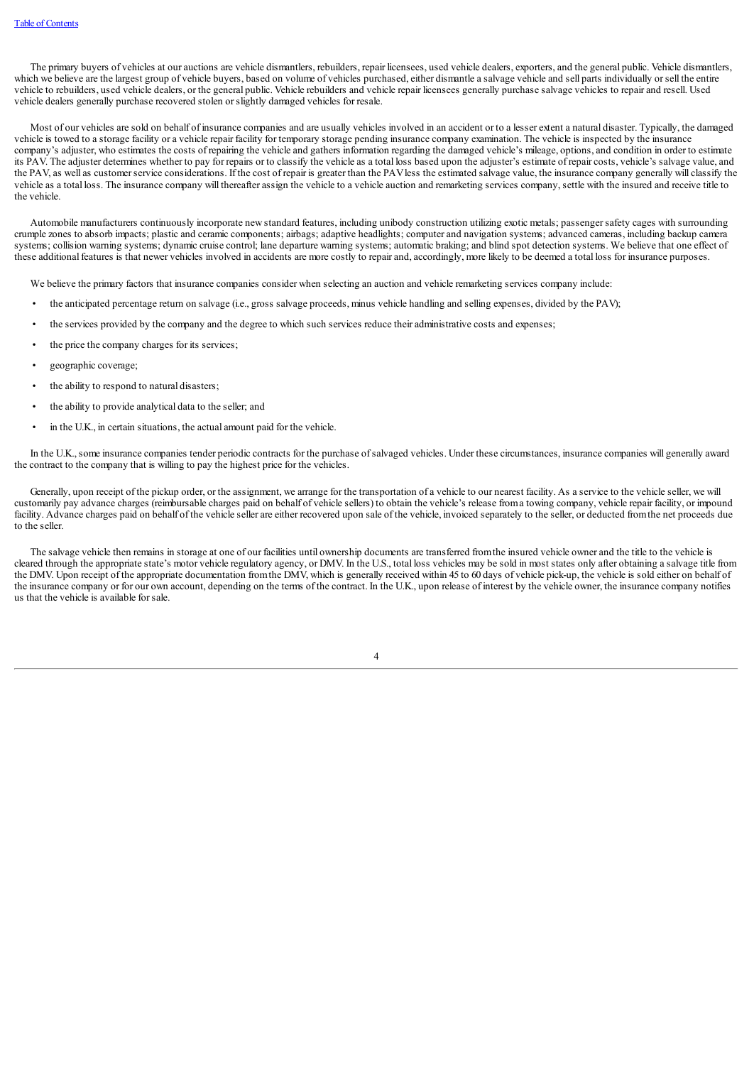The primary buyers of vehicles at our auctions are vehicle dismantlers, rebuilders, repair licensees, used vehicle dealers, exporters, and the general public. Vehicle dismantlers, which we believe are the largest group of vehicle buyers, based on volume of vehicles purchased, either dismantle a salvage vehicle and sell parts individually or sell the entire vehicle to rebuilders, used vehicle dealers, or the general public. Vehicle rebuilders and vehicle repair licensees generally purchase salvage vehicles to repair and resell. Used vehicle dealers generally purchase recovered stolen or slightly damaged vehicles for resale.

Most of our vehicles are sold on behalf of insurance companies and are usually vehicles involved in an accident or to a lesser extent a natural disaster. Typically, the damaged vehicle is towed to a storage facility or a vehicle repair facility for temporary storage pending insurance company examination. The vehicle is inspected by the insurance company's adjuster, who estimates the costs of repairing the vehicle and gathers information regarding the damaged vehicle's mileage, options, and condition in order to estimate its PAV. The adjuster determines whether to pay for repairs or to classify the vehicle as a total loss based upon the adjuster's estimate of repair costs, vehicle's salvage value, and the PAV, as well as customer service considerations. If the cost of repair is greater than the PAV less the estimated salvage value, the insurance company generally will classify the vehicle as a total loss. The insurance company will thereafter assign the vehicle to a vehicle auction and remarketing services company, settle with the insured and receive title to the vehicle.

Automobile manufacturers continuously incorporate new standard features, including unibody construction utilizing exotic metals; passenger safety cages with surrounding crumple zones to absorb impacts; plastic and ceramic components; airbags; adaptive headlights; computer and navigation systems; advanced cameras, including backup camera systems; collision warning systems; dynamic cruise control; lane departure warning systems; automatic braking; and blind spot detection systems. We believe that one effect of these additional features is that newer vehicles involved in accidents are more costly to repair and, accordingly, more likely to be deemed a total loss for insurance purposes.

We believe the primary factors that insurance companies consider when selecting an auction and vehicle remarketing services company include:

- the anticipated percentage return on salvage (i.e., gross salvage proceeds, minus vehicle handling and selling expenses, divided by the PAV);
- the services provided by the company and the degree to which such services reduce their administrative costs and expenses;
- the price the company charges for its services;
- geographic coverage;
- the ability to respond to natural disasters;
- the ability to provide analytical data to the seller; and
- in the U.K., in certain situations, the actual amount paid for the vehicle.

In the U.K., some insurance companies tender periodic contracts for the purchase of salvaged vehicles. Under these circumstances, insurance companies will generally award the contract to the company that is willing to pay the highest price for the vehicles.

Generally, upon receipt of the pickup order, or the assignment, we arrange for the transportation of a vehicle to our nearest facility. As a service to the vehicle seller, we will customarily pay advance charges (reimbursable charges paid on behalf of vehicle sellers) to obtain the vehicle's release from a towing company, vehicle repair facility, or impound facility. Advance charges paid on behalf of the vehicle seller are either recovered upon sale of the vehicle, invoiced separately to the seller, or deducted from the net proceeds due to the seller.

The salvage vehicle then remains in storage at one of our facilities until ownership documents are transferred from the insured vehicle owner and the title to the vehicle is cleared through the appropriate state's motor vehicle regulatory agency, or DMV. In the U.S., total loss vehicles may be sold in most states only after obtaining a salvage title from the DMV. Upon receipt of the appropriate documentation from the DMV, which is generally received within 45 to 60 days of vehicle pick-up, the vehicle is sold either on behalf of the insurance company or for our own account, depending on the terms of the contract. In the U.K., upon release of interest by the vehicle owner, the insurance company notifies us that the vehicle is available for sale.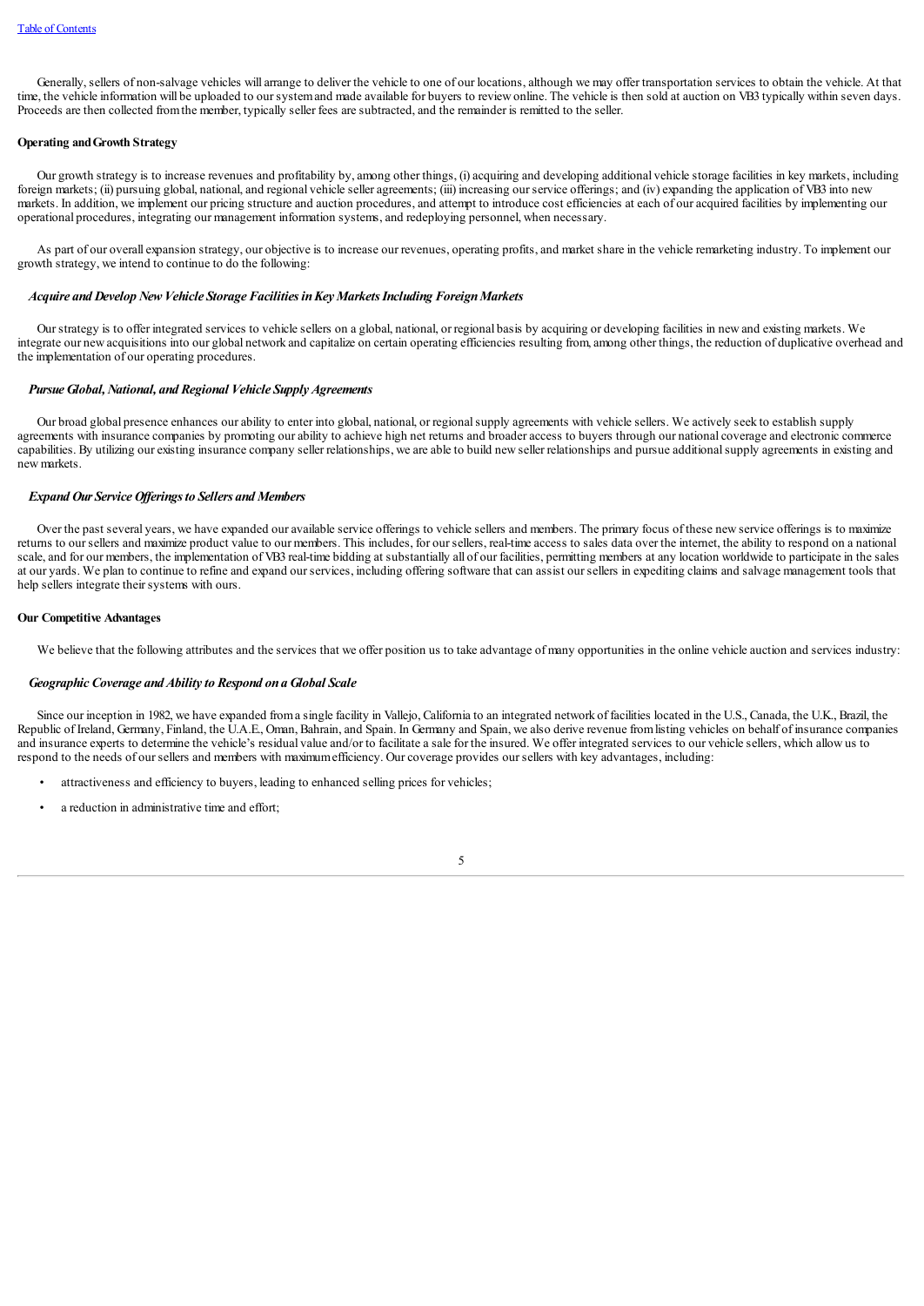Generally, sellers of non-salvage vehicles will arrange to deliver the vehicle to one of our locations, although we may offer transportation services to obtain the vehicle. At that time, the vehicle information will be uploaded to our system and made available for buyers to review online. The vehicle is then sold at auction on VB3 typically within seven days. Proceeds are then collected from the member, typically seller fees are subtracted, and the remainder is remitted to the seller.

**Operating and Growth Strategy**

Our growth strategy is to increase revenues and profitability by, among other things, (i) acquiring and developing additional vehicle storage facilities in key markets, including foreign markets; (ii) pursuing global, national, and regional vehicle seller agreements; (iii) increasing our service offerings; and (iv) expanding the application of VB3 into new markets. In addition, we implement our pricing structure and auction procedures, and attempt to introduce cost efficiencies at each of our acquired facilities by implementing our operational procedures, integrating our management information systems, and redeploying personnel, when necessary.

As part of our overall expansion strategy, our objective is to increase our revenues, operating profits, and market share in the vehicle remarketing industry. To implement our growth strategy, we intend to continue to do the following:

***Acquire and Develop New Vehicle Storage Facilities in Key Markets Including Foreign Markets***

Our strategy is to offer integrated services to vehicle sellers on a global, national, or regional basis by acquiring or developing facilities in new and existing markets. We integrate our new acquisitions into our global network and capitalize on certain operating efficiencies resulting from, among other things, the reduction of duplicative overhead and the implementation of our operating procedures.

***Pursue Global, National, and Regional Vehicle Supply Agreements***

Our broad global presence enhances our ability to enter into global, national, or regional supply agreements with vehicle sellers. We actively seek to establish supply agreements with insurance companies by promoting our ability to achieve high net returns and broader access to buyers through our national coverage and electronic commerce capabilities. By utilizing our existing insurance company seller relationships, we are able to build new seller relationships and pursue additional supply agreements in existing and new markets.

***Expand Our Service Offerings to Sellers and Members***

Over the past several years, we have expanded our available service offerings to vehicle sellers and members. The primary focus of these new service offerings is to maximize returns to our sellers and maximize product value to our members. This includes, for our sellers, real-time access to sales data over the internet, the ability to respond on a national scale, and for our members, the implementation of VB3 real-time bidding at substantially all of our facilities, permitting members at any location worldwide to participate in the sales at our yards. We plan to continue to refine and expand our services, including offering software that can assist our sellers in expediting claims and salvage management tools that help sellers integrate their systems with ours.

**Our Competitive Advantages**

We believe that the following attributes and the services that we offer position us to take advantage of many opportunities in the online vehicle auction and services industry:

***Geographic Coverage and Ability to Respond on a Global Scale***

Since our inception in 1982, we have expanded from a single facility in Vallejo, California to an integrated network of facilities located in the U.S., Canada, the U.K., Brazil, the Republic of Ireland, Germany, Finland, the U.A.E., Oman, Bahrain, and Spain. In Germany and Spain, we also derive revenue from listing vehicles on behalf of insurance companies and insurance experts to determine the vehicle's residual value and/or to facilitate a sale for the insured. We offer integrated services to our vehicle sellers, which allow us to respond to the needs of our sellers and members with maximum efficiency. Our coverage provides our sellers with key advantages, including:

- attractiveness and efficiency to buyers, leading to enhanced selling prices for vehicles;
- a reduction in administrative time and effort;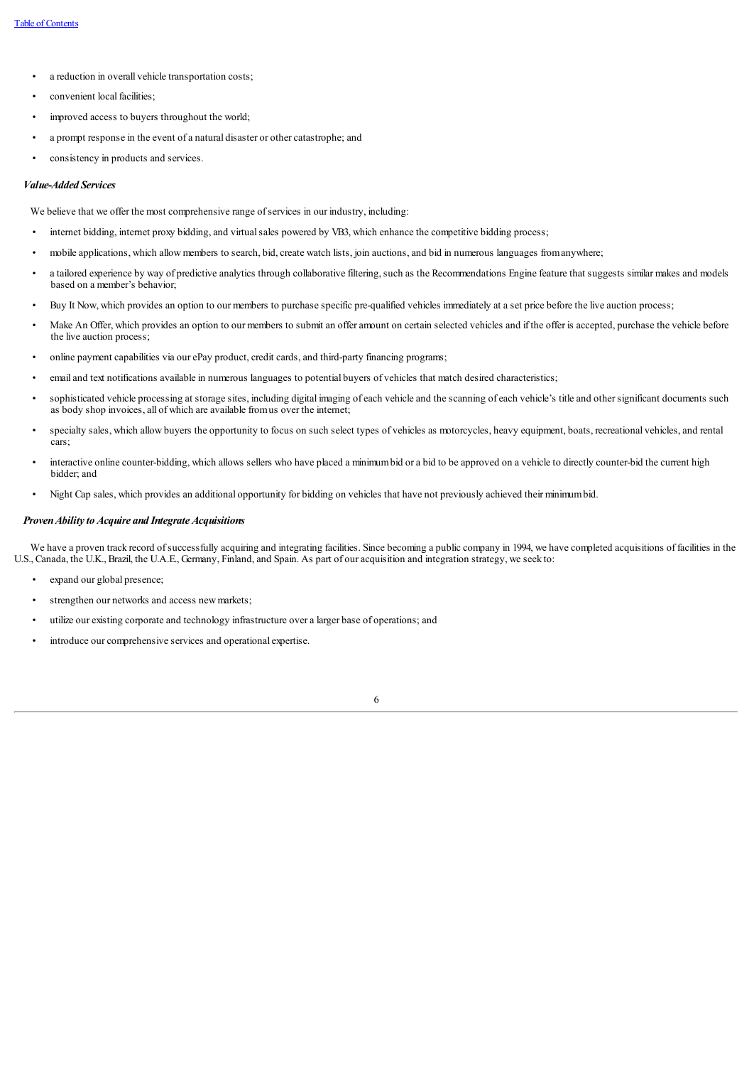- a reduction in overall vehicle transportation costs;
- convenient local facilities;
- improved access to buyers throughout the world;
- a prompt response in the event of a natural disaster or other catastrophe; and
- consistency in products and services.

### *Value-Added Services*

We believe that we offer the most comprehensive range of services in our industry, including:

- internet bidding, internet proxy bidding, and virtual sales powered by VB3, which enhance the competitive bidding process;
- mobile applications, which allow members to search, bid, create watch lists, join auctions, and bid in numerous languages from anywhere;
- a tailored experience by way of predictive analytics through collaborative filtering, such as the Recommendations Engine feature that suggests similar makes and models based on a member's behavior;
- Buy It Now, which provides an option to our members to purchase specific pre-qualified vehicles immediately at a set price before the live auction process;
- Make An Offer, which provides an option to our members to submit an offer amount on certain selected vehicles and if the offer is accepted, purchase the vehicle before the live auction process;
- online payment capabilities via our ePay product, credit cards, and third-party financing programs;
- email and text notifications available in numerous languages to potential buyers of vehicles that match desired characteristics;
- sophisticated vehicle processing at storage sites, including digital imaging of each vehicle and the scanning of each vehicle's title and other significant documents such as body shop invoices, all of which are available from us over the internet;
- specialty sales, which allow buyers the opportunity to focus on such select types of vehicles as motorcycles, heavy equipment, boats, recreational vehicles, and rental cars;
- interactive online counter-bidding, which allows sellers who have placed a minimum bid or a bid to be approved on a vehicle to directly counter-bid the current high bidder; and
- Night Cap sales, which provides an additional opportunity for bidding on vehicles that have not previously achieved their minimum bid.

### *Proven Ability to Acquire and Integrate Acquisitions*

We have a proven track record of successfully acquiring and integrating facilities. Since becoming a public company in 1994, we have completed acquisitions of facilities in the U.S., Canada, the U.K., Brazil, the U.A.E., Germany, Finland, and Spain. As part of our acquisition and integration strategy, we seek to:

- expand our global presence;
- strengthen our networks and access new markets;
- utilize our existing corporate and technology infrastructure over a larger base of operations; and
- introduce our comprehensive services and operational expertise.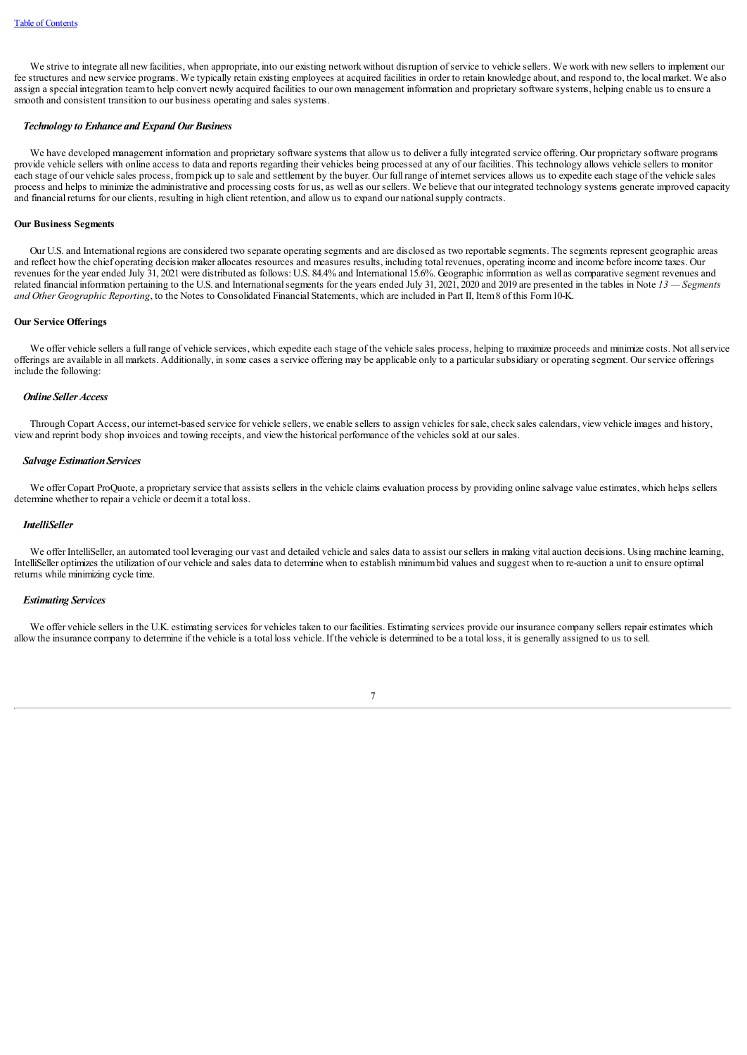We strive to integrate all new facilities, when appropriate, into our existing network without disruption of service to vehicle sellers. We work with new sellers to implement our fee structures and new service programs. We typically retain existing employees at acquired facilities in order to retain knowledge about, and respond to, the local market. We also assign a special integration team to help convert newly acquired facilities to our own management information and proprietary software systems, helping enable us to ensure a smooth and consistent transition to our business operating and sales systems.

### *Technology to Enhance and Expand Our Business*

We have developed management information and proprietary software systems that allow us to deliver a fully integrated service offering. Our proprietary software programs provide vehicle sellers with online access to data and reports regarding their vehicles being processed at any of our facilities. This technology allows vehicle sellers to monitor each stage of our vehicle sales process, from pick up to sale and settlement by the buyer. Our full range of internet services allows us to expedite each stage of the vehicle sales process and helps to minimize the administrative and processing costs for us, as well as our sellers. We believe that our integrated technology systems generate improved capacity and financial returns for our clients, resulting in high client retention, and allow us to expand our national supply contracts.

## **Our Business Segments**

Our U.S. and International regions are considered two separate operating segments and are disclosed as two reportable segments. The segments represent geographic areas and reflect how the chief operating decision maker allocates resources and measures results, including total revenues, operating income and income before income taxes. Our revenues for the year ended July 31, 2021 were distributed as follows: U.S. 84.4% and International 15.6%. Geographic information as well as comparative segment revenues and related financial information pertaining to the U.S. and International segments for the years ended July 31, 2021, 2020 and 2019 are presented in the tables in Note *13 — Segments and Other Geographic Reporting*, to the Notes to Consolidated Financial Statements, which are included in Part II, Item 8 of this Form 10-K.

## **Our Service Offerings**

We offer vehicle sellers a full range of vehicle services, which expedite each stage of the vehicle sales process, helping to maximize proceeds and minimize costs. Not all service offerings are available in all markets. Additionally, in some cases a service offering may be applicable only to a particular subsidiary or operating segment. Our service offerings include the following:

### *Online Seller Access*

Through Copart Access, our internet-based service for vehicle sellers, we enable sellers to assign vehicles for sale, check sales calendars, view vehicle images and history, view and reprint body shop invoices and towing receipts, and view the historical performance of the vehicles sold at our sales.

### *Salvage Estimation Services*

We offer Copart ProQuote, a proprietary service that assists sellers in the vehicle claims evaluation process by providing online salvage value estimates, which helps sellers determine whether to repair a vehicle or deem it a total loss.

### *IntelliSeller*

We offer IntelliSeller, an automated tool leveraging our vast and detailed vehicle and sales data to assist our sellers in making vital auction decisions. Using machine learning, IntelliSeller optimizes the utilization of our vehicle and sales data to determine when to establish minimum bid values and suggest when to re-auction a unit to ensure optimal returns while minimizing cycle time.

### *Estimating Services*

We offer vehicle sellers in the U.K. estimating services for vehicles taken to our facilities. Estimating services provide our insurance company sellers repair estimates which allow the insurance company to determine if the vehicle is a total loss vehicle. If the vehicle is determined to be a total loss, it is generally assigned to us to sell.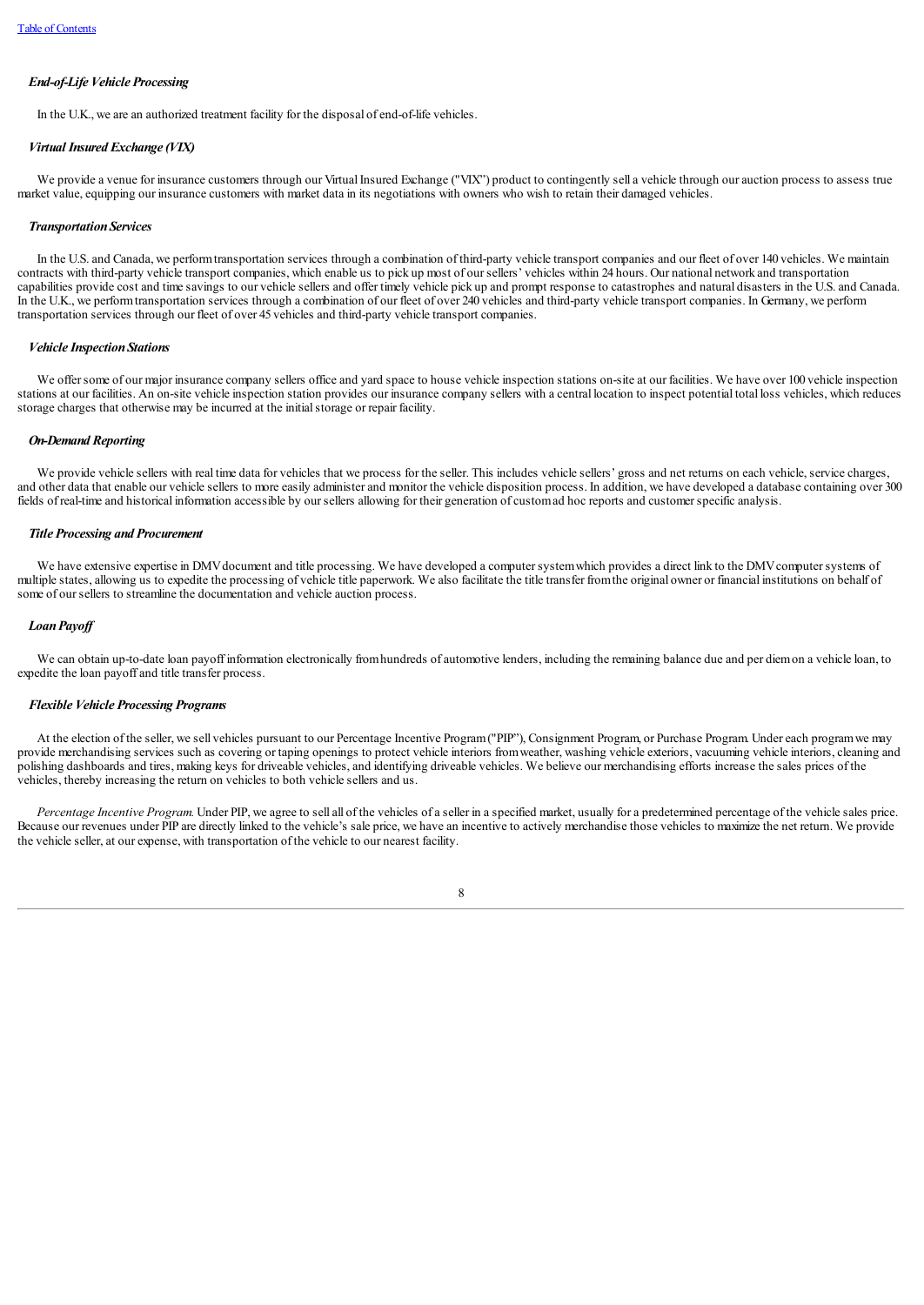### *End-of-Life Vehicle Processing*

In the U.K., we are an authorized treatment facility for the disposal of end-of-life vehicles.

### *Virtual Insured Exchange (VIX)*

We provide a venue for insurance customers through our Virtual Insured Exchange ("VIX") product to contingently sell a vehicle through our auction process to assess true market value, equipping our insurance customers with market data in its negotiations with owners who wish to retain their damaged vehicles.

### *Transportation Services*

In the U.S. and Canada, we perform transportation services through a combination of third-party vehicle transport companies and our fleet of over 140 vehicles. We maintain contracts with third-party vehicle transport companies, which enable us to pick up most of our sellers' vehicles within 24 hours. Our national network and transportation capabilities provide cost and time savings to our vehicle sellers and offer timely vehicle pick up and prompt response to catastrophes and natural disasters in the U.S. and Canada. In the U.K., we perform transportation services through a combination of our fleet of over 240 vehicles and third-party vehicle transport companies. In Germany, we perform transportation services through our fleet of over 45 vehicles and third-party vehicle transport companies.

### *Vehicle Inspection Stations*

We offer some of our major insurance company sellers office and yard space to house vehicle inspection stations on-site at our facilities. We have over 100 vehicle inspection stations at our facilities. An on-site vehicle inspection station provides our insurance company sellers with a central location to inspect potential total loss vehicles, which reduces storage charges that otherwise may be incurred at the initial storage or repair facility.

### *On-Demand Reporting*

We provide vehicle sellers with real time data for vehicles that we process for the seller. This includes vehicle sellers' gross and net returns on each vehicle, service charges, and other data that enable our vehicle sellers to more easily administer and monitor the vehicle disposition process. In addition, we have developed a database containing over 300 fields of real-time and historical information accessible by our sellers allowing for their generation of custom ad hoc reports and customer specific analysis.

### *Title Processing and Procurement*

We have extensive expertise in DMV document and title processing. We have developed a computer system which provides a direct link to the DMV computer systems of multiple states, allowing us to expedite the processing of vehicle title paperwork. We also facilitate the title transfer from the original owner or financial institutions on behalf of some of our sellers to streamline the documentation and vehicle auction process.

### *Loan Payoff*

We can obtain up-to-date loan payoff information electronically from hundreds of automotive lenders, including the remaining balance due and per diem on a vehicle loan, to expedite the loan payoff and title transfer process.

### *Flexible Vehicle Processing Programs*

At the election of the seller, we sell vehicles pursuant to our Percentage Incentive Program ("PIP"), Consignment Program, or Purchase Program. Under each program we may provide merchandising services such as covering or taping openings to protect vehicle interiors from weather, washing vehicle exteriors, vacuuming vehicle interiors, cleaning and polishing dashboards and tires, making keys for driveable vehicles, and identifying driveable vehicles. We believe our merchandising efforts increase the sales prices of the vehicles, thereby increasing the return on vehicles to both vehicle sellers and us.

*Percentage Incentive Program.* Under PIP, we agree to sell all of the vehicles of a seller in a specified market, usually for a predetermined percentage of the vehicle sales price. Because our revenues under PIP are directly linked to the vehicle's sale price, we have an incentive to actively merchandise those vehicles to maximize the net return. We provide the vehicle seller, at our expense, with transportation of the vehicle to our nearest facility.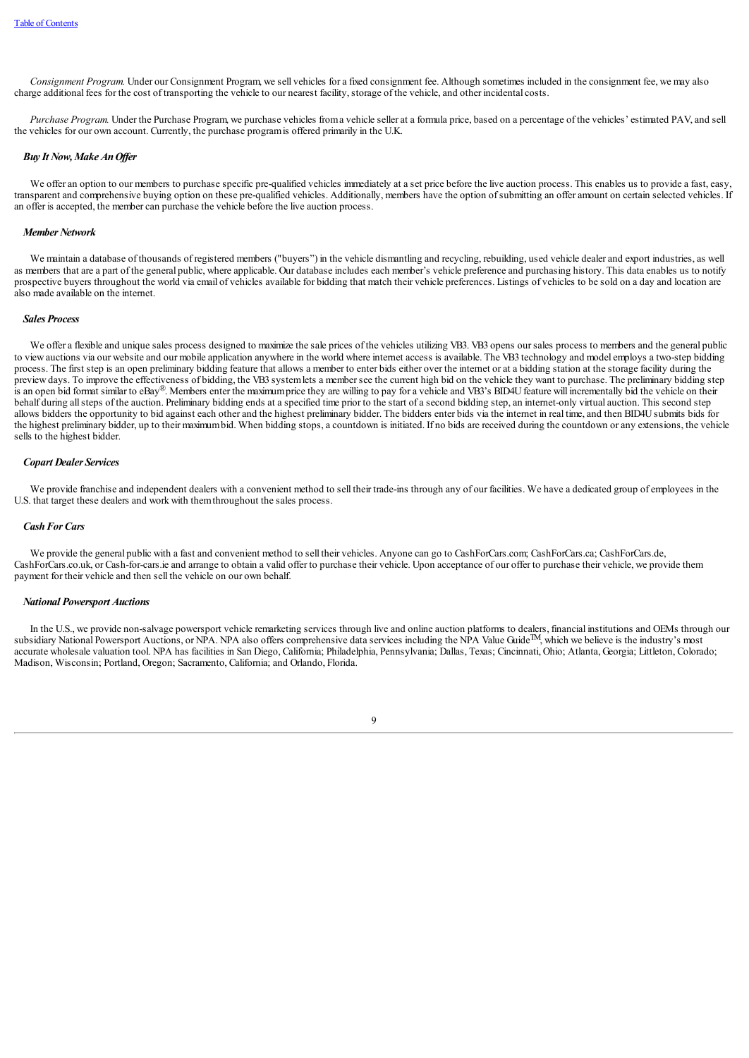*Consignment Program.* Under our Consignment Program, we sell vehicles for a fixed consignment fee. Although sometimes included in the consignment fee, we may also charge additional fees for the cost of transporting the vehicle to our nearest facility, storage of the vehicle, and other incidental costs.

*Purchase Program.* Under the Purchase Program, we purchase vehicles from a vehicle seller at a formula price, based on a percentage of the vehicles' estimated PAV, and sell the vehicles for our own account. Currently, the purchase program is offered primarily in the U.K.

***Buy It Now, Make An Offer***

We offer an option to our members to purchase specific pre-qualified vehicles immediately at a set price before the live auction process. This enables us to provide a fast, easy, transparent and comprehensive buying option on these pre-qualified vehicles. Additionally, members have the option of submitting an offer amount on certain selected vehicles. If an offer is accepted, the member can purchase the vehicle before the live auction process.

***Member Network***

We maintain a database of thousands of registered members ("buyers") in the vehicle dismantling and recycling, rebuilding, used vehicle dealer and export industries, as well as members that are a part of the general public, where applicable. Our database includes each member's vehicle preference and purchasing history. This data enables us to notify prospective buyers throughout the world via email of vehicles available for bidding that match their vehicle preferences. Listings of vehicles to be sold on a day and location are also made available on the internet.

***Sales Process***

We offer a flexible and unique sales process designed to maximize the sale prices of the vehicles utilizing VB3. VB3 opens our sales process to members and the general public to view auctions via our website and our mobile application anywhere in the world where internet access is available. The VB3 technology and model employs a two-step bidding process. The first step is an open preliminary bidding feature that allows a member to enter bids either over the internet or at a bidding station at the storage facility during the preview days. To improve the effectiveness of bidding, the VB3 system lets a member see the current high bid on the vehicle they want to purchase. The preliminary bidding step is an open bid format similar to eBay®. Members enter the maximum price they are willing to pay for a vehicle and VB3's BID4U feature will incrementally bid the vehicle on their behalf during all steps of the auction. Preliminary bidding ends at a specified time prior to the start of a second bidding step, an internet-only virtual auction. This second step allows bidders the opportunity to bid against each other and the highest preliminary bidder. The bidders enter bids via the internet in real time, and then BID4U submits bids for the highest preliminary bidder, up to their maximum bid. When bidding stops, a countdown is initiated. If no bids are received during the countdown or any extensions, the vehicle sells to the highest bidder.

***Copart Dealer Services***

We provide franchise and independent dealers with a convenient method to sell their trade-ins through any of our facilities. We have a dedicated group of employees in the U.S. that target these dealers and work with them throughout the sales process.

***Cash For Cars***

We provide the general public with a fast and convenient method to sell their vehicles. Anyone can go to CashForCars.com; CashForCars.ca; CashForCars.de, CashForCars.co.uk, or Cash-for-cars.ie and arrange to obtain a valid offer to purchase their vehicle. Upon acceptance of our offer to purchase their vehicle, we provide them payment for their vehicle and then sell the vehicle on our own behalf.

***National Powersport Auctions***

In the U.S., we provide non-salvage powersport vehicle remarketing services through live and online auction platforms to dealers, financial institutions and OEMs through our subsidiary National Powersport Auctions, or NPA. NPA also offers comprehensive data services including the NPA Value Guide™, which we believe is the industry's most accurate wholesale valuation tool. NPA has facilities in San Diego, California; Philadelphia, Pennsylvania; Dallas, Texas; Cincinnati, Ohio; Atlanta, Georgia; Littleton, Colorado; Madison, Wisconsin; Portland, Oregon; Sacramento, California; and Orlando, Florida.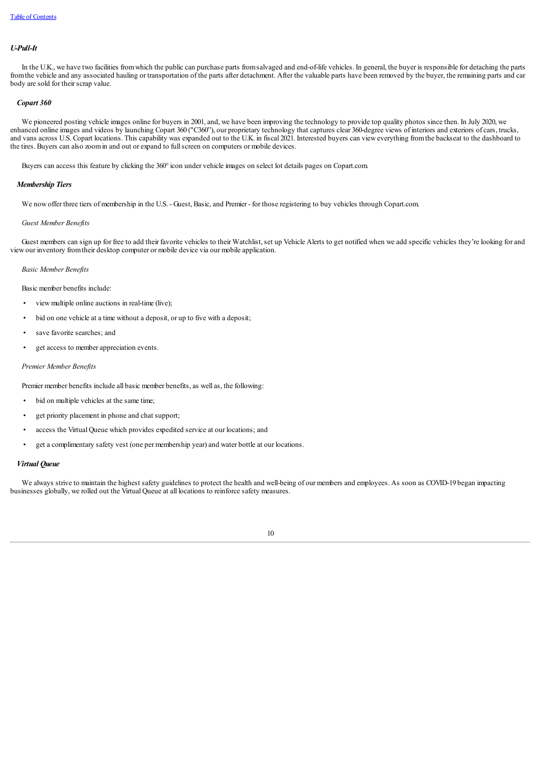### *U-Pull-It*

In the U.K., we have two facilities from which the public can purchase parts from salvaged and end-of-life vehicles. In general, the buyer is responsible for detaching the parts from the vehicle and any associated hauling or transportation of the parts after detachment. After the valuable parts have been removed by the buyer, the remaining parts and car body are sold for their scrap value.

### *Copart 360*

We pioneered posting vehicle images online for buyers in 2001, and, we have been improving the technology to provide top quality photos since then. In July 2020, we enhanced online images and videos by launching Copart 360 ("C360"), our proprietary technology that captures clear 360-degree views of interiors and exteriors of cars, trucks, and vans across U.S. Copart locations. This capability was expanded out to the U.K. in fiscal 2021. Interested buyers can view everything from the backseat to the dashboard to the tires. Buyers can also zoom in and out or expand to full screen on computers or mobile devices.

Buyers can access this feature by clicking the 360° icon under vehicle images on select lot details pages on Copart.com.

### *Membership Tiers*

We now offer three tiers of membership in the U.S. - Guest, Basic, and Premier - for those registering to buy vehicles through Copart.com.

*Guest Member Benefits*

Guest members can sign up for free to add their favorite vehicles to their Watchlist, set up Vehicle Alerts to get notified when we add specific vehicles they're looking for and view our inventory from their desktop computer or mobile device via our mobile application.

*Basic Member Benefits*

Basic member benefits include:

- view multiple online auctions in real-time (live);
- bid on one vehicle at a time without a deposit, or up to five with a deposit;
- save favorite searches; and
- get access to member appreciation events.

*Premier Member Benefits*

Premier member benefits include all basic member benefits, as well as, the following:

- bid on multiple vehicles at the same time;
- get priority placement in phone and chat support;
- access the Virtual Queue which provides expedited service at our locations; and
- get a complimentary safety vest (one per membership year) and water bottle at our locations.

### *Virtual Queue*

We always strive to maintain the highest safety guidelines to protect the health and well-being of our members and employees. As soon as COVID-19 began impacting businesses globally, we rolled out the Virtual Queue at all locations to reinforce safety measures.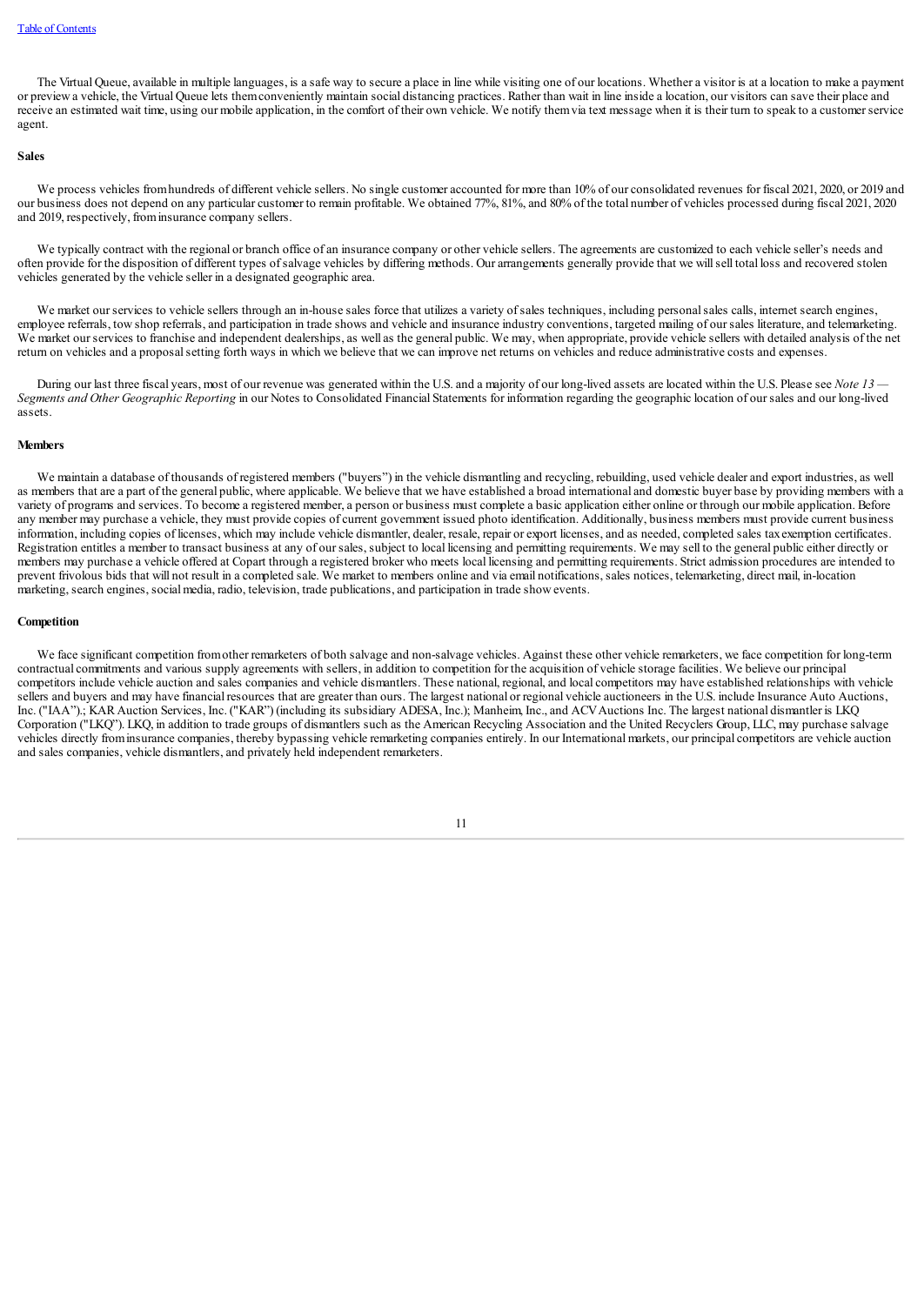The Virtual Queue, available in multiple languages, is a safe way to secure a place in line while visiting one of our locations. Whether a visitor is at a location to make a payment or preview a vehicle, the Virtual Queue lets them conveniently maintain social distancing practices. Rather than wait in line inside a location, our visitors can save their place and receive an estimated wait time, using our mobile application, in the comfort of their own vehicle. We notify them via text message when it is their turn to speak to a customer service agent.

**Sales**

We process vehicles from hundreds of different vehicle sellers. No single customer accounted for more than 10% of our consolidated revenues for fiscal 2021, 2020, or 2019 and our business does not depend on any particular customer to remain profitable. We obtained 77%, 81%, and 80% of the total number of vehicles processed during fiscal 2021, 2020 and 2019, respectively, from insurance company sellers.

We typically contract with the regional or branch office of an insurance company or other vehicle sellers. The agreements are customized to each vehicle seller's needs and often provide for the disposition of different types of salvage vehicles by differing methods. Our arrangements generally provide that we will sell total loss and recovered stolen vehicles generated by the vehicle seller in a designated geographic area.

We market our services to vehicle sellers through an in-house sales force that utilizes a variety of sales techniques, including personal sales calls, internet search engines, employee referrals, tow shop referrals, and participation in trade shows and vehicle and insurance industry conventions, targeted mailing of our sales literature, and telemarketing. We market our services to franchise and independent dealerships, as well as the general public. We may, when appropriate, provide vehicle sellers with detailed analysis of the net return on vehicles and a proposal setting forth ways in which we believe that we can improve net returns on vehicles and reduce administrative costs and expenses.

During our last three fiscal years, most of our revenue was generated within the U.S. and a majority of our long-lived assets are located within the U.S. Please see *Note 13 — Segments and Other Geographic Reporting* in our Notes to Consolidated Financial Statements for information regarding the geographic location of our sales and our long-lived assets.

**Members**

We maintain a database of thousands of registered members ("buyers") in the vehicle dismantling and recycling, rebuilding, used vehicle dealer and export industries, as well as members that are a part of the general public, where applicable. We believe that we have established a broad international and domestic buyer base by providing members with a variety of programs and services. To become a registered member, a person or business must complete a basic application either online or through our mobile application. Before any member may purchase a vehicle, they must provide copies of current government issued photo identification. Additionally, business members must provide current business information, including copies of licenses, which may include vehicle dismantler, dealer, resale, repair or export licenses, and as needed, completed sales tax exemption certificates. Registration entitles a member to transact business at any of our sales, subject to local licensing and permitting requirements. We may sell to the general public either directly or members may purchase a vehicle offered at Copart through a registered broker who meets local licensing and permitting requirements. Strict admission procedures are intended to prevent frivolous bids that will not result in a completed sale. We market to members online and via email notifications, sales notices, telemarketing, direct mail, in-location marketing, search engines, social media, radio, television, trade publications, and participation in trade show events.

**Competition**

We face significant competition from other remarketers of both salvage and non-salvage vehicles. Against these other vehicle remarketers, we face competition for long-term contractual commitments and various supply agreements with sellers, in addition to competition for the acquisition of vehicle storage facilities. We believe our principal competitors include vehicle auction and sales companies and vehicle dismantlers. These national, regional, and local competitors may have established relationships with vehicle sellers and buyers and may have financial resources that are greater than ours. The largest national or regional vehicle auctioneers in the U.S. include Insurance Auto Auctions, Inc. ("IAA").; KAR Auction Services, Inc. ("KAR") (including its subsidiary ADESA, Inc.); Manheim, Inc., and ACV Auctions Inc. The largest national dismantler is LKQ Corporation ("LKQ"). LKQ, in addition to trade groups of dismantlers such as the American Recycling Association and the United Recyclers Group, LLC, may purchase salvage vehicles directly from insurance companies, thereby bypassing vehicle remarketing companies entirely. In our International markets, our principal competitors are vehicle auction and sales companies, vehicle dismantlers, and privately held independent remarketers.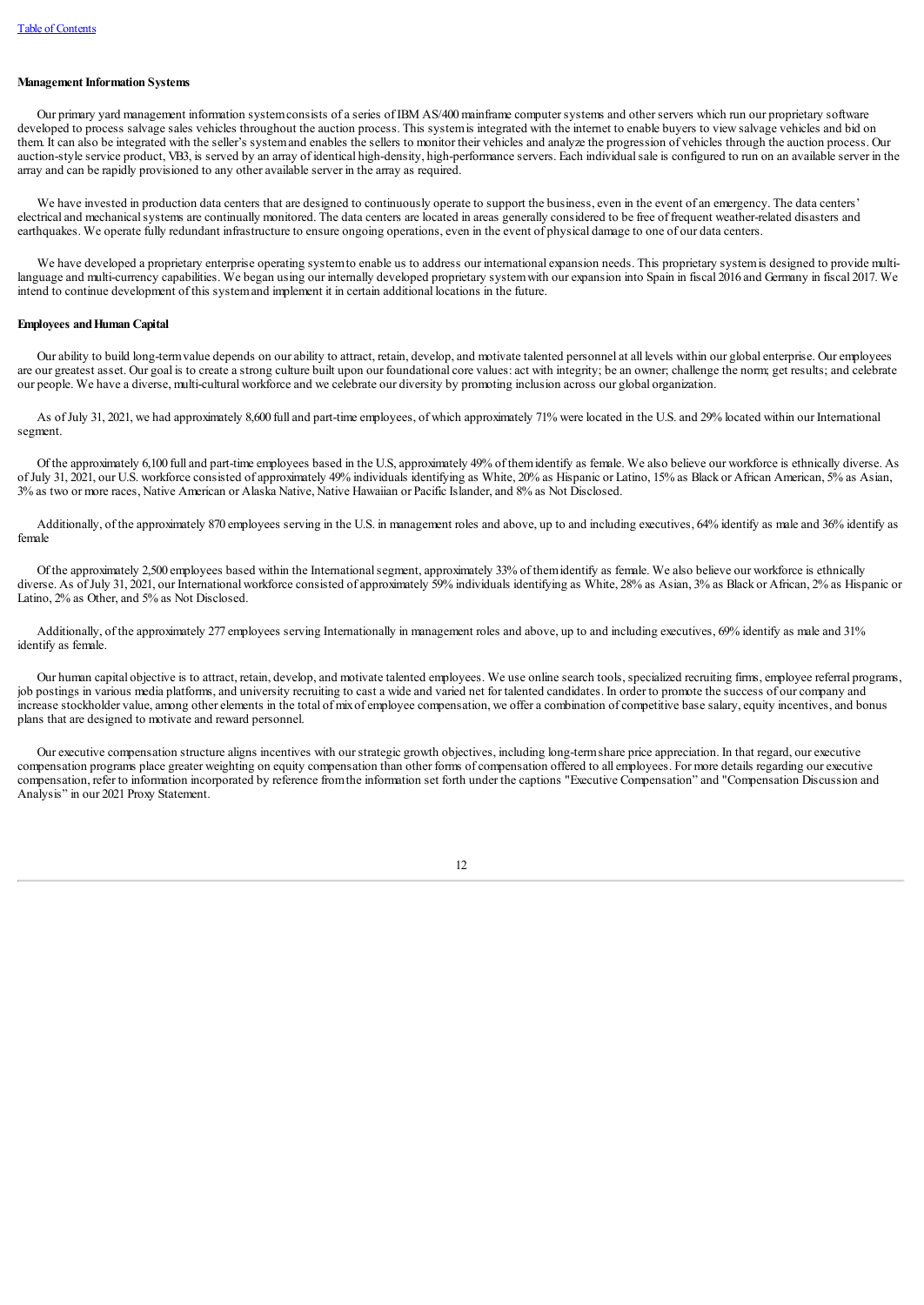**Management Information Systems**

Our primary yard management information system consists of a series of IBM AS/400 mainframe computer systems and other servers which run our proprietary software developed to process salvage sales vehicles throughout the auction process. This system is integrated with the internet to enable buyers to view salvage vehicles and bid on them. It can also be integrated with the seller's system and enables the sellers to monitor their vehicles and analyze the progression of vehicles through the auction process. Our auction-style service product, VB3, is served by an array of identical high-density, high-performance servers. Each individual sale is configured to run on an available server in the array and can be rapidly provisioned to any other available server in the array as required.

We have invested in production data centers that are designed to continuously operate to support the business, even in the event of an emergency. The data centers' electrical and mechanical systems are continually monitored. The data centers are located in areas generally considered to be free of frequent weather-related disasters and earthquakes. We operate fully redundant infrastructure to ensure ongoing operations, even in the event of physical damage to one of our data centers.

We have developed a proprietary enterprise operating system to enable us to address our international expansion needs. This proprietary system is designed to provide multi-language and multi-currency capabilities. We began using our internally developed proprietary system with our expansion into Spain in fiscal 2016 and Germany in fiscal 2017. We intend to continue development of this system and implement it in certain additional locations in the future.

**Employees and Human Capital**

Our ability to build long-term value depends on our ability to attract, retain, develop, and motivate talented personnel at all levels within our global enterprise. Our employees are our greatest asset. Our goal is to create a strong culture built upon our foundational core values: act with integrity; be an owner; challenge the norm; get results; and celebrate our people. We have a diverse, multi-cultural workforce and we celebrate our diversity by promoting inclusion across our global organization.

As of July 31, 2021, we had approximately 8,600 full and part-time employees, of which approximately 71% were located in the U.S. and 29% located within our International segment.

Of the approximately 6,100 full and part-time employees based in the U.S, approximately 49% of them identify as female. We also believe our workforce is ethnically diverse. As of July 31, 2021, our U.S. workforce consisted of approximately 49% individuals identifying as White, 20% as Hispanic or Latino, 15% as Black or African American, 5% as Asian, 3% as two or more races, Native American or Alaska Native, Native Hawaiian or Pacific Islander, and 8% as Not Disclosed.

Additionally, of the approximately 870 employees serving in the U.S. in management roles and above, up to and including executives, 64% identify as male and 36% identify as female

Of the approximately 2,500 employees based within the International segment, approximately 33% of them identify as female. We also believe our workforce is ethnically diverse. As of July 31, 2021, our International workforce consisted of approximately 59% individuals identifying as White, 28% as Asian, 3% as Black or African, 2% as Hispanic or Latino, 2% as Other, and 5% as Not Disclosed.

Additionally, of the approximately 277 employees serving Internationally in management roles and above, up to and including executives, 69% identify as male and 31% identify as female.

Our human capital objective is to attract, retain, develop, and motivate talented employees. We use online search tools, specialized recruiting firms, employee referral programs, job postings in various media platforms, and university recruiting to cast a wide and varied net for talented candidates. In order to promote the success of our company and increase stockholder value, among other elements in the total of mix of employee compensation, we offer a combination of competitive base salary, equity incentives, and bonus plans that are designed to motivate and reward personnel.

Our executive compensation structure aligns incentives with our strategic growth objectives, including long-term share price appreciation. In that regard, our executive compensation programs place greater weighting on equity compensation than other forms of compensation offered to all employees. For more details regarding our executive compensation, refer to information incorporated by reference from the information set forth under the captions "Executive Compensation" and "Compensation Discussion and Analysis" in our 2021 Proxy Statement.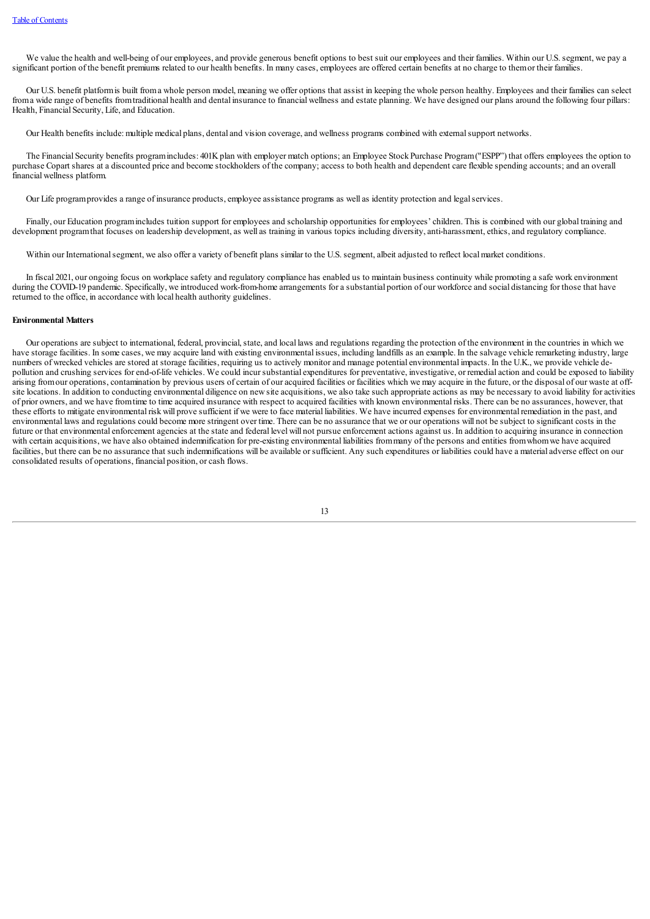We value the health and well-being of our employees, and provide generous benefit options to best suit our employees and their families. Within our U.S. segment, we pay a significant portion of the benefit premiums related to our health benefits. In many cases, employees are offered certain benefits at no charge to them or their families.

Our U.S. benefit platform is built from a whole person model, meaning we offer options that assist in keeping the whole person healthy. Employees and their families can select from a wide range of benefits from traditional health and dental insurance to financial wellness and estate planning. We have designed our plans around the following four pillars: Health, Financial Security, Life, and Education.

Our Health benefits include: multiple medical plans, dental and vision coverage, and wellness programs combined with external support networks.

The Financial Security benefits program includes: 401K plan with employer match options; an Employee Stock Purchase Program ("ESPP") that offers employees the option to purchase Copart shares at a discounted price and become stockholders of the company; access to both health and dependent care flexible spending accounts; and an overall financial wellness platform.

Our Life program provides a range of insurance products, employee assistance programs as well as identity protection and legal services.

Finally, our Education program includes tuition support for employees and scholarship opportunities for employees' children. This is combined with our global training and development program that focuses on leadership development, as well as training in various topics including diversity, anti-harassment, ethics, and regulatory compliance.

Within our International segment, we also offer a variety of benefit plans similar to the U.S. segment, albeit adjusted to reflect local market conditions.

In fiscal 2021, our ongoing focus on workplace safety and regulatory compliance has enabled us to maintain business continuity while promoting a safe work environment during the COVID-19 pandemic. Specifically, we introduced work-from-home arrangements for a substantial portion of our workforce and social distancing for those that have returned to the office, in accordance with local health authority guidelines.

**Environmental Matters**

Our operations are subject to international, federal, provincial, state, and local laws and regulations regarding the protection of the environment in the countries in which we have storage facilities. In some cases, we may acquire land with existing environmental issues, including landfills as an example. In the salvage vehicle remarketing industry, large numbers of wrecked vehicles are stored at storage facilities, requiring us to actively monitor and manage potential environmental impacts. In the U.K., we provide vehicle de-pollution and crushing services for end-of-life vehicles. We could incur substantial expenditures for preventative, investigative, or remedial action and could be exposed to liability arising from our operations, contamination by previous users of certain of our acquired facilities or facilities which we may acquire in the future, or the disposal of our waste at off-site locations. In addition to conducting environmental diligence on new site acquisitions, we also take such appropriate actions as may be necessary to avoid liability for activities of prior owners, and we have from time to time acquired insurance with respect to acquired facilities with known environmental risks. There can be no assurances, however, that these efforts to mitigate environmental risk will prove sufficient if we were to face material liabilities. We have incurred expenses for environmental remediation in the past, and environmental laws and regulations could become more stringent over time. There can be no assurance that we or our operations will not be subject to significant costs in the future or that environmental enforcement agencies at the state and federal level will not pursue enforcement actions against us. In addition to acquiring insurance in connection with certain acquisitions, we have also obtained indemnification for pre-existing environmental liabilities from many of the persons and entities from whom we have acquired facilities, but there can be no assurance that such indemnifications will be available or sufficient. Any such expenditures or liabilities could have a material adverse effect on our consolidated results of operations, financial position, or cash flows.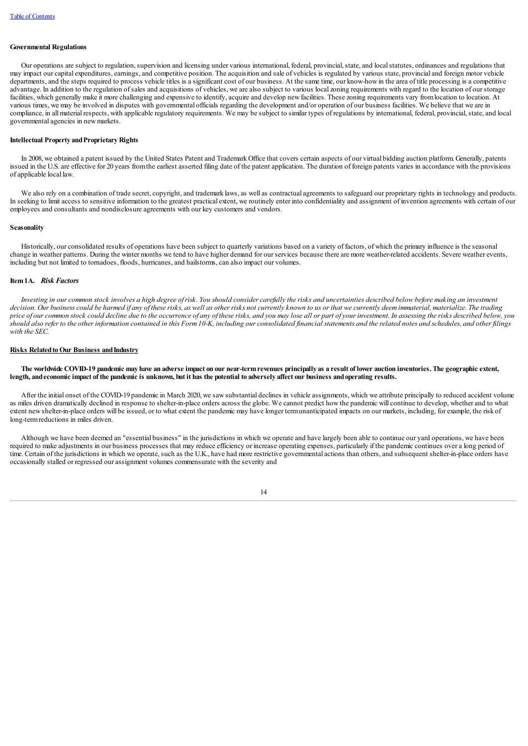**Governmental Regulations**

Our operations are subject to regulation, supervision and licensing under various international, federal, provincial, state, and local statutes, ordinances and regulations that may impact our capital expenditures, earnings, and competitive position. The acquisition and sale of vehicles is regulated by various state, provincial and foreign motor vehicle departments, and the steps required to process vehicle titles is a significant cost of our business. At the same time, our know-how in the area of title processing is a competitive advantage. In addition to the regulation of sales and acquisitions of vehicles, we are also subject to various local zoning requirements with regard to the location of our storage facilities, which generally make it more challenging and expensive to identify, acquire and develop new facilities. These zoning requirements vary from location to location. At various times, we may be involved in disputes with governmental officials regarding the development and/or operation of our business facilities. We believe that we are in compliance, in all material respects, with applicable regulatory requirements. We may be subject to similar types of regulations by international, federal, provincial, state, and local governmental agencies in new markets.

**Intellectual Property and Proprietary Rights**

In 2008, we obtained a patent issued by the United States Patent and Trademark Office that covers certain aspects of our virtual bidding auction platform. Generally, patents issued in the U.S. are effective for 20 years from the earliest asserted filing date of the patent application. The duration of foreign patents varies in accordance with the provisions of applicable local law.

We also rely on a combination of trade secret, copyright, and trademark laws, as well as contractual agreements to safeguard our proprietary rights in technology and products. In seeking to limit access to sensitive information to the greatest practical extent, we routinely enter into confidentiality and assignment of invention agreements with certain of our employees and consultants and nondisclosure agreements with our key customers and vendors.

**Seasonality**

Historically, our consolidated results of operations have been subject to quarterly variations based on a variety of factors, of which the primary influence is the seasonal change in weather patterns. During the winter months we tend to have higher demand for our services because there are more weather-related accidents. Severe weather events, including but not limited to tornadoes, floods, hurricanes, and hailstorms, can also impact our volumes.

## Item 1A. *Risk Factors*

*Investing in our common stock involves a high degree of risk. You should consider carefully the risks and uncertainties described below before making an investment decision. Our business could be harmed if any of these risks, as well as other risks not currently known to us or that we currently deem immaterial, materialize. The trading price of our common stock could decline due to the occurrence of any of these risks, and you may lose all or part of your investment. In assessing the risks described below, you should also refer to the other information contained in this Form 10-K, including our consolidated financial statements and the related notes and schedules, and other filings with the SEC.*

**Risks Related to Our Business and Industry**

**The worldwide COVID-19 pandemic may have an adverse impact on our near-term revenues principally as a result of lower auction inventories. The geographic extent, length, and economic impact of the pandemic is unknown, but it has the potential to adversely affect our business and operating results.**

After the initial onset of the COVID-19 pandemic in March 2020, we saw substantial declines in vehicle assignments, which we attribute principally to reduced accident volume as miles driven dramatically declined in response to shelter-in-place orders across the globe. We cannot predict how the pandemic will continue to develop, whether and to what extent new shelter-in-place orders will be issued, or to what extent the pandemic may have longer term unanticipated impacts on our markets, including, for example, the risk of long-term reductions in miles driven.

Although we have been deemed an "essential business" in the jurisdictions in which we operate and have largely been able to continue our yard operations, we have been required to make adjustments in our business processes that may reduce efficiency or increase operating expenses, particularly if the pandemic continues over a long period of time. Certain of the jurisdictions in which we operate, such as the U.K., have had more restrictive governmental actions than others, and subsequent shelter-in-place orders have occasionally stalled or regressed our assignment volumes commensurate with the severity and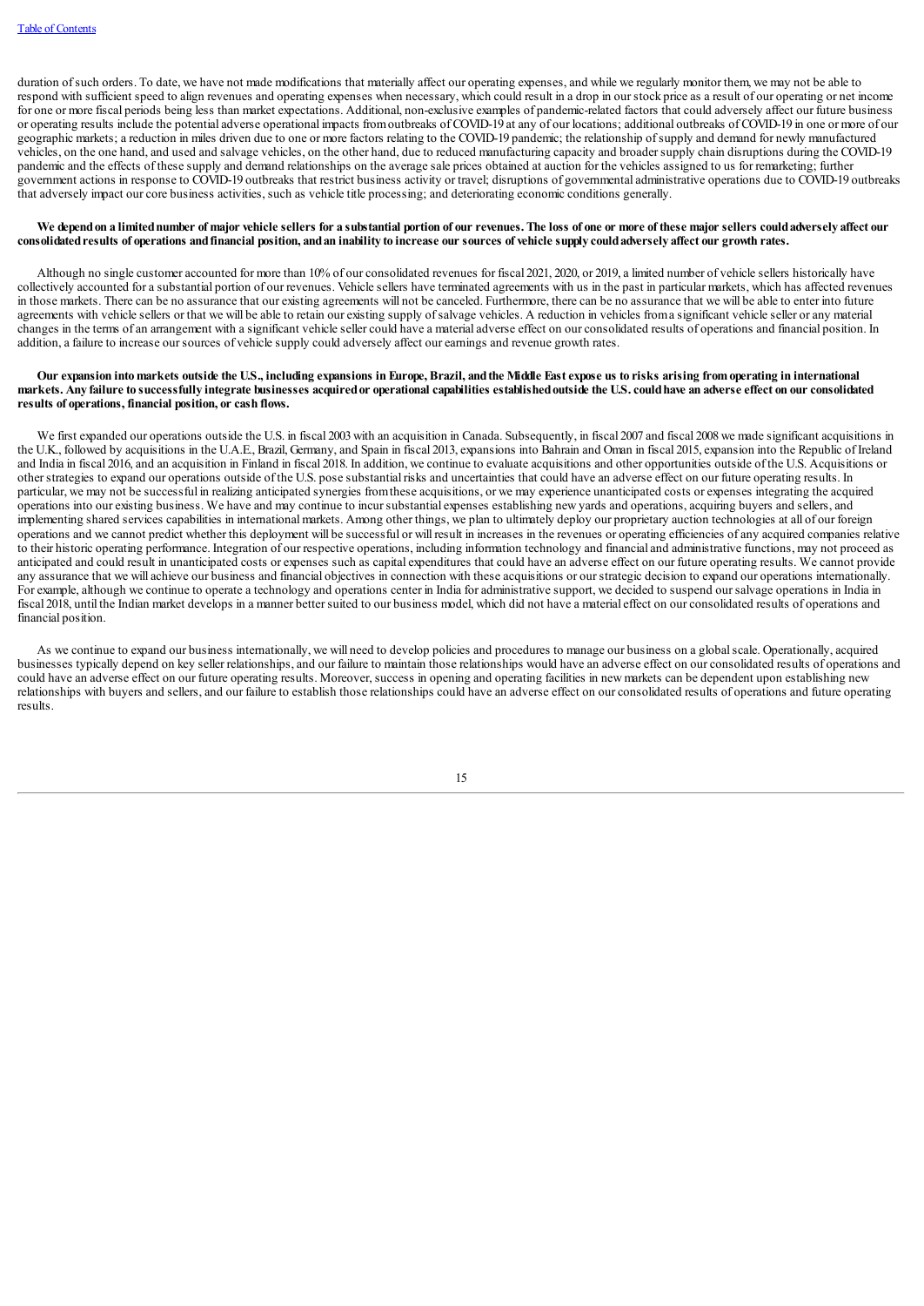duration of such orders. To date, we have not made modifications that materially affect our operating expenses, and while we regularly monitor them, we may not be able to respond with sufficient speed to align revenues and operating expenses when necessary, which could result in a drop in our stock price as a result of our operating or net income for one or more fiscal periods being less than market expectations. Additional, non-exclusive examples of pandemic-related factors that could adversely affect our future business or operating results include the potential adverse operational impacts from outbreaks of COVID-19 at any of our locations; additional outbreaks of COVID-19 in one or more of our geographic markets; a reduction in miles driven due to one or more factors relating to the COVID-19 pandemic; the relationship of supply and demand for newly manufactured vehicles, on the one hand, and used and salvage vehicles, on the other hand, due to reduced manufacturing capacity and broader supply chain disruptions during the COVID-19 pandemic and the effects of these supply and demand relationships on the average sale prices obtained at auction for the vehicles assigned to us for remarketing; further government actions in response to COVID-19 outbreaks that restrict business activity or travel; disruptions of governmental administrative operations due to COVID-19 outbreaks that adversely impact our core business activities, such as vehicle title processing; and deteriorating economic conditions generally.

**We depend on a limited number of major vehicle sellers for a substantial portion of our revenues. The loss of one or more of these major sellers could adversely affect our consolidated results of operations and financial position, and an inability to increase our sources of vehicle supply could adversely affect our growth rates.**

Although no single customer accounted for more than 10% of our consolidated revenues for fiscal 2021, 2020, or 2019, a limited number of vehicle sellers historically have collectively accounted for a substantial portion of our revenues. Vehicle sellers have terminated agreements with us in the past in particular markets, which has affected revenues in those markets. There can be no assurance that our existing agreements will not be canceled. Furthermore, there can be no assurance that we will be able to enter into future agreements with vehicle sellers or that we will be able to retain our existing supply of salvage vehicles. A reduction in vehicles from a significant vehicle seller or any material changes in the terms of an arrangement with a significant vehicle seller could have a material adverse effect on our consolidated results of operations and financial position. In addition, a failure to increase our sources of vehicle supply could adversely affect our earnings and revenue growth rates.

**Our expansion into markets outside the U.S., including expansions in Europe, Brazil, and the Middle East expose us to risks arising from operating in international markets. Any failure to successfully integrate businesses acquired or operational capabilities established outside the U.S. could have an adverse effect on our consolidated results of operations, financial position, or cash flows.**

We first expanded our operations outside the U.S. in fiscal 2003 with an acquisition in Canada. Subsequently, in fiscal 2007 and fiscal 2008 we made significant acquisitions in the U.K., followed by acquisitions in the U.A.E., Brazil, Germany, and Spain in fiscal 2013, expansions into Bahrain and Oman in fiscal 2015, expansion into the Republic of Ireland and India in fiscal 2016, and an acquisition in Finland in fiscal 2018. In addition, we continue to evaluate acquisitions and other opportunities outside of the U.S. Acquisitions or other strategies to expand our operations outside of the U.S. pose substantial risks and uncertainties that could have an adverse effect on our future operating results. In particular, we may not be successful in realizing anticipated synergies from these acquisitions, or we may experience unanticipated costs or expenses integrating the acquired operations into our existing business. We have and may continue to incur substantial expenses establishing new yards and operations, acquiring buyers and sellers, and implementing shared services capabilities in international markets. Among other things, we plan to ultimately deploy our proprietary auction technologies at all of our foreign operations and we cannot predict whether this deployment will be successful or will result in increases in the revenues or operating efficiencies of any acquired companies relative to their historic operating performance. Integration of our respective operations, including information technology and financial and administrative functions, may not proceed as anticipated and could result in unanticipated costs or expenses such as capital expenditures that could have an adverse effect on our future operating results. We cannot provide any assurance that we will achieve our business and financial objectives in connection with these acquisitions or our strategic decision to expand our operations internationally. For example, although we continue to operate a technology and operations center in India for administrative support, we decided to suspend our salvage operations in India in fiscal 2018, until the Indian market develops in a manner better suited to our business model, which did not have a material effect on our consolidated results of operations and financial position.

As we continue to expand our business internationally, we will need to develop policies and procedures to manage our business on a global scale. Operationally, acquired businesses typically depend on key seller relationships, and our failure to maintain those relationships would have an adverse effect on our consolidated results of operations and could have an adverse effect on our future operating results. Moreover, success in opening and operating facilities in new markets can be dependent upon establishing new relationships with buyers and sellers, and our failure to establish those relationships could have an adverse effect on our consolidated results of operations and future operating results.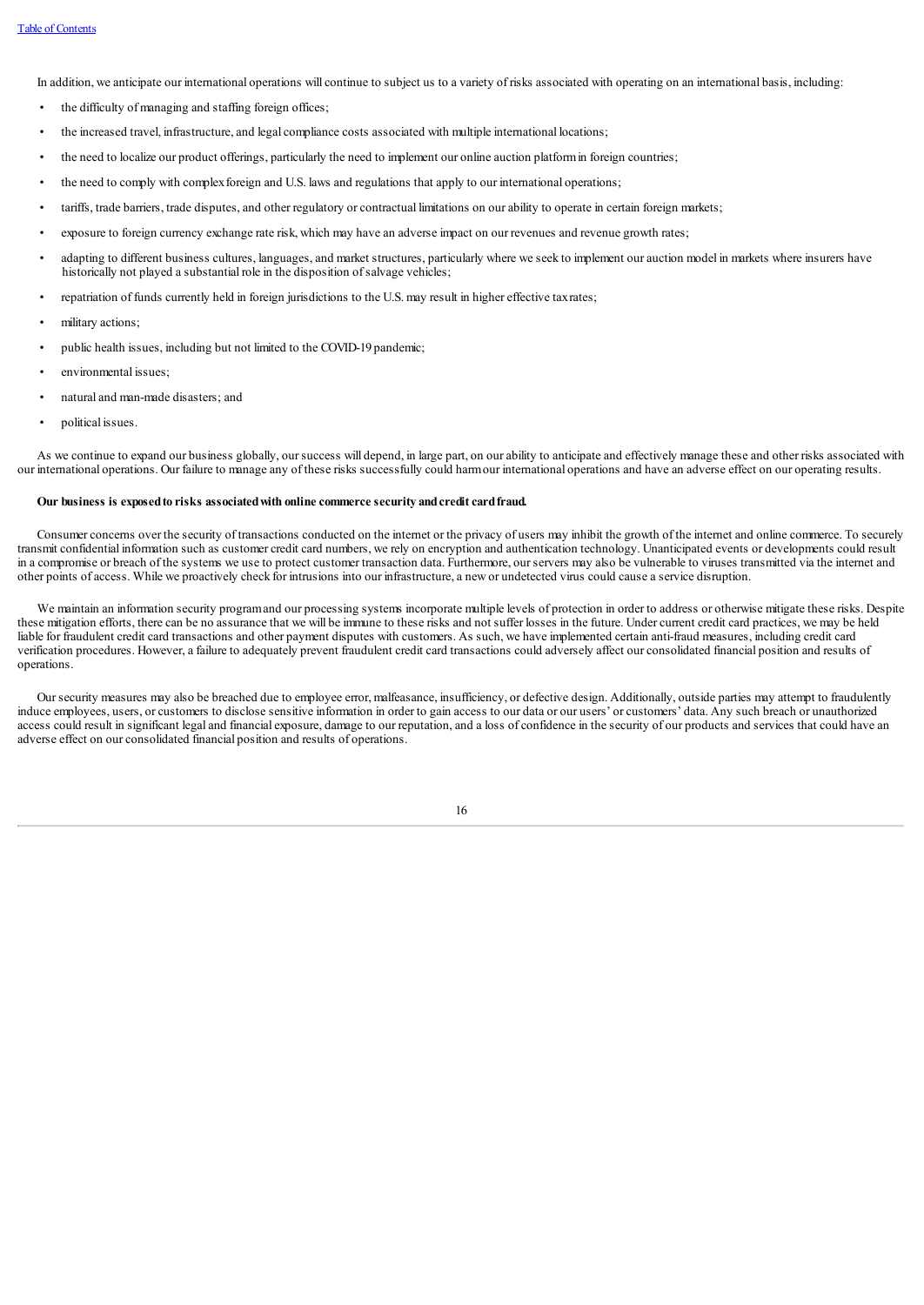In addition, we anticipate our international operations will continue to subject us to a variety of risks associated with operating on an international basis, including:

- the difficulty of managing and staffing foreign offices;
- the increased travel, infrastructure, and legal compliance costs associated with multiple international locations;
- the need to localize our product offerings, particularly the need to implement our online auction platform in foreign countries;
- the need to comply with complex foreign and U.S. laws and regulations that apply to our international operations;
- tariffs, trade barriers, trade disputes, and other regulatory or contractual limitations on our ability to operate in certain foreign markets;
- exposure to foreign currency exchange rate risk, which may have an adverse impact on our revenues and revenue growth rates;
- adapting to different business cultures, languages, and market structures, particularly where we seek to implement our auction model in markets where insurers have historically not played a substantial role in the disposition of salvage vehicles;
- repatriation of funds currently held in foreign jurisdictions to the U.S. may result in higher effective tax rates;
- military actions;
- public health issues, including but not limited to the COVID-19 pandemic;
- environmental issues;
- natural and man-made disasters; and
- political issues.

As we continue to expand our business globally, our success will depend, in large part, on our ability to anticipate and effectively manage these and other risks associated with our international operations. Our failure to manage any of these risks successfully could harm our international operations and have an adverse effect on our operating results.

**Our business is exposed to risks associated with online commerce security and credit card fraud.**

Consumer concerns over the security of transactions conducted on the internet or the privacy of users may inhibit the growth of the internet and online commerce. To securely transmit confidential information such as customer credit card numbers, we rely on encryption and authentication technology. Unanticipated events or developments could result in a compromise or breach of the systems we use to protect customer transaction data. Furthermore, our servers may also be vulnerable to viruses transmitted via the internet and other points of access. While we proactively check for intrusions into our infrastructure, a new or undetected virus could cause a service disruption.

We maintain an information security program and our processing systems incorporate multiple levels of protection in order to address or otherwise mitigate these risks. Despite these mitigation efforts, there can be no assurance that we will be immune to these risks and not suffer losses in the future. Under current credit card practices, we may be held liable for fraudulent credit card transactions and other payment disputes with customers. As such, we have implemented certain anti-fraud measures, including credit card verification procedures. However, a failure to adequately prevent fraudulent credit card transactions could adversely affect our consolidated financial position and results of operations.

Our security measures may also be breached due to employee error, malfeasance, insufficiency, or defective design. Additionally, outside parties may attempt to fraudulently induce employees, users, or customers to disclose sensitive information in order to gain access to our data or our users' or customers' data. Any such breach or unauthorized access could result in significant legal and financial exposure, damage to our reputation, and a loss of confidence in the security of our products and services that could have an adverse effect on our consolidated financial position and results of operations.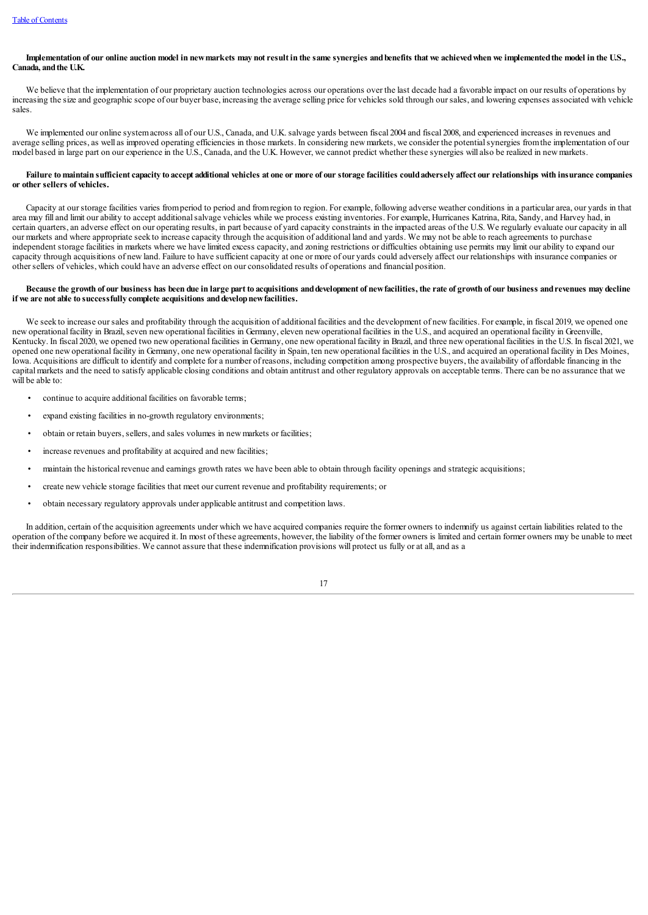**Implementation of our online auction model in new markets may not result in the same synergies and benefits that we achieved when we implemented the model in the U.S., Canada, and the U.K.**

We believe that the implementation of our proprietary auction technologies across our operations over the last decade had a favorable impact on our results of operations by increasing the size and geographic scope of our buyer base, increasing the average selling price for vehicles sold through our sales, and lowering expenses associated with vehicle sales.

We implemented our online system across all of our U.S., Canada, and U.K. salvage yards between fiscal 2004 and fiscal 2008, and experienced increases in revenues and average selling prices, as well as improved operating efficiencies in those markets. In considering new markets, we consider the potential synergies from the implementation of our model based in large part on our experience in the U.S., Canada, and the U.K. However, we cannot predict whether these synergies will also be realized in new markets.

**Failure to maintain sufficient capacity to accept additional vehicles at one or more of our storage facilities could adversely affect our relationships with insurance companies or other sellers of vehicles.**

Capacity at our storage facilities varies from period to period and from region to region. For example, following adverse weather conditions in a particular area, our yards in that area may fill and limit our ability to accept additional salvage vehicles while we process existing inventories. For example, Hurricanes Katrina, Rita, Sandy, and Harvey had, in certain quarters, an adverse effect on our operating results, in part because of yard capacity constraints in the impacted areas of the U.S. We regularly evaluate our capacity in all our markets and where appropriate seek to increase capacity through the acquisition of additional land and yards. We may not be able to reach agreements to purchase independent storage facilities in markets where we have limited excess capacity, and zoning restrictions or difficulties obtaining use permits may limit our ability to expand our capacity through acquisitions of new land. Failure to have sufficient capacity at one or more of our yards could adversely affect our relationships with insurance companies or other sellers of vehicles, which could have an adverse effect on our consolidated results of operations and financial position.

**Because the growth of our business has been due in large part to acquisitions and development of new facilities, the rate of growth of our business and revenues may decline if we are not able to successfully complete acquisitions and develop new facilities.**

We seek to increase our sales and profitability through the acquisition of additional facilities and the development of new facilities. For example, in fiscal 2019, we opened one new operational facility in Brazil, seven new operational facilities in Germany, eleven new operational facilities in the U.S., and acquired an operational facility in Greenville, Kentucky. In fiscal 2020, we opened two new operational facilities in Germany, one new operational facility in Brazil, and three new operational facilities in the U.S. In fiscal 2021, we opened one new operational facility in Germany, one new operational facility in Spain, ten new operational facilities in the U.S., and acquired an operational facility in Des Moines, Iowa. Acquisitions are difficult to identify and complete for a number of reasons, including competition among prospective buyers, the availability of affordable financing in the capital markets and the need to satisfy applicable closing conditions and obtain antitrust and other regulatory approvals on acceptable terms. There can be no assurance that we will be able to:

- continue to acquire additional facilities on favorable terms;
- expand existing facilities in no-growth regulatory environments;
- obtain or retain buyers, sellers, and sales volumes in new markets or facilities;
- increase revenues and profitability at acquired and new facilities;
- maintain the historical revenue and earnings growth rates we have been able to obtain through facility openings and strategic acquisitions;
- create new vehicle storage facilities that meet our current revenue and profitability requirements; or
- obtain necessary regulatory approvals under applicable antitrust and competition laws.

In addition, certain of the acquisition agreements under which we have acquired companies require the former owners to indemnify us against certain liabilities related to the operation of the company before we acquired it. In most of these agreements, however, the liability of the former owners is limited and certain former owners may be unable to meet their indemnification responsibilities. We cannot assure that these indemnification provisions will protect us fully or at all, and as a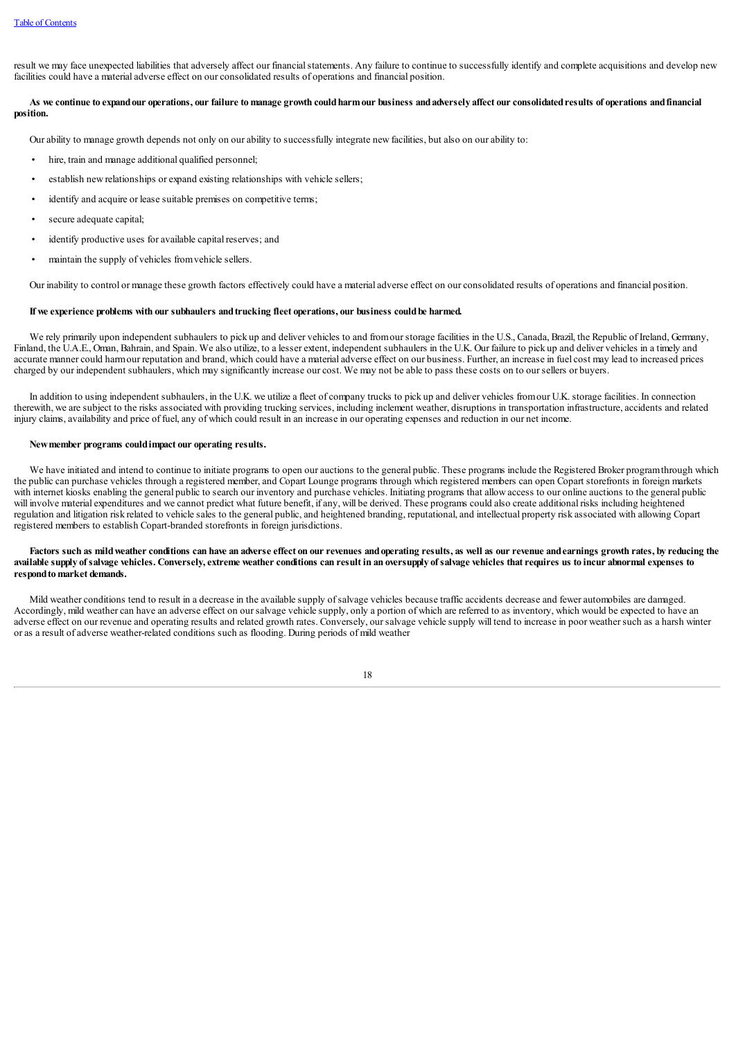result we may face unexpected liabilities that adversely affect our financial statements. Any failure to continue to successfully identify and complete acquisitions and develop new facilities could have a material adverse effect on our consolidated results of operations and financial position.

**As we continue to expand our operations, our failure to manage growth could harm our business and adversely affect our consolidated results of operations and financial position.**

Our ability to manage growth depends not only on our ability to successfully integrate new facilities, but also on our ability to:

- hire, train and manage additional qualified personnel;
- establish new relationships or expand existing relationships with vehicle sellers;
- identify and acquire or lease suitable premises on competitive terms;
- secure adequate capital;
- identify productive uses for available capital reserves; and
- maintain the supply of vehicles from vehicle sellers.

Our inability to control or manage these growth factors effectively could have a material adverse effect on our consolidated results of operations and financial position.

**If we experience problems with our subhaulers and trucking fleet operations, our business could be harmed.**

We rely primarily upon independent subhaulers to pick up and deliver vehicles to and from our storage facilities in the U.S., Canada, Brazil, the Republic of Ireland, Germany, Finland, the U.A.E., Oman, Bahrain, and Spain. We also utilize, to a lesser extent, independent subhaulers in the U.K. Our failure to pick up and deliver vehicles in a timely and accurate manner could harm our reputation and brand, which could have a material adverse effect on our business. Further, an increase in fuel cost may lead to increased prices charged by our independent subhaulers, which may significantly increase our cost. We may not be able to pass these costs on to our sellers or buyers.

In addition to using independent subhaulers, in the U.K. we utilize a fleet of company trucks to pick up and deliver vehicles from our U.K. storage facilities. In connection therewith, we are subject to the risks associated with providing trucking services, including inclement weather, disruptions in transportation infrastructure, accidents and related injury claims, availability and price of fuel, any of which could result in an increase in our operating expenses and reduction in our net income.

**New member programs could impact our operating results.**

We have initiated and intend to continue to initiate programs to open our auctions to the general public. These programs include the Registered Broker program through which the public can purchase vehicles through a registered member, and Copart Lounge programs through which registered members can open Copart storefronts in foreign markets with internet kiosks enabling the general public to search our inventory and purchase vehicles. Initiating programs that allow access to our online auctions to the general public will involve material expenditures and we cannot predict what future benefit, if any, will be derived. These programs could also create additional risks including heightened regulation and litigation risk related to vehicle sales to the general public, and heightened branding, reputational, and intellectual property risk associated with allowing Copart registered members to establish Copart-branded storefronts in foreign jurisdictions.

**Factors such as mild weather conditions can have an adverse effect on our revenues and operating results, as well as our revenue and earnings growth rates, by reducing the available supply of salvage vehicles. Conversely, extreme weather conditions can result in an oversupply of salvage vehicles that requires us to incur abnormal expenses to respond to market demands.**

Mild weather conditions tend to result in a decrease in the available supply of salvage vehicles because traffic accidents decrease and fewer automobiles are damaged. Accordingly, mild weather can have an adverse effect on our salvage vehicle supply, only a portion of which are referred to as inventory, which would be expected to have an adverse effect on our revenue and operating results and related growth rates. Conversely, our salvage vehicle supply will tend to increase in poor weather such as a harsh winter or as a result of adverse weather-related conditions such as flooding. During periods of mild weather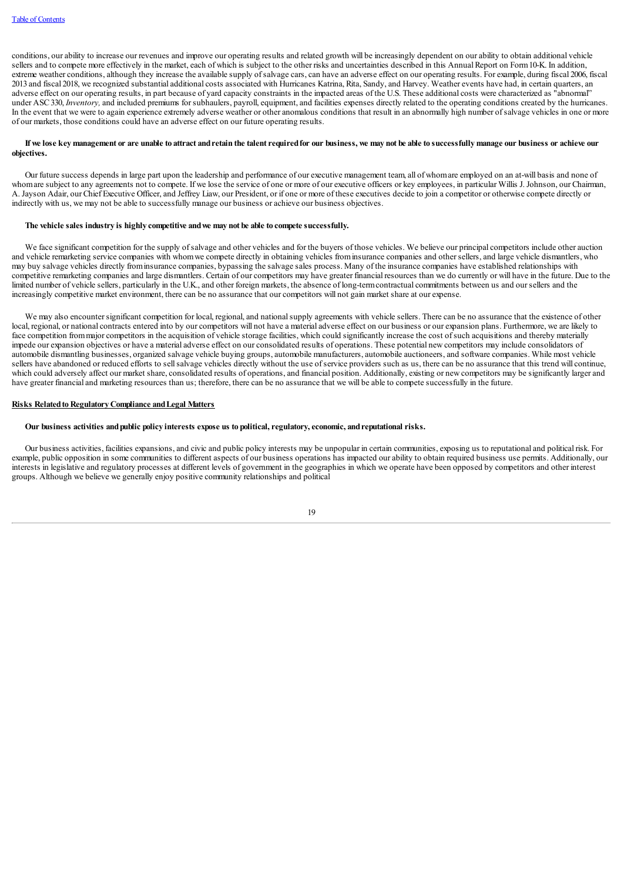conditions, our ability to increase our revenues and improve our operating results and related growth will be increasingly dependent on our ability to obtain additional vehicle sellers and to compete more effectively in the market, each of which is subject to the other risks and uncertainties described in this Annual Report on Form 10-K. In addition, extreme weather conditions, although they increase the available supply of salvage cars, can have an adverse effect on our operating results. For example, during fiscal 2006, fiscal 2013 and fiscal 2018, we recognized substantial additional costs associated with Hurricanes Katrina, Rita, Sandy, and Harvey. Weather events have had, in certain quarters, an adverse effect on our operating results, in part because of yard capacity constraints in the impacted areas of the U.S. These additional costs were characterized as "abnormal" under ASC 330, *Inventory,* and included premiums for subhaulers, payroll, equipment, and facilities expenses directly related to the operating conditions created by the hurricanes. In the event that we were to again experience extremely adverse weather or other anomalous conditions that result in an abnormally high number of salvage vehicles in one or more of our markets, those conditions could have an adverse effect on our future operating results.

**If we lose key management or are unable to attract and retain the talent required for our business, we may not be able to successfully manage our business or achieve our objectives.**

Our future success depends in large part upon the leadership and performance of our executive management team, all of whom are employed on an at-will basis and none of whom are subject to any agreements not to compete. If we lose the service of one or more of our executive officers or key employees, in particular Willis J. Johnson, our Chairman, A. Jayson Adair, our Chief Executive Officer, and Jeffrey Liaw, our President, or if one or more of these executives decide to join a competitor or otherwise compete directly or indirectly with us, we may not be able to successfully manage our business or achieve our business objectives.

**The vehicle sales industry is highly competitive and we may not be able to compete successfully.**

We face significant competition for the supply of salvage and other vehicles and for the buyers of those vehicles. We believe our principal competitors include other auction and vehicle remarketing service companies with whom we compete directly in obtaining vehicles from insurance companies and other sellers, and large vehicle dismantlers, who may buy salvage vehicles directly from insurance companies, bypassing the salvage sales process. Many of the insurance companies have established relationships with competitive remarketing companies and large dismantlers. Certain of our competitors may have greater financial resources than we do currently or will have in the future. Due to the limited number of vehicle sellers, particularly in the U.K., and other foreign markets, the absence of long-term contractual commitments between us and our sellers and the increasingly competitive market environment, there can be no assurance that our competitors will not gain market share at our expense.

We may also encounter significant competition for local, regional, and national supply agreements with vehicle sellers. There can be no assurance that the existence of other local, regional, or national contracts entered into by our competitors will not have a material adverse effect on our business or our expansion plans. Furthermore, we are likely to face competition from major competitors in the acquisition of vehicle storage facilities, which could significantly increase the cost of such acquisitions and thereby materially impede our expansion objectives or have a material adverse effect on our consolidated results of operations. These potential new competitors may include consolidators of automobile dismantling businesses, organized salvage vehicle buying groups, automobile manufacturers, automobile auctioneers, and software companies. While most vehicle sellers have abandoned or reduced efforts to sell salvage vehicles directly without the use of service providers such as us, there can be no assurance that this trend will continue, which could adversely affect our market share, consolidated results of operations, and financial position. Additionally, existing or new competitors may be significantly larger and have greater financial and marketing resources than us; therefore, there can be no assurance that we will be able to compete successfully in the future.

**Risks Related to Regulatory Compliance and Legal Matters**

**Our business activities and public policy interests expose us to political, regulatory, economic, and reputational risks.**

Our business activities, facilities expansions, and civic and public policy interests may be unpopular in certain communities, exposing us to reputational and political risk. For example, public opposition in some communities to different aspects of our business operations has impacted our ability to obtain required business use permits. Additionally, our interests in legislative and regulatory processes at different levels of government in the geographies in which we operate have been opposed by competitors and other interest groups. Although we believe we generally enjoy positive community relationships and political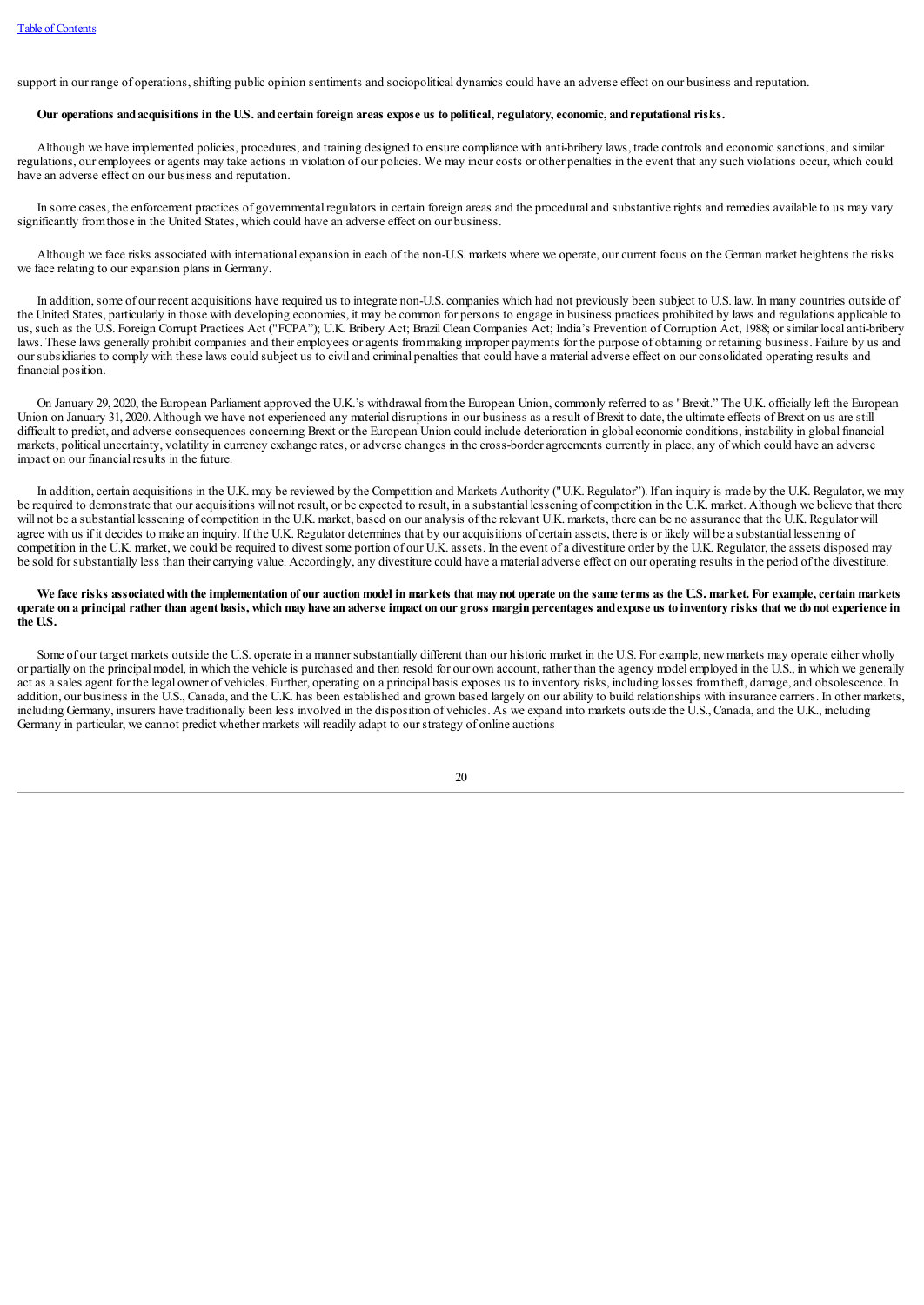support in our range of operations, shifting public opinion sentiments and sociopolitical dynamics could have an adverse effect on our business and reputation.

**Our operations and acquisitions in the U.S. and certain foreign areas expose us to political, regulatory, economic, and reputational risks.**

Although we have implemented policies, procedures, and training designed to ensure compliance with anti-bribery laws, trade controls and economic sanctions, and similar regulations, our employees or agents may take actions in violation of our policies. We may incur costs or other penalties in the event that any such violations occur, which could have an adverse effect on our business and reputation.

In some cases, the enforcement practices of governmental regulators in certain foreign areas and the procedural and substantive rights and remedies available to us may vary significantly from those in the United States, which could have an adverse effect on our business.

Although we face risks associated with international expansion in each of the non-U.S. markets where we operate, our current focus on the German market heightens the risks we face relating to our expansion plans in Germany.

In addition, some of our recent acquisitions have required us to integrate non-U.S. companies which had not previously been subject to U.S. law. In many countries outside of the United States, particularly in those with developing economies, it may be common for persons to engage in business practices prohibited by laws and regulations applicable to us, such as the U.S. Foreign Corrupt Practices Act ("FCPA"); U.K. Bribery Act; Brazil Clean Companies Act; India's Prevention of Corruption Act, 1988; or similar local anti-bribery laws. These laws generally prohibit companies and their employees or agents from making improper payments for the purpose of obtaining or retaining business. Failure by us and our subsidiaries to comply with these laws could subject us to civil and criminal penalties that could have a material adverse effect on our consolidated operating results and financial position.

On January 29, 2020, the European Parliament approved the U.K.'s withdrawal from the European Union, commonly referred to as "Brexit." The U.K. officially left the European Union on January 31, 2020. Although we have not experienced any material disruptions in our business as a result of Brexit to date, the ultimate effects of Brexit on us are still difficult to predict, and adverse consequences concerning Brexit or the European Union could include deterioration in global economic conditions, instability in global financial markets, political uncertainty, volatility in currency exchange rates, or adverse changes in the cross-border agreements currently in place, any of which could have an adverse impact on our financial results in the future.

In addition, certain acquisitions in the U.K. may be reviewed by the Competition and Markets Authority ("U.K. Regulator"). If an inquiry is made by the U.K. Regulator, we may be required to demonstrate that our acquisitions will not result, or be expected to result, in a substantial lessening of competition in the U.K. market. Although we believe that there will not be a substantial lessening of competition in the U.K. market, based on our analysis of the relevant U.K. markets, there can be no assurance that the U.K. Regulator will agree with us if it decides to make an inquiry. If the U.K. Regulator determines that by our acquisitions of certain assets, there is or likely will be a substantial lessening of competition in the U.K. market, we could be required to divest some portion of our U.K. assets. In the event of a divestiture order by the U.K. Regulator, the assets disposed may be sold for substantially less than their carrying value. Accordingly, any divestiture could have a material adverse effect on our operating results in the period of the divestiture.

**We face risks associated with the implementation of our auction model in markets that may not operate on the same terms as the U.S. market. For example, certain markets operate on a principal rather than agent basis, which may have an adverse impact on our gross margin percentages and expose us to inventory risks that we do not experience in the U.S.**

Some of our target markets outside the U.S. operate in a manner substantially different than our historic market in the U.S. For example, new markets may operate either wholly or partially on the principal model, in which the vehicle is purchased and then resold for our own account, rather than the agency model employed in the U.S., in which we generally act as a sales agent for the legal owner of vehicles. Further, operating on a principal basis exposes us to inventory risks, including losses from theft, damage, and obsolescence. In addition, our business in the U.S., Canada, and the U.K. has been established and grown based largely on our ability to build relationships with insurance carriers. In other markets, including Germany, insurers have traditionally been less involved in the disposition of vehicles. As we expand into markets outside the U.S., Canada, and the U.K., including Germany in particular, we cannot predict whether markets will readily adapt to our strategy of online auctions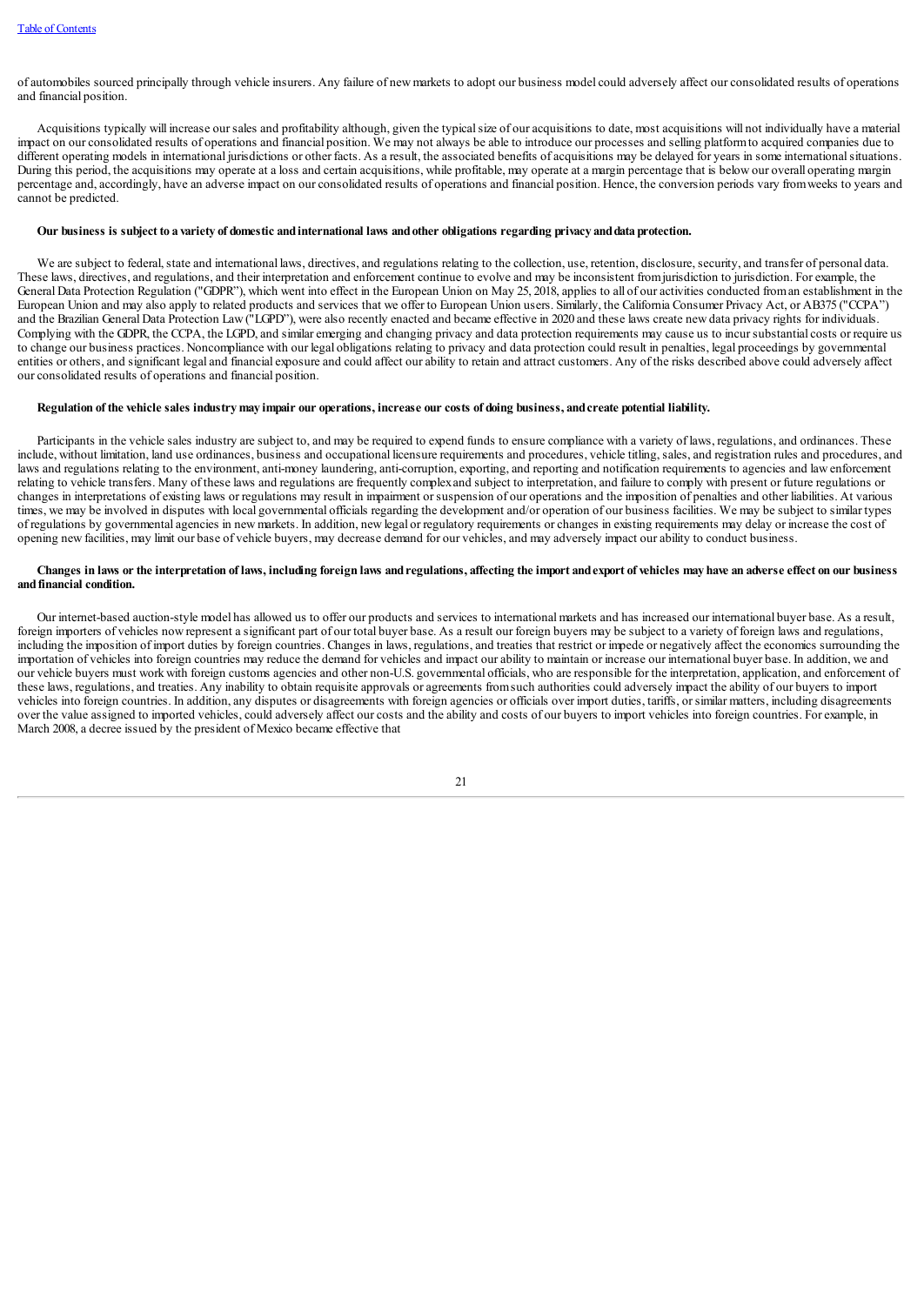of automobiles sourced principally through vehicle insurers. Any failure of new markets to adopt our business model could adversely affect our consolidated results of operations and financial position.

Acquisitions typically will increase our sales and profitability although, given the typical size of our acquisitions to date, most acquisitions will not individually have a material impact on our consolidated results of operations and financial position. We may not always be able to introduce our processes and selling platform to acquired companies due to different operating models in international jurisdictions or other facts. As a result, the associated benefits of acquisitions may be delayed for years in some international situations. During this period, the acquisitions may operate at a loss and certain acquisitions, while profitable, may operate at a margin percentage that is below our overall operating margin percentage and, accordingly, have an adverse impact on our consolidated results of operations and financial position. Hence, the conversion periods vary from weeks to years and cannot be predicted.

**Our business is subject to a variety of domestic and international laws and other obligations regarding privacy and data protection.**

We are subject to federal, state and international laws, directives, and regulations relating to the collection, use, retention, disclosure, security, and transfer of personal data. These laws, directives, and regulations, and their interpretation and enforcement continue to evolve and may be inconsistent from jurisdiction to jurisdiction. For example, the General Data Protection Regulation ("GDPR"), which went into effect in the European Union on May 25, 2018, applies to all of our activities conducted from an establishment in the European Union and may also apply to related products and services that we offer to European Union users. Similarly, the California Consumer Privacy Act, or AB375 ("CCPA") and the Brazilian General Data Protection Law ("LGPD"), were also recently enacted and became effective in 2020 and these laws create new data privacy rights for individuals. Complying with the GDPR, the CCPA, the LGPD, and similar emerging and changing privacy and data protection requirements may cause us to incur substantial costs or require us to change our business practices. Noncompliance with our legal obligations relating to privacy and data protection could result in penalties, legal proceedings by governmental entities or others, and significant legal and financial exposure and could affect our ability to retain and attract customers. Any of the risks described above could adversely affect our consolidated results of operations and financial position.

**Regulation of the vehicle sales industry may impair our operations, increase our costs of doing business, and create potential liability.**

Participants in the vehicle sales industry are subject to, and may be required to expend funds to ensure compliance with a variety of laws, regulations, and ordinances. These include, without limitation, land use ordinances, business and occupational licensure requirements and procedures, vehicle titling, sales, and registration rules and procedures, and laws and regulations relating to the environment, anti-money laundering, anti-corruption, exporting, and reporting and notification requirements to agencies and law enforcement relating to vehicle transfers. Many of these laws and regulations are frequently complex and subject to interpretation, and failure to comply with present or future regulations or changes in interpretations of existing laws or regulations may result in impairment or suspension of our operations and the imposition of penalties and other liabilities. At various times, we may be involved in disputes with local governmental officials regarding the development and/or operation of our business facilities. We may be subject to similar types of regulations by governmental agencies in new markets. In addition, new legal or regulatory requirements or changes in existing requirements may delay or increase the cost of opening new facilities, may limit our base of vehicle buyers, may decrease demand for our vehicles, and may adversely impact our ability to conduct business.

**Changes in laws or the interpretation of laws, including foreign laws and regulations, affecting the import and export of vehicles may have an adverse effect on our business and financial condition.**

Our internet-based auction-style model has allowed us to offer our products and services to international markets and has increased our international buyer base. As a result, foreign importers of vehicles now represent a significant part of our total buyer base. As a result our foreign buyers may be subject to a variety of foreign laws and regulations, including the imposition of import duties by foreign countries. Changes in laws, regulations, and treaties that restrict or impede or negatively affect the economics surrounding the importation of vehicles into foreign countries may reduce the demand for vehicles and impact our ability to maintain or increase our international buyer base. In addition, we and our vehicle buyers must work with foreign customs agencies and other non-U.S. governmental officials, who are responsible for the interpretation, application, and enforcement of these laws, regulations, and treaties. Any inability to obtain requisite approvals or agreements from such authorities could adversely impact the ability of our buyers to import vehicles into foreign countries. In addition, any disputes or disagreements with foreign agencies or officials over import duties, tariffs, or similar matters, including disagreements over the value assigned to imported vehicles, could adversely affect our costs and the ability and costs of our buyers to import vehicles into foreign countries. For example, in March 2008, a decree issued by the president of Mexico became effective that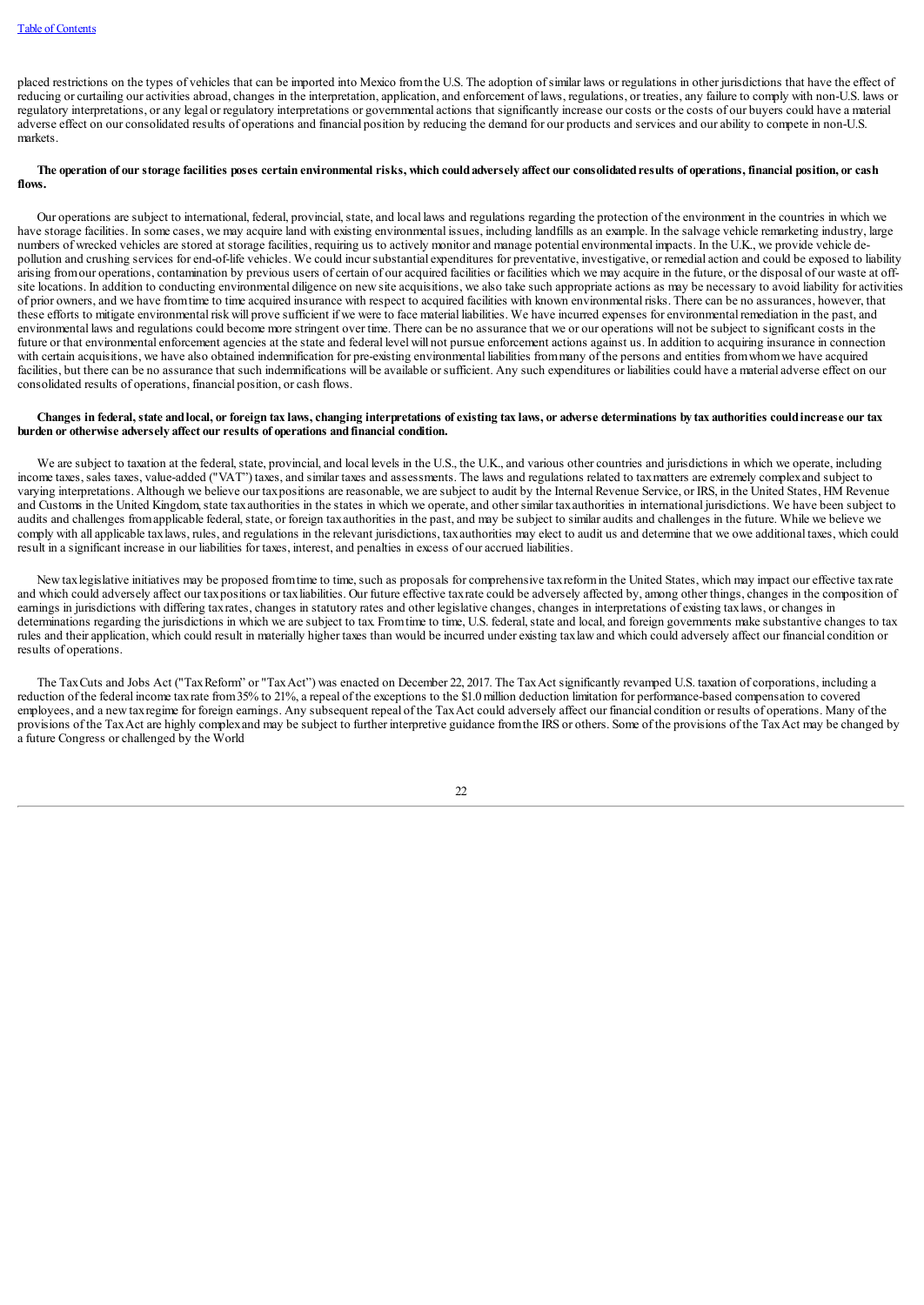placed restrictions on the types of vehicles that can be imported into Mexico from the U.S. The adoption of similar laws or regulations in other jurisdictions that have the effect of reducing or curtailing our activities abroad, changes in the interpretation, application, and enforcement of laws, regulations, or treaties, any failure to comply with non-U.S. laws or regulatory interpretations, or any legal or regulatory interpretations or governmental actions that significantly increase our costs or the costs of our buyers could have a material adverse effect on our consolidated results of operations and financial position by reducing the demand for our products and services and our ability to compete in non-U.S. markets.

**The operation of our storage facilities poses certain environmental risks, which could adversely affect our consolidated results of operations, financial position, or cash flows.**

Our operations are subject to international, federal, provincial, state, and local laws and regulations regarding the protection of the environment in the countries in which we have storage facilities. In some cases, we may acquire land with existing environmental issues, including landfills as an example. In the salvage vehicle remarketing industry, large numbers of wrecked vehicles are stored at storage facilities, requiring us to actively monitor and manage potential environmental impacts. In the U.K., we provide vehicle de-pollution and crushing services for end-of-life vehicles. We could incur substantial expenditures for preventative, investigative, or remedial action and could be exposed to liability arising from our operations, contamination by previous users of certain of our acquired facilities or facilities which we may acquire in the future, or the disposal of our waste at off-site locations. In addition to conducting environmental diligence on new site acquisitions, we also take such appropriate actions as may be necessary to avoid liability for activities of prior owners, and we have from time to time acquired insurance with respect to acquired facilities with known environmental risks. There can be no assurances, however, that these efforts to mitigate environmental risk will prove sufficient if we were to face material liabilities. We have incurred expenses for environmental remediation in the past, and environmental laws and regulations could become more stringent over time. There can be no assurance that we or our operations will not be subject to significant costs in the future or that environmental enforcement agencies at the state and federal level will not pursue enforcement actions against us. In addition to acquiring insurance in connection with certain acquisitions, we have also obtained indemnification for pre-existing environmental liabilities from many of the persons and entities from whom we have acquired facilities, but there can be no assurance that such indemnifications will be available or sufficient. Any such expenditures or liabilities could have a material adverse effect on our consolidated results of operations, financial position, or cash flows.

**Changes in federal, state and local, or foreign tax laws, changing interpretations of existing tax laws, or adverse determinations by tax authorities could increase our tax burden or otherwise adversely affect our results of operations and financial condition.**

We are subject to taxation at the federal, state, provincial, and local levels in the U.S., the U.K., and various other countries and jurisdictions in which we operate, including income taxes, sales taxes, value-added ("VAT") taxes, and similar taxes and assessments. The laws and regulations related to tax matters are extremely complex and subject to varying interpretations. Although we believe our tax positions are reasonable, we are subject to audit by the Internal Revenue Service, or IRS, in the United States, HM Revenue and Customs in the United Kingdom, state tax authorities in the states in which we operate, and other similar tax authorities in international jurisdictions. We have been subject to audits and challenges from applicable federal, state, or foreign tax authorities in the past, and may be subject to similar audits and challenges in the future. While we believe we comply with all applicable tax laws, rules, and regulations in the relevant jurisdictions, tax authorities may elect to audit us and determine that we owe additional taxes, which could result in a significant increase in our liabilities for taxes, interest, and penalties in excess of our accrued liabilities.

New tax legislative initiatives may be proposed from time to time, such as proposals for comprehensive tax reform in the United States, which may impact our effective tax rate and which could adversely affect our tax positions or tax liabilities. Our future effective tax rate could be adversely affected by, among other things, changes in the composition of earnings in jurisdictions with differing tax rates, changes in statutory rates and other legislative changes, changes in interpretations of existing tax laws, or changes in determinations regarding the jurisdictions in which we are subject to tax. From time to time, U.S. federal, state and local, and foreign governments make substantive changes to tax rules and their application, which could result in materially higher taxes than would be incurred under existing tax law and which could adversely affect our financial condition or results of operations.

The Tax Cuts and Jobs Act ("Tax Reform" or "Tax Act") was enacted on December 22, 2017. The Tax Act significantly revamped U.S. taxation of corporations, including a reduction of the federal income tax rate from 35% to 21%, a repeal of the exceptions to the $1.0 million deduction limitation for performance-based compensation to covered employees, and a new tax regime for foreign earnings. Any subsequent repeal of the Tax Act could adversely affect our financial condition or results of operations. Many of the provisions of the Tax Act are highly complex and may be subject to further interpretive guidance from the IRS or others. Some of the provisions of the Tax Act may be changed by a future Congress or challenged by the World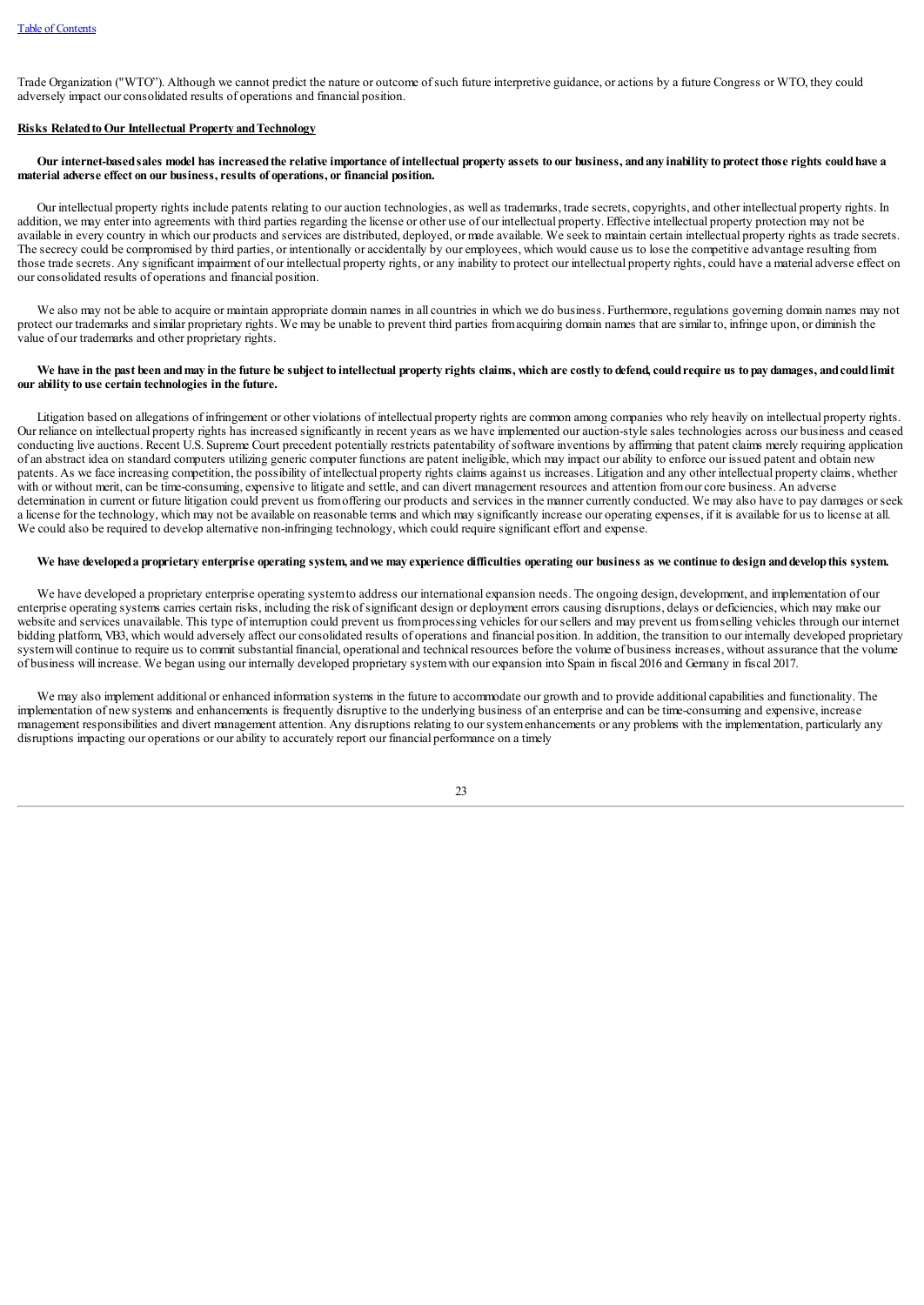Trade Organization ("WTO"). Although we cannot predict the nature or outcome of such future interpretive guidance, or actions by a future Congress or WTO, they could adversely impact our consolidated results of operations and financial position.

**Risks Related to Our Intellectual Property and Technology**

**Our internet-based sales model has increased the relative importance of intellectual property assets to our business, and any inability to protect those rights could have a material adverse effect on our business, results of operations, or financial position.**

Our intellectual property rights include patents relating to our auction technologies, as well as trademarks, trade secrets, copyrights, and other intellectual property rights. In addition, we may enter into agreements with third parties regarding the license or other use of our intellectual property. Effective intellectual property protection may not be available in every country in which our products and services are distributed, deployed, or made available. We seek to maintain certain intellectual property rights as trade secrets. The secrecy could be compromised by third parties, or intentionally or accidentally by our employees, which would cause us to lose the competitive advantage resulting from those trade secrets. Any significant impairment of our intellectual property rights, or any inability to protect our intellectual property rights, could have a material adverse effect on our consolidated results of operations and financial position.

We also may not be able to acquire or maintain appropriate domain names in all countries in which we do business. Furthermore, regulations governing domain names may not protect our trademarks and similar proprietary rights. We may be unable to prevent third parties from acquiring domain names that are similar to, infringe upon, or diminish the value of our trademarks and other proprietary rights.

**We have in the past been and may in the future be subject to intellectual property rights claims, which are costly to defend, could require us to pay damages, and could limit our ability to use certain technologies in the future.**

Litigation based on allegations of infringement or other violations of intellectual property rights are common among companies who rely heavily on intellectual property rights. Our reliance on intellectual property rights has increased significantly in recent years as we have implemented our auction-style sales technologies across our business and ceased conducting live auctions. Recent U.S. Supreme Court precedent potentially restricts patentability of software inventions by affirming that patent claims merely requiring application of an abstract idea on standard computers utilizing generic computer functions are patent ineligible, which may impact our ability to enforce our issued patent and obtain new patents. As we face increasing competition, the possibility of intellectual property rights claims against us increases. Litigation and any other intellectual property claims, whether with or without merit, can be time-consuming, expensive to litigate and settle, and can divert management resources and attention from our core business. An adverse determination in current or future litigation could prevent us from offering our products and services in the manner currently conducted. We may also have to pay damages or seek a license for the technology, which may not be available on reasonable terms and which may significantly increase our operating expenses, if it is available for us to license at all. We could also be required to develop alternative non-infringing technology, which could require significant effort and expense.

**We have developed a proprietary enterprise operating system, and we may experience difficulties operating our business as we continue to design and develop this system.**

We have developed a proprietary enterprise operating system to address our international expansion needs. The ongoing design, development, and implementation of our enterprise operating systems carries certain risks, including the risk of significant design or deployment errors causing disruptions, delays or deficiencies, which may make our website and services unavailable. This type of interruption could prevent us from processing vehicles for our sellers and may prevent us from selling vehicles through our internet bidding platform, VB3, which would adversely affect our consolidated results of operations and financial position. In addition, the transition to our internally developed proprietary system will continue to require us to commit substantial financial, operational and technical resources before the volume of business increases, without assurance that the volume of business will increase. We began using our internally developed proprietary system with our expansion into Spain in fiscal 2016 and Germany in fiscal 2017.

We may also implement additional or enhanced information systems in the future to accommodate our growth and to provide additional capabilities and functionality. The implementation of new systems and enhancements is frequently disruptive to the underlying business of an enterprise and can be time-consuming and expensive, increase management responsibilities and divert management attention. Any disruptions relating to our system enhancements or any problems with the implementation, particularly any disruptions impacting our operations or our ability to accurately report our financial performance on a timely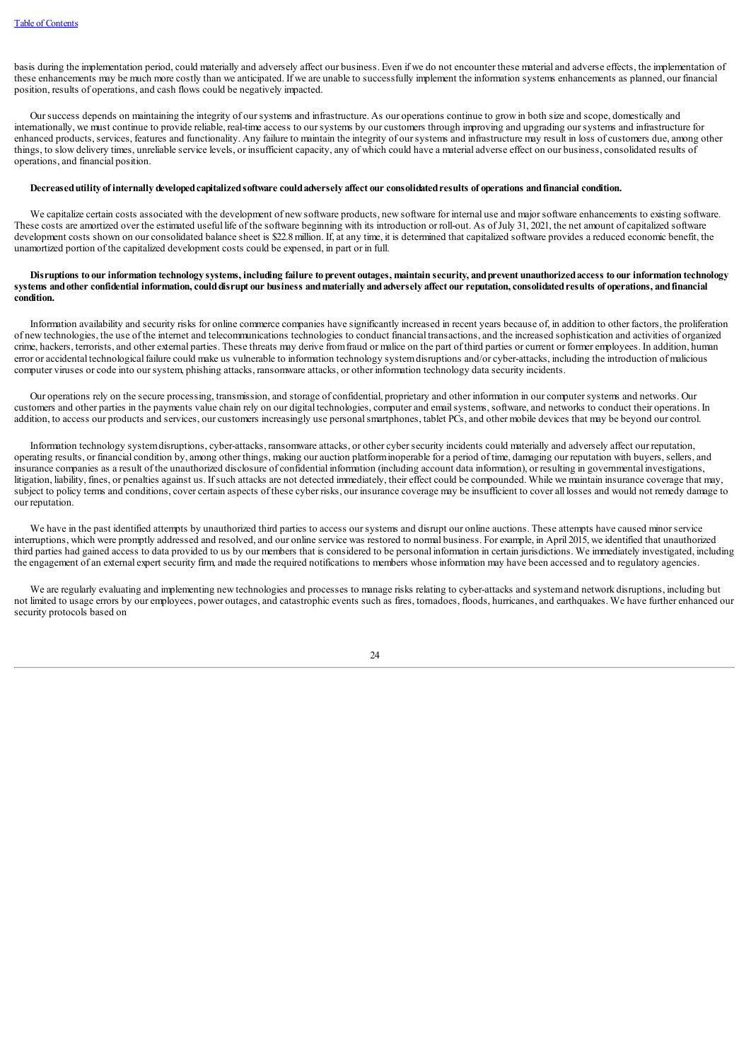basis during the implementation period, could materially and adversely affect our business. Even if we do not encounter these material and adverse effects, the implementation of these enhancements may be much more costly than we anticipated. If we are unable to successfully implement the information systems enhancements as planned, our financial position, results of operations, and cash flows could be negatively impacted.

Our success depends on maintaining the integrity of our systems and infrastructure. As our operations continue to grow in both size and scope, domestically and internationally, we must continue to provide reliable, real-time access to our systems by our customers through improving and upgrading our systems and infrastructure for enhanced products, services, features and functionality. Any failure to maintain the integrity of our systems and infrastructure may result in loss of customers due, among other things, to slow delivery times, unreliable service levels, or insufficient capacity, any of which could have a material adverse effect on our business, consolidated results of operations, and financial position.

**Decreased utility of internally developed capitalized software could adversely affect our consolidated results of operations and financial condition.**

We capitalize certain costs associated with the development of new software products, new software for internal use and major software enhancements to existing software. These costs are amortized over the estimated useful life of the software beginning with its introduction or roll-out. As of July 31, 2021, the net amount of capitalized software development costs shown on our consolidated balance sheet is $22.8 million. If, at any time, it is determined that capitalized software provides a reduced economic benefit, the unamortized portion of the capitalized development costs could be expensed, in part or in full.

**Disruptions to our information technology systems, including failure to prevent outages, maintain security, and prevent unauthorized access to our information technology systems and other confidential information, could disrupt our business and materially and adversely affect our reputation, consolidated results of operations, and financial condition.**

Information availability and security risks for online commerce companies have significantly increased in recent years because of, in addition to other factors, the proliferation of new technologies, the use of the internet and telecommunications technologies to conduct financial transactions, and the increased sophistication and activities of organized crime, hackers, terrorists, and other external parties. These threats may derive from fraud or malice on the part of third parties or current or former employees. In addition, human error or accidental technological failure could make us vulnerable to information technology system disruptions and/or cyber-attacks, including the introduction of malicious computer viruses or code into our system, phishing attacks, ransomware attacks, or other information technology data security incidents.

Our operations rely on the secure processing, transmission, and storage of confidential, proprietary and other information in our computer systems and networks. Our customers and other parties in the payments value chain rely on our digital technologies, computer and email systems, software, and networks to conduct their operations. In addition, to access our products and services, our customers increasingly use personal smartphones, tablet PCs, and other mobile devices that may be beyond our control.

Information technology system disruptions, cyber-attacks, ransomware attacks, or other cyber security incidents could materially and adversely affect our reputation, operating results, or financial condition by, among other things, making our auction platform inoperable for a period of time, damaging our reputation with buyers, sellers, and insurance companies as a result of the unauthorized disclosure of confidential information (including account data information), or resulting in governmental investigations, litigation, liability, fines, or penalties against us. If such attacks are not detected immediately, their effect could be compounded. While we maintain insurance coverage that may, subject to policy terms and conditions, cover certain aspects of these cyber risks, our insurance coverage may be insufficient to cover all losses and would not remedy damage to our reputation.

We have in the past identified attempts by unauthorized third parties to access our systems and disrupt our online auctions. These attempts have caused minor service interruptions, which were promptly addressed and resolved, and our online service was restored to normal business. For example, in April 2015, we identified that unauthorized third parties had gained access to data provided to us by our members that is considered to be personal information in certain jurisdictions. We immediately investigated, including the engagement of an external expert security firm, and made the required notifications to members whose information may have been accessed and to regulatory agencies.

We are regularly evaluating and implementing new technologies and processes to manage risks relating to cyber-attacks and system and network disruptions, including but not limited to usage errors by our employees, power outages, and catastrophic events such as fires, tornadoes, floods, hurricanes, and earthquakes. We have further enhanced our security protocols based on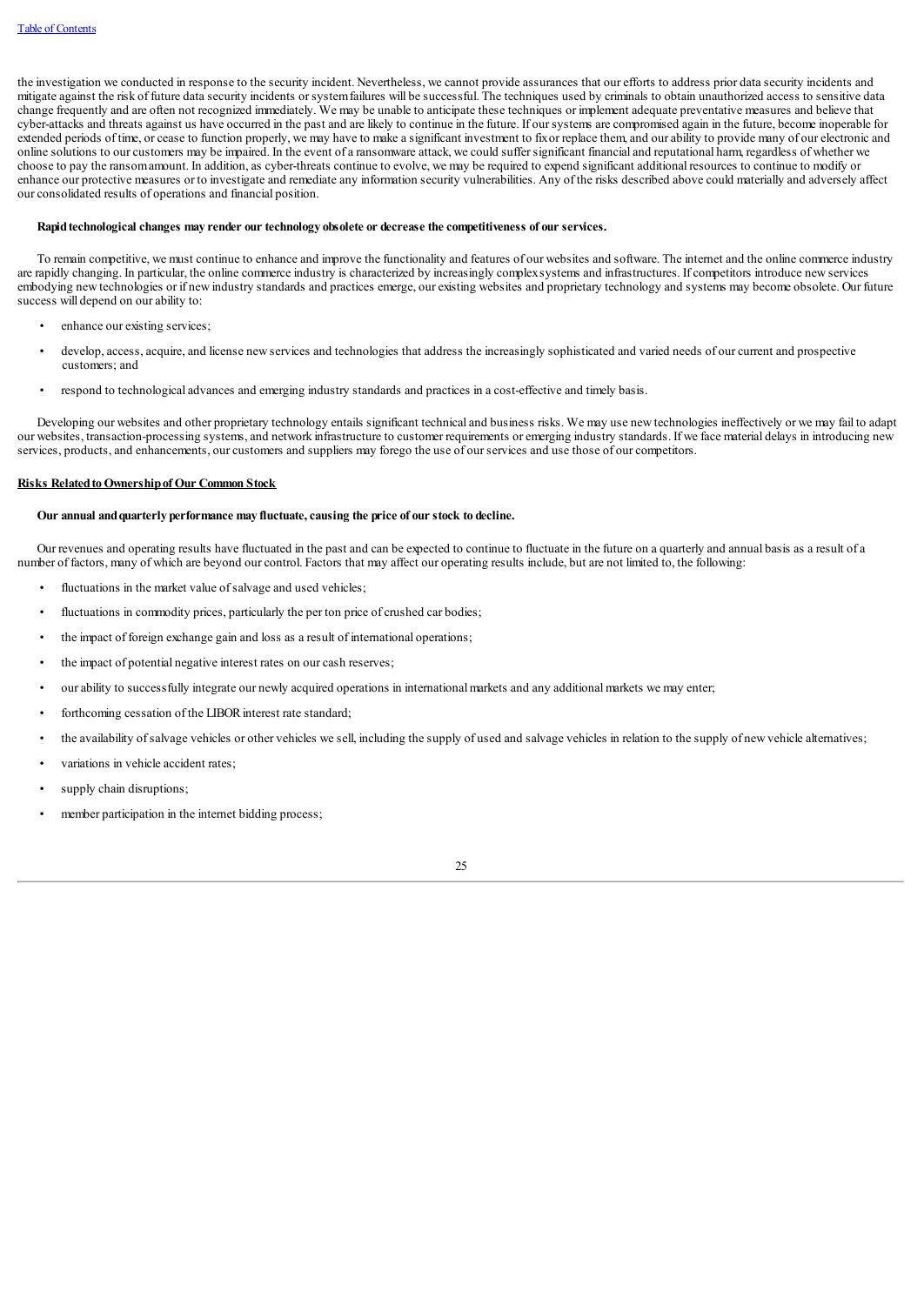the investigation we conducted in response to the security incident. Nevertheless, we cannot provide assurances that our efforts to address prior data security incidents and mitigate against the risk of future data security incidents or system failures will be successful. The techniques used by criminals to obtain unauthorized access to sensitive data change frequently and are often not recognized immediately. We may be unable to anticipate these techniques or implement adequate preventative measures and believe that cyber-attacks and threats against us have occurred in the past and are likely to continue in the future. If our systems are compromised again in the future, become inoperable for extended periods of time, or cease to function properly, we may have to make a significant investment to fix or replace them, and our ability to provide many of our electronic and online solutions to our customers may be impaired. In the event of a ransomware attack, we could suffer significant financial and reputational harm, regardless of whether we choose to pay the ransom amount. In addition, as cyber-threats continue to evolve, we may be required to expend significant additional resources to continue to modify or enhance our protective measures or to investigate and remediate any information security vulnerabilities. Any of the risks described above could materially and adversely affect our consolidated results of operations and financial position.

**Rapid technological changes may render our technology obsolete or decrease the competitiveness of our services.**

To remain competitive, we must continue to enhance and improve the functionality and features of our websites and software. The internet and the online commerce industry are rapidly changing. In particular, the online commerce industry is characterized by increasingly complex systems and infrastructures. If competitors introduce new services embodying new technologies or if new industry standards and practices emerge, our existing websites and proprietary technology and systems may become obsolete. Our future success will depend on our ability to:

- enhance our existing services;
- develop, access, acquire, and license new services and technologies that address the increasingly sophisticated and varied needs of our current and prospective customers; and
- respond to technological advances and emerging industry standards and practices in a cost-effective and timely basis.

Developing our websites and other proprietary technology entails significant technical and business risks. We may use new technologies ineffectively or we may fail to adapt our websites, transaction-processing systems, and network infrastructure to customer requirements or emerging industry standards. If we face material delays in introducing new services, products, and enhancements, our customers and suppliers may forego the use of our services and use those of our competitors.

## Risks Related to Ownership of Our Common Stock

**Our annual and quarterly performance may fluctuate, causing the price of our stock to decline.**

Our revenues and operating results have fluctuated in the past and can be expected to continue to fluctuate in the future on a quarterly and annual basis as a result of a number of factors, many of which are beyond our control. Factors that may affect our operating results include, but are not limited to, the following:

- fluctuations in the market value of salvage and used vehicles;
- fluctuations in commodity prices, particularly the per ton price of crushed car bodies;
- the impact of foreign exchange gain and loss as a result of international operations;
- the impact of potential negative interest rates on our cash reserves;
- our ability to successfully integrate our newly acquired operations in international markets and any additional markets we may enter;
- forthcoming cessation of the LIBOR interest rate standard;
- the availability of salvage vehicles or other vehicles we sell, including the supply of used and salvage vehicles in relation to the supply of new vehicle alternatives;
- variations in vehicle accident rates;
- supply chain disruptions;
- member participation in the internet bidding process;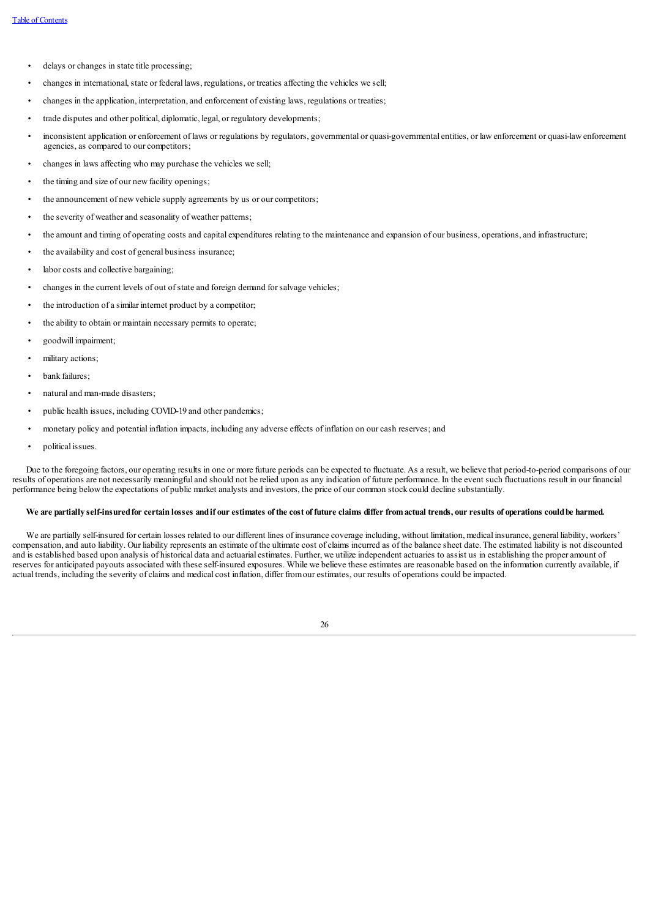- delays or changes in state title processing;
- changes in international, state or federal laws, regulations, or treaties affecting the vehicles we sell;
- changes in the application, interpretation, and enforcement of existing laws, regulations or treaties;
- trade disputes and other political, diplomatic, legal, or regulatory developments;
- inconsistent application or enforcement of laws or regulations by regulators, governmental or quasi-governmental entities, or law enforcement or quasi-law enforcement agencies, as compared to our competitors;
- changes in laws affecting who may purchase the vehicles we sell;
- the timing and size of our new facility openings;
- the announcement of new vehicle supply agreements by us or our competitors;
- the severity of weather and seasonality of weather patterns;
- the amount and timing of operating costs and capital expenditures relating to the maintenance and expansion of our business, operations, and infrastructure;
- the availability and cost of general business insurance;
- labor costs and collective bargaining;
- changes in the current levels of out of state and foreign demand for salvage vehicles;
- the introduction of a similar internet product by a competitor;
- the ability to obtain or maintain necessary permits to operate;
- goodwill impairment;
- military actions;
- bank failures;
- natural and man-made disasters;
- public health issues, including COVID-19 and other pandemics;
- monetary policy and potential inflation impacts, including any adverse effects of inflation on our cash reserves; and
- political issues.

Due to the foregoing factors, our operating results in one or more future periods can be expected to fluctuate. As a result, we believe that period-to-period comparisons of our results of operations are not necessarily meaningful and should not be relied upon as any indication of future performance. In the event such fluctuations result in our financial performance being below the expectations of public market analysts and investors, the price of our common stock could decline substantially.

**We are partially self-insured for certain losses and if our estimates of the cost of future claims differ from actual trends, our results of operations could be harmed.**

We are partially self-insured for certain losses related to our different lines of insurance coverage including, without limitation, medical insurance, general liability, workers' compensation, and auto liability. Our liability represents an estimate of the ultimate cost of claims incurred as of the balance sheet date. The estimated liability is not discounted and is established based upon analysis of historical data and actuarial estimates. Further, we utilize independent actuaries to assist us in establishing the proper amount of reserves for anticipated payouts associated with these self-insured exposures. While we believe these estimates are reasonable based on the information currently available, if actual trends, including the severity of claims and medical cost inflation, differ from our estimates, our results of operations could be impacted.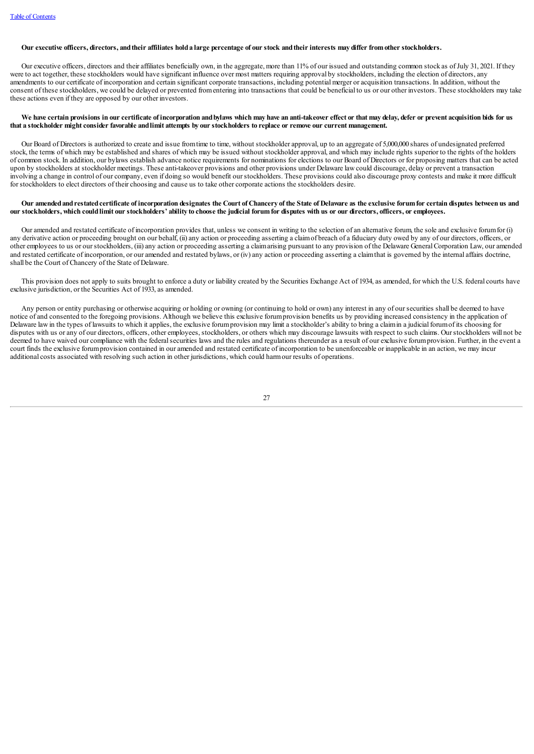**Our executive officers, directors, and their affiliates hold a large percentage of our stock and their interests may differ from other stockholders.**

Our executive officers, directors and their affiliates beneficially own, in the aggregate, more than 11% of our issued and outstanding common stock as of July 31, 2021. If they were to act together, these stockholders would have significant influence over most matters requiring approval by stockholders, including the election of directors, any amendments to our certificate of incorporation and certain significant corporate transactions, including potential merger or acquisition transactions. In addition, without the consent of these stockholders, we could be delayed or prevented from entering into transactions that could be beneficial to us or our other investors. These stockholders may take these actions even if they are opposed by our other investors.

**We have certain provisions in our certificate of incorporation and bylaws which may have an anti-takeover effect or that may delay, defer or prevent acquisition bids for us that a stockholder might consider favorable and limit attempts by our stockholders to replace or remove our current management.**

Our Board of Directors is authorized to create and issue from time to time, without stockholder approval, up to an aggregate of 5,000,000 shares of undesignated preferred stock, the terms of which may be established and shares of which may be issued without stockholder approval, and which may include rights superior to the rights of the holders of common stock. In addition, our bylaws establish advance notice requirements for nominations for elections to our Board of Directors or for proposing matters that can be acted upon by stockholders at stockholder meetings. These anti-takeover provisions and other provisions under Delaware law could discourage, delay or prevent a transaction involving a change in control of our company, even if doing so would benefit our stockholders. These provisions could also discourage proxy contests and make it more difficult for stockholders to elect directors of their choosing and cause us to take other corporate actions the stockholders desire.

**Our amended and restated certificate of incorporation designates the Court of Chancery of the State of Delaware as the exclusive forum for certain disputes between us and our stockholders, which could limit our stockholders' ability to choose the judicial forum for disputes with us or our directors, officers, or employees.**

Our amended and restated certificate of incorporation provides that, unless we consent in writing to the selection of an alternative forum, the sole and exclusive forum for (i) any derivative action or proceeding brought on our behalf, (ii) any action or proceeding asserting a claim of breach of a fiduciary duty owed by any of our directors, officers, or other employees to us or our stockholders, (iii) any action or proceeding asserting a claim arising pursuant to any provision of the Delaware General Corporation Law, our amended and restated certificate of incorporation, or our amended and restated bylaws, or (iv) any action or proceeding asserting a claim that is governed by the internal affairs doctrine, shall be the Court of Chancery of the State of Delaware.

This provision does not apply to suits brought to enforce a duty or liability created by the Securities Exchange Act of 1934, as amended, for which the U.S. federal courts have exclusive jurisdiction, or the Securities Act of 1933, as amended.

Any person or entity purchasing or otherwise acquiring or holding or owning (or continuing to hold or own) any interest in any of our securities shall be deemed to have notice of and consented to the foregoing provisions. Although we believe this exclusive forum provision benefits us by providing increased consistency in the application of Delaware law in the types of lawsuits to which it applies, the exclusive forum provision may limit a stockholder's ability to bring a claim in a judicial forum of its choosing for disputes with us or any of our directors, officers, other employees, stockholders, or others which may discourage lawsuits with respect to such claims. Our stockholders will not be deemed to have waived our compliance with the federal securities laws and the rules and regulations thereunder as a result of our exclusive forum provision. Further, in the event a court finds the exclusive forum provision contained in our amended and restated certificate of incorporation to be unenforceable or inapplicable in an action, we may incur additional costs associated with resolving such action in other jurisdictions, which could harm our results of operations.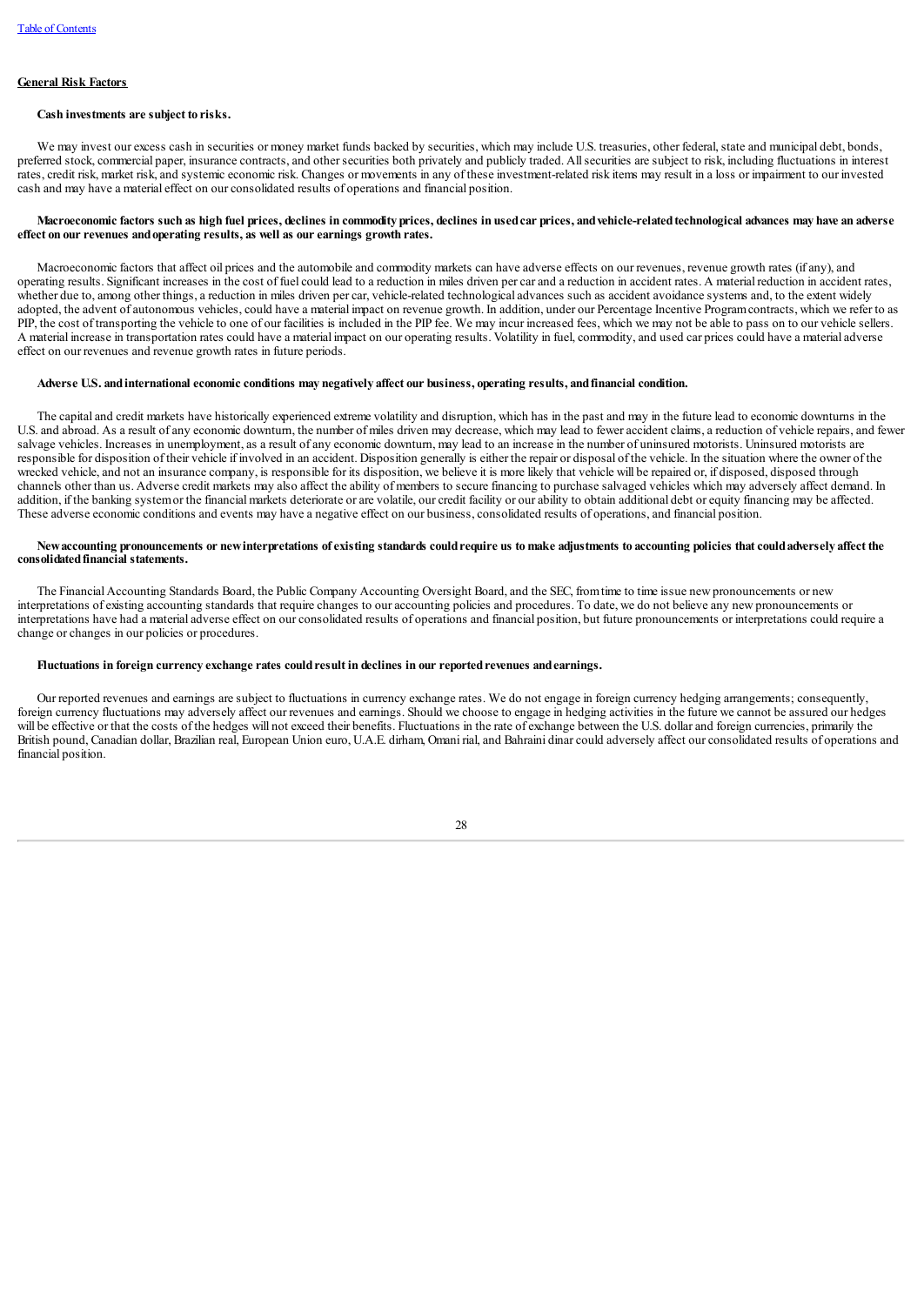**General Risk Factors**

**Cash investments are subject to risks.**

We may invest our excess cash in securities or money market funds backed by securities, which may include U.S. treasuries, other federal, state and municipal debt, bonds, preferred stock, commercial paper, insurance contracts, and other securities both privately and publicly traded. All securities are subject to risk, including fluctuations in interest rates, credit risk, market risk, and systemic economic risk. Changes or movements in any of these investment-related risk items may result in a loss or impairment to our invested cash and may have a material effect on our consolidated results of operations and financial position.

**Macroeconomic factors such as high fuel prices, declines in commodity prices, declines in used car prices, and vehicle-related technological advances may have an adverse effect on our revenues and operating results, as well as our earnings growth rates.**

Macroeconomic factors that affect oil prices and the automobile and commodity markets can have adverse effects on our revenues, revenue growth rates (if any), and operating results. Significant increases in the cost of fuel could lead to a reduction in miles driven per car and a reduction in accident rates. A material reduction in accident rates, whether due to, among other things, a reduction in miles driven per car, vehicle-related technological advances such as accident avoidance systems and, to the extent widely adopted, the advent of autonomous vehicles, could have a material impact on revenue growth. In addition, under our Percentage Incentive Program contracts, which we refer to as PIP, the cost of transporting the vehicle to one of our facilities is included in the PIP fee. We may incur increased fees, which we may not be able to pass on to our vehicle sellers. A material increase in transportation rates could have a material impact on our operating results. Volatility in fuel, commodity, and used car prices could have a material adverse effect on our revenues and revenue growth rates in future periods.

**Adverse U.S. and international economic conditions may negatively affect our business, operating results, and financial condition.**

The capital and credit markets have historically experienced extreme volatility and disruption, which has in the past and may in the future lead to economic downturns in the U.S. and abroad. As a result of any economic downturn, the number of miles driven may decrease, which may lead to fewer accident claims, a reduction of vehicle repairs, and fewer salvage vehicles. Increases in unemployment, as a result of any economic downturn, may lead to an increase in the number of uninsured motorists. Uninsured motorists are responsible for disposition of their vehicle if involved in an accident. Disposition generally is either the repair or disposal of the vehicle. In the situation where the owner of the wrecked vehicle, and not an insurance company, is responsible for its disposition, we believe it is more likely that vehicle will be repaired or, if disposed, disposed through channels other than us. Adverse credit markets may also affect the ability of members to secure financing to purchase salvaged vehicles which may adversely affect demand. In addition, if the banking system or the financial markets deteriorate or are volatile, our credit facility or our ability to obtain additional debt or equity financing may be affected. These adverse economic conditions and events may have a negative effect on our business, consolidated results of operations, and financial position.

**New accounting pronouncements or new interpretations of existing standards could require us to make adjustments to accounting policies that could adversely affect the consolidated financial statements.**

The Financial Accounting Standards Board, the Public Company Accounting Oversight Board, and the SEC, from time to time issue new pronouncements or new interpretations of existing accounting standards that require changes to our accounting policies and procedures. To date, we do not believe any new pronouncements or interpretations have had a material adverse effect on our consolidated results of operations and financial position, but future pronouncements or interpretations could require a change or changes in our policies or procedures.

**Fluctuations in foreign currency exchange rates could result in declines in our reported revenues and earnings.**

Our reported revenues and earnings are subject to fluctuations in currency exchange rates. We do not engage in foreign currency hedging arrangements; consequently, foreign currency fluctuations may adversely affect our revenues and earnings. Should we choose to engage in hedging activities in the future we cannot be assured our hedges will be effective or that the costs of the hedges will not exceed their benefits. Fluctuations in the rate of exchange between the U.S. dollar and foreign currencies, primarily the British pound, Canadian dollar, Brazilian real, European Union euro, U.A.E. dirham, Omani rial, and Bahraini dinar could adversely affect our consolidated results of operations and financial position.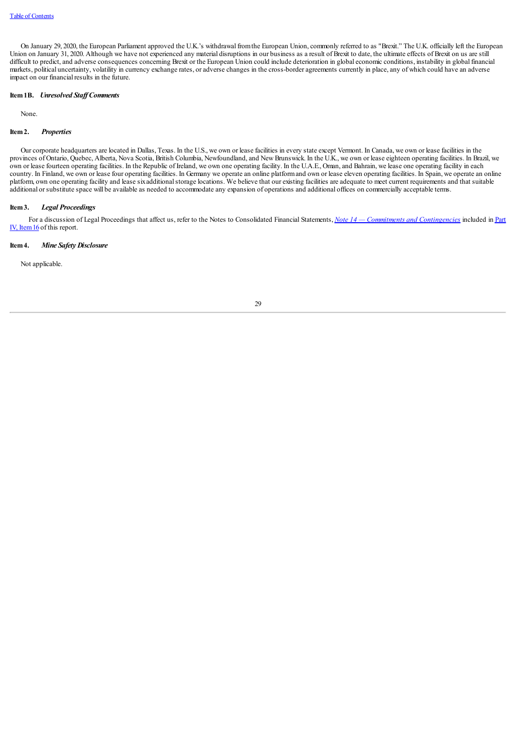On January 29, 2020, the European Parliament approved the U.K.'s withdrawal from the European Union, commonly referred to as "Brexit." The U.K. officially left the European Union on January 31, 2020. Although we have not experienced any material disruptions in our business as a result of Brexit to date, the ultimate effects of Brexit on us are still difficult to predict, and adverse consequences concerning Brexit or the European Union could include deterioration in global economic conditions, instability in global financial markets, political uncertainty, volatility in currency exchange rates, or adverse changes in the cross-border agreements currently in place, any of which could have an adverse impact on our financial results in the future.

**Item 1B.** ***Unresolved Staff Comments***

None.

**Item 2.** ***Properties***

Our corporate headquarters are located in Dallas, Texas. In the U.S., we own or lease facilities in every state except Vermont. In Canada, we own or lease facilities in the provinces of Ontario, Quebec, Alberta, Nova Scotia, British Columbia, Newfoundland, and New Brunswick. In the U.K., we own or lease eighteen operating facilities. In Brazil, we own or lease fourteen operating facilities. In the Republic of Ireland, we own one operating facility. In the U.A.E., Oman, and Bahrain, we lease one operating facility in each country. In Finland, we own or lease four operating facilities. In Germany we operate an online platform and own or lease eleven operating facilities. In Spain, we operate an online platform, own one operating facility and lease six additional storage locations. We believe that our existing facilities are adequate to meet current requirements and that suitable additional or substitute space will be available as needed to accommodate any expansion of operations and additional offices on commercially acceptable terms.

**Item 3.** ***Legal Proceedings***

For a discussion of Legal Proceedings that affect us, refer to the Notes to Consolidated Financial Statements, *Note 14 — Commitments and Contingencies* included in Part IV, Item 16 of this report.

**Item 4.** ***Mine Safety Disclosure***

Not applicable.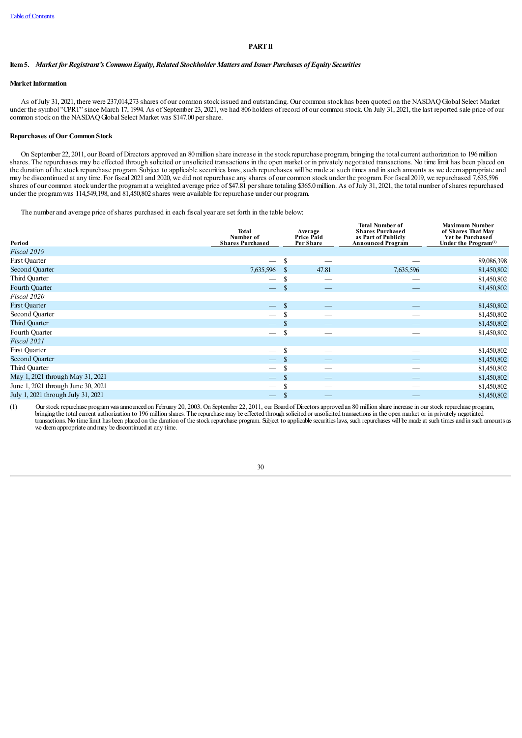## PART II

### Item 5. *Market for Registrant's Common Equity, Related Stockholder Matters and Issuer Purchases of Equity Securities*

**Market Information**

As of July 31, 2021, there were 237,014,273 shares of our common stock issued and outstanding. Our common stock has been quoted on the NASDAQ Global Select Market under the symbol "CPRT" since March 17, 1994. As of September 23, 2021, we had 806 holders of record of our common stock. On July 31, 2021, the last reported sale price of our common stock on the NASDAQ Global Select Market was $147.00 per share.

**Repurchases of Our Common Stock**

On September 22, 2011, our Board of Directors approved an 80 million share increase in the stock repurchase program, bringing the total current authorization to 196 million shares. The repurchases may be effected through solicited or unsolicited transactions in the open market or in privately negotiated transactions. No time limit has been placed on the duration of the stock repurchase program. Subject to applicable securities laws, such repurchases will be made at such times and in such amounts as we deem appropriate and may be discontinued at any time. For fiscal 2021 and 2020, we did not repurchase any shares of our common stock under the program. For fiscal 2019, we repurchased 7,635,596 shares of our common stock under the program at a weighted average price of $47.81 per share totaling $365.0 million. As of July 31, 2021, the total number of shares repurchased under the program was 114,549,198, and 81,450,802 shares were available for repurchase under our program.

The number and average price of shares purchased in each fiscal year are set forth in the table below:

| Period | Total Number of Shares Purchased | Average Price Paid Per Share | Total Number of Shares Purchased as Part of Publicly Announced Program | Maximum Number of Shares That May Yet be Purchased Under the Program[1] |
|---|---|---|---|---|
| *Fiscal 2019* | | | | |
| First Quarter | — | $ — | — | 89,086,398 |
| Second Quarter | 7,635,596 | $ 47.81 | 7,635,596 | 81,450,802 |
| Third Quarter | — | $ — | — | 81,450,802 |
| Fourth Quarter | — | $ — | — | 81,450,802 |
| *Fiscal 2020* | | | | |
| First Quarter | — | $ — | — | 81,450,802 |
| Second Quarter | — | $ — | — | 81,450,802 |
| Third Quarter | — | $ — | — | 81,450,802 |
| Fourth Quarter | — | $ — | — | 81,450,802 |
| *Fiscal 2021* | | | | |
| First Quarter | — | $ — | — | 81,450,802 |
| Second Quarter | — | $ — | — | 81,450,802 |
| Third Quarter | — | $ — | — | 81,450,802 |
| May 1, 2021 through May 31, 2021 | — | $ — | — | 81,450,802 |
| June 1, 2021 through June 30, 2021 | — | $ — | — | 81,450,802 |
| July 1, 2021 through July 31, 2021 | — | $ — | — | 81,450,802 |

(1) Our stock repurchase program was announced on February 20, 2003. On September 22, 2011, our Board of Directors approved an 80 million share increase in our stock repurchase program, bringing the total current authorization to 196 million shares. The repurchase may be effected through solicited or unsolicited transactions in the open market or in privately negotiated transactions. No time limit has been placed on the duration of the stock repurchase program. Subject to applicable securities laws, such repurchases will be made at such times and in such amounts as we deem appropriate and may be discontinued at any time.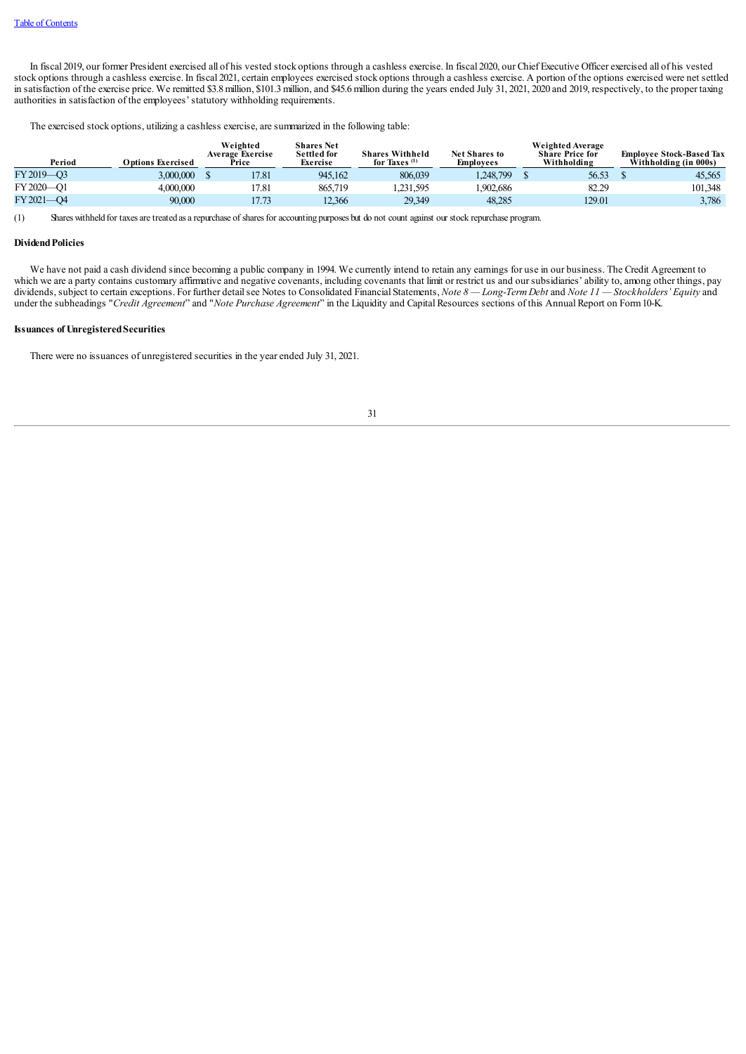In fiscal 2019, our former President exercised all of his vested stock options through a cashless exercise. In fiscal 2020, our Chief Executive Officer exercised all of his vested stock options through a cashless exercise. In fiscal 2021, certain employees exercised stock options through a cashless exercise. A portion of the options exercised were net settled in satisfaction of the exercise price. We remitted $3.8 million, $101.3 million, and $45.6 million during the years ended July 31, 2021, 2020 and 2019, respectively, to the proper taxing authorities in satisfaction of the employees' statutory withholding requirements.

The exercised stock options, utilizing a cashless exercise, are summarized in the following table:

| Period | Options Exercised | Weighted Average Exercise Price | Shares Net Settled for Exercise | Shares Withheld for Taxes [1] | Net Shares to Employees | Weighted Average Share Price for Withholding | Employee Stock-Based Tax Withholding (in 000s) |
|---|---|---|---|---|---|---|---|
| FY 2019—Q3 | 3,000,000 | $ 17.81 | 945,162 | 806,039 | 1,248,799 | $ 56.53 | $ 45,565 |
| FY 2020—Q1 | 4,000,000 | 17.81 | 865,719 | 1,231,595 | 1,902,686 | 82.29 | 101,348 |
| FY 2021—Q4 | 90,000 | 17.73 | 12,366 | 29,349 | 48,285 | 129.01 | 3,786 |

(1) Shares withheld for taxes are treated as a repurchase of shares for accounting purposes but do not count against our stock repurchase program.

## Dividend Policies

We have not paid a cash dividend since becoming a public company in 1994. We currently intend to retain any earnings for use in our business. The Credit Agreement to which we are a party contains customary affirmative and negative covenants, including covenants that limit or restrict us and our subsidiaries' ability to, among other things, pay dividends, subject to certain exceptions. For further detail see Notes to Consolidated Financial Statements, *Note 8 — Long-Term Debt* and *Note 11 — Stockholders' Equity* and under the subheadings "*Credit Agreement*" and "*Note Purchase Agreement*" in the Liquidity and Capital Resources sections of this Annual Report on Form 10-K.

## Issuances of Unregistered Securities

There were no issuances of unregistered securities in the year ended July 31, 2021.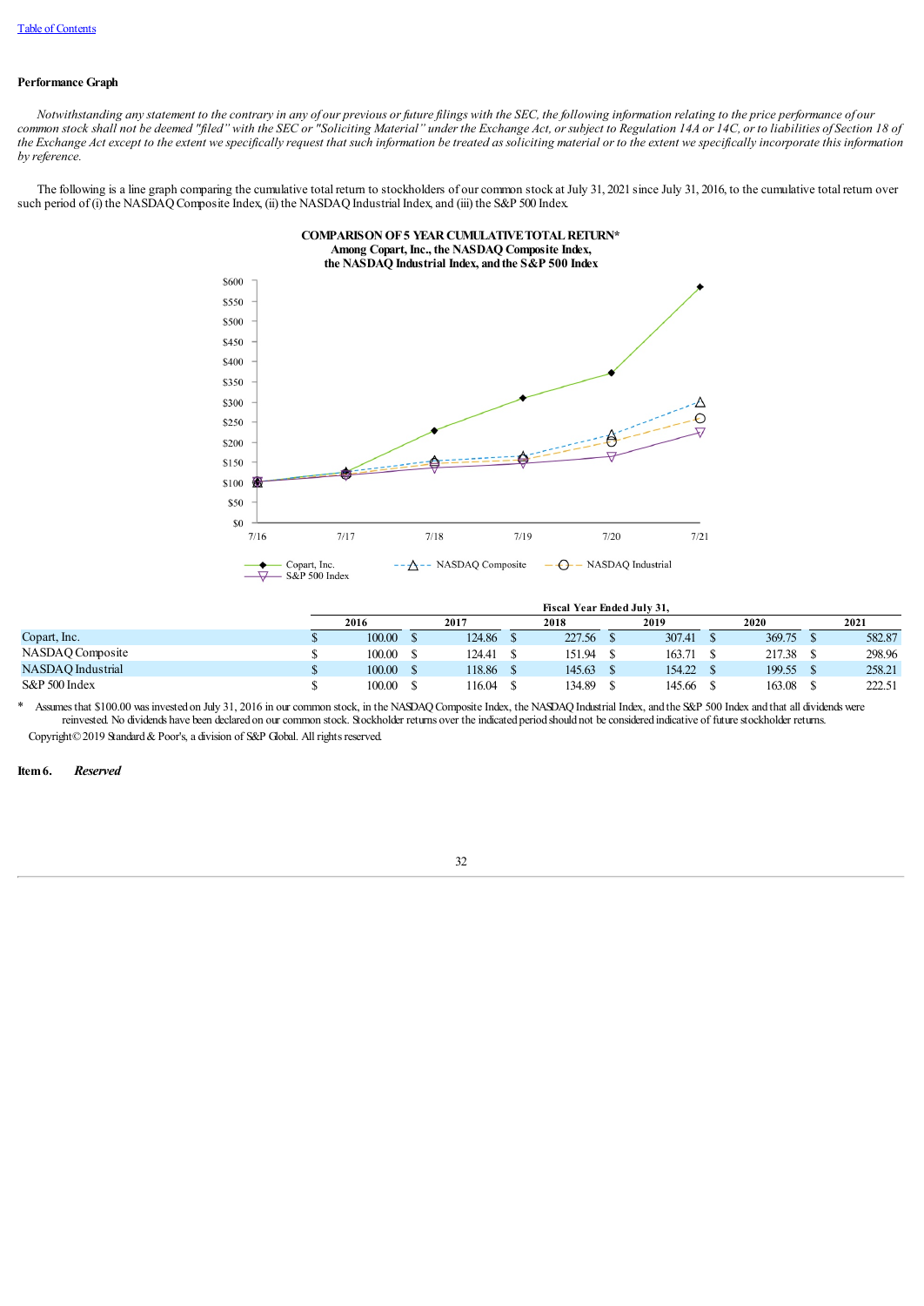[Table of Contents](#)

**Performance Graph**

*Notwithstanding any statement to the contrary in any of our previous or future filings with the SEC, the following information relating to the price performance of our common stock shall not be deemed "filed" with the SEC or "Soliciting Material" under the Exchange Act, or subject to Regulation 14A or 14C, or to liabilities of Section 18 of the Exchange Act except to the extent we specifically request that such information be treated as soliciting material or to the extent we specifically incorporate this information by reference.*

The following is a line graph comparing the cumulative total return to stockholders of our common stock at July 31, 2021 since July 31, 2016, to the cumulative total return over such period of (i) the NASDAQ Composite Index, (ii) the NASDAQ Industrial Index, and (iii) the S&P 500 Index.

**COMPARISON OF 5 YEAR CUMULATIVE TOTAL RETURN***
**Among Copart, Inc., the NASDAQ Composite Index,**
**the NASDAQ Industrial Index, and the S&P 500 Index**

| | Fiscal Year Ended July 31, | | | | | |
|---|---|---|---|---|---|---|
| | 2016 | 2017 | 2018 | 2019 | 2020 | 2021 |
| Copart, Inc. | $ 100.00 | $ 124.86 | $ 227.56 | $ 307.41 | $ 369.75 | $ 582.87 |
| NASDAQ Composite | $ 100.00 | $ 124.41 | $ 151.94 | $ 163.71 | $ 217.38 | $ 298.96 |
| NASDAQ Industrial | $ 100.00 | $ 118.86 | $ 145.63 | $ 154.22 | $ 199.55 | $ 258.21 |
| S&P 500 Index | $ 100.00 | $ 116.04 | $ 134.89 | $ 145.66 | $ 163.08 | $ 222.51 |

\* Assumes that $100.00 was invested on July 31, 2016 in our common stock, in the NASDAQ Composite Index, the NASDAQ Industrial Index, and the S&P 500 Index and that all dividends were reinvested. No dividends have been declared on our common stock. Stockholder returns over the indicated period should not be considered indicative of future stockholder returns.

Copyright© 2019 Standard & Poor's, a division of S&P Global. All rights reserved.

**Item 6.** ***Reserved***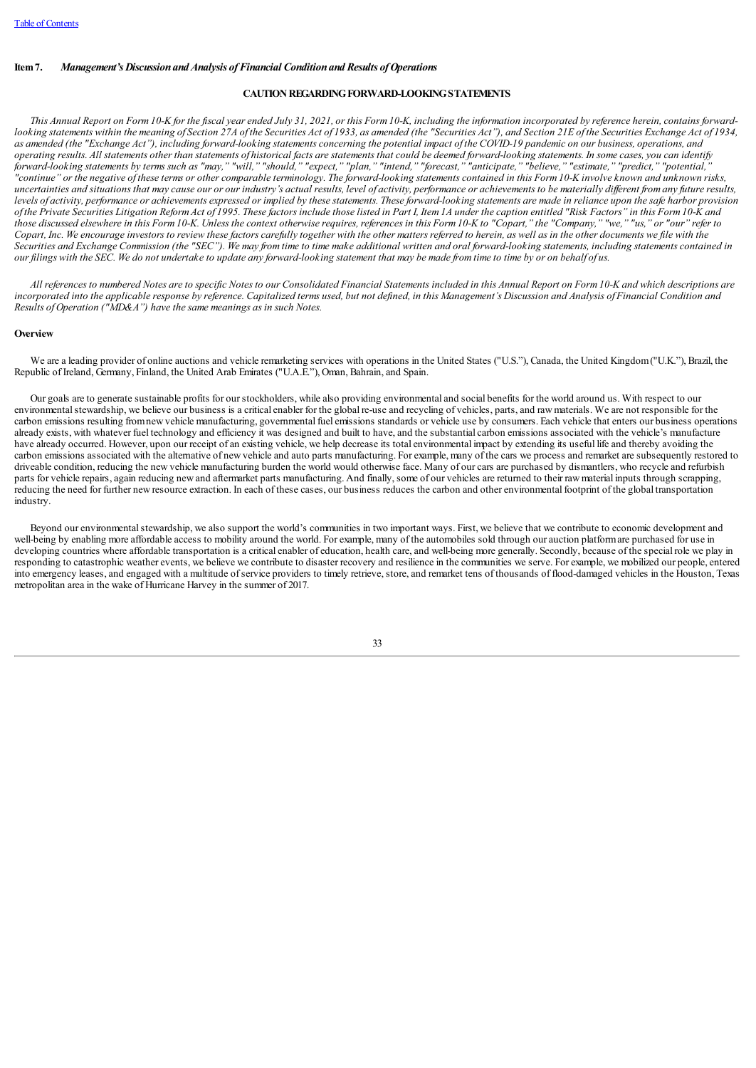# Item 7. *Management's Discussion and Analysis of Financial Condition and Results of Operations*

**CAUTION REGARDING FORWARD-LOOKING STATEMENTS**

*This Annual Report on Form 10-K for the fiscal year ended July 31, 2021, or this Form 10-K, including the information incorporated by reference herein, contains forward-looking statements within the meaning of Section 27A of the Securities Act of 1933, as amended (the "Securities Act"), and Section 21E of the Securities Exchange Act of 1934, as amended (the "Exchange Act"), including forward-looking statements concerning the potential impact of the COVID-19 pandemic on our business, operations, and operating results. All statements other than statements of historical facts are statements that could be deemed forward-looking statements. In some cases, you can identify forward-looking statements by terms such as "may," "will," "should," "expect," "plan," "intend," "forecast," "anticipate," "believe," "estimate," "predict," "potential," "continue" or the negative of these terms or other comparable terminology. The forward-looking statements contained in this Form 10-K involve known and unknown risks, uncertainties and situations that may cause our or our industry's actual results, level of activity, performance or achievements to be materially different from any future results, levels of activity, performance or achievements expressed or implied by these statements. These forward-looking statements are made in reliance upon the safe harbor provision of the Private Securities Litigation Reform Act of 1995. These factors include those listed in Part I, Item 1A under the caption entitled "Risk Factors" in this Form 10-K and those discussed elsewhere in this Form 10-K. Unless the context otherwise requires, references in this Form 10-K to "Copart," the "Company," "we," "us," or "our" refer to Copart, Inc. We encourage investors to review these factors carefully together with the other matters referred to herein, as well as in the other documents we file with the Securities and Exchange Commission (the "SEC"). We may from time to time make additional written and oral forward-looking statements, including statements contained in our filings with the SEC. We do not undertake to update any forward-looking statement that may be made from time to time by or on behalf of us.*

*All references to numbered Notes are to specific Notes to our Consolidated Financial Statements included in this Annual Report on Form 10-K and which descriptions are incorporated into the applicable response by reference. Capitalized terms used, but not defined, in this Management's Discussion and Analysis of Financial Condition and Results of Operation ("MD&A") have the same meanings as in such Notes.*

## Overview

We are a leading provider of online auctions and vehicle remarketing services with operations in the United States ("U.S."), Canada, the United Kingdom ("U.K."), Brazil, the Republic of Ireland, Germany, Finland, the United Arab Emirates ("U.A.E."), Oman, Bahrain, and Spain.

Our goals are to generate sustainable profits for our stockholders, while also providing environmental and social benefits for the world around us. With respect to our environmental stewardship, we believe our business is a critical enabler for the global re-use and recycling of vehicles, parts, and raw materials. We are not responsible for the carbon emissions resulting from new vehicle manufacturing, governmental fuel emissions standards or vehicle use by consumers. Each vehicle that enters our business operations already exists, with whatever fuel technology and efficiency it was designed and built to have, and the substantial carbon emissions associated with the vehicle's manufacture have already occurred. However, upon our receipt of an existing vehicle, we help decrease its total environmental impact by extending its useful life and thereby avoiding the carbon emissions associated with the alternative of new vehicle and auto parts manufacturing. For example, many of the cars we process and remarket are subsequently restored to driveable condition, reducing the new vehicle manufacturing burden the world would otherwise face. Many of our cars are purchased by dismantlers, who recycle and refurbish parts for vehicle repairs, again reducing new and aftermarket parts manufacturing. And finally, some of our vehicles are returned to their raw material inputs through scrapping, reducing the need for further new resource extraction. In each of these cases, our business reduces the carbon and other environmental footprint of the global transportation industry.

Beyond our environmental stewardship, we also support the world's communities in two important ways. First, we believe that we contribute to economic development and well-being by enabling more affordable access to mobility around the world. For example, many of the automobiles sold through our auction platform are purchased for use in developing countries where affordable transportation is a critical enabler of education, health care, and well-being more generally. Secondly, because of the special role we play in responding to catastrophic weather events, we believe we contribute to disaster recovery and resilience in the communities we serve. For example, we mobilized our people, entered into emergency leases, and engaged with a multitude of service providers to timely retrieve, store, and remarket tens of thousands of flood-damaged vehicles in the Houston, Texas metropolitan area in the wake of Hurricane Harvey in the summer of 2017.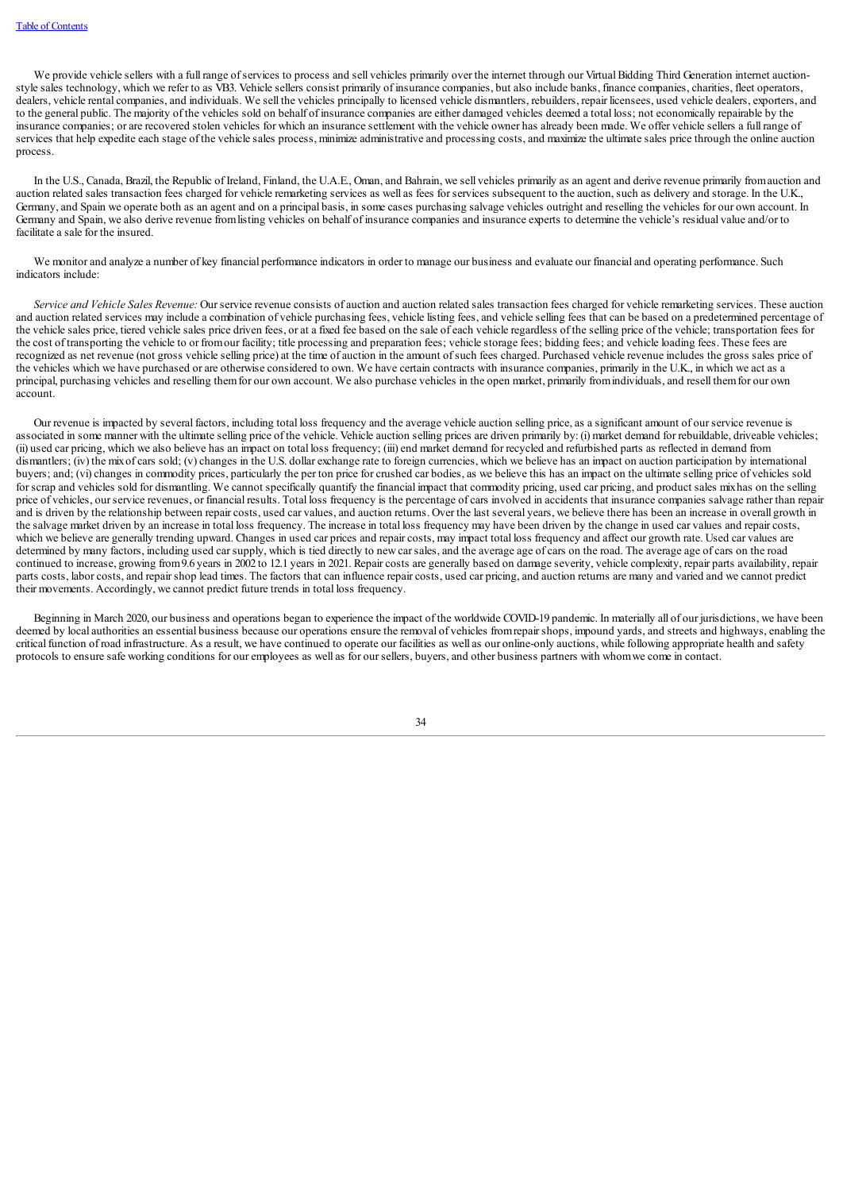We provide vehicle sellers with a full range of services to process and sell vehicles primarily over the internet through our Virtual Bidding Third Generation internet auction-style sales technology, which we refer to as VB3. Vehicle sellers consist primarily of insurance companies, but also include banks, finance companies, charities, fleet operators, dealers, vehicle rental companies, and individuals. We sell the vehicles principally to licensed vehicle dismantlers, rebuilders, repair licensees, used vehicle dealers, exporters, and to the general public. The majority of the vehicles sold on behalf of insurance companies are either damaged vehicles deemed a total loss; not economically repairable by the insurance companies; or are recovered stolen vehicles for which an insurance settlement with the vehicle owner has already been made. We offer vehicle sellers a full range of services that help expedite each stage of the vehicle sales process, minimize administrative and processing costs, and maximize the ultimate sales price through the online auction process.

In the U.S., Canada, Brazil, the Republic of Ireland, Finland, the U.A.E., Oman, and Bahrain, we sell vehicles primarily as an agent and derive revenue primarily from auction and auction related sales transaction fees charged for vehicle remarketing services as well as fees for services subsequent to the auction, such as delivery and storage. In the U.K., Germany, and Spain we operate both as an agent and on a principal basis, in some cases purchasing salvage vehicles outright and reselling the vehicles for our own account. In Germany and Spain, we also derive revenue from listing vehicles on behalf of insurance companies and insurance experts to determine the vehicle's residual value and/or to facilitate a sale for the insured.

We monitor and analyze a number of key financial performance indicators in order to manage our business and evaluate our financial and operating performance. Such indicators include:

*Service and Vehicle Sales Revenue:* Our service revenue consists of auction and auction related sales transaction fees charged for vehicle remarketing services. These auction and auction related services may include a combination of vehicle purchasing fees, vehicle listing fees, and vehicle selling fees that can be based on a predetermined percentage of the vehicle sales price, tiered vehicle sales price driven fees, or at a fixed fee based on the sale of each vehicle regardless of the selling price of the vehicle; transportation fees for the cost of transporting the vehicle to or from our facility; title processing and preparation fees; vehicle storage fees; bidding fees; and vehicle loading fees. These fees are recognized as net revenue (not gross vehicle selling price) at the time of auction in the amount of such fees charged. Purchased vehicle revenue includes the gross sales price of the vehicles which we have purchased or are otherwise considered to own. We have certain contracts with insurance companies, primarily in the U.K., in which we act as a principal, purchasing vehicles and reselling them for our own account. We also purchase vehicles in the open market, primarily from individuals, and resell them for our own account.

Our revenue is impacted by several factors, including total loss frequency and the average vehicle auction selling price, as a significant amount of our service revenue is associated in some manner with the ultimate selling price of the vehicle. Vehicle auction selling prices are driven primarily by: (i) market demand for rebuildable, driveable vehicles; (ii) used car pricing, which we also believe has an impact on total loss frequency; (iii) end market demand for recycled and refurbished parts as reflected in demand from dismantlers; (iv) the mix of cars sold; (v) changes in the U.S. dollar exchange rate to foreign currencies, which we believe has an impact on auction participation by international buyers; and; (vi) changes in commodity prices, particularly the per ton price for crushed car bodies, as we believe this has an impact on the ultimate selling price of vehicles sold for scrap and vehicles sold for dismantling. We cannot specifically quantify the financial impact that commodity pricing, used car pricing, and product sales mix has on the selling price of vehicles, our service revenues, or financial results. Total loss frequency is the percentage of cars involved in accidents that insurance companies salvage rather than repair and is driven by the relationship between repair costs, used car values, and auction returns. Over the last several years, we believe there has been an increase in overall growth in the salvage market driven by an increase in total loss frequency. The increase in total loss frequency may have been driven by the change in used car values and repair costs, which we believe are generally trending upward. Changes in used car prices and repair costs, may impact total loss frequency and affect our growth rate. Used car values are determined by many factors, including used car supply, which is tied directly to new car sales, and the average age of cars on the road. The average age of cars on the road continued to increase, growing from 9.6 years in 2002 to 12.1 years in 2021. Repair costs are generally based on damage severity, vehicle complexity, repair parts availability, repair parts costs, labor costs, and repair shop lead times. The factors that can influence repair costs, used car pricing, and auction returns are many and varied and we cannot predict their movements. Accordingly, we cannot predict future trends in total loss frequency.

Beginning in March 2020, our business and operations began to experience the impact of the worldwide COVID-19 pandemic. In materially all of our jurisdictions, we have been deemed by local authorities an essential business because our operations ensure the removal of vehicles from repair shops, impound yards, and streets and highways, enabling the critical function of road infrastructure. As a result, we have continued to operate our facilities as well as our online-only auctions, while following appropriate health and safety protocols to ensure safe working conditions for our employees as well as for our sellers, buyers, and other business partners with whom we come in contact.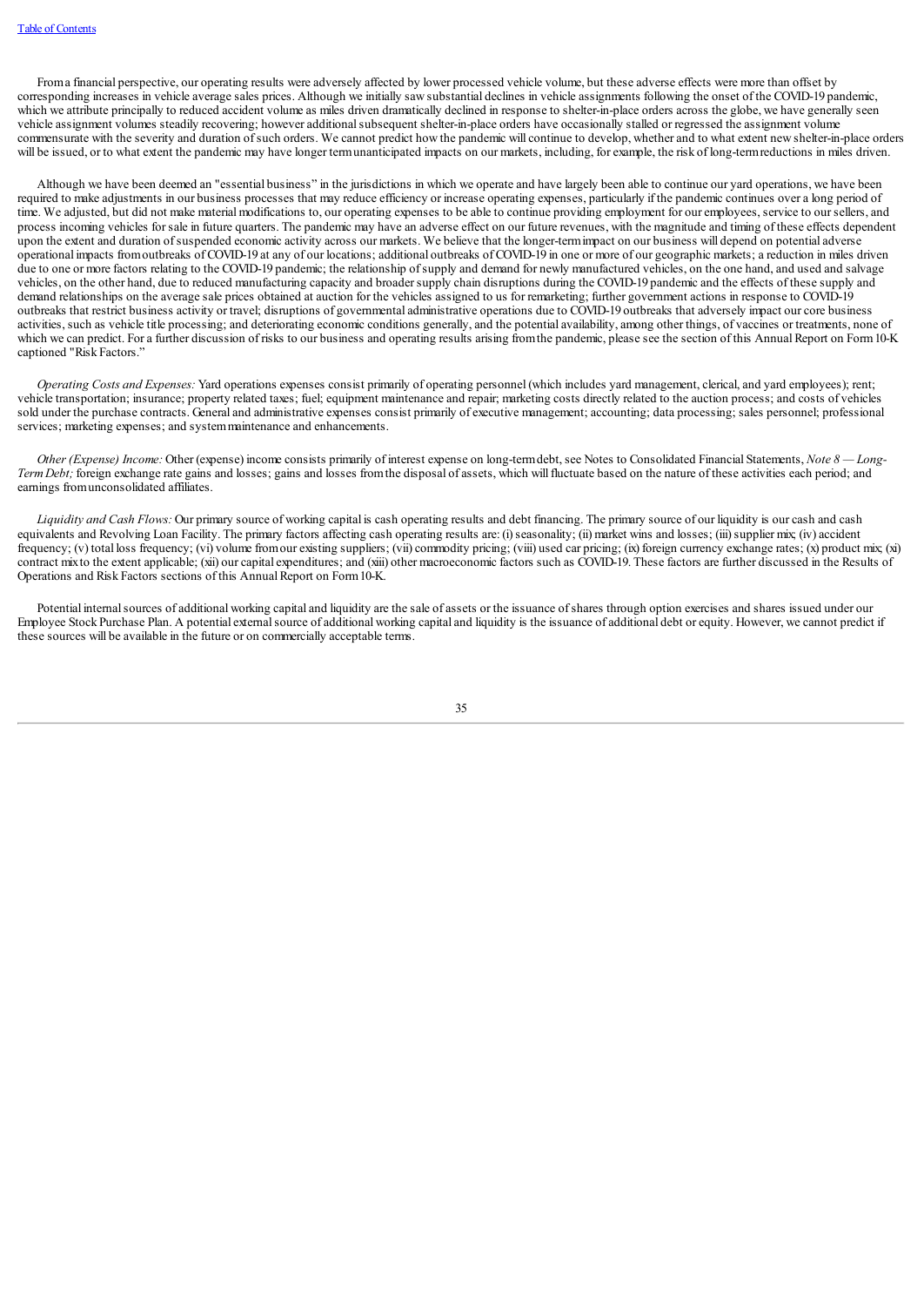From a financial perspective, our operating results were adversely affected by lower processed vehicle volume, but these adverse effects were more than offset by corresponding increases in vehicle average sales prices. Although we initially saw substantial declines in vehicle assignments following the onset of the COVID-19 pandemic, which we attribute principally to reduced accident volume as miles driven dramatically declined in response to shelter-in-place orders across the globe, we have generally seen vehicle assignment volumes steadily recovering; however additional subsequent shelter-in-place orders have occasionally stalled or regressed the assignment volume commensurate with the severity and duration of such orders. We cannot predict how the pandemic will continue to develop, whether and to what extent new shelter-in-place orders will be issued, or to what extent the pandemic may have longer term unanticipated impacts on our markets, including, for example, the risk of long-term reductions in miles driven.

Although we have been deemed an "essential business" in the jurisdictions in which we operate and have largely been able to continue our yard operations, we have been required to make adjustments in our business processes that may reduce efficiency or increase operating expenses, particularly if the pandemic continues over a long period of time. We adjusted, but did not make material modifications to, our operating expenses to be able to continue providing employment for our employees, service to our sellers, and process incoming vehicles for sale in future quarters. The pandemic may have an adverse effect on our future revenues, with the magnitude and timing of these effects dependent upon the extent and duration of suspended economic activity across our markets. We believe that the longer-term impact on our business will depend on potential adverse operational impacts from outbreaks of COVID-19 at any of our locations; additional outbreaks of COVID-19 in one or more of our geographic markets; a reduction in miles driven due to one or more factors relating to the COVID-19 pandemic; the relationship of supply and demand for newly manufactured vehicles, on the one hand, and used and salvage vehicles, on the other hand, due to reduced manufacturing capacity and broader supply chain disruptions during the COVID-19 pandemic and the effects of these supply and demand relationships on the average sale prices obtained at auction for the vehicles assigned to us for remarketing; further government actions in response to COVID-19 outbreaks that restrict business activity or travel; disruptions of governmental administrative operations due to COVID-19 outbreaks that adversely impact our core business activities, such as vehicle title processing; and deteriorating economic conditions generally, and the potential availability, among other things, of vaccines or treatments, none of which we can predict. For a further discussion of risks to our business and operating results arising from the pandemic, please see the section of this Annual Report on Form 10-K captioned "Risk Factors."

*Operating Costs and Expenses:* Yard operations expenses consist primarily of operating personnel (which includes yard management, clerical, and yard employees); rent; vehicle transportation; insurance; property related taxes; fuel; equipment maintenance and repair; marketing costs directly related to the auction process; and costs of vehicles sold under the purchase contracts. General and administrative expenses consist primarily of executive management; accounting; data processing; sales personnel; professional services; marketing expenses; and system maintenance and enhancements.

*Other (Expense) Income:* Other (expense) income consists primarily of interest expense on long-term debt, see Notes to Consolidated Financial Statements, *Note 8 — Long-Term Debt;* foreign exchange rate gains and losses; gains and losses from the disposal of assets, which will fluctuate based on the nature of these activities each period; and earnings from unconsolidated affiliates.

*Liquidity and Cash Flows:* Our primary source of working capital is cash operating results and debt financing. The primary source of our liquidity is our cash and cash equivalents and Revolving Loan Facility. The primary factors affecting cash operating results are: (i) seasonality; (ii) market wins and losses; (iii) supplier mix; (iv) accident frequency; (v) total loss frequency; (vi) volume from our existing suppliers; (vii) commodity pricing; (viii) used car pricing; (ix) foreign currency exchange rates; (x) product mix; (xi) contract mix to the extent applicable; (xii) our capital expenditures; and (xiii) other macroeconomic factors such as COVID-19. These factors are further discussed in the Results of Operations and Risk Factors sections of this Annual Report on Form 10-K.

Potential internal sources of additional working capital and liquidity are the sale of assets or the issuance of shares through option exercises and shares issued under our Employee Stock Purchase Plan. A potential external source of additional working capital and liquidity is the issuance of additional debt or equity. However, we cannot predict if these sources will be available in the future or on commercially acceptable terms.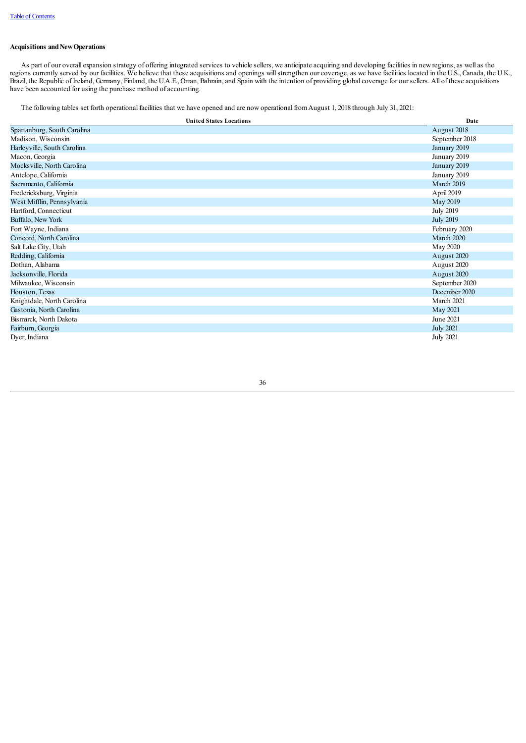**Acquisitions and New Operations**

As part of our overall expansion strategy of offering integrated services to vehicle sellers, we anticipate acquiring and developing facilities in new regions, as well as the regions currently served by our facilities. We believe that these acquisitions and openings will strengthen our coverage, as we have facilities located in the U.S., Canada, the U.K., Brazil, the Republic of Ireland, Germany, Finland, the U.A.E., Oman, Bahrain, and Spain with the intention of providing global coverage for our sellers. All of these acquisitions have been accounted for using the purchase method of accounting.

The following tables set forth operational facilities that we have opened and are now operational from August 1, 2018 through July 31, 2021:

| United States Locations | Date |
|---|---|
| Spartanburg, South Carolina | August 2018 |
| Madison, Wisconsin | September 2018 |
| Harleyville, South Carolina | January 2019 |
| Macon, Georgia | January 2019 |
| Mocksville, North Carolina | January 2019 |
| Antelope, California | January 2019 |
| Sacramento, California | March 2019 |
| Fredericksburg, Virginia | April 2019 |
| West Mifflin, Pennsylvania | May 2019 |
| Hartford, Connecticut | July 2019 |
| Buffalo, New York | July 2019 |
| Fort Wayne, Indiana | February 2020 |
| Concord, North Carolina | March 2020 |
| Salt Lake City, Utah | May 2020 |
| Redding, California | August 2020 |
| Dothan, Alabama | August 2020 |
| Jacksonville, Florida | August 2020 |
| Milwaukee, Wisconsin | September 2020 |
| Houston, Texas | December 2020 |
| Knightdale, North Carolina | March 2021 |
| Gastonia, North Carolina | May 2021 |
| Bismarck, North Dakota | June 2021 |
| Fairburn, Georgia | July 2021 |
| Dyer, Indiana | July 2021 |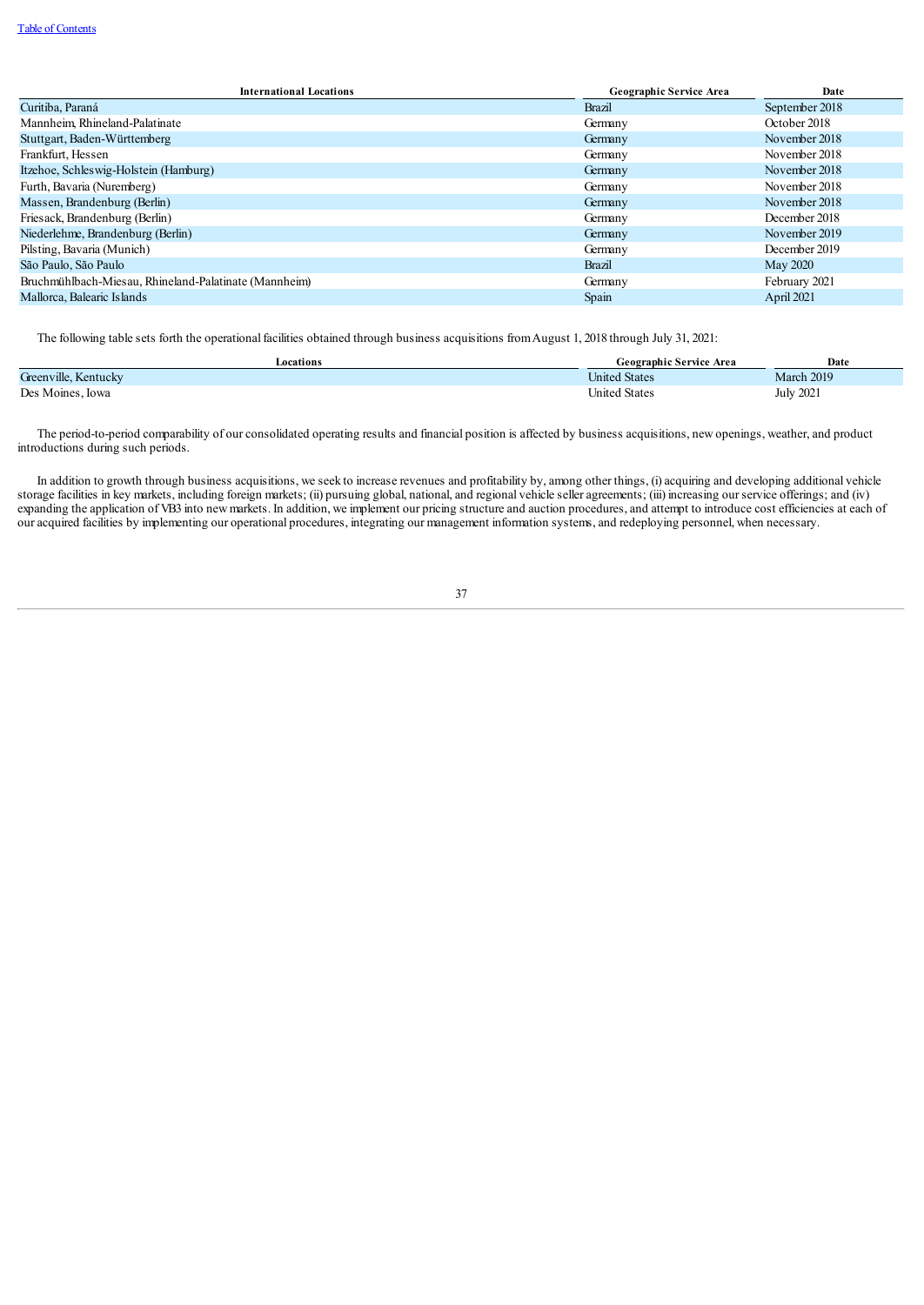| International Locations | Geographic Service Area | Date |
|---|---|---|
| Curitiba, Paraná | Brazil | September 2018 |
| Mannheim, Rhineland-Palatinate | Germany | October 2018 |
| Stuttgart, Baden-Württemberg | Germany | November 2018 |
| Frankfurt, Hessen | Germany | November 2018 |
| Itzehoe, Schleswig-Holstein (Hamburg) | Germany | November 2018 |
| Furth, Bavaria (Nuremberg) | Germany | November 2018 |
| Massen, Brandenburg (Berlin) | Germany | November 2018 |
| Friesack, Brandenburg (Berlin) | Germany | December 2018 |
| Niederlehme, Brandenburg (Berlin) | Germany | November 2019 |
| Pilsting, Bavaria (Munich) | Germany | December 2019 |
| São Paulo, São Paulo | Brazil | May 2020 |
| Bruchmühlbach-Miesau, Rhineland-Palatinate (Mannheim) | Germany | February 2021 |
| Mallorca, Balearic Islands | Spain | April 2021 |

The following table sets forth the operational facilities obtained through business acquisitions from August 1, 2018 through July 31, 2021:

| Locations | Geographic Service Area | Date |
|---|---|---|
| Greenville, Kentucky | United States | March 2019 |
| Des Moines, Iowa | United States | July 2021 |

The period-to-period comparability of our consolidated operating results and financial position is affected by business acquisitions, new openings, weather, and product introductions during such periods.

In addition to growth through business acquisitions, we seek to increase revenues and profitability by, among other things, (i) acquiring and developing additional vehicle storage facilities in key markets, including foreign markets; (ii) pursuing global, national, and regional vehicle seller agreements; (iii) increasing our service offerings; and (iv) expanding the application of VB3 into new markets. In addition, we implement our pricing structure and auction procedures, and attempt to introduce cost efficiencies at each of our acquired facilities by implementing our operational procedures, integrating our management information systems, and redeploying personnel, when necessary.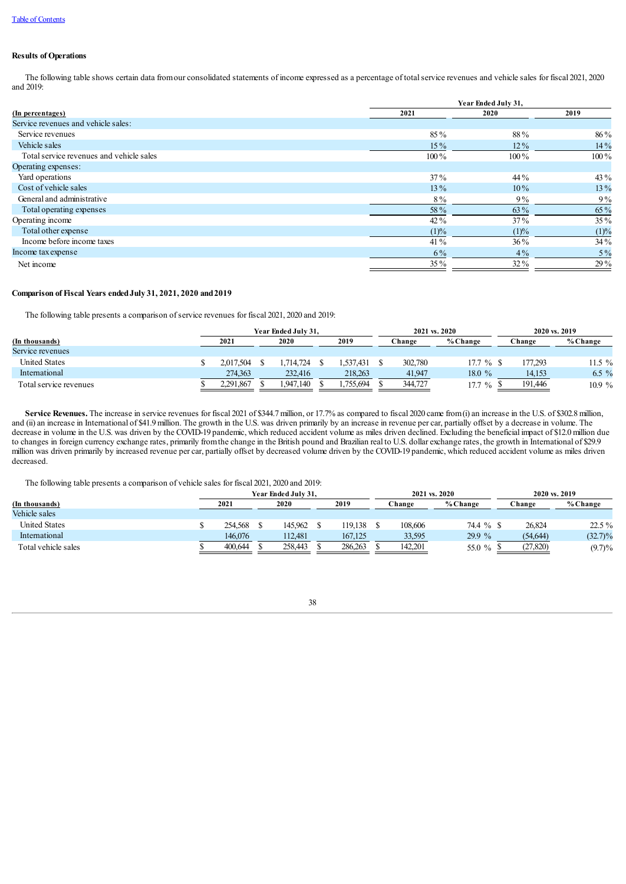## Results of Operations

The following table shows certain data from our consolidated statements of income expressed as a percentage of total service revenues and vehicle sales for fiscal 2021, 2020 and 2019:

| (In percentages) | Year Ended July 31, 2021 | 2020 | 2019 |
|---|---|---|---|
| Service revenues and vehicle sales: | | | |
| Service revenues | 85 % | 88 % | 86 % |
| Vehicle sales | 15 % | 12 % | 14 % |
| Total service revenues and vehicle sales | 100 % | 100 % | 100 % |
| Operating expenses: | | | |
| Yard operations | 37 % | 44 % | 43 % |
| Cost of vehicle sales | 13 % | 10 % | 13 % |
| General and administrative | 8 % | 9 % | 9 % |
| Total operating expenses | 58 % | 63 % | 65 % |
| Operating income | 42 % | 37 % | 35 % |
| Total other expense | (1)% | (1)% | (1)% |
| Income before income taxes | 41 % | 36 % | 34 % |
| Income tax expense | 6 % | 4 % | 5 % |
| Net income | 35 % | 32 % | 29 % |

## Comparison of Fiscal Years ended July 31, 2021, 2020 and 2019

The following table presents a comparison of service revenues for fiscal 2021, 2020 and 2019:

| (In thousands) | Year Ended July 31, 2021 | 2020 | 2019 | 2021 vs. 2020 Change | 2021 vs. 2020 % Change | 2020 vs. 2019 Change | 2020 vs. 2019 % Change |
|---|---|---|---|---|---|---|---|
| Service revenues | | | | | | | |
| United States | $ 2,017,504 | $ 1,714,724 | $ 1,537,431 | $ 302,780 | 17.7 % | $ 177,293 | 11.5 % |
| International | 274,363 | 232,416 | 218,263 | 41,947 | 18.0 % | 14,153 | 6.5 % |
| Total service revenues | $ 2,291,867 | $ 1,947,140 | $ 1,755,694 | $ 344,727 | 17.7 % | $ 191,446 | 10.9 % |

**Service Revenues.** The increase in service revenues for fiscal 2021 of $344.7 million, or 17.7% as compared to fiscal 2020 came from (i) an increase in the U.S. of $302.8 million, and (ii) an increase in International of $41.9 million. The growth in the U.S. was driven primarily by an increase in revenue per car, partially offset by a decrease in volume. The decrease in volume in the U.S. was driven by the COVID-19 pandemic, which reduced accident volume as miles driven declined. Excluding the beneficial impact of $12.0 million due to changes in foreign currency exchange rates, primarily from the change in the British pound and Brazilian real to U.S. dollar exchange rates, the growth in International of $29.9 million was driven primarily by increased revenue per car, partially offset by decreased volume driven by the COVID-19 pandemic, which reduced accident volume as miles driven decreased.

The following table presents a comparison of vehicle sales for fiscal 2021, 2020 and 2019:

| (In thousands) | Year Ended July 31, 2021 | 2020 | 2019 | 2021 vs. 2020 Change | 2021 vs. 2020 % Change | 2020 vs. 2019 Change | 2020 vs. 2019 % Change |
|---|---|---|---|---|---|---|---|
| Vehicle sales | | | | | | | |
| United States | $ 254,568 | $ 145,962 | $ 119,138 | $ 108,606 | 74.4 % | $ 26,824 | 22.5 % |
| International | 146,076 | 112,481 | 167,125 | 33,595 | 29.9 % | (54,644) | (32.7)% |
| Total vehicle sales | $ 400,644 | $ 258,443 | $ 286,263 | $ 142,201 | 55.0 % | $ (27,820) | (9.7)% |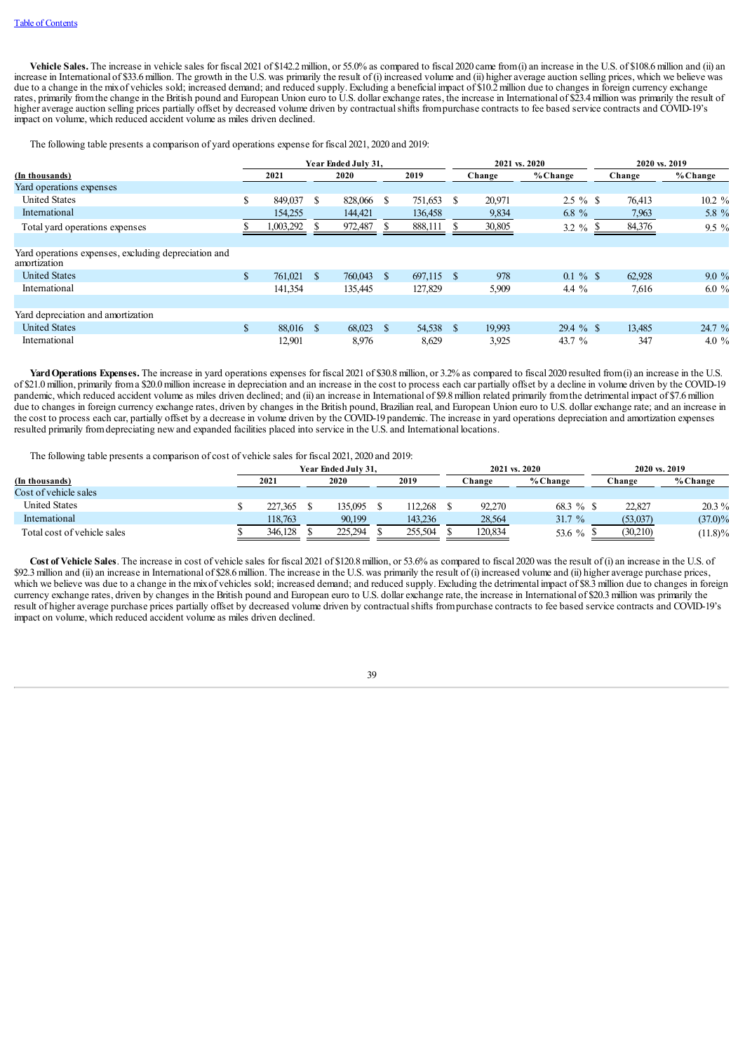**Vehicle Sales.** The increase in vehicle sales for fiscal 2021 of $142.2 million, or 55.0% as compared to fiscal 2020 came from (i) an increase in the U.S. of $108.6 million and (ii) an increase in International of $33.6 million. The growth in the U.S. was primarily the result of (i) increased volume and (ii) higher average auction selling prices, which we believe was due to a change in the mix of vehicles sold; increased demand; and reduced supply. Excluding a beneficial impact of $10.2 million due to changes in foreign currency exchange rates, primarily from the change in the British pound and European Union euro to U.S. dollar exchange rates, the increase in International of $23.4 million was primarily the result of higher average auction selling prices partially offset by decreased volume driven by contractual shifts from purchase contracts to fee based service contracts and COVID-19's impact on volume, which reduced accident volume as miles driven declined.

The following table presents a comparison of yard operations expense for fiscal 2021, 2020 and 2019:

| (In thousands) | Year Ended July 31, 2021 | 2020 | 2019 | 2021 vs. 2020 Change | % Change | 2020 vs. 2019 Change | % Change |
|---|---|---|---|---|---|---|---|
| Yard operations expenses | | | | | | | |
| United States | $ 849,037 | $ 828,066 | $ 751,653 | $ 20,971 | 2.5 % | $ 76,413 | 10.2 % |
| International | 154,255 | 144,421 | 136,458 | 9,834 | 6.8 % | 7,963 | 5.8 % |
| Total yard operations expenses | $ 1,003,292 | $ 972,487 | $ 888,111 | $ 30,805 | 3.2 % | $ 84,376 | 9.5 % |
| Yard operations expenses, excluding depreciation and amortization | | | | | | | |
| United States | $ 761,021 | $ 760,043 | $ 697,115 | $ 978 | 0.1 % | $ 62,928 | 9.0 % |
| International | 141,354 | 135,445 | 127,829 | 5,909 | 4.4 % | 7,616 | 6.0 % |
| Yard depreciation and amortization | | | | | | | |
| United States | $ 88,016 | $ 68,023 | $ 54,538 | $ 19,993 | 29.4 % | $ 13,485 | 24.7 % |
| International | 12,901 | 8,976 | 8,629 | 3,925 | 43.7 % | 347 | 4.0 % |

**Yard Operations Expenses.** The increase in yard operations expenses for fiscal 2021 of $30.8 million, or 3.2% as compared to fiscal 2020 resulted from (i) an increase in the U.S. of $21.0 million, primarily from a $20.0 million increase in depreciation and an increase in the cost to process each car partially offset by a decline in volume driven by the COVID-19 pandemic, which reduced accident volume as miles driven declined; and (ii) an increase in International of $9.8 million related primarily from the detrimental impact of $7.6 million due to changes in foreign currency exchange rates, driven by changes in the British pound, Brazilian real, and European Union euro to U.S. dollar exchange rate; and an increase in the cost to process each car, partially offset by a decrease in volume driven by the COVID-19 pandemic. The increase in yard operations depreciation and amortization expenses resulted primarily from depreciating new and expanded facilities placed into service in the U.S. and International locations.

The following table presents a comparison of cost of vehicle sales for fiscal 2021, 2020 and 2019:

| (In thousands) | Year Ended July 31, 2021 | 2020 | 2019 | 2021 vs. 2020 Change | % Change | 2020 vs. 2019 Change | % Change |
|---|---|---|---|---|---|---|---|
| Cost of vehicle sales | | | | | | | |
| United States | $ 227,365 | $ 135,095 | $ 112,268 | $ 92,270 | 68.3 % | $ 22,827 | 20.3 % |
| International | 118,763 | 90,199 | 143,236 | 28,564 | 31.7 % | (53,037) | (37.0)% |
| Total cost of vehicle sales | $ 346,128 | $ 225,294 | $ 255,504 | $ 120,834 | 53.6 % | $ (30,210) | (11.8)% |

**Cost of Vehicle Sales**. The increase in cost of vehicle sales for fiscal 2021 of $120.8 million, or 53.6% as compared to fiscal 2020 was the result of (i) an increase in the U.S. of $92.3 million and (ii) an increase in International of $28.6 million. The increase in the U.S. was primarily the result of (i) increased volume and (ii) higher average purchase prices, which we believe was due to a change in the mix of vehicles sold; increased demand; and reduced supply. Excluding the detrimental impact of $8.3 million due to changes in foreign currency exchange rates, driven by changes in the British pound and European euro to U.S. dollar exchange rate, the increase in International of $20.3 million was primarily the result of higher average purchase prices partially offset by decreased volume driven by contractual shifts from purchase contracts to fee based service contracts and COVID-19's impact on volume, which reduced accident volume as miles driven declined.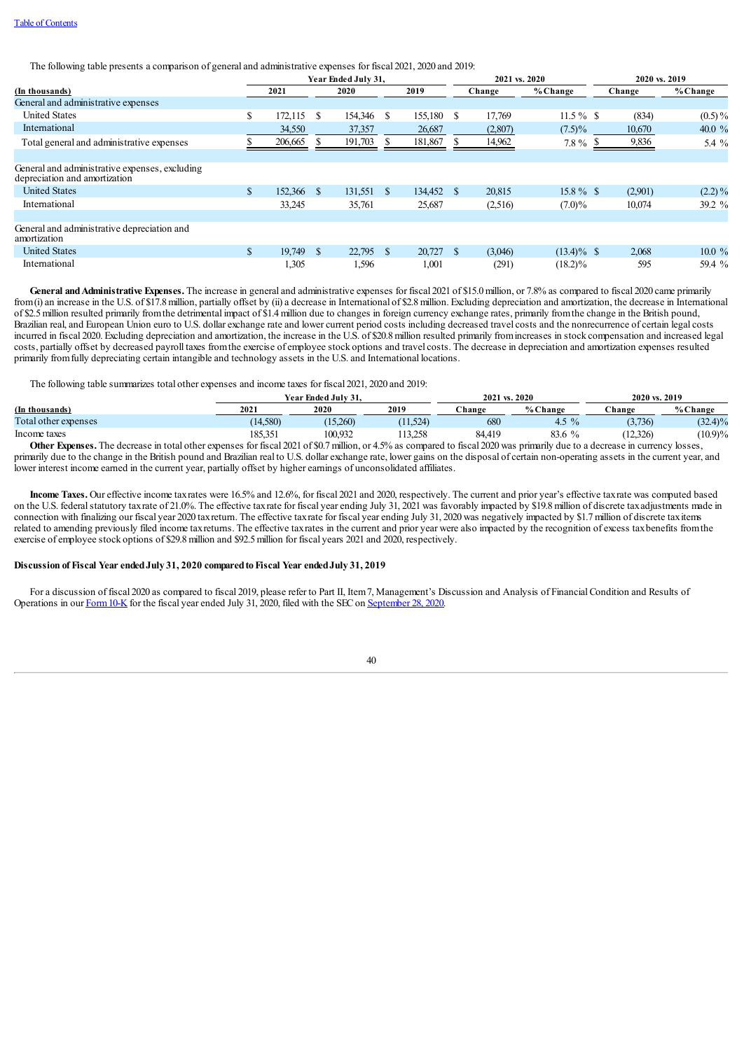The following table presents a comparison of general and administrative expenses for fiscal 2021, 2020 and 2019:

| (In thousands) | Year Ended July 31, 2021 | Year Ended July 31, 2020 | Year Ended July 31, 2019 | 2021 vs. 2020 Change | 2021 vs. 2020 % Change | 2020 vs. 2019 Change | 2020 vs. 2019 % Change |
|---|---|---|---|---|---|---|---|
| General and administrative expenses | | | | | | | |
| United States | $ 172,115 | $ 154,346 | $ 155,180 | $ 17,769 | 11.5 % | $ (834) | (0.5) % |
| International | 34,550 | 37,357 | 26,687 | (2,807) | (7.5)% | 10,670 | 40.0 % |
| Total general and administrative expenses | $ 206,665 | $ 191,703 | $ 181,867 | $ 14,962 | 7.8 % | $ 9,836 | 5.4 % |
| | | | | | | | |
| General and administrative expenses, excluding depreciation and amortization | | | | | | | |
| United States | $ 152,366 | $ 131,551 | $ 134,452 | $ 20,815 | 15.8 % | $ (2,901) | (2.2) % |
| International | 33,245 | 35,761 | 25,687 | (2,516) | (7.0)% | 10,074 | 39.2 % |
| | | | | | | | |
| General and administrative depreciation and amortization | | | | | | | |
| United States | $ 19,749 | $ 22,795 | $ 20,727 | $ (3,046) | (13.4)% | $ 2,068 | 10.0 % |
| International | 1,305 | 1,596 | 1,001 | (291) | (18.2)% | 595 | 59.4 % |

**General and Administrative Expenses.** The increase in general and administrative expenses for fiscal 2021 of $15.0 million, or 7.8% as compared to fiscal 2020 came primarily from (i) an increase in the U.S. of $17.8 million, partially offset by (ii) a decrease in International of $2.8 million. Excluding depreciation and amortization, the decrease in International of $2.5 million resulted primarily from the detrimental impact of $1.4 million due to changes in foreign currency exchange rates, primarily from the change in the British pound, Brazilian real, and European Union euro to U.S. dollar exchange rate and lower current period costs including decreased travel costs and the nonrecurrence of certain legal costs incurred in fiscal 2020. Excluding depreciation and amortization, the increase in the U.S. of $20.8 million resulted primarily from increases in stock compensation and increased legal costs, partially offset by decreased payroll taxes from the exercise of employee stock options and travel costs. The decrease in depreciation and amortization expenses resulted primarily from fully depreciating certain intangible and technology assets in the U.S. and International locations.

The following table summarizes total other expenses and income taxes for fiscal 2021, 2020 and 2019:

| (In thousands) | Year Ended July 31, 2021 | Year Ended July 31, 2020 | Year Ended July 31, 2019 | 2021 vs. 2020 Change | 2021 vs. 2020 % Change | 2020 vs. 2019 Change | 2020 vs. 2019 % Change |
|---|---|---|---|---|---|---|---|
| Total other expenses | (14,580) | (15,260) | (11,524) | 680 | 4.5 % | (3,736) | (32.4)% |
| Income taxes | 185,351 | 100,932 | 113,258 | 84,419 | 83.6 % | (12,326) | (10.9)% |

**Other Expenses.** The decrease in total other expenses for fiscal 2021 of $0.7 million, or 4.5% as compared to fiscal 2020 was primarily due to a decrease in currency losses, primarily due to the change in the British pound and Brazilian real to U.S. dollar exchange rate, lower gains on the disposal of certain non-operating assets in the current year, and lower interest income earned in the current year, partially offset by higher earnings of unconsolidated affiliates.

**Income Taxes.** Our effective income tax rates were 16.5% and 12.6%, for fiscal 2021 and 2020, respectively. The current and prior year's effective tax rate was computed based on the U.S. federal statutory tax rate of 21.0%. The effective tax rate for fiscal year ending July 31, 2021 was favorably impacted by $19.8 million of discrete tax adjustments made in connection with finalizing our fiscal year 2020 tax return. The effective tax rate for fiscal year ending July 31, 2020 was negatively impacted by $1.7 million of discrete tax items related to amending previously filed income tax returns. The effective tax rates in the current and prior year were also impacted by the recognition of excess tax benefits from the exercise of employee stock options of $29.8 million and $92.5 million for fiscal years 2021 and 2020, respectively.

**Discussion of Fiscal Year ended July 31, 2020 compared to Fiscal Year ended July 31, 2019**

For a discussion of fiscal 2020 as compared to fiscal 2019, please refer to Part II, Item 7, Management's Discussion and Analysis of Financial Condition and Results of Operations in our Form 10-K for the fiscal year ended July 31, 2020, filed with the SEC on September 28, 2020.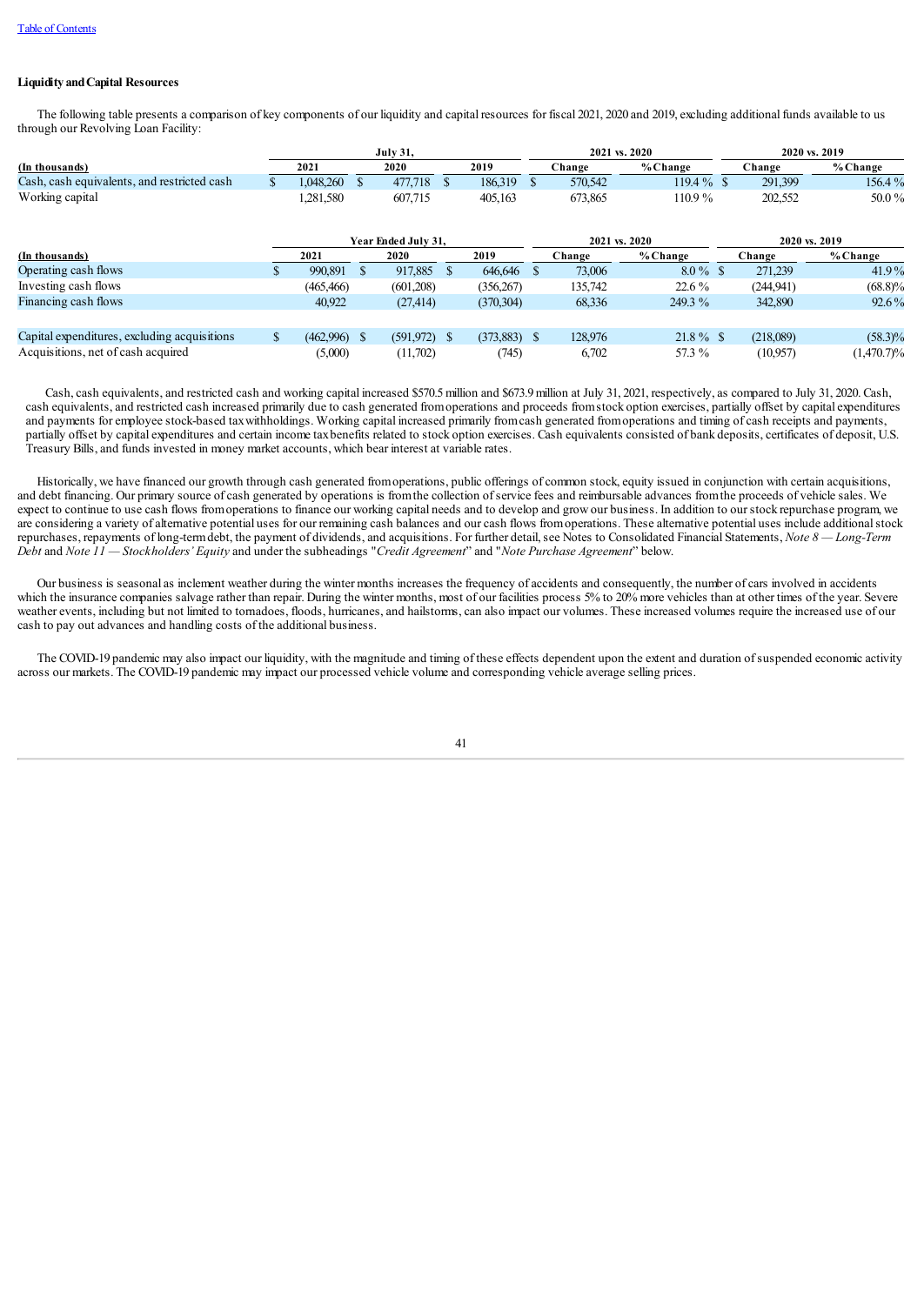**Liquidity and Capital Resources**

The following table presents a comparison of key components of our liquidity and capital resources for fiscal 2021, 2020 and 2019, excluding additional funds available to us through our Revolving Loan Facility:

| | July 31, | | | 2021 vs. 2020 | | 2020 vs. 2019 | |
|---|---|---|---|---|---|---|---|
| (In thousands) | 2021 | 2020 | 2019 | Change | % Change | Change | % Change |
| Cash, cash equivalents, and restricted cash | $ 1,048,260 | $ 477,718 | $ 186,319 | $ 570,542 | 119.4 % | $ 291,399 | 156.4 % |
| Working capital | 1,281,580 | 607,715 | 405,163 | 673,865 | 110.9 % | 202,552 | 50.0 % |

| | Year Ended July 31, | | | 2021 vs. 2020 | | 2020 vs. 2019 | |
|---|---|---|---|---|---|---|---|
| (In thousands) | 2021 | 2020 | 2019 | Change | % Change | Change | % Change |
| Operating cash flows | $ 990,891 | $ 917,885 | $ 646,646 | $ 73,006 | 8.0 % | $ 271,239 | 41.9 % |
| Investing cash flows | (465,466) | (601,208) | (356,267) | 135,742 | 22.6 % | (244,941) | (68.8)% |
| Financing cash flows | 40,922 | (27,414) | (370,304) | 68,336 | 249.3 % | 342,890 | 92.6 % |
| | | | | | | | |
| Capital expenditures, excluding acquisitions | $ (462,996) | $ (591,972) | $ (373,883) | $ 128,976 | 21.8 % | $ (218,089) | (58.3)% |
| Acquisitions, net of cash acquired | (5,000) | (11,702) | (745) | 6,702 | 57.3 % | (10,957) | (1,470.7)% |

Cash, cash equivalents, and restricted cash and working capital increased $570.5 million and $673.9 million at July 31, 2021, respectively, as compared to July 31, 2020. Cash, cash equivalents, and restricted cash increased primarily due to cash generated from operations and proceeds from stock option exercises, partially offset by capital expenditures and payments for employee stock-based tax withholdings. Working capital increased primarily from cash generated from operations and timing of cash receipts and payments, partially offset by capital expenditures and certain income tax benefits related to stock option exercises. Cash equivalents consisted of bank deposits, certificates of deposit, U.S. Treasury Bills, and funds invested in money market accounts, which bear interest at variable rates.

Historically, we have financed our growth through cash generated from operations, public offerings of common stock, equity issued in conjunction with certain acquisitions, and debt financing. Our primary source of cash generated by operations is from the collection of service fees and reimbursable advances from the proceeds of vehicle sales. We expect to continue to use cash flows from operations to finance our working capital needs and to develop and grow our business. In addition to our stock repurchase program, we are considering a variety of alternative potential uses for our remaining cash balances and our cash flows from operations. These alternative potential uses include additional stock repurchases, repayments of long-term debt, the payment of dividends, and acquisitions. For further detail, see Notes to Consolidated Financial Statements, *Note 8 — Long-Term Debt* and *Note 11 — Stockholders' Equity* and under the subheadings "*Credit Agreement*" and "*Note Purchase Agreement*" below.

Our business is seasonal as inclement weather during the winter months increases the frequency of accidents and consequently, the number of cars involved in accidents which the insurance companies salvage rather than repair. During the winter months, most of our facilities process 5% to 20% more vehicles than at other times of the year. Severe weather events, including but not limited to tornadoes, floods, hurricanes, and hailstorms, can also impact our volumes. These increased volumes require the increased use of our cash to pay out advances and handling costs of the additional business.

The COVID-19 pandemic may also impact our liquidity, with the magnitude and timing of these effects dependent upon the extent and duration of suspended economic activity across our markets. The COVID-19 pandemic may impact our processed vehicle volume and corresponding vehicle average selling prices.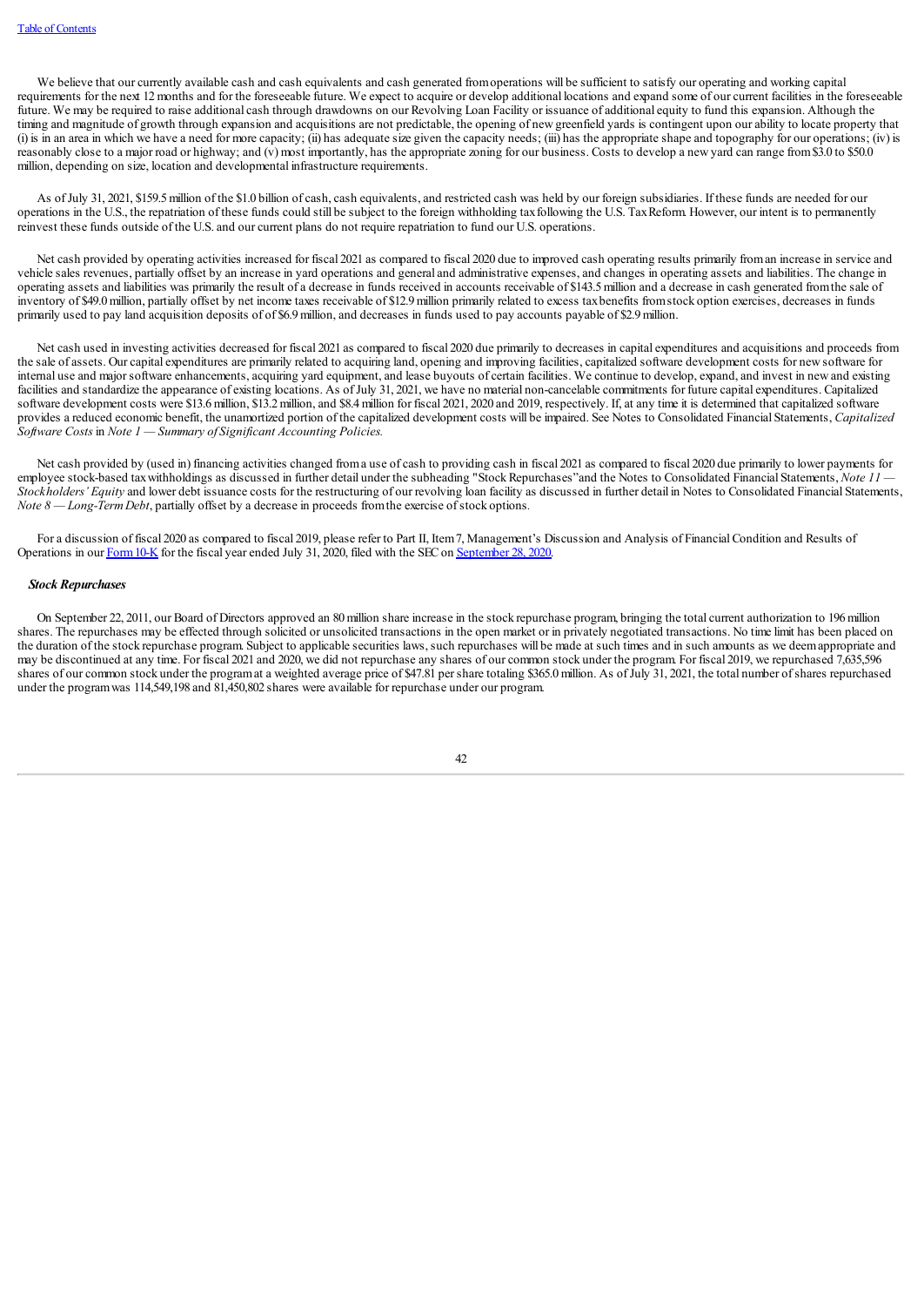We believe that our currently available cash and cash equivalents and cash generated from operations will be sufficient to satisfy our operating and working capital requirements for the next 12 months and for the foreseeable future. We expect to acquire or develop additional locations and expand some of our current facilities in the foreseeable future. We may be required to raise additional cash through drawdowns on our Revolving Loan Facility or issuance of additional equity to fund this expansion. Although the timing and magnitude of growth through expansion and acquisitions are not predictable, the opening of new greenfield yards is contingent upon our ability to locate property that (i) is in an area in which we have a need for more capacity; (ii) has adequate size given the capacity needs; (iii) has the appropriate shape and topography for our operations; (iv) is reasonably close to a major road or highway; and (v) most importantly, has the appropriate zoning for our business. Costs to develop a new yard can range from $3.0 to $50.0 million, depending on size, location and developmental infrastructure requirements.

As of July 31, 2021, $159.5 million of the $1.0 billion of cash, cash equivalents, and restricted cash was held by our foreign subsidiaries. If these funds are needed for our operations in the U.S., the repatriation of these funds could still be subject to the foreign withholding tax following the U.S. Tax Reform. However, our intent is to permanently reinvest these funds outside of the U.S. and our current plans do not require repatriation to fund our U.S. operations.

Net cash provided by operating activities increased for fiscal 2021 as compared to fiscal 2020 due to improved cash operating results primarily from an increase in service and vehicle sales revenues, partially offset by an increase in yard operations and general and administrative expenses, and changes in operating assets and liabilities. The change in operating assets and liabilities was primarily the result of a decrease in funds received in accounts receivable of $143.5 million and a decrease in cash generated from the sale of inventory of $49.0 million, partially offset by net income taxes receivable of $12.9 million primarily related to excess tax benefits from stock option exercises, decreases in funds primarily used to pay land acquisition deposits of of $6.9 million, and decreases in funds used to pay accounts payable of $2.9 million.

Net cash used in investing activities decreased for fiscal 2021 as compared to fiscal 2020 due primarily to decreases in capital expenditures and acquisitions and proceeds from the sale of assets. Our capital expenditures are primarily related to acquiring land, opening and improving facilities, capitalized software development costs for new software for internal use and major software enhancements, acquiring yard equipment, and lease buyouts of certain facilities. We continue to develop, expand, and invest in new and existing facilities and standardize the appearance of existing locations. As of July 31, 2021, we have no material non-cancelable commitments for future capital expenditures. Capitalized software development costs were $13.6 million, $13.2 million, and $8.4 million for fiscal 2021, 2020 and 2019, respectively. If, at any time it is determined that capitalized software provides a reduced economic benefit, the unamortized portion of the capitalized development costs will be impaired. See Notes to Consolidated Financial Statements, *Capitalized Software Costs* in *Note 1 — Summary of Significant Accounting Policies.*

Net cash provided by (used in) financing activities changed from a use of cash to providing cash in fiscal 2021 as compared to fiscal 2020 due primarily to lower payments for employee stock-based tax withholdings as discussed in further detail under the subheading "Stock Repurchases" and the Notes to Consolidated Financial Statements, *Note 11 — Stockholders' Equity* and lower debt issuance costs for the restructuring of our revolving loan facility as discussed in further detail in Notes to Consolidated Financial Statements, *Note 8 — Long-Term Debt*, partially offset by a decrease in proceeds from the exercise of stock options.

For a discussion of fiscal 2020 as compared to fiscal 2019, please refer to Part II, Item 7, Management's Discussion and Analysis of Financial Condition and Results of Operations in our Form 10-K for the fiscal year ended July 31, 2020, filed with the SEC on September 28, 2020.

### *Stock Repurchases*

On September 22, 2011, our Board of Directors approved an 80 million share increase in the stock repurchase program, bringing the total current authorization to 196 million shares. The repurchases may be effected through solicited or unsolicited transactions in the open market or in privately negotiated transactions. No time limit has been placed on the duration of the stock repurchase program. Subject to applicable securities laws, such repurchases will be made at such times and in such amounts as we deem appropriate and may be discontinued at any time. For fiscal 2021 and 2020, we did not repurchase any shares of our common stock under the program. For fiscal 2019, we repurchased 7,635,596 shares of our common stock under the program at a weighted average price of $47.81 per share totaling $365.0 million. As of July 31, 2021, the total number of shares repurchased under the program was 114,549,198 and 81,450,802 shares were available for repurchase under our program.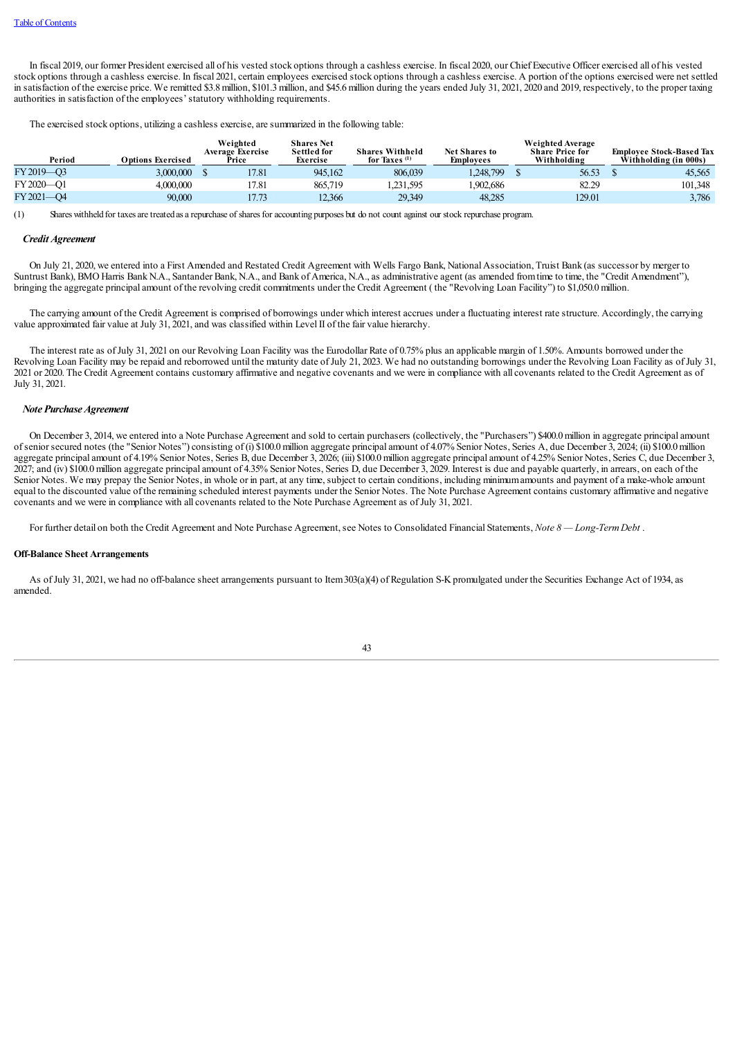In fiscal 2019, our former President exercised all of his vested stock options through a cashless exercise. In fiscal 2020, our Chief Executive Officer exercised all of his vested stock options through a cashless exercise. In fiscal 2021, certain employees exercised stock options through a cashless exercise. A portion of the options exercised were net settled in satisfaction of the exercise price. We remitted $3.8 million, $101.3 million, and $45.6 million during the years ended July 31, 2021, 2020 and 2019, respectively, to the proper taxing authorities in satisfaction of the employees' statutory withholding requirements.

The exercised stock options, utilizing a cashless exercise, are summarized in the following table:

| Period | Options Exercised | Weighted Average Exercise Price | Shares Net Settled for Exercise | Shares Withheld for Taxes [(1)] | Net Shares to Employees | Weighted Average Share Price for Withholding | Employee Stock-Based Tax Withholding (in 000s) |
|---|---|---|---|---|---|---|---|
| FY 2019—Q3 | 3,000,000 | $ 17.81 | 945,162 | 806,039 | 1,248,799 | $ 56.53 | $ 45,565 |
| FY 2020—Q1 | 4,000,000 | 17.81 | 865,719 | 1,231,595 | 1,902,686 | 82.29 | 101,348 |
| FY 2021—Q4 | 90,000 | 17.73 | 12,366 | 29,349 | 48,285 | 129.01 | 3,786 |

(1) Shares withheld for taxes are treated as a repurchase of shares for accounting purposes but do not count against our stock repurchase program.

### *Credit Agreement*

On July 21, 2020, we entered into a First Amended and Restated Credit Agreement with Wells Fargo Bank, National Association, Truist Bank (as successor by merger to Suntrust Bank), BMO Harris Bank N.A., Santander Bank, N.A., and Bank of America, N.A., as administrative agent (as amended from time to time, the "Credit Amendment"), bringing the aggregate principal amount of the revolving credit commitments under the Credit Agreement ( the "Revolving Loan Facility") to $1,050.0 million.

The carrying amount of the Credit Agreement is comprised of borrowings under which interest accrues under a fluctuating interest rate structure. Accordingly, the carrying value approximated fair value at July 31, 2021, and was classified within Level II of the fair value hierarchy.

The interest rate as of July 31, 2021 on our Revolving Loan Facility was the Eurodollar Rate of 0.75% plus an applicable margin of 1.50%. Amounts borrowed under the Revolving Loan Facility may be repaid and reborrowed until the maturity date of July 21, 2023. We had no outstanding borrowings under the Revolving Loan Facility as of July 31, 2021 or 2020. The Credit Agreement contains customary affirmative and negative covenants and we were in compliance with all covenants related to the Credit Agreement as of July 31, 2021.

### *Note Purchase Agreement*

On December 3, 2014, we entered into a Note Purchase Agreement and sold to certain purchasers (collectively, the "Purchasers") $400.0 million in aggregate principal amount of senior secured notes (the "Senior Notes") consisting of (i) $100.0 million aggregate principal amount of 4.07% Senior Notes, Series A, due December 3, 2024; (ii) $100.0 million aggregate principal amount of 4.19% Senior Notes, Series B, due December 3, 2026; (iii) $100.0 million aggregate principal amount of 4.25% Senior Notes, Series C, due December 3, 2027; and (iv) $100.0 million aggregate principal amount of 4.35% Senior Notes, Series D, due December 3, 2029. Interest is due and payable quarterly, in arrears, on each of the Senior Notes. We may prepay the Senior Notes, in whole or in part, at any time, subject to certain conditions, including minimum amounts and payment of a make-whole amount equal to the discounted value of the remaining scheduled interest payments under the Senior Notes. The Note Purchase Agreement contains customary affirmative and negative covenants and we were in compliance with all covenants related to the Note Purchase Agreement as of July 31, 2021.

For further detail on both the Credit Agreement and Note Purchase Agreement, see Notes to Consolidated Financial Statements, *Note 8 — Long-Term Debt* .

## Off-Balance Sheet Arrangements

As of July 31, 2021, we had no off-balance sheet arrangements pursuant to Item 303(a)(4) of Regulation S-K promulgated under the Securities Exchange Act of 1934, as amended.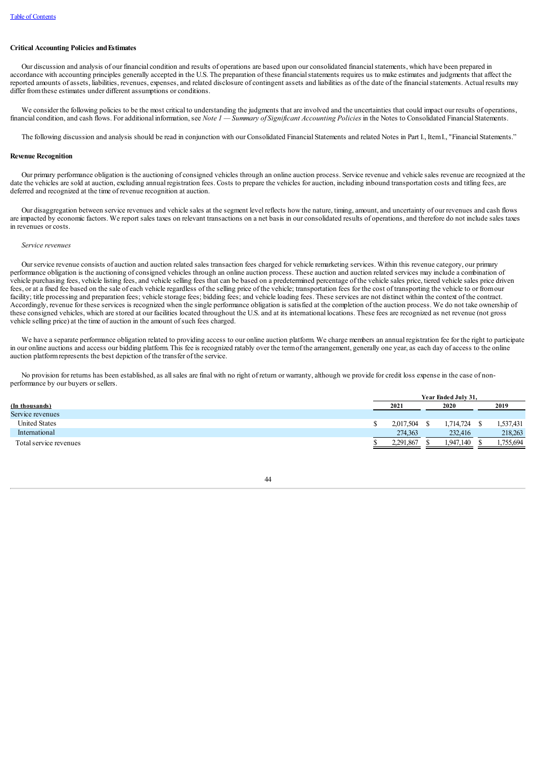## Critical Accounting Policies and Estimates

Our discussion and analysis of our financial condition and results of operations are based upon our consolidated financial statements, which have been prepared in accordance with accounting principles generally accepted in the U.S. The preparation of these financial statements requires us to make estimates and judgments that affect the reported amounts of assets, liabilities, revenues, expenses, and related disclosure of contingent assets and liabilities as of the date of the financial statements. Actual results may differ from these estimates under different assumptions or conditions.

We consider the following policies to be the most critical to understanding the judgments that are involved and the uncertainties that could impact our results of operations, financial condition, and cash flows. For additional information, see *Note 1 — Summary of Significant Accounting Policies* in the Notes to Consolidated Financial Statements.

The following discussion and analysis should be read in conjunction with our Consolidated Financial Statements and related Notes in Part I., Item I., "Financial Statements."

### Revenue Recognition

Our primary performance obligation is the auctioning of consigned vehicles through an online auction process. Service revenue and vehicle sales revenue are recognized at the date the vehicles are sold at auction, excluding annual registration fees. Costs to prepare the vehicles for auction, including inbound transportation costs and titling fees, are deferred and recognized at the time of revenue recognition at auction.

Our disaggregation between service revenues and vehicle sales at the segment level reflects how the nature, timing, amount, and uncertainty of our revenues and cash flows are impacted by economic factors. We report sales taxes on relevant transactions on a net basis in our consolidated results of operations, and therefore do not include sales taxes in revenues or costs.

*Service revenues*

Our service revenue consists of auction and auction related sales transaction fees charged for vehicle remarketing services. Within this revenue category, our primary performance obligation is the auctioning of consigned vehicles through an online auction process. These auction and auction related services may include a combination of vehicle purchasing fees, vehicle listing fees, and vehicle selling fees that can be based on a predetermined percentage of the vehicle sales price, tiered vehicle sales price driven fees, or at a fixed fee based on the sale of each vehicle regardless of the selling price of the vehicle; transportation fees for the cost of transporting the vehicle to or from our facility; title processing and preparation fees; vehicle storage fees; bidding fees; and vehicle loading fees. These services are not distinct within the context of the contract. Accordingly, revenue for these services is recognized when the single performance obligation is satisfied at the completion of the auction process. We do not take ownership of these consigned vehicles, which are stored at our facilities located throughout the U.S. and at its international locations. These fees are recognized as net revenue (not gross vehicle selling price) at the time of auction in the amount of such fees charged.

We have a separate performance obligation related to providing access to our online auction platform. We charge members an annual registration fee for the right to participate in our online auctions and access our bidding platform. This fee is recognized ratably over the term of the arrangement, generally one year, as each day of access to the online auction platform represents the best depiction of the transfer of the service.

No provision for returns has been established, as all sales are final with no right of return or warranty, although we provide for credit loss expense in the case of non-performance by our buyers or sellers.

| | Year Ended July 31, | | |
|---|---|---|---|
| (In thousands) | 2021 | 2020 | 2019 |
| Service revenues | | | |
| United States | $ 2,017,504 | $ 1,714,724 | $ 1,537,431 |
| International | 274,363 | 232,416 | 218,263 |
| Total service revenues | $ 2,291,867 | $ 1,947,140 | $ 1,755,694 |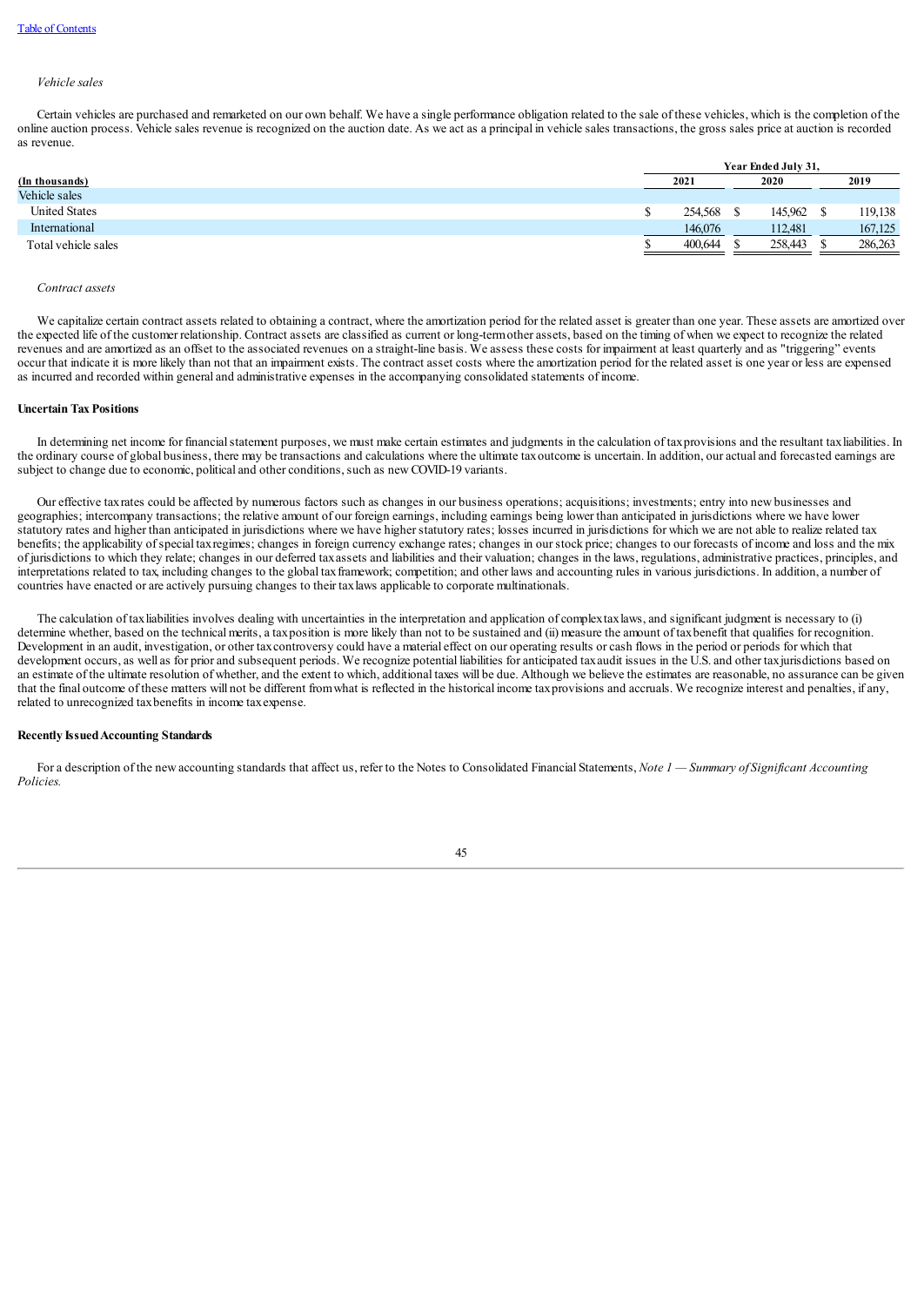*Vehicle sales*

Certain vehicles are purchased and remarketed on our own behalf. We have a single performance obligation related to the sale of these vehicles, which is the completion of the online auction process. Vehicle sales revenue is recognized on the auction date. As we act as a principal in vehicle sales transactions, the gross sales price at auction is recorded as revenue.

| (In thousands) | Year Ended July 31, 2021 | 2020 | 2019 |
|---|---|---|---|
| Vehicle sales | | | |
| United States | $ 254,568 | $ 145,962 | $ 119,138 |
| International | 146,076 | 112,481 | 167,125 |
| Total vehicle sales | $ 400,644 | $ 258,443 | $ 286,263 |

*Contract assets*

We capitalize certain contract assets related to obtaining a contract, where the amortization period for the related asset is greater than one year. These assets are amortized over the expected life of the customer relationship. Contract assets are classified as current or long-term other assets, based on the timing of when we expect to recognize the related revenues and are amortized as an offset to the associated revenues on a straight-line basis. We assess these costs for impairment at least quarterly and as "triggering" events occur that indicate it is more likely than not that an impairment exists. The contract asset costs where the amortization period for the related asset is one year or less are expensed as incurred and recorded within general and administrative expenses in the accompanying consolidated statements of income.

**Uncertain Tax Positions**

In determining net income for financial statement purposes, we must make certain estimates and judgments in the calculation of tax provisions and the resultant tax liabilities. In the ordinary course of global business, there may be transactions and calculations where the ultimate tax outcome is uncertain. In addition, our actual and forecasted earnings are subject to change due to economic, political and other conditions, such as new COVID-19 variants.

Our effective tax rates could be affected by numerous factors such as changes in our business operations; acquisitions; investments; entry into new businesses and geographies; intercompany transactions; the relative amount of our foreign earnings, including earnings being lower than anticipated in jurisdictions where we have lower statutory rates and higher than anticipated in jurisdictions where we have higher statutory rates; losses incurred in jurisdictions for which we are not able to realize related tax benefits; the applicability of special tax regimes; changes in foreign currency exchange rates; changes in our stock price; changes to our forecasts of income and loss and the mix of jurisdictions to which they relate; changes in our deferred tax assets and liabilities and their valuation; changes in the laws, regulations, administrative practices, principles, and interpretations related to tax, including changes to the global tax framework; competition; and other laws and accounting rules in various jurisdictions. In addition, a number of countries have enacted or are actively pursuing changes to their tax laws applicable to corporate multinationals.

The calculation of tax liabilities involves dealing with uncertainties in the interpretation and application of complex tax laws, and significant judgment is necessary to (i) determine whether, based on the technical merits, a tax position is more likely than not to be sustained and (ii) measure the amount of tax benefit that qualifies for recognition. Development in an audit, investigation, or other tax controversy could have a material effect on our operating results or cash flows in the period or periods for which that development occurs, as well as for prior and subsequent periods. We recognize potential liabilities for anticipated tax audit issues in the U.S. and other tax jurisdictions based on an estimate of the ultimate resolution of whether, and the extent to which, additional taxes will be due. Although we believe the estimates are reasonable, no assurance can be given that the final outcome of these matters will not be different from what is reflected in the historical income tax provisions and accruals. We recognize interest and penalties, if any, related to unrecognized tax benefits in income tax expense.

**Recently Issued Accounting Standards**

For a description of the new accounting standards that affect us, refer to the Notes to Consolidated Financial Statements, *Note 1 — Summary of Significant Accounting Policies.*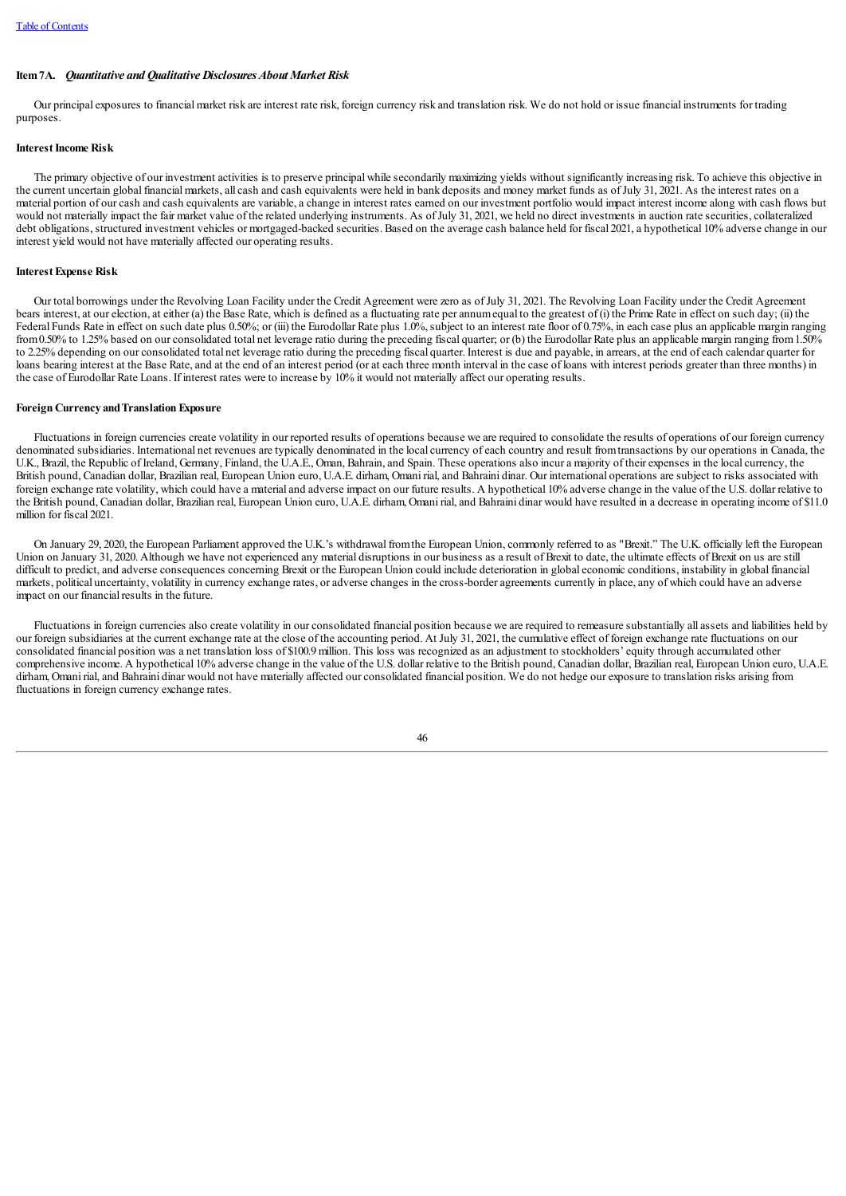## Item 7A. *Quantitative and Qualitative Disclosures About Market Risk*

Our principal exposures to financial market risk are interest rate risk, foreign currency risk and translation risk. We do not hold or issue financial instruments for trading purposes.

**Interest Income Risk**

The primary objective of our investment activities is to preserve principal while secondarily maximizing yields without significantly increasing risk. To achieve this objective in the current uncertain global financial markets, all cash and cash equivalents were held in bank deposits and money market funds as of July 31, 2021. As the interest rates on a material portion of our cash and cash equivalents are variable, a change in interest rates earned on our investment portfolio would impact interest income along with cash flows but would not materially impact the fair market value of the related underlying instruments. As of July 31, 2021, we held no direct investments in auction rate securities, collateralized debt obligations, structured investment vehicles or mortgaged-backed securities. Based on the average cash balance held for fiscal 2021, a hypothetical 10% adverse change in our interest yield would not have materially affected our operating results.

**Interest Expense Risk**

Our total borrowings under the Revolving Loan Facility under the Credit Agreement were zero as of July 31, 2021. The Revolving Loan Facility under the Credit Agreement bears interest, at our election, at either (a) the Base Rate, which is defined as a fluctuating rate per annum equal to the greatest of (i) the Prime Rate in effect on such day; (ii) the Federal Funds Rate in effect on such date plus 0.50%; or (iii) the Eurodollar Rate plus 1.0%, subject to an interest rate floor of 0.75%, in each case plus an applicable margin ranging from 0.50% to 1.25% based on our consolidated total net leverage ratio during the preceding fiscal quarter; or (b) the Eurodollar Rate plus an applicable margin ranging from 1.50% to 2.25% depending on our consolidated total net leverage ratio during the preceding fiscal quarter. Interest is due and payable, in arrears, at the end of each calendar quarter for loans bearing interest at the Base Rate, and at the end of an interest period (or at each three month interval in the case of loans with interest periods greater than three months) in the case of Eurodollar Rate Loans. If interest rates were to increase by 10% it would not materially affect our operating results.

**Foreign Currency and Translation Exposure**

Fluctuations in foreign currencies create volatility in our reported results of operations because we are required to consolidate the results of operations of our foreign currency denominated subsidiaries. International net revenues are typically denominated in the local currency of each country and result from transactions by our operations in Canada, the U.K., Brazil, the Republic of Ireland, Germany, Finland, the U.A.E., Oman, Bahrain, and Spain. These operations also incur a majority of their expenses in the local currency, the British pound, Canadian dollar, Brazilian real, European Union euro, U.A.E. dirham, Omani rial, and Bahraini dinar. Our international operations are subject to risks associated with foreign exchange rate volatility, which could have a material and adverse impact on our future results. A hypothetical 10% adverse change in the value of the U.S. dollar relative to the British pound, Canadian dollar, Brazilian real, European Union euro, U.A.E. dirham, Omani rial, and Bahraini dinar would have resulted in a decrease in operating income of $11.0 million for fiscal 2021.

On January 29, 2020, the European Parliament approved the U.K.'s withdrawal from the European Union, commonly referred to as "Brexit." The U.K. officially left the European Union on January 31, 2020. Although we have not experienced any material disruptions in our business as a result of Brexit to date, the ultimate effects of Brexit on us are still difficult to predict, and adverse consequences concerning Brexit or the European Union could include deterioration in global economic conditions, instability in global financial markets, political uncertainty, volatility in currency exchange rates, or adverse changes in the cross-border agreements currently in place, any of which could have an adverse impact on our financial results in the future.

Fluctuations in foreign currencies also create volatility in our consolidated financial position because we are required to remeasure substantially all assets and liabilities held by our foreign subsidiaries at the current exchange rate at the close of the accounting period. At July 31, 2021, the cumulative effect of foreign exchange rate fluctuations on our consolidated financial position was a net translation loss of $100.9 million. This loss was recognized as an adjustment to stockholders' equity through accumulated other comprehensive income. A hypothetical 10% adverse change in the value of the U.S. dollar relative to the British pound, Canadian dollar, Brazilian real, European Union euro, U.A.E. dirham, Omani rial, and Bahraini dinar would not have materially affected our consolidated financial position. We do not hedge our exposure to translation risks arising from fluctuations in foreign currency exchange rates.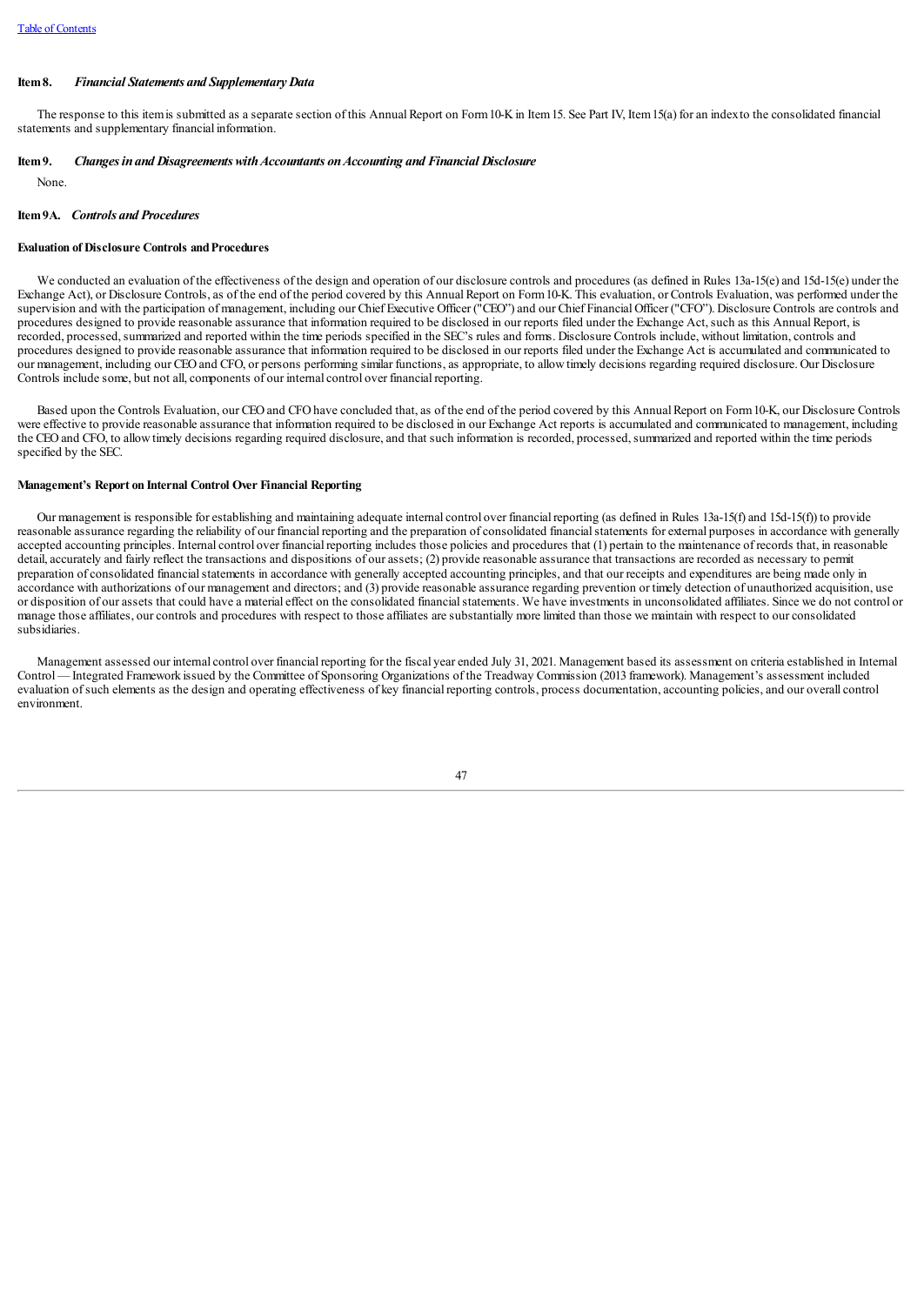## Item 8. *Financial Statements and Supplementary Data*

The response to this item is submitted as a separate section of this Annual Report on Form 10-K in Item 15. See Part IV, Item 15(a) for an index to the consolidated financial statements and supplementary financial information.

## Item 9. *Changes in and Disagreements with Accountants on Accounting and Financial Disclosure*

None.

## Item 9A. *Controls and Procedures*

### Evaluation of Disclosure Controls and Procedures

We conducted an evaluation of the effectiveness of the design and operation of our disclosure controls and procedures (as defined in Rules 13a-15(e) and 15d-15(e) under the Exchange Act), or Disclosure Controls, as of the end of the period covered by this Annual Report on Form 10-K. This evaluation, or Controls Evaluation, was performed under the supervision and with the participation of management, including our Chief Executive Officer ("CEO") and our Chief Financial Officer ("CFO"). Disclosure Controls are controls and procedures designed to provide reasonable assurance that information required to be disclosed in our reports filed under the Exchange Act, such as this Annual Report, is recorded, processed, summarized and reported within the time periods specified in the SEC's rules and forms. Disclosure Controls include, without limitation, controls and procedures designed to provide reasonable assurance that information required to be disclosed in our reports filed under the Exchange Act is accumulated and communicated to our management, including our CEO and CFO, or persons performing similar functions, as appropriate, to allow timely decisions regarding required disclosure. Our Disclosure Controls include some, but not all, components of our internal control over financial reporting.

Based upon the Controls Evaluation, our CEO and CFO have concluded that, as of the end of the period covered by this Annual Report on Form 10-K, our Disclosure Controls were effective to provide reasonable assurance that information required to be disclosed in our Exchange Act reports is accumulated and communicated to management, including the CEO and CFO, to allow timely decisions regarding required disclosure, and that such information is recorded, processed, summarized and reported within the time periods specified by the SEC.

### Management's Report on Internal Control Over Financial Reporting

Our management is responsible for establishing and maintaining adequate internal control over financial reporting (as defined in Rules 13a-15(f) and 15d-15(f)) to provide reasonable assurance regarding the reliability of our financial reporting and the preparation of consolidated financial statements for external purposes in accordance with generally accepted accounting principles. Internal control over financial reporting includes those policies and procedures that (1) pertain to the maintenance of records that, in reasonable detail, accurately and fairly reflect the transactions and dispositions of our assets; (2) provide reasonable assurance that transactions are recorded as necessary to permit preparation of consolidated financial statements in accordance with generally accepted accounting principles, and that our receipts and expenditures are being made only in accordance with authorizations of our management and directors; and (3) provide reasonable assurance regarding prevention or timely detection of unauthorized acquisition, use or disposition of our assets that could have a material effect on the consolidated financial statements. We have investments in unconsolidated affiliates. Since we do not control or manage those affiliates, our controls and procedures with respect to those affiliates are substantially more limited than those we maintain with respect to our consolidated subsidiaries.

Management assessed our internal control over financial reporting for the fiscal year ended July 31, 2021. Management based its assessment on criteria established in Internal Control — Integrated Framework issued by the Committee of Sponsoring Organizations of the Treadway Commission (2013 framework). Management's assessment included evaluation of such elements as the design and operating effectiveness of key financial reporting controls, process documentation, accounting policies, and our overall control environment.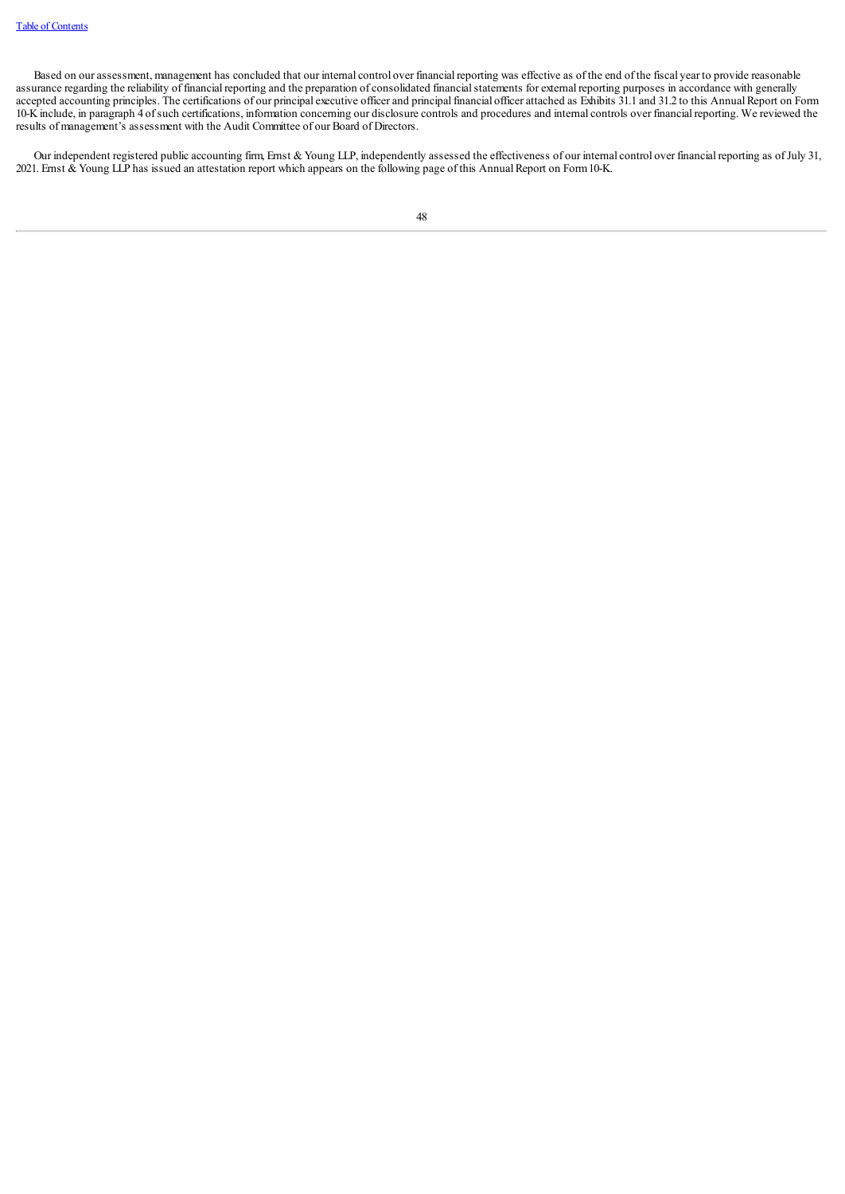Based on our assessment, management has concluded that our internal control over financial reporting was effective as of the end of the fiscal year to provide reasonable assurance regarding the reliability of financial reporting and the preparation of consolidated financial statements for external reporting purposes in accordance with generally accepted accounting principles. The certifications of our principal executive officer and principal financial officer attached as Exhibits 31.1 and 31.2 to this Annual Report on Form 10-K include, in paragraph 4 of such certifications, information concerning our disclosure controls and procedures and internal controls over financial reporting. We reviewed the results of management's assessment with the Audit Committee of our Board of Directors.

Our independent registered public accounting firm, Ernst & Young LLP, independently assessed the effectiveness of our internal control over financial reporting as of July 31, 2021. Ernst & Young LLP has issued an attestation report which appears on the following page of this Annual Report on Form 10-K.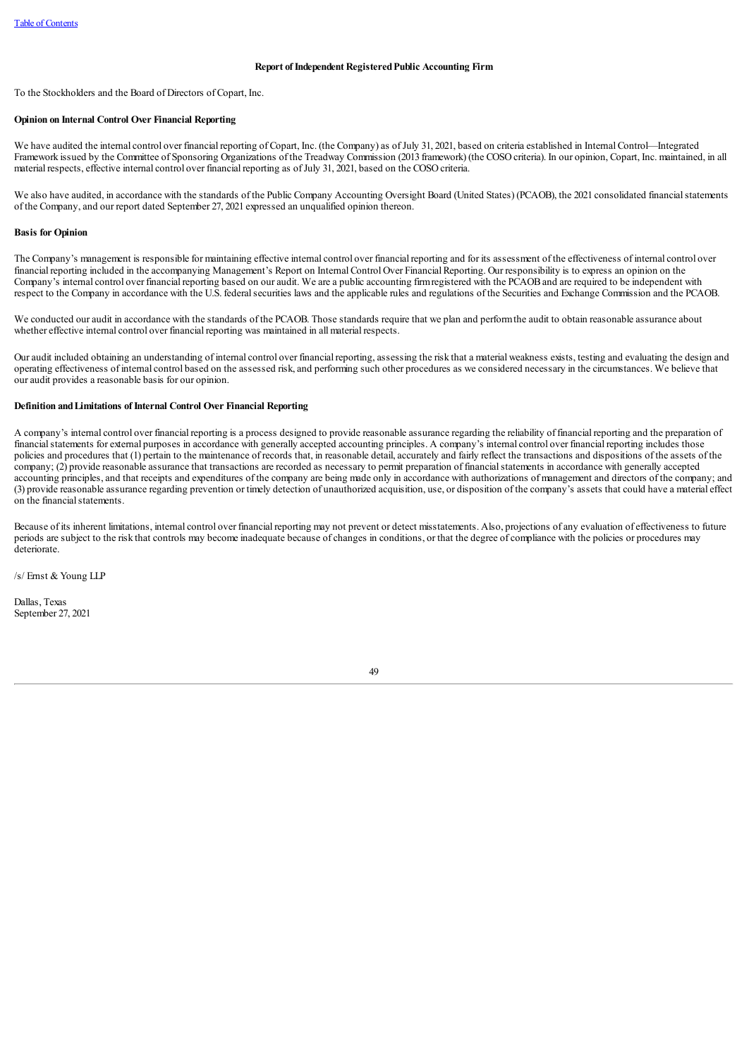## Report of Independent Registered Public Accounting Firm

To the Stockholders and the Board of Directors of Copart, Inc.

**Opinion on Internal Control Over Financial Reporting**

We have audited the internal control over financial reporting of Copart, Inc. (the Company) as of July 31, 2021, based on criteria established in Internal Control—Integrated Framework issued by the Committee of Sponsoring Organizations of the Treadway Commission (2013 framework) (the COSO criteria). In our opinion, Copart, Inc. maintained, in all material respects, effective internal control over financial reporting as of July 31, 2021, based on the COSO criteria.

We also have audited, in accordance with the standards of the Public Company Accounting Oversight Board (United States) (PCAOB), the 2021 consolidated financial statements of the Company, and our report dated September 27, 2021 expressed an unqualified opinion thereon.

**Basis for Opinion**

The Company's management is responsible for maintaining effective internal control over financial reporting and for its assessment of the effectiveness of internal control over financial reporting included in the accompanying Management's Report on Internal Control Over Financial Reporting. Our responsibility is to express an opinion on the Company's internal control over financial reporting based on our audit. We are a public accounting firm registered with the PCAOB and are required to be independent with respect to the Company in accordance with the U.S. federal securities laws and the applicable rules and regulations of the Securities and Exchange Commission and the PCAOB.

We conducted our audit in accordance with the standards of the PCAOB. Those standards require that we plan and perform the audit to obtain reasonable assurance about whether effective internal control over financial reporting was maintained in all material respects.

Our audit included obtaining an understanding of internal control over financial reporting, assessing the risk that a material weakness exists, testing and evaluating the design and operating effectiveness of internal control based on the assessed risk, and performing such other procedures as we considered necessary in the circumstances. We believe that our audit provides a reasonable basis for our opinion.

**Definition and Limitations of Internal Control Over Financial Reporting**

A company's internal control over financial reporting is a process designed to provide reasonable assurance regarding the reliability of financial reporting and the preparation of financial statements for external purposes in accordance with generally accepted accounting principles. A company's internal control over financial reporting includes those policies and procedures that (1) pertain to the maintenance of records that, in reasonable detail, accurately and fairly reflect the transactions and dispositions of the assets of the company; (2) provide reasonable assurance that transactions are recorded as necessary to permit preparation of financial statements in accordance with generally accepted accounting principles, and that receipts and expenditures of the company are being made only in accordance with authorizations of management and directors of the company; and (3) provide reasonable assurance regarding prevention or timely detection of unauthorized acquisition, use, or disposition of the company's assets that could have a material effect on the financial statements.

Because of its inherent limitations, internal control over financial reporting may not prevent or detect misstatements. Also, projections of any evaluation of effectiveness to future periods are subject to the risk that controls may become inadequate because of changes in conditions, or that the degree of compliance with the policies or procedures may deteriorate.

/s/ Ernst & Young LLP

Dallas, Texas
September 27, 2021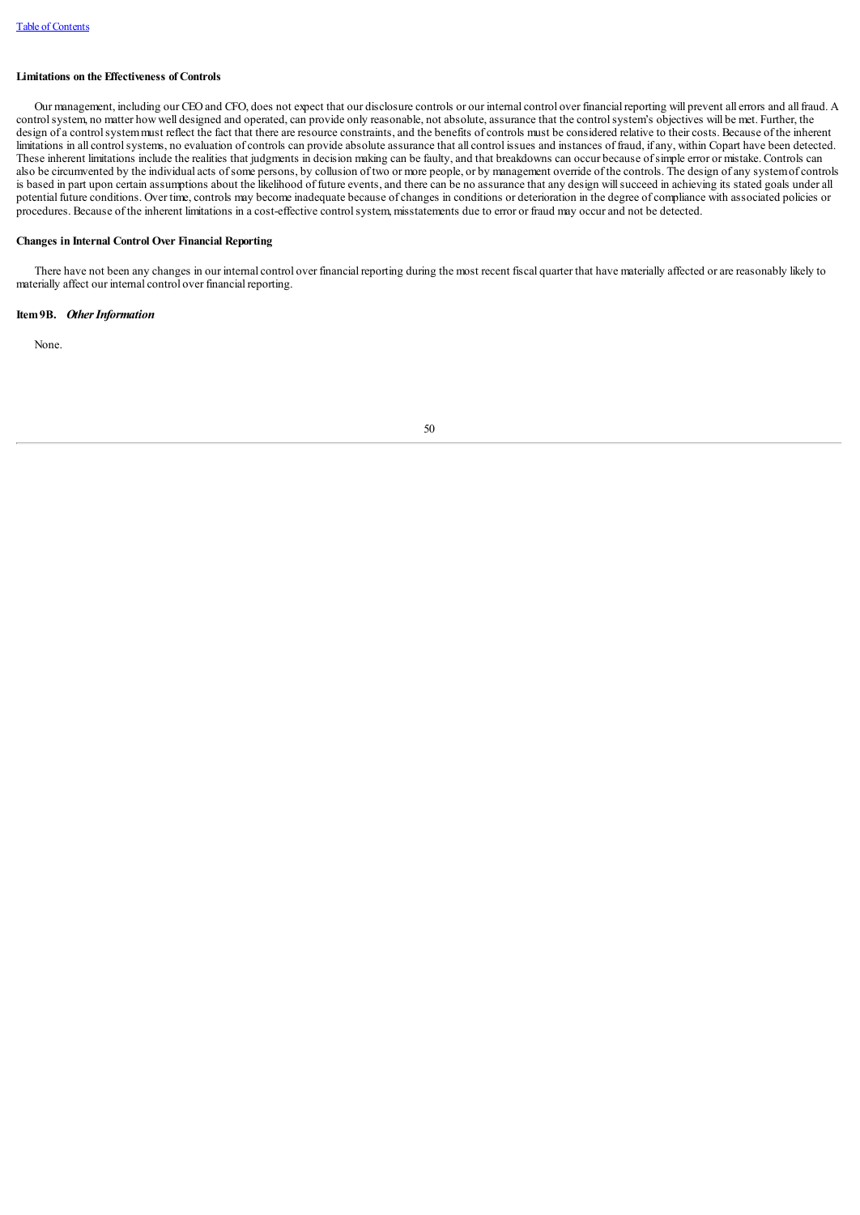**Limitations on the Effectiveness of Controls**

Our management, including our CEO and CFO, does not expect that our disclosure controls or our internal control over financial reporting will prevent all errors and all fraud. A control system, no matter how well designed and operated, can provide only reasonable, not absolute, assurance that the control system's objectives will be met. Further, the design of a control system must reflect the fact that there are resource constraints, and the benefits of controls must be considered relative to their costs. Because of the inherent limitations in all control systems, no evaluation of controls can provide absolute assurance that all control issues and instances of fraud, if any, within Copart have been detected. These inherent limitations include the realities that judgments in decision making can be faulty, and that breakdowns can occur because of simple error or mistake. Controls can also be circumvented by the individual acts of some persons, by collusion of two or more people, or by management override of the controls. The design of any system of controls is based in part upon certain assumptions about the likelihood of future events, and there can be no assurance that any design will succeed in achieving its stated goals under all potential future conditions. Over time, controls may become inadequate because of changes in conditions or deterioration in the degree of compliance with associated policies or procedures. Because of the inherent limitations in a cost-effective control system, misstatements due to error or fraud may occur and not be detected.

**Changes in Internal Control Over Financial Reporting**

There have not been any changes in our internal control over financial reporting during the most recent fiscal quarter that have materially affected or are reasonably likely to materially affect our internal control over financial reporting.

**Item 9B.** ***Other Information***

None.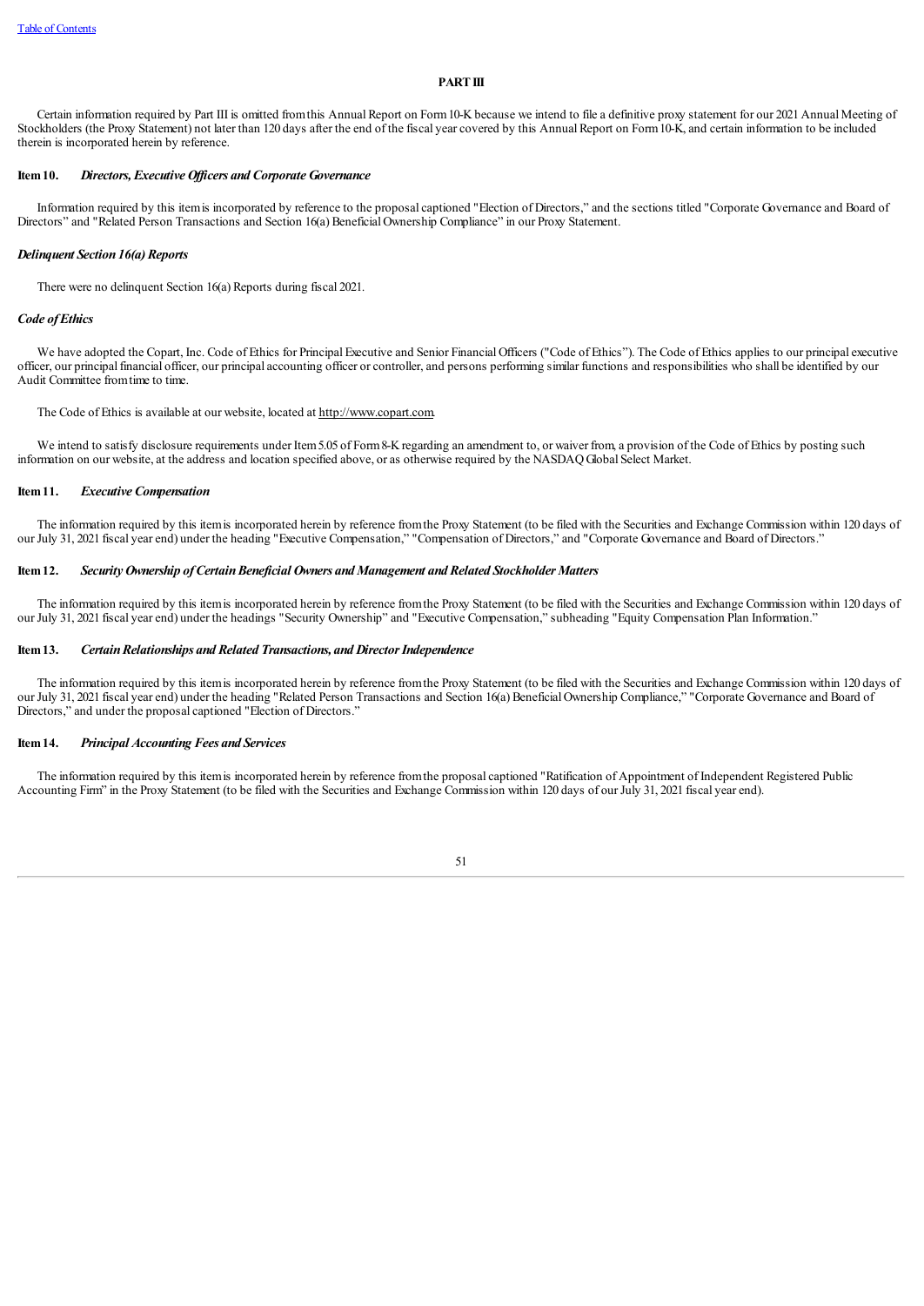## PART III

Certain information required by Part III is omitted from this Annual Report on Form 10-K because we intend to file a definitive proxy statement for our 2021 Annual Meeting of Stockholders (the Proxy Statement) not later than 120 days after the end of the fiscal year covered by this Annual Report on Form 10-K, and certain information to be included therein is incorporated herein by reference.

### Item 10. *Directors, Executive Officers and Corporate Governance*

Information required by this item is incorporated by reference to the proposal captioned "Election of Directors," and the sections titled "Corporate Governance and Board of Directors" and "Related Person Transactions and Section 16(a) Beneficial Ownership Compliance" in our Proxy Statement.

### *Delinquent Section 16(a) Reports*

There were no delinquent Section 16(a) Reports during fiscal 2021.

### *Code of Ethics*

We have adopted the Copart, Inc. Code of Ethics for Principal Executive and Senior Financial Officers ("Code of Ethics"). The Code of Ethics applies to our principal executive officer, our principal financial officer, our principal accounting officer or controller, and persons performing similar functions and responsibilities who shall be identified by our Audit Committee from time to time.

The Code of Ethics is available at our website, located at http://www.copart.com.

We intend to satisfy disclosure requirements under Item 5.05 of Form 8-K regarding an amendment to, or waiver from, a provision of the Code of Ethics by posting such information on our website, at the address and location specified above, or as otherwise required by the NASDAQ Global Select Market.

### Item 11. *Executive Compensation*

The information required by this item is incorporated herein by reference from the Proxy Statement (to be filed with the Securities and Exchange Commission within 120 days of our July 31, 2021 fiscal year end) under the heading "Executive Compensation," "Compensation of Directors," and "Corporate Governance and Board of Directors."

### Item 12. *Security Ownership of Certain Beneficial Owners and Management and Related Stockholder Matters*

The information required by this item is incorporated herein by reference from the Proxy Statement (to be filed with the Securities and Exchange Commission within 120 days of our July 31, 2021 fiscal year end) under the headings "Security Ownership" and "Executive Compensation," subheading "Equity Compensation Plan Information."

### Item 13. *Certain Relationships and Related Transactions, and Director Independence*

The information required by this item is incorporated herein by reference from the Proxy Statement (to be filed with the Securities and Exchange Commission within 120 days of our July 31, 2021 fiscal year end) under the heading "Related Person Transactions and Section 16(a) Beneficial Ownership Compliance," "Corporate Governance and Board of Directors," and under the proposal captioned "Election of Directors."

### Item 14. *Principal Accounting Fees and Services*

The information required by this item is incorporated herein by reference from the proposal captioned "Ratification of Appointment of Independent Registered Public Accounting Firm" in the Proxy Statement (to be filed with the Securities and Exchange Commission within 120 days of our July 31, 2021 fiscal year end).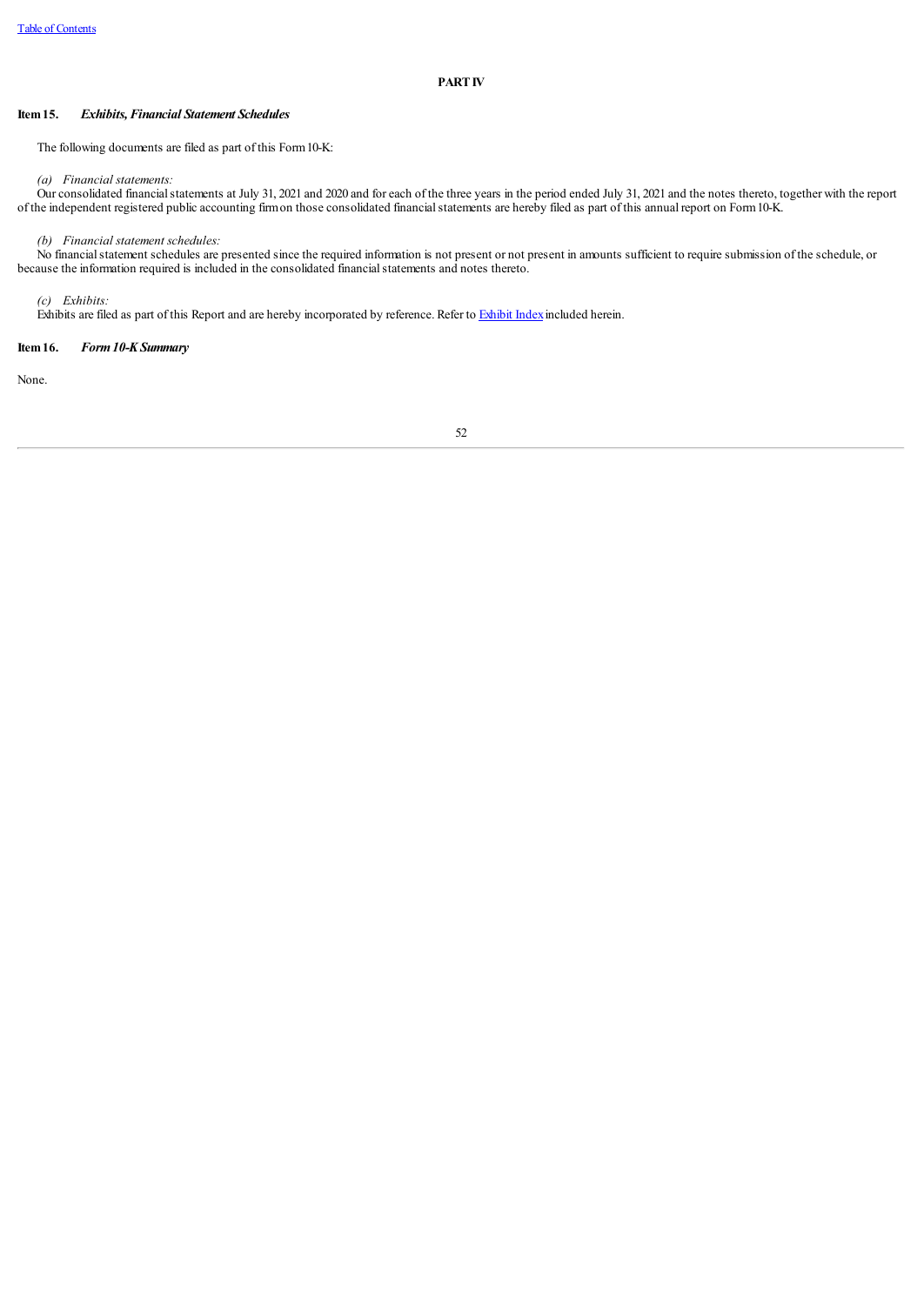# PART IV

## Item 15. *Exhibits, Financial Statement Schedules*

The following documents are filed as part of this Form 10-K:

*(a) Financial statements:*

Our consolidated financial statements at July 31, 2021 and 2020 and for each of the three years in the period ended July 31, 2021 and the notes thereto, together with the report of the independent registered public accounting firm on those consolidated financial statements are hereby filed as part of this annual report on Form 10-K.

*(b) Financial statement schedules:*

No financial statement schedules are presented since the required information is not present or not present in amounts sufficient to require submission of the schedule, or because the information required is included in the consolidated financial statements and notes thereto.

*(c) Exhibits:*

Exhibits are filed as part of this Report and are hereby incorporated by reference. Refer to Exhibit Index included herein.

## Item 16. *Form 10-K Summary*

None.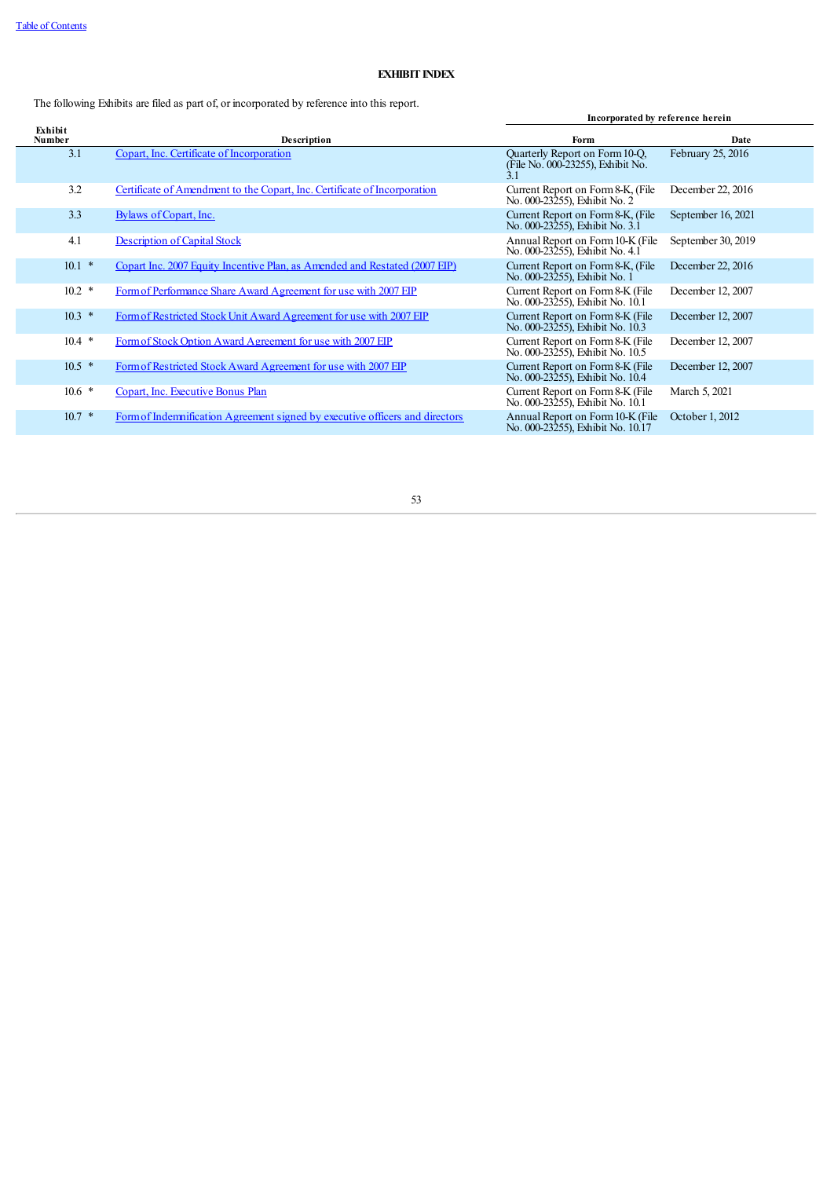Table of Contents

## EXHIBIT INDEX

The following Exhibits are filed as part of, or incorporated by reference into this report.

| Exhibit Number | | Description | Incorporated by reference herein | |
|---|---|---|---|---|
| | | | Form | Date |
| 3.1 | | Copart, Inc. Certificate of Incorporation | Quarterly Report on Form 10-Q, (File No. 000-23255), Exhibit No. 3.1 | February 25, 2016 |
| 3.2 | | Certificate of Amendment to the Copart, Inc. Certificate of Incorporation | Current Report on Form 8-K, (File No. 000-23255), Exhibit No. 2 | December 22, 2016 |
| 3.3 | | Bylaws of Copart, Inc. | Current Report on Form 8-K, (File No. 000-23255), Exhibit No. 3.1 | September 16, 2021 |
| 4.1 | | Description of Capital Stock | Annual Report on Form 10-K (File No. 000-23255), Exhibit No. 4.1 | September 30, 2019 |
| 10.1 | * | Copart Inc. 2007 Equity Incentive Plan, as Amended and Restated (2007 EIP) | Current Report on Form 8-K, (File No. 000-23255), Exhibit No. 1 | December 22, 2016 |
| 10.2 | * | Form of Performance Share Award Agreement for use with 2007 EIP | Current Report on Form 8-K (File No. 000-23255), Exhibit No. 10.1 | December 12, 2007 |
| 10.3 | * | Form of Restricted Stock Unit Award Agreement for use with 2007 EIP | Current Report on Form 8-K (File No. 000-23255), Exhibit No. 10.3 | December 12, 2007 |
| 10.4 | * | Form of Stock Option Award Agreement for use with 2007 EIP | Current Report on Form 8-K (File No. 000-23255), Exhibit No. 10.5 | December 12, 2007 |
| 10.5 | * | Form of Restricted Stock Award Agreement for use with 2007 EIP | Current Report on Form 8-K (File No. 000-23255), Exhibit No. 10.4 | December 12, 2007 |
| 10.6 | * | Copart, Inc. Executive Bonus Plan | Current Report on Form 8-K (File No. 000-23255), Exhibit No. 10.1 | March 5, 2021 |
| 10.7 | * | Form of Indemnification Agreement signed by executive officers and directors | Annual Report on Form 10-K (File No. 000-23255), Exhibit No. 10.17 | October 1, 2012 |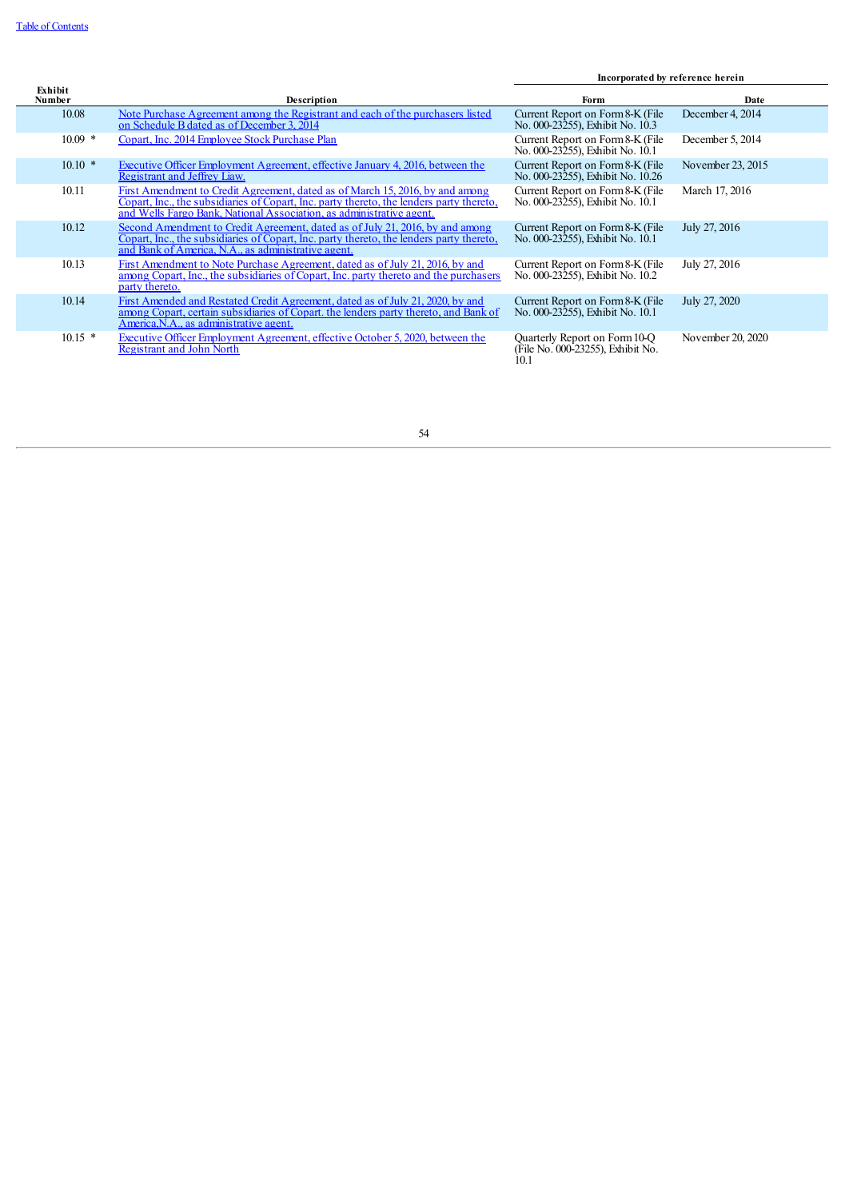| Exhibit Number | Description | Incorporated by reference herein | |
|---|---|---|---|
| | | Form | Date |
| 10.08 | Note Purchase Agreement among the Registrant and each of the purchasers listed on Schedule B dated as of December 3, 2014 | Current Report on Form 8-K (File No. 000-23255), Exhibit No. 10.3 | December 4, 2014 |
| 10.09 * | Copart, Inc. 2014 Employee Stock Purchase Plan | Current Report on Form 8-K (File No. 000-23255), Exhibit No. 10.1 | December 5, 2014 |
| 10.10 * | Executive Officer Employment Agreement, effective January 4, 2016, between the Registrant and Jeffrey Liaw. | Current Report on Form 8-K (File No. 000-23255), Exhibit No. 10.26 | November 23, 2015 |
| 10.11 | First Amendment to Credit Agreement, dated as of March 15, 2016, by and among Copart, Inc., the subsidiaries of Copart, Inc. party thereto, the lenders party thereto, and Wells Fargo Bank, National Association, as administrative agent. | Current Report on Form 8-K (File No. 000-23255), Exhibit No. 10.1 | March 17, 2016 |
| 10.12 | Second Amendment to Credit Agreement, dated as of July 21, 2016, by and among Copart, Inc., the subsidiaries of Copart, Inc. party thereto, the lenders party thereto, and Bank of America, N.A., as administrative agent. | Current Report on Form 8-K (File No. 000-23255), Exhibit No. 10.1 | July 27, 2016 |
| 10.13 | First Amendment to Note Purchase Agreement, dated as of July 21, 2016, by and among Copart, Inc., the subsidiaries of Copart, Inc. party thereto and the purchasers party thereto. | Current Report on Form 8-K (File No. 000-23255), Exhibit No. 10.2 | July 27, 2016 |
| 10.14 | First Amended and Restated Credit Agreement, dated as of July 21, 2020, by and among Copart, certain subsidiaries of Copart. the lenders party thereto, and Bank of America,N.A., as administrative agent. | Current Report on Form 8-K (File No. 000-23255), Exhibit No. 10.1 | July 27, 2020 |
| 10.15 * | Executive Officer Employment Agreement, effective October 5, 2020, between the Registrant and John North | Quarterly Report on Form 10-Q (File No. 000-23255), Exhibit No. 10.1 | November 20, 2020 |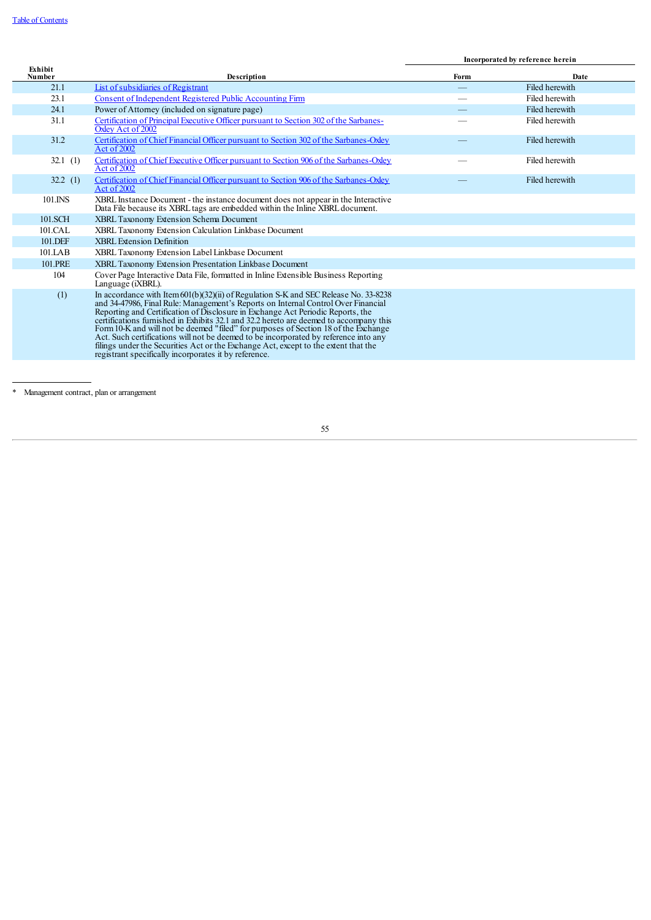| Exhibit Number | Description | Incorporated by reference herein | |
|---|---|---|---|
| | | Form | Date |
| 21.1 | List of subsidiaries of Registrant | — | Filed herewith |
| 23.1 | Consent of Independent Registered Public Accounting Firm | — | Filed herewith |
| 24.1 | Power of Attorney (included on signature page) | — | Filed herewith |
| 31.1 | Certification of Principal Executive Officer pursuant to Section 302 of the Sarbanes-Oxley Act of 2002 | — | Filed herewith |
| 31.2 | Certification of Chief Financial Officer pursuant to Section 302 of the Sarbanes-Oxley Act of 2002 | — | Filed herewith |
| 32.1 (1) | Certification of Chief Executive Officer pursuant to Section 906 of the Sarbanes-Oxley Act of 2002 | — | Filed herewith |
| 32.2 (1) | Certification of Chief Financial Officer pursuant to Section 906 of the Sarbanes-Oxley Act of 2002 | — | Filed herewith |
| 101.INS | XBRL Instance Document - the instance document does not appear in the Interactive Data File because its XBRL tags are embedded within the Inline XBRL document. | | |
| 101.SCH | XBRL Taxonomy Extension Schema Document | | |
| 101.CAL | XBRL Taxonomy Extension Calculation Linkbase Document | | |
| 101.DEF | XBRL Extension Definition | | |
| 101.LAB | XBRL Taxonomy Extension Label Linkbase Document | | |
| 101.PRE | XBRL Taxonomy Extension Presentation Linkbase Document | | |
| 104 | Cover Page Interactive Data File, formatted in Inline Extensible Business Reporting Language (iXBRL). | | |
| (1) | In accordance with Item 601(b)(32)(ii) of Regulation S-K and SEC Release No. 33-8238 and 34-47986, Final Rule: Management's Reports on Internal Control Over Financial Reporting and Certification of Disclosure in Exchange Act Periodic Reports, the certifications furnished in Exhibits 32.1 and 32.2 hereto are deemed to accompany this Form 10-K and will not be deemed "filed" for purposes of Section 18 of the Exchange Act. Such certifications will not be deemed to be incorporated by reference into any filings under the Securities Act or the Exchange Act, except to the extent that the registrant specifically incorporates it by reference. | | |

---

* Management contract, plan or arrangement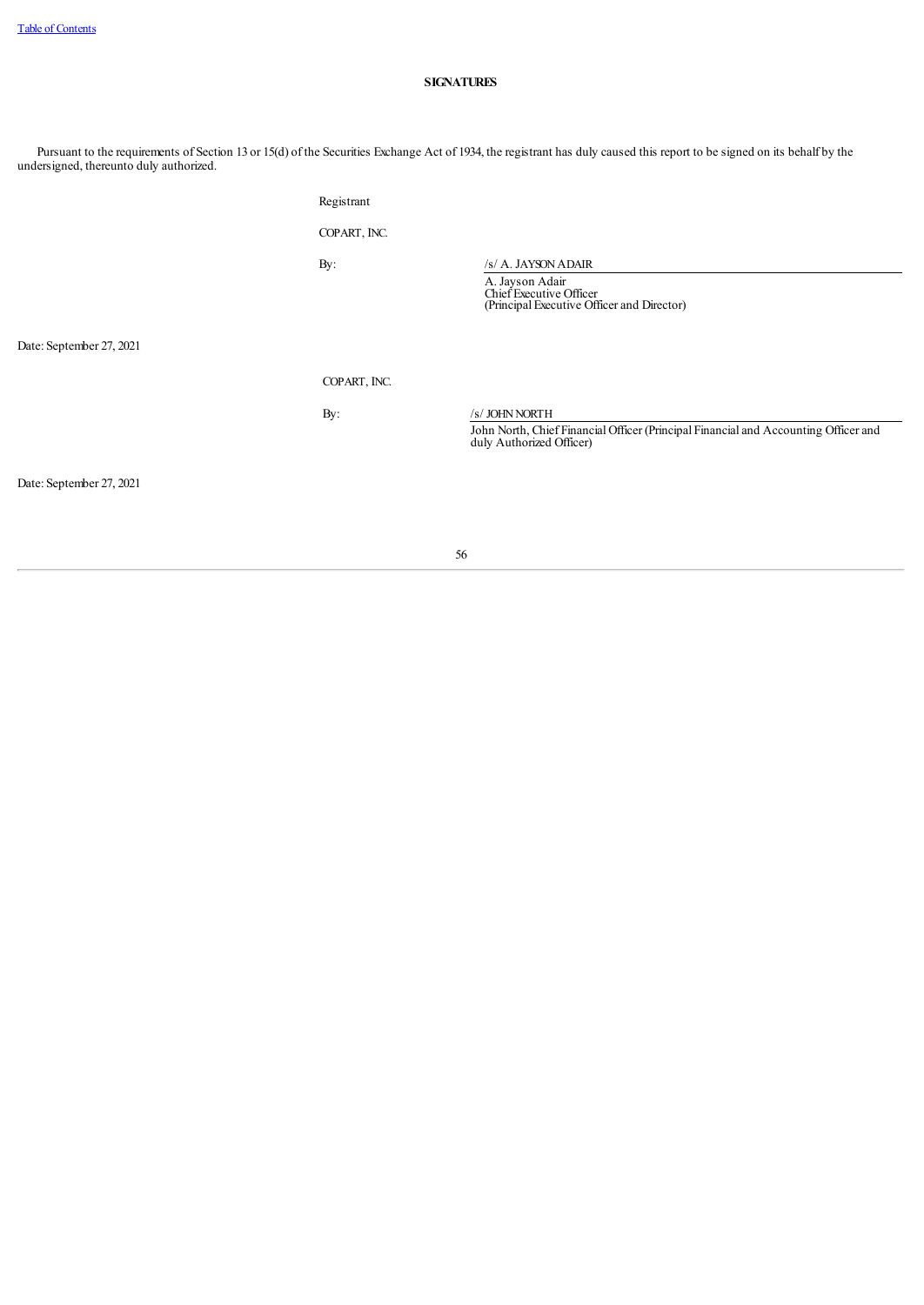## SIGNATURES

Pursuant to the requirements of Section 13 or 15(d) of the Securities Exchange Act of 1934, the registrant has duly caused this report to be signed on its behalf by the undersigned, thereunto duly authorized.

Registrant

COPART, INC.

By: /s/ A. JAYSON ADAIR

A. Jayson Adair
Chief Executive Officer
(Principal Executive Officer and Director)

Date: September 27, 2021

COPART, INC.

By: /s/ JOHN NORTH

John North, Chief Financial Officer (Principal Financial and Accounting Officer and duly Authorized Officer)

Date: September 27, 2021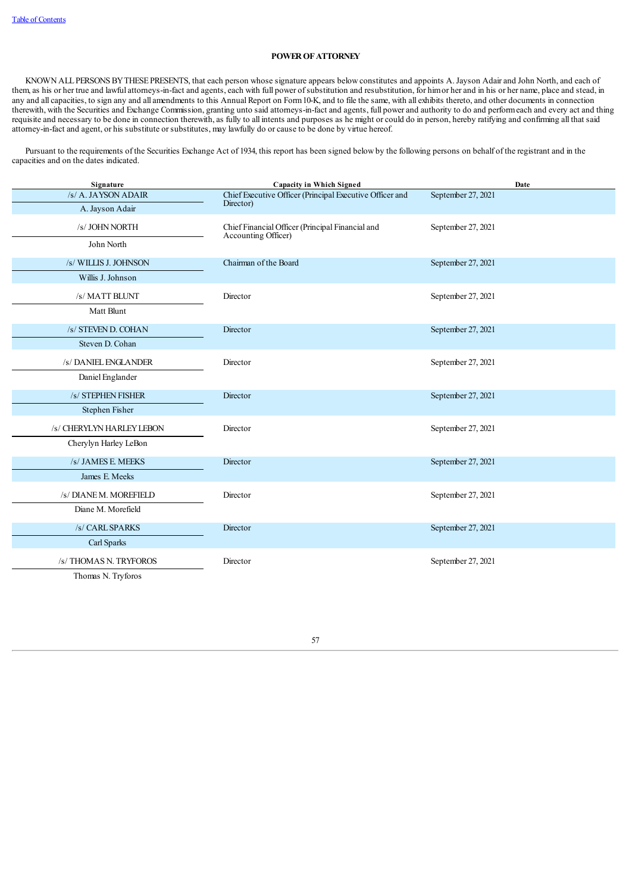**POWER OF ATTORNEY**

KNOWN ALL PERSONS BY THESE PRESENTS, that each person whose signature appears below constitutes and appoints A. Jayson Adair and John North, and each of them, as his or her true and lawful attorneys-in-fact and agents, each with full power of substitution and resubstitution, for him or her and in his or her name, place and stead, in any and all capacities, to sign any and all amendments to this Annual Report on Form 10-K, and to file the same, with all exhibits thereto, and other documents in connection therewith, with the Securities and Exchange Commission, granting unto said attorneys-in-fact and agents, full power and authority to do and perform each and every act and thing requisite and necessary to be done in connection therewith, as fully to all intents and purposes as he might or could do in person, hereby ratifying and confirming all that said attorney-in-fact and agent, or his substitute or substitutes, may lawfully do or cause to be done by virtue hereof.

Pursuant to the requirements of the Securities Exchange Act of 1934, this report has been signed below by the following persons on behalf of the registrant and in the capacities and on the dates indicated.

| Signature | Capacity in Which Signed | Date |
|---|---|---|
| /s/ A. JAYSON ADAIR<br>A. Jayson Adair | Chief Executive Officer (Principal Executive Officer and Director) | September 27, 2021 |
| /s/ JOHN NORTH<br>John North | Chief Financial Officer (Principal Financial and Accounting Officer) | September 27, 2021 |
| /s/ WILLIS J. JOHNSON<br>Willis J. Johnson | Chairman of the Board | September 27, 2021 |
| /s/ MATT BLUNT<br>Matt Blunt | Director | September 27, 2021 |
| /s/ STEVEN D. COHAN<br>Steven D. Cohan | Director | September 27, 2021 |
| /s/ DANIEL ENGLANDER<br>Daniel Englander | Director | September 27, 2021 |
| /s/ STEPHEN FISHER<br>Stephen Fisher | Director | September 27, 2021 |
| /s/ CHERYLYN HARLEY LEBON<br>Cherylyn Harley LeBon | Director | September 27, 2021 |
| /s/ JAMES E. MEEKS<br>James E. Meeks | Director | September 27, 2021 |
| /s/ DIANE M. MOREFIELD<br>Diane M. Morefield | Director | September 27, 2021 |
| /s/ CARL SPARKS<br>Carl Sparks | Director | September 27, 2021 |
| /s/ THOMAS N. TRYFOROS<br>Thomas N. Tryforos | Director | September 27, 2021 |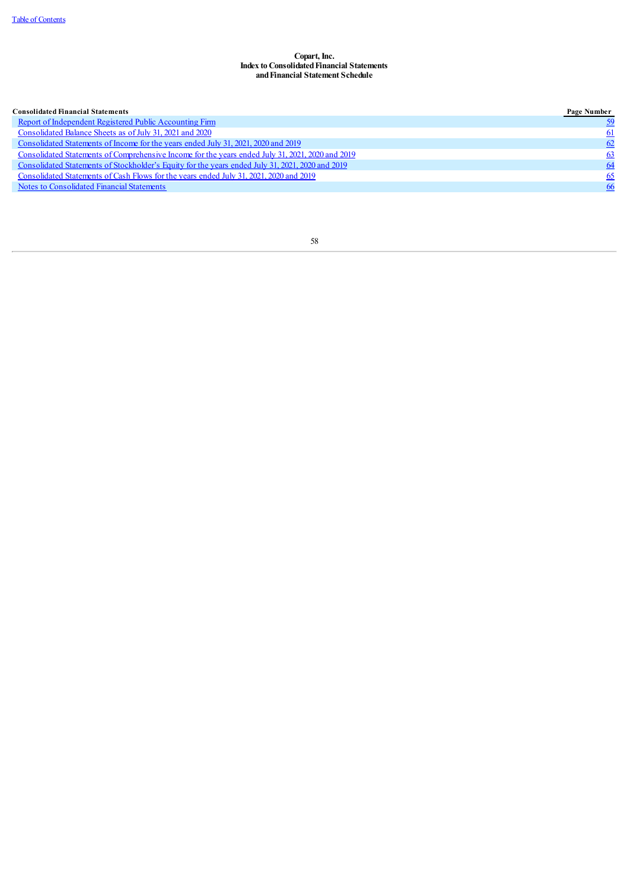**Copart, Inc.**
**Index to Consolidated Financial Statements**
**and Financial Statement Schedule**

| Consolidated Financial Statements | Page Number |
| --- | --- |
| Report of Independent Registered Public Accounting Firm | 59 |
| Consolidated Balance Sheets as of July 31, 2021 and 2020 | 61 |
| Consolidated Statements of Income for the years ended July 31, 2021, 2020 and 2019 | 62 |
| Consolidated Statements of Comprehensive Income for the years ended July 31, 2021, 2020 and 2019 | 63 |
| Consolidated Statements of Stockholder's Equity for the years ended July 31, 2021, 2020 and 2019 | 64 |
| Consolidated Statements of Cash Flows for the years ended July 31, 2021, 2020 and 2019 | 65 |
| Notes to Consolidated Financial Statements | 66 |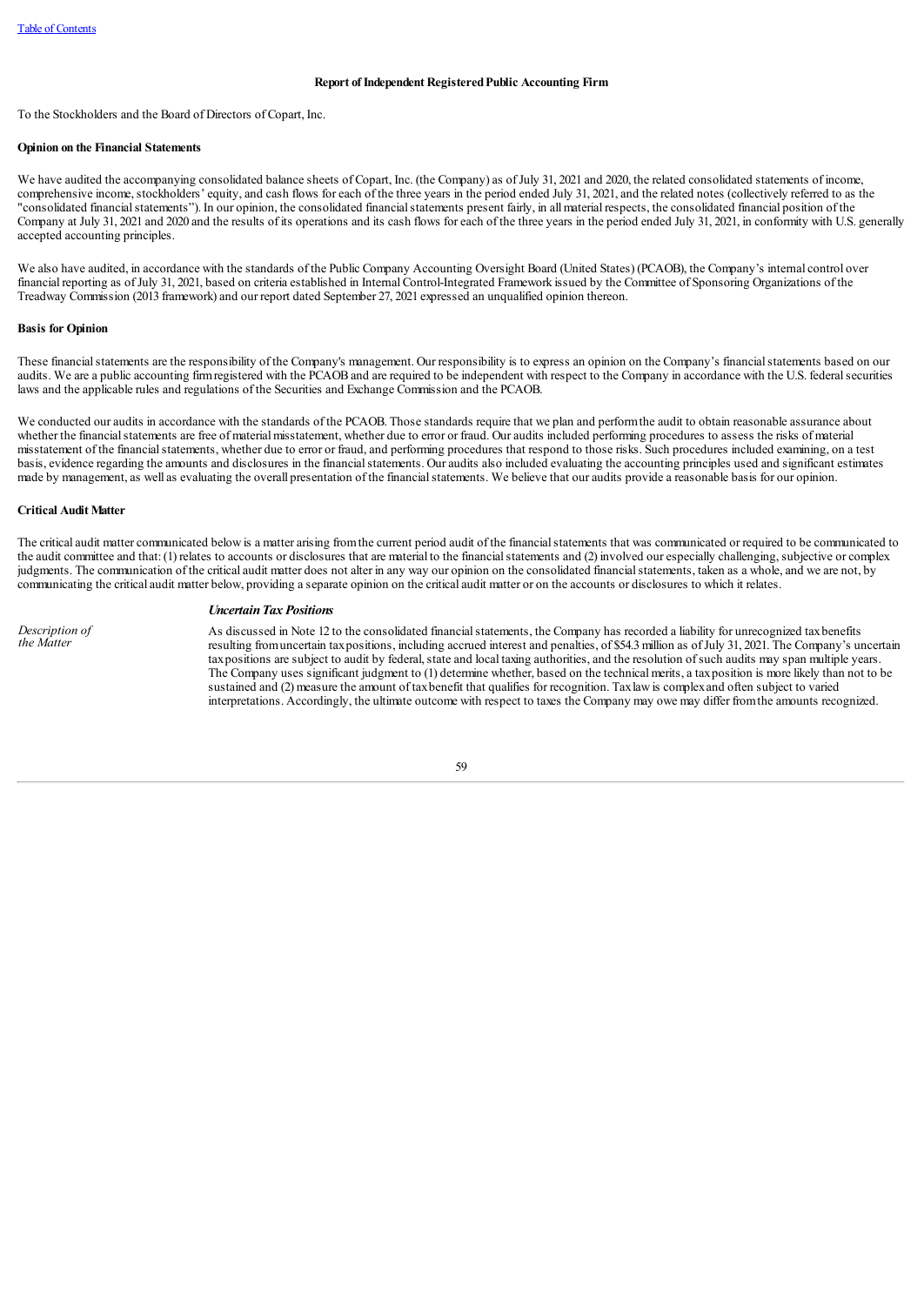**Report of Independent Registered Public Accounting Firm**

To the Stockholders and the Board of Directors of Copart, Inc.

**Opinion on the Financial Statements**

We have audited the accompanying consolidated balance sheets of Copart, Inc. (the Company) as of July 31, 2021 and 2020, the related consolidated statements of income, comprehensive income, stockholders' equity, and cash flows for each of the three years in the period ended July 31, 2021, and the related notes (collectively referred to as the "consolidated financial statements"). In our opinion, the consolidated financial statements present fairly, in all material respects, the consolidated financial position of the Company at July 31, 2021 and 2020 and the results of its operations and its cash flows for each of the three years in the period ended July 31, 2021, in conformity with U.S. generally accepted accounting principles.

We also have audited, in accordance with the standards of the Public Company Accounting Oversight Board (United States) (PCAOB), the Company's internal control over financial reporting as of July 31, 2021, based on criteria established in Internal Control-Integrated Framework issued by the Committee of Sponsoring Organizations of the Treadway Commission (2013 framework) and our report dated September 27, 2021 expressed an unqualified opinion thereon.

**Basis for Opinion**

These financial statements are the responsibility of the Company's management. Our responsibility is to express an opinion on the Company's financial statements based on our audits. We are a public accounting firm registered with the PCAOB and are required to be independent with respect to the Company in accordance with the U.S. federal securities laws and the applicable rules and regulations of the Securities and Exchange Commission and the PCAOB.

We conducted our audits in accordance with the standards of the PCAOB. Those standards require that we plan and perform the audit to obtain reasonable assurance about whether the financial statements are free of material misstatement, whether due to error or fraud. Our audits included performing procedures to assess the risks of material misstatement of the financial statements, whether due to error or fraud, and performing procedures that respond to those risks. Such procedures included examining, on a test basis, evidence regarding the amounts and disclosures in the financial statements. Our audits also included evaluating the accounting principles used and significant estimates made by management, as well as evaluating the overall presentation of the financial statements. We believe that our audits provide a reasonable basis for our opinion.

**Critical Audit Matter**

The critical audit matter communicated below is a matter arising from the current period audit of the financial statements that was communicated or required to be communicated to the audit committee and that: (1) relates to accounts or disclosures that are material to the financial statements and (2) involved our especially challenging, subjective or complex judgments. The communication of the critical audit matter does not alter in any way our opinion on the consolidated financial statements, taken as a whole, and we are not, by communicating the critical audit matter below, providing a separate opinion on the critical audit matter or on the accounts or disclosures to which it relates.

***Uncertain Tax Positions***

*Description of the Matter*

As discussed in Note 12 to the consolidated financial statements, the Company has recorded a liability for unrecognized tax benefits resulting from uncertain tax positions, including accrued interest and penalties, of $54.3 million as of July 31, 2021. The Company's uncertain tax positions are subject to audit by federal, state and local taxing authorities, and the resolution of such audits may span multiple years. The Company uses significant judgment to (1) determine whether, based on the technical merits, a tax position is more likely than not to be sustained and (2) measure the amount of tax benefit that qualifies for recognition. Tax law is complex and often subject to varied interpretations. Accordingly, the ultimate outcome with respect to taxes the Company may owe may differ from the amounts recognized.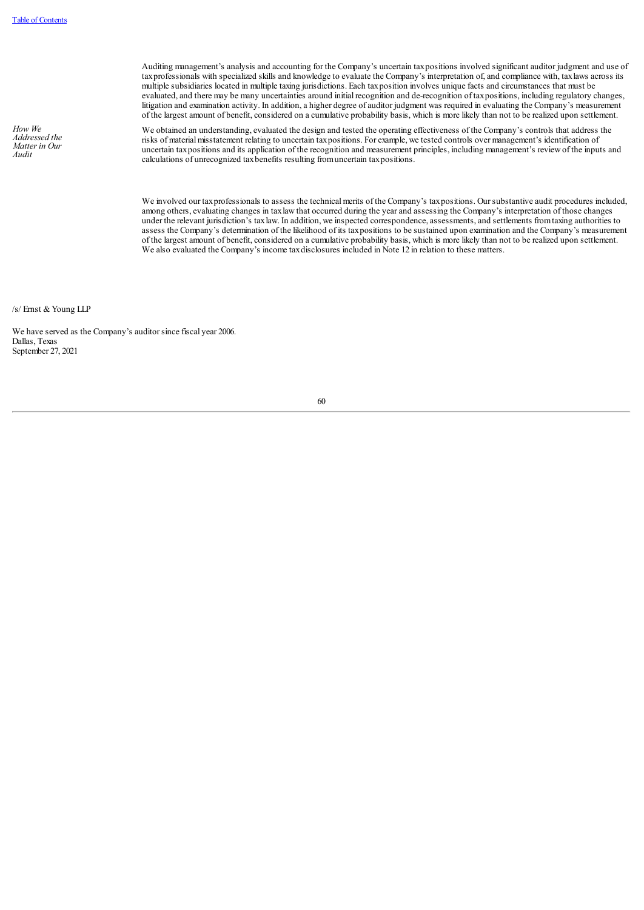Auditing management's analysis and accounting for the Company's uncertain tax positions involved significant auditor judgment and use of tax professionals with specialized skills and knowledge to evaluate the Company's interpretation of, and compliance with, tax laws across its multiple subsidiaries located in multiple taxing jurisdictions. Each tax position involves unique facts and circumstances that must be evaluated, and there may be many uncertainties around initial recognition and de-recognition of tax positions, including regulatory changes, litigation and examination activity. In addition, a higher degree of auditor judgment was required in evaluating the Company's measurement of the largest amount of benefit, considered on a cumulative probability basis, which is more likely than not to be realized upon settlement.

*How We Addressed the Matter in Our Audit*

We obtained an understanding, evaluated the design and tested the operating effectiveness of the Company's controls that address the risks of material misstatement relating to uncertain tax positions. For example, we tested controls over management's identification of uncertain tax positions and its application of the recognition and measurement principles, including management's review of the inputs and calculations of unrecognized tax benefits resulting from uncertain tax positions.

We involved our tax professionals to assess the technical merits of the Company's tax positions. Our substantive audit procedures included, among others, evaluating changes in tax law that occurred during the year and assessing the Company's interpretation of those changes under the relevant jurisdiction's tax law. In addition, we inspected correspondence, assessments, and settlements from taxing authorities to assess the Company's determination of the likelihood of its tax positions to be sustained upon examination and the Company's measurement of the largest amount of benefit, considered on a cumulative probability basis, which is more likely than not to be realized upon settlement. We also evaluated the Company's income tax disclosures included in Note 12 in relation to these matters.

/s/ Ernst & Young LLP

We have served as the Company's auditor since fiscal year 2006.
Dallas, Texas
September 27, 2021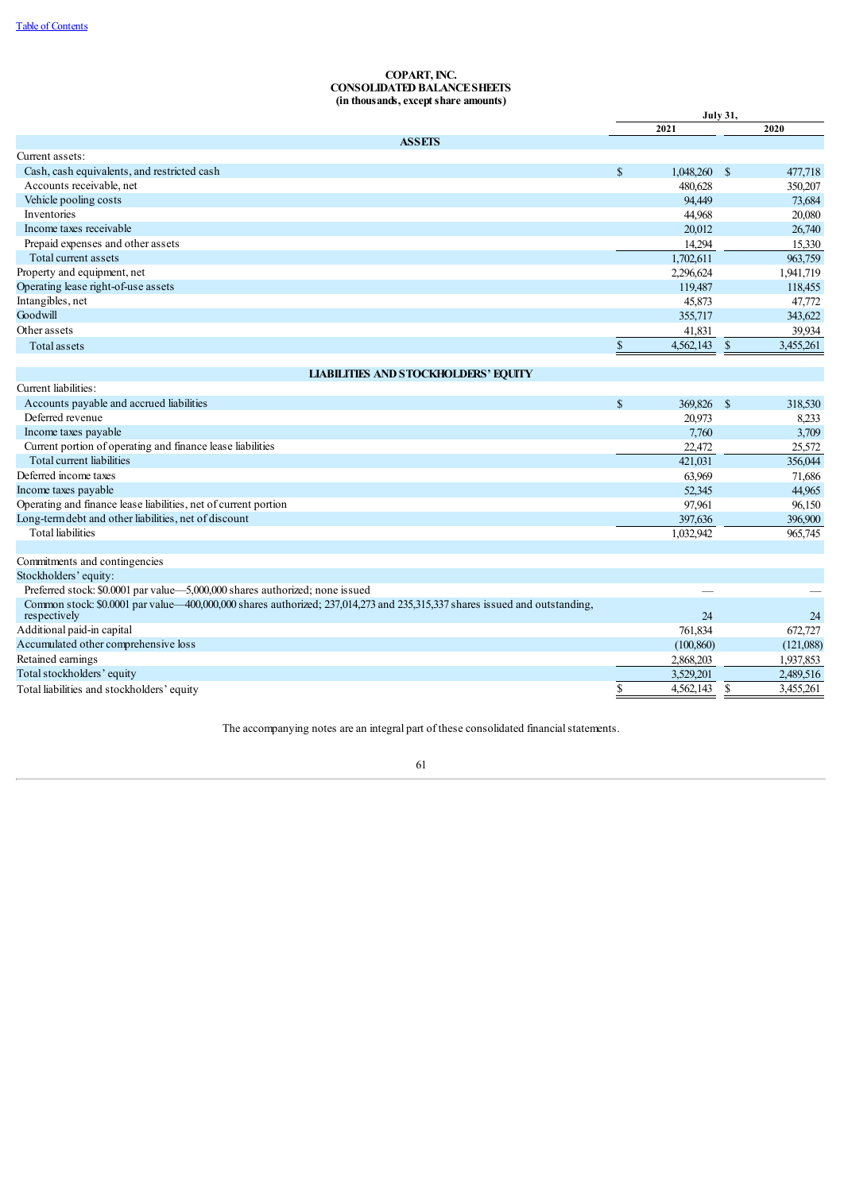# COPART, INC.
## CONSOLIDATED BALANCE SHEETS
### (in thousands, except share amounts)

| | July 31, 2021 | July 31, 2020 |
|---|---|---|
| **ASSETS** | | |
| Current assets: | | |
| Cash, cash equivalents, and restricted cash | $ 1,048,260 | $ 477,718 |
| Accounts receivable, net | 480,628 | 350,207 |
| Vehicle pooling costs | 94,449 | 73,684 |
| Inventories | 44,968 | 20,080 |
| Income taxes receivable | 20,012 | 26,740 |
| Prepaid expenses and other assets | 14,294 | 15,330 |
| Total current assets | 1,702,611 | 963,759 |
| Property and equipment, net | 2,296,624 | 1,941,719 |
| Operating lease right-of-use assets | 119,487 | 118,455 |
| Intangibles, net | 45,873 | 47,772 |
| Goodwill | 355,717 | 343,622 |
| Other assets | 41,831 | 39,934 |
| Total assets | $ 4,562,143 | $ 3,455,261 |
| **LIABILITIES AND STOCKHOLDERS' EQUITY** | | |
| Current liabilities: | | |
| Accounts payable and accrued liabilities | $ 369,826 | $ 318,530 |
| Deferred revenue | 20,973 | 8,233 |
| Income taxes payable | 7,760 | 3,709 |
| Current portion of operating and finance lease liabilities | 22,472 | 25,572 |
| Total current liabilities | 421,031 | 356,044 |
| Deferred income taxes | 63,969 | 71,686 |
| Income taxes payable | 52,345 | 44,965 |
| Operating and finance lease liabilities, net of current portion | 97,961 | 96,150 |
| Long-term debt and other liabilities, net of discount | 397,636 | 396,900 |
| Total liabilities | 1,032,942 | 965,745 |
| | | |
| Commitments and contingencies | | |
| Stockholders' equity: | | |
| Preferred stock: $0.0001 par value—5,000,000 shares authorized; none issued | — | — |
| Common stock: $0.0001 par value—400,000,000 shares authorized; 237,014,273 and 235,315,337 shares issued and outstanding, respectively | 24 | 24 |
| Additional paid-in capital | 761,834 | 672,727 |
| Accumulated other comprehensive loss | (100,860) | (121,088) |
| Retained earnings | 2,868,203 | 1,937,853 |
| Total stockholders' equity | 3,529,201 | 2,489,516 |
| Total liabilities and stockholders' equity | $ 4,562,143 | $ 3,455,261 |

The accompanying notes are an integral part of these consolidated financial statements.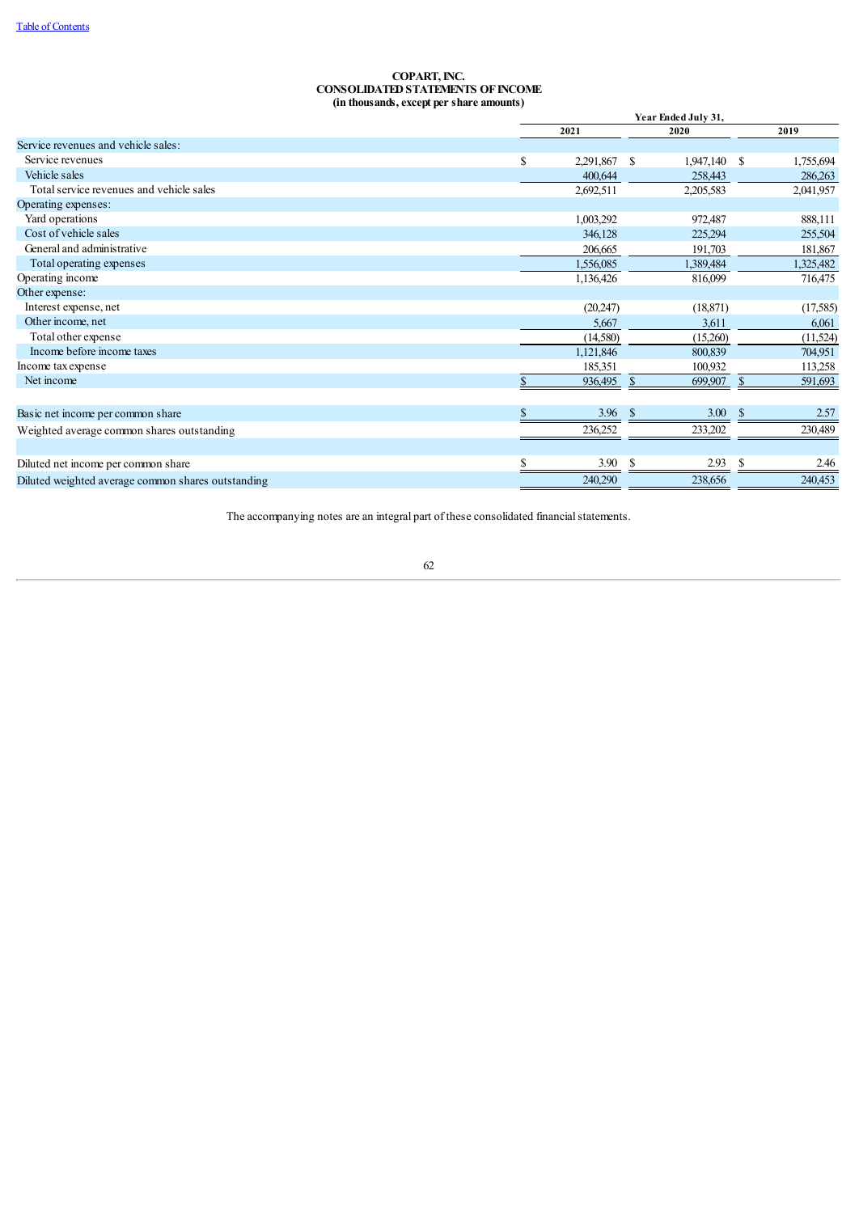[Table of Contents](#)

**COPART, INC.**
**CONSOLIDATED STATEMENTS OF INCOME**
**(in thousands, except per share amounts)**

| | Year Ended July 31, | | |
|---|---|---|---|
| | **2021** | **2020** | **2019** |
| Service revenues and vehicle sales: | | | |
| Service revenues | $ 2,291,867 | $ 1,947,140 | $ 1,755,694 |
| Vehicle sales | 400,644 | 258,443 | 286,263 |
| Total service revenues and vehicle sales | 2,692,511 | 2,205,583 | 2,041,957 |
| Operating expenses: | | | |
| Yard operations | 1,003,292 | 972,487 | 888,111 |
| Cost of vehicle sales | 346,128 | 225,294 | 255,504 |
| General and administrative | 206,665 | 191,703 | 181,867 |
| Total operating expenses | 1,556,085 | 1,389,484 | 1,325,482 |
| Operating income | 1,136,426 | 816,099 | 716,475 |
| Other expense: | | | |
| Interest expense, net | (20,247) | (18,871) | (17,585) |
| Other income, net | 5,667 | 3,611 | 6,061 |
| Total other expense | (14,580) | (15,260) | (11,524) |
| Income before income taxes | 1,121,846 | 800,839 | 704,951 |
| Income tax expense | 185,351 | 100,932 | 113,258 |
| Net income | $ 936,495 | $ 699,907 | $ 591,693 |
| | | | |
| Basic net income per common share | $ 3.96 | $ 3.00 | $ 2.57 |
| Weighted average common shares outstanding | 236,252 | 233,202 | 230,489 |
| | | | |
| Diluted net income per common share | $ 3.90 | $ 2.93 | $ 2.46 |
| Diluted weighted average common shares outstanding | 240,290 | 238,656 | 240,453 |

The accompanying notes are an integral part of these consolidated financial statements.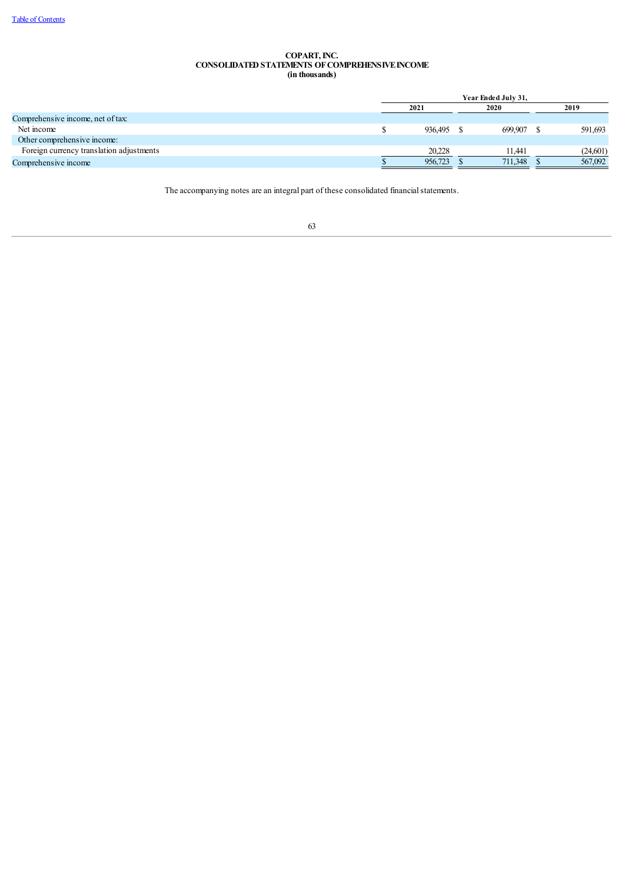**COPART, INC.**
**CONSOLIDATED STATEMENTS OF COMPREHENSIVE INCOME**
**(in thousands)**

| | Year Ended July 31, | | |
|---|---|---|---|
| | 2021 | 2020 | 2019 |
| Comprehensive income, net of tax: | | | |
| Net income | $ 936,495 | $ 699,907 | $ 591,693 |
| Other comprehensive income: | | | |
| Foreign currency translation adjustments | 20,228 | 11,441 | (24,601) |
| Comprehensive income | $ 956,723 | $ 711,348 | $ 567,092 |

The accompanying notes are an integral part of these consolidated financial statements.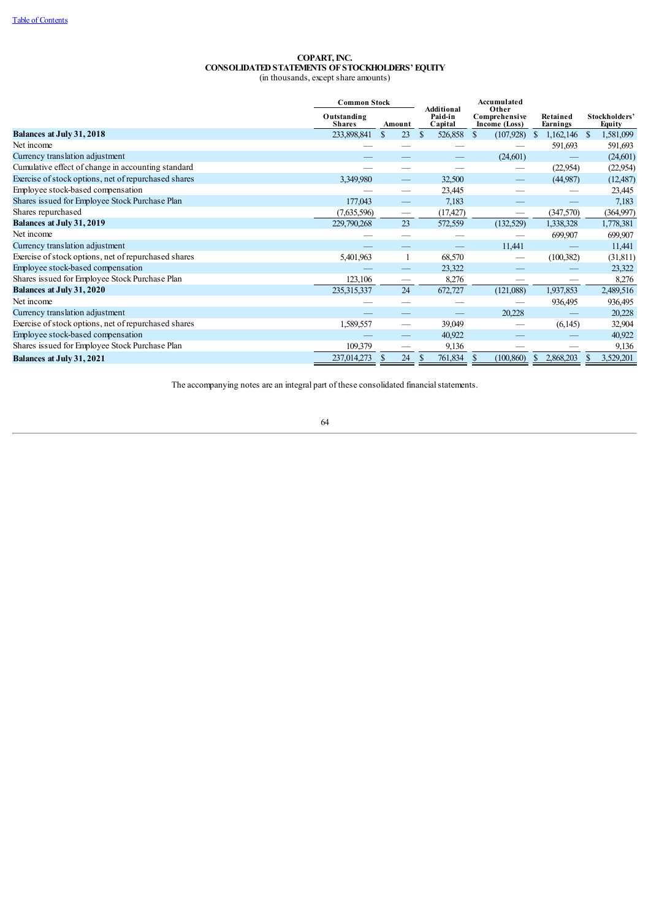Table of Contents

# COPART, INC.
## CONSOLIDATED STATEMENTS OF STOCKHOLDERS' EQUITY
(in thousands, except share amounts)

| | Common Stock | | Additional Paid-in Capital | Accumulated Other Comprehensive Income (Loss) | Retained Earnings | Stockholders' Equity |
|---|---|---|---|---|---|---|
| | Outstanding Shares | Amount | | | | |
| **Balances at July 31, 2018** | 233,898,841 | $ 23 | $ 526,858 | $ (107,928) | $ 1,162,146 | $ 1,581,099 |
| Net income | — | — | — | — | 591,693 | 591,693 |
| Currency translation adjustment | — | — | — | (24,601) | — | (24,601) |
| Cumulative effect of change in accounting standard | — | — | — | — | (22,954) | (22,954) |
| Exercise of stock options, net of repurchased shares | 3,349,980 | — | 32,500 | — | (44,987) | (12,487) |
| Employee stock-based compensation | — | — | 23,445 | — | — | 23,445 |
| Shares issued for Employee Stock Purchase Plan | 177,043 | — | 7,183 | — | — | 7,183 |
| Shares repurchased | (7,635,596) | — | (17,427) | — | (347,570) | (364,997) |
| **Balances at July 31, 2019** | 229,790,268 | 23 | 572,559 | (132,529) | 1,338,328 | 1,778,381 |
| Net income | — | — | — | — | 699,907 | 699,907 |
| Currency translation adjustment | — | — | — | 11,441 | — | 11,441 |
| Exercise of stock options, net of repurchased shares | 5,401,963 | 1 | 68,570 | — | (100,382) | (31,811) |
| Employee stock-based compensation | — | — | 23,322 | — | — | 23,322 |
| Shares issued for Employee Stock Purchase Plan | 123,106 | — | 8,276 | — | — | 8,276 |
| **Balances at July 31, 2020** | 235,315,337 | 24 | 672,727 | (121,088) | 1,937,853 | 2,489,516 |
| Net income | — | — | — | — | 936,495 | 936,495 |
| Currency translation adjustment | — | — | — | 20,228 | — | 20,228 |
| Exercise of stock options, net of repurchased shares | 1,589,557 | — | 39,049 | — | (6,145) | 32,904 |
| Employee stock-based compensation | — | — | 40,922 | — | — | 40,922 |
| Shares issued for Employee Stock Purchase Plan | 109,379 | — | 9,136 | — | — | 9,136 |
| **Balances at July 31, 2021** | 237,014,273 | $ 24 | $ 761,834 | $ (100,860) | $ 2,868,203 | $ 3,529,201 |

The accompanying notes are an integral part of these consolidated financial statements.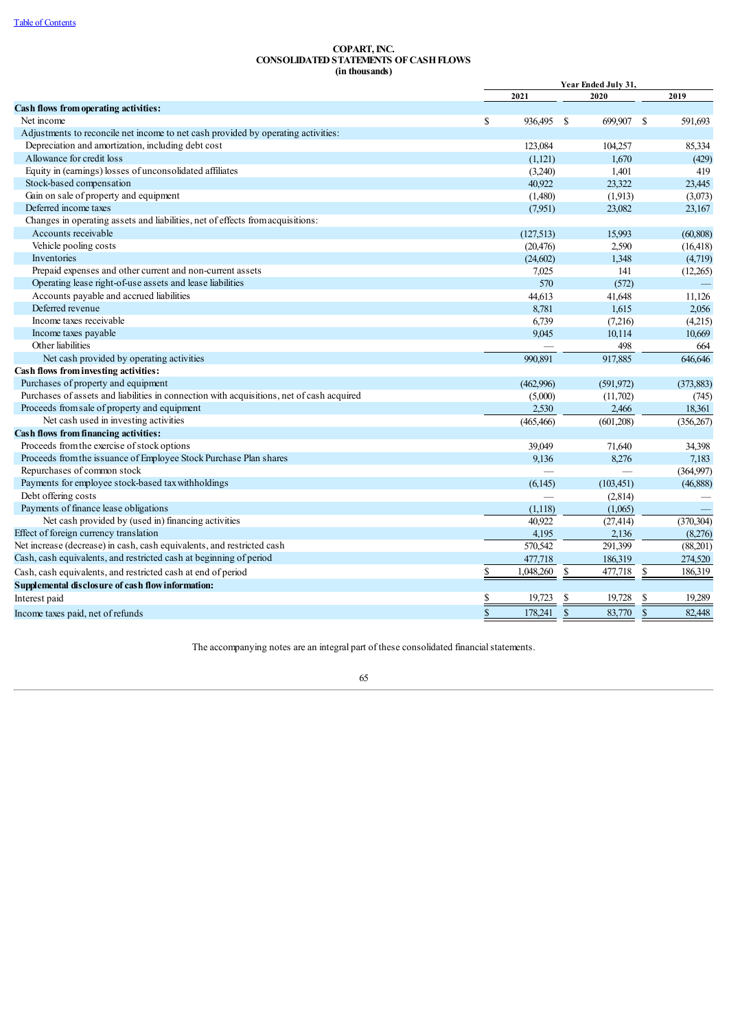[Table of Contents](#)

# COPART, INC.
## CONSOLIDATED STATEMENTS OF CASH FLOWS
### (in thousands)

| | Year Ended July 31, | | |
|---|---|---|---|
| | 2021 | 2020 | 2019 |
| **Cash flows from operating activities:** | | | |
| Net income | $ 936,495 | $ 699,907 | $ 591,693 |
| Adjustments to reconcile net income to net cash provided by operating activities: | | | |
| Depreciation and amortization, including debt cost | 123,084 | 104,257 | 85,334 |
| Allowance for credit loss | (1,121) | 1,670 | (429) |
| Equity in (earnings) losses of unconsolidated affiliates | (3,240) | 1,401 | 419 |
| Stock-based compensation | 40,922 | 23,322 | 23,445 |
| Gain on sale of property and equipment | (1,480) | (1,913) | (3,073) |
| Deferred income taxes | (7,951) | 23,082 | 23,167 |
| Changes in operating assets and liabilities, net of effects from acquisitions: | | | |
| Accounts receivable | (127,513) | 15,993 | (60,808) |
| Vehicle pooling costs | (20,476) | 2,590 | (16,418) |
| Inventories | (24,602) | 1,348 | (4,719) |
| Prepaid expenses and other current and non-current assets | 7,025 | 141 | (12,265) |
| Operating lease right-of-use assets and lease liabilities | 570 | (572) | — |
| Accounts payable and accrued liabilities | 44,613 | 41,648 | 11,126 |
| Deferred revenue | 8,781 | 1,615 | 2,056 |
| Income taxes receivable | 6,739 | (7,216) | (4,215) |
| Income taxes payable | 9,045 | 10,114 | 10,669 |
| Other liabilities | — | 498 | 664 |
| Net cash provided by operating activities | 990,891 | 917,885 | 646,646 |
| **Cash flows from investing activities:** | | | |
| Purchases of property and equipment | (462,996) | (591,972) | (373,883) |
| Purchases of assets and liabilities in connection with acquisitions, net of cash acquired | (5,000) | (11,702) | (745) |
| Proceeds from sale of property and equipment | 2,530 | 2,466 | 18,361 |
| Net cash used in investing activities | (465,466) | (601,208) | (356,267) |
| **Cash flows from financing activities:** | | | |
| Proceeds from the exercise of stock options | 39,049 | 71,640 | 34,398 |
| Proceeds from the issuance of Employee Stock Purchase Plan shares | 9,136 | 8,276 | 7,183 |
| Repurchases of common stock | — | — | (364,997) |
| Payments for employee stock-based tax withholdings | (6,145) | (103,451) | (46,888) |
| Debt offering costs | — | (2,814) | — |
| Payments of finance lease obligations | (1,118) | (1,065) | — |
| Net cash provided by (used in) financing activities | 40,922 | (27,414) | (370,304) |
| Effect of foreign currency translation | 4,195 | 2,136 | (8,276) |
| Net increase (decrease) in cash, cash equivalents, and restricted cash | 570,542 | 291,399 | (88,201) |
| Cash, cash equivalents, and restricted cash at beginning of period | 477,718 | 186,319 | 274,520 |
| Cash, cash equivalents, and restricted cash at end of period | $ 1,048,260 | $ 477,718 | $ 186,319 |
| **Supplemental disclosure of cash flow information:** | | | |
| Interest paid | $ 19,723 | $ 19,728 | $ 19,289 |
| Income taxes paid, net of refunds | $ 178,241 | $ 83,770 | $ 82,448 |

The accompanying notes are an integral part of these consolidated financial statements.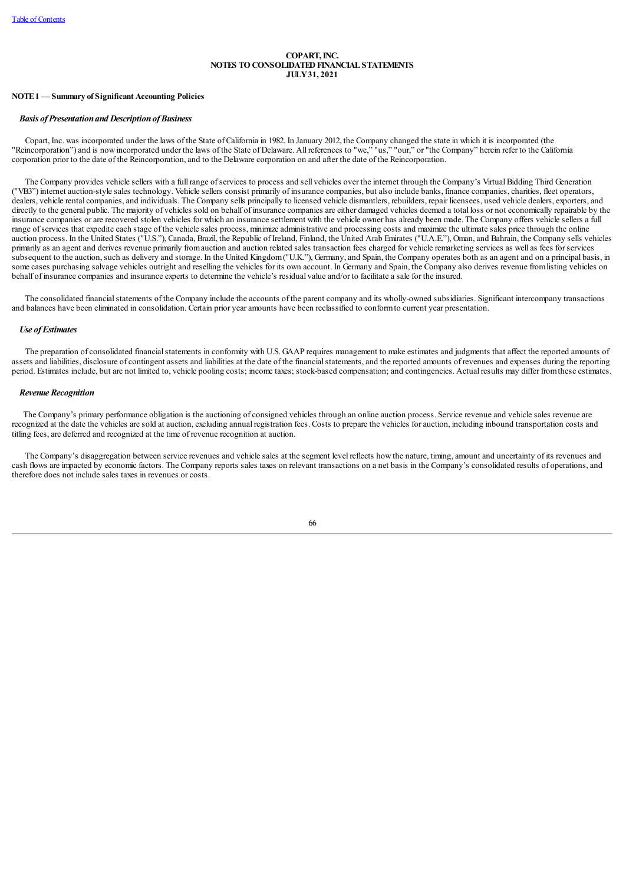**COPART, INC.**
**NOTES TO CONSOLIDATED FINANCIAL STATEMENTS**
**JULY 31, 2021**

**NOTE 1 — Summary of Significant Accounting Policies**

***Basis of Presentation and Description of Business***

Copart, Inc. was incorporated under the laws of the State of California in 1982. In January 2012, the Company changed the state in which it is incorporated (the "Reincorporation") and is now incorporated under the laws of the State of Delaware. All references to "we," "us," "our," or "the Company" herein refer to the California corporation prior to the date of the Reincorporation, and to the Delaware corporation on and after the date of the Reincorporation.

The Company provides vehicle sellers with a full range of services to process and sell vehicles over the internet through the Company's Virtual Bidding Third Generation ("VB3") internet auction-style sales technology. Vehicle sellers consist primarily of insurance companies, but also include banks, finance companies, charities, fleet operators, dealers, vehicle rental companies, and individuals. The Company sells principally to licensed vehicle dismantlers, rebuilders, repair licensees, used vehicle dealers, exporters, and directly to the general public. The majority of vehicles sold on behalf of insurance companies are either damaged vehicles deemed a total loss or not economically repairable by the insurance companies or are recovered stolen vehicles for which an insurance settlement with the vehicle owner has already been made. The Company offers vehicle sellers a full range of services that expedite each stage of the vehicle sales process, minimize administrative and processing costs and maximize the ultimate sales price through the online auction process. In the United States ("U.S."), Canada, Brazil, the Republic of Ireland, Finland, the United Arab Emirates ("U.A.E."), Oman, and Bahrain, the Company sells vehicles primarily as an agent and derives revenue primarily from auction and auction related sales transaction fees charged for vehicle remarketing services as well as fees for services subsequent to the auction, such as delivery and storage. In the United Kingdom ("U.K."), Germany, and Spain, the Company operates both as an agent and on a principal basis, in some cases purchasing salvage vehicles outright and reselling the vehicles for its own account. In Germany and Spain, the Company also derives revenue from listing vehicles on behalf of insurance companies and insurance experts to determine the vehicle's residual value and/or to facilitate a sale for the insured.

The consolidated financial statements of the Company include the accounts of the parent company and its wholly-owned subsidiaries. Significant intercompany transactions and balances have been eliminated in consolidation. Certain prior year amounts have been reclassified to conform to current year presentation.

***Use of Estimates***

The preparation of consolidated financial statements in conformity with U.S. GAAP requires management to make estimates and judgments that affect the reported amounts of assets and liabilities, disclosure of contingent assets and liabilities at the date of the financial statements, and the reported amounts of revenues and expenses during the reporting period. Estimates include, but are not limited to, vehicle pooling costs; income taxes; stock-based compensation; and contingencies. Actual results may differ from these estimates.

***Revenue Recognition***

The Company's primary performance obligation is the auctioning of consigned vehicles through an online auction process. Service revenue and vehicle sales revenue are recognized at the date the vehicles are sold at auction, excluding annual registration fees. Costs to prepare the vehicles for auction, including inbound transportation costs and titling fees, are deferred and recognized at the time of revenue recognition at auction.

The Company's disaggregation between service revenues and vehicle sales at the segment level reflects how the nature, timing, amount and uncertainty of its revenues and cash flows are impacted by economic factors. The Company reports sales taxes on relevant transactions on a net basis in the Company's consolidated results of operations, and therefore does not include sales taxes in revenues or costs.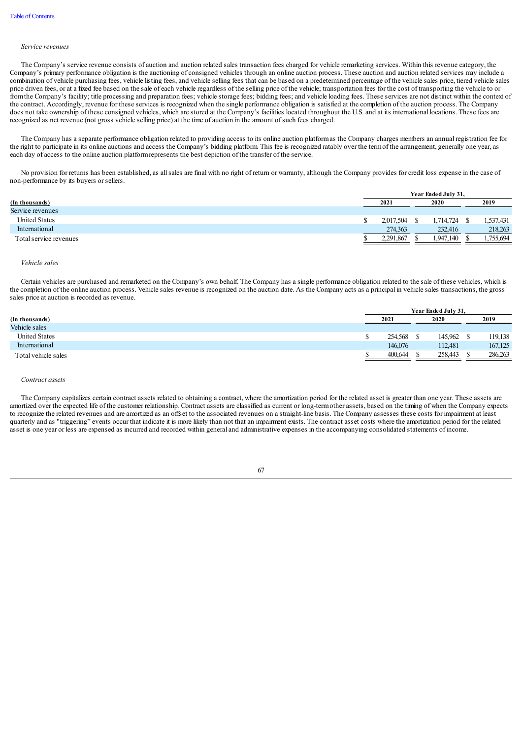*Service revenues*

The Company's service revenue consists of auction and auction related sales transaction fees charged for vehicle remarketing services. Within this revenue category, the Company's primary performance obligation is the auctioning of consigned vehicles through an online auction process. These auction and auction related services may include a combination of vehicle purchasing fees, vehicle listing fees, and vehicle selling fees that can be based on a predetermined percentage of the vehicle sales price, tiered vehicle sales price driven fees, or at a fixed fee based on the sale of each vehicle regardless of the selling price of the vehicle; transportation fees for the cost of transporting the vehicle to or from the Company's facility; title processing and preparation fees; vehicle storage fees; bidding fees; and vehicle loading fees. These services are not distinct within the context of the contract. Accordingly, revenue for these services is recognized when the single performance obligation is satisfied at the completion of the auction process. The Company does not take ownership of these consigned vehicles, which are stored at the Company's facilities located throughout the U.S. and at its international locations. These fees are recognized as net revenue (not gross vehicle selling price) at the time of auction in the amount of such fees charged.

The Company has a separate performance obligation related to providing access to its online auction platform as the Company charges members an annual registration fee for the right to participate in its online auctions and access the Company's bidding platform. This fee is recognized ratably over the term of the arrangement, generally one year, as each day of access to the online auction platform represents the best depiction of the transfer of the service.

No provision for returns has been established, as all sales are final with no right of return or warranty, although the Company provides for credit loss expense in the case of non-performance by its buyers or sellers.

| (In thousands) | Year Ended July 31, 2021 | 2020 | 2019 |
|---|---|---|---|
| Service revenues | | | |
| United States | $ 2,017,504 | $ 1,714,724 | $ 1,537,431 |
| International | 274,363 | 232,416 | 218,263 |
| Total service revenues | $ 2,291,867 | $ 1,947,140 | $ 1,755,694 |

*Vehicle sales*

Certain vehicles are purchased and remarketed on the Company's own behalf. The Company has a single performance obligation related to the sale of these vehicles, which is the completion of the online auction process. Vehicle sales revenue is recognized on the auction date. As the Company acts as a principal in vehicle sales transactions, the gross sales price at auction is recorded as revenue.

| (In thousands) | Year Ended July 31, 2021 | 2020 | 2019 |
|---|---|---|---|
| Vehicle sales | | | |
| United States | $ 254,568 | $ 145,962 | $ 119,138 |
| International | 146,076 | 112,481 | 167,125 |
| Total vehicle sales | $ 400,644 | $ 258,443 | $ 286,263 |

*Contract assets*

The Company capitalizes certain contract assets related to obtaining a contract, where the amortization period for the related asset is greater than one year. These assets are amortized over the expected life of the customer relationship. Contract assets are classified as current or long-term other assets, based on the timing of when the Company expects to recognize the related revenues and are amortized as an offset to the associated revenues on a straight-line basis. The Company assesses these costs for impairment at least quarterly and as "triggering" events occur that indicate it is more likely than not that an impairment exists. The contract asset costs where the amortization period for the related asset is one year or less are expensed as incurred and recorded within general and administrative expenses in the accompanying consolidated statements of income.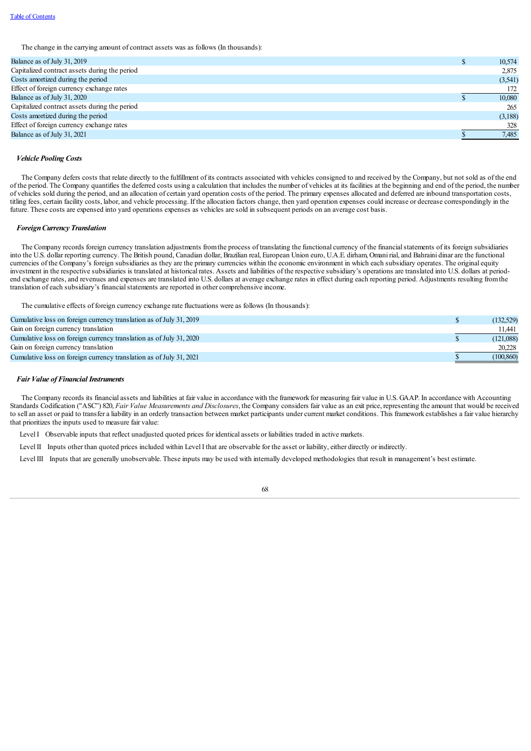The change in the carrying amount of contract assets was as follows (In thousands):

| | | |
|---|---|---|
| Balance as of July 31, 2019 | $ | 10,574 |
| Capitalized contract assets during the period | | 2,875 |
| Costs amortized during the period | | (3,541) |
| Effect of foreign currency exchange rates | | 172 |
| Balance as of July 31, 2020 | $ | 10,080 |
| Capitalized contract assets during the period | | 265 |
| Costs amortized during the period | | (3,188) |
| Effect of foreign currency exchange rates | | 328 |
| Balance as of July 31, 2021 | $ | 7,485 |

***Vehicle Pooling Costs***

The Company defers costs that relate directly to the fulfillment of its contracts associated with vehicles consigned to and received by the Company, but not sold as of the end of the period. The Company quantifies the deferred costs using a calculation that includes the number of vehicles at its facilities at the beginning and end of the period, the number of vehicles sold during the period, and an allocation of certain yard operation costs of the period. The primary expenses allocated and deferred are inbound transportation costs, titling fees, certain facility costs, labor, and vehicle processing. If the allocation factors change, then yard operation expenses could increase or decrease correspondingly in the future. These costs are expensed into yard operations expenses as vehicles are sold in subsequent periods on an average cost basis.

***Foreign Currency Translation***

The Company records foreign currency translation adjustments from the process of translating the functional currency of the financial statements of its foreign subsidiaries into the U.S. dollar reporting currency. The British pound, Canadian dollar, Brazilian real, European Union euro, U.A.E. dirham, Omani rial, and Bahraini dinar are the functional currencies of the Company's foreign subsidiaries as they are the primary currencies within the economic environment in which each subsidiary operates. The original equity investment in the respective subsidiaries is translated at historical rates. Assets and liabilities of the respective subsidiary's operations are translated into U.S. dollars at period-end exchange rates, and revenues and expenses are translated into U.S. dollars at average exchange rates in effect during each reporting period. Adjustments resulting from the translation of each subsidiary's financial statements are reported in other comprehensive income.

The cumulative effects of foreign currency exchange rate fluctuations were as follows (In thousands):

| | | |
|---|---|---|
| Cumulative loss on foreign currency translation as of July 31, 2019 | $ | (132,529) |
| Gain on foreign currency translation | | 11,441 |
| Cumulative loss on foreign currency translation as of July 31, 2020 | $ | (121,088) |
| Gain on foreign currency translation | | 20,228 |
| Cumulative loss on foreign currency translation as of July 31, 2021 | $ | (100,860) |

***Fair Value of Financial Instruments***

The Company records its financial assets and liabilities at fair value in accordance with the framework for measuring fair value in U.S. GAAP. In accordance with Accounting Standards Codification ("ASC") 820, *Fair Value Measurements and Disclosures*, the Company considers fair value as an exit price, representing the amount that would be received to sell an asset or paid to transfer a liability in an orderly transaction between market participants under current market conditions. This framework establishes a fair value hierarchy that prioritizes the inputs used to measure fair value:

Level I Observable inputs that reflect unadjusted quoted prices for identical assets or liabilities traded in active markets.

Level II Inputs other than quoted prices included within Level I that are observable for the asset or liability, either directly or indirectly.

Level III Inputs that are generally unobservable. These inputs may be used with internally developed methodologies that result in management's best estimate.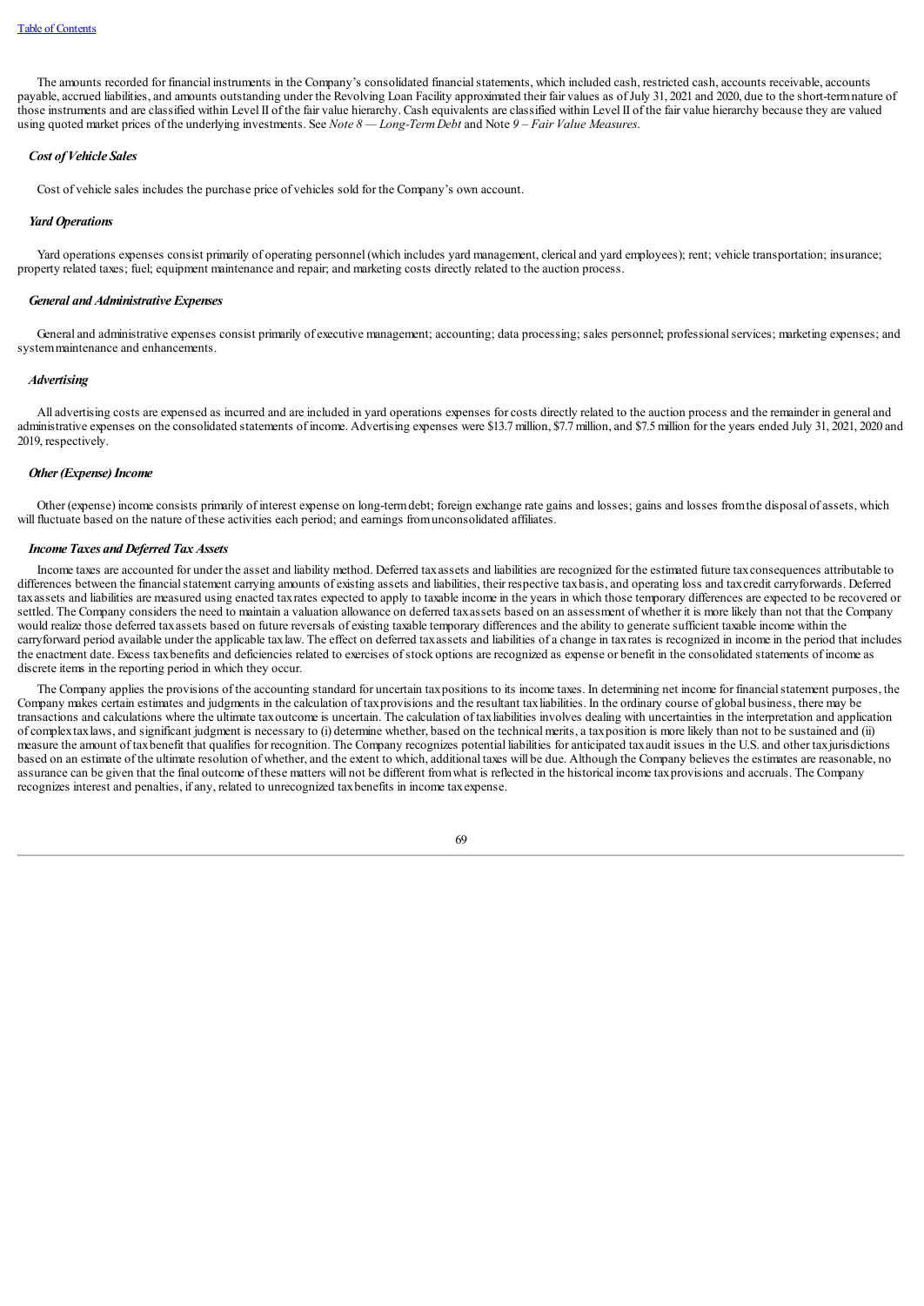The amounts recorded for financial instruments in the Company's consolidated financial statements, which included cash, restricted cash, accounts receivable, accounts payable, accrued liabilities, and amounts outstanding under the Revolving Loan Facility approximated their fair values as of July 31, 2021 and 2020, due to the short-term nature of those instruments and are classified within Level II of the fair value hierarchy. Cash equivalents are classified within Level II of the fair value hierarchy because they are valued using quoted market prices of the underlying investments. See *Note 8 — Long-Term Debt* and Note *9 – Fair Value Measures.*

***Cost of Vehicle Sales***

Cost of vehicle sales includes the purchase price of vehicles sold for the Company's own account.

***Yard Operations***

Yard operations expenses consist primarily of operating personnel (which includes yard management, clerical and yard employees); rent; vehicle transportation; insurance; property related taxes; fuel; equipment maintenance and repair; and marketing costs directly related to the auction process.

***General and Administrative Expenses***

General and administrative expenses consist primarily of executive management; accounting; data processing; sales personnel; professional services; marketing expenses; and system maintenance and enhancements.

***Advertising***

All advertising costs are expensed as incurred and are included in yard operations expenses for costs directly related to the auction process and the remainder in general and administrative expenses on the consolidated statements of income. Advertising expenses were $13.7 million, $7.7 million, and $7.5 million for the years ended July 31, 2021, 2020 and 2019, respectively.

***Other (Expense) Income***

Other (expense) income consists primarily of interest expense on long-term debt; foreign exchange rate gains and losses; gains and losses from the disposal of assets, which will fluctuate based on the nature of these activities each period; and earnings from unconsolidated affiliates.

***Income Taxes and Deferred Tax Assets***

Income taxes are accounted for under the asset and liability method. Deferred tax assets and liabilities are recognized for the estimated future tax consequences attributable to differences between the financial statement carrying amounts of existing assets and liabilities, their respective tax basis, and operating loss and tax credit carryforwards. Deferred tax assets and liabilities are measured using enacted tax rates expected to apply to taxable income in the years in which those temporary differences are expected to be recovered or settled. The Company considers the need to maintain a valuation allowance on deferred tax assets based on an assessment of whether it is more likely than not that the Company would realize those deferred tax assets based on future reversals of existing taxable temporary differences and the ability to generate sufficient taxable income within the carryforward period available under the applicable tax law. The effect on deferred tax assets and liabilities of a change in tax rates is recognized in income in the period that includes the enactment date. Excess tax benefits and deficiencies related to exercises of stock options are recognized as expense or benefit in the consolidated statements of income as discrete items in the reporting period in which they occur.

The Company applies the provisions of the accounting standard for uncertain tax positions to its income taxes. In determining net income for financial statement purposes, the Company makes certain estimates and judgments in the calculation of tax provisions and the resultant tax liabilities. In the ordinary course of global business, there may be transactions and calculations where the ultimate tax outcome is uncertain. The calculation of tax liabilities involves dealing with uncertainties in the interpretation and application of complex tax laws, and significant judgment is necessary to (i) determine whether, based on the technical merits, a tax position is more likely than not to be sustained and (ii) measure the amount of tax benefit that qualifies for recognition. The Company recognizes potential liabilities for anticipated tax audit issues in the U.S. and other tax jurisdictions based on an estimate of the ultimate resolution of whether, and the extent to which, additional taxes will be due. Although the Company believes the estimates are reasonable, no assurance can be given that the final outcome of these matters will not be different from what is reflected in the historical income tax provisions and accruals. The Company recognizes interest and penalties, if any, related to unrecognized tax benefits in income tax expense.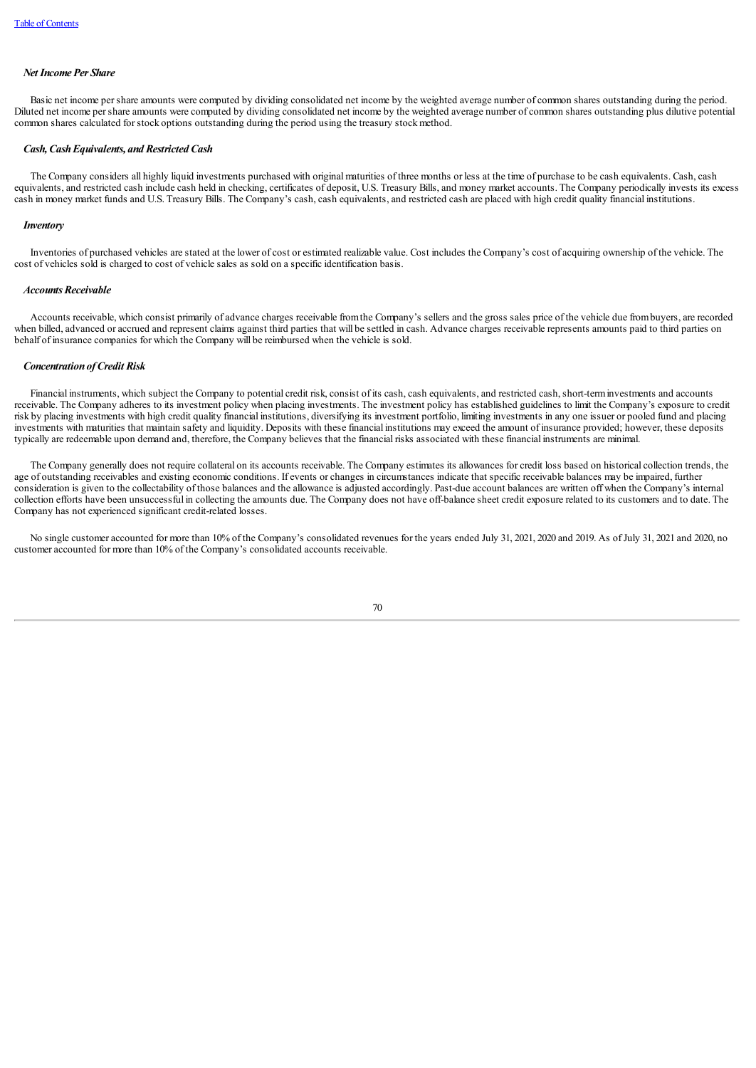***Net Income Per Share***

Basic net income per share amounts were computed by dividing consolidated net income by the weighted average number of common shares outstanding during the period. Diluted net income per share amounts were computed by dividing consolidated net income by the weighted average number of common shares outstanding plus dilutive potential common shares calculated for stock options outstanding during the period using the treasury stock method.

***Cash, Cash Equivalents, and Restricted Cash***

The Company considers all highly liquid investments purchased with original maturities of three months or less at the time of purchase to be cash equivalents. Cash, cash equivalents, and restricted cash include cash held in checking, certificates of deposit, U.S. Treasury Bills, and money market accounts. The Company periodically invests its excess cash in money market funds and U.S. Treasury Bills. The Company's cash, cash equivalents, and restricted cash are placed with high credit quality financial institutions.

***Inventory***

Inventories of purchased vehicles are stated at the lower of cost or estimated realizable value. Cost includes the Company's cost of acquiring ownership of the vehicle. The cost of vehicles sold is charged to cost of vehicle sales as sold on a specific identification basis.

***Accounts Receivable***

Accounts receivable, which consist primarily of advance charges receivable from the Company's sellers and the gross sales price of the vehicle due from buyers, are recorded when billed, advanced or accrued and represent claims against third parties that will be settled in cash. Advance charges receivable represents amounts paid to third parties on behalf of insurance companies for which the Company will be reimbursed when the vehicle is sold.

***Concentration of Credit Risk***

Financial instruments, which subject the Company to potential credit risk, consist of its cash, cash equivalents, and restricted cash, short-term investments and accounts receivable. The Company adheres to its investment policy when placing investments. The investment policy has established guidelines to limit the Company's exposure to credit risk by placing investments with high credit quality financial institutions, diversifying its investment portfolio, limiting investments in any one issuer or pooled fund and placing investments with maturities that maintain safety and liquidity. Deposits with these financial institutions may exceed the amount of insurance provided; however, these deposits typically are redeemable upon demand and, therefore, the Company believes that the financial risks associated with these financial instruments are minimal.

The Company generally does not require collateral on its accounts receivable. The Company estimates its allowances for credit loss based on historical collection trends, the age of outstanding receivables and existing economic conditions. If events or changes in circumstances indicate that specific receivable balances may be impaired, further consideration is given to the collectability of those balances and the allowance is adjusted accordingly. Past-due account balances are written off when the Company's internal collection efforts have been unsuccessful in collecting the amounts due. The Company does not have off-balance sheet credit exposure related to its customers and to date. The Company has not experienced significant credit-related losses.

No single customer accounted for more than 10% of the Company's consolidated revenues for the years ended July 31, 2021, 2020 and 2019. As of July 31, 2021 and 2020, no customer accounted for more than 10% of the Company's consolidated accounts receivable.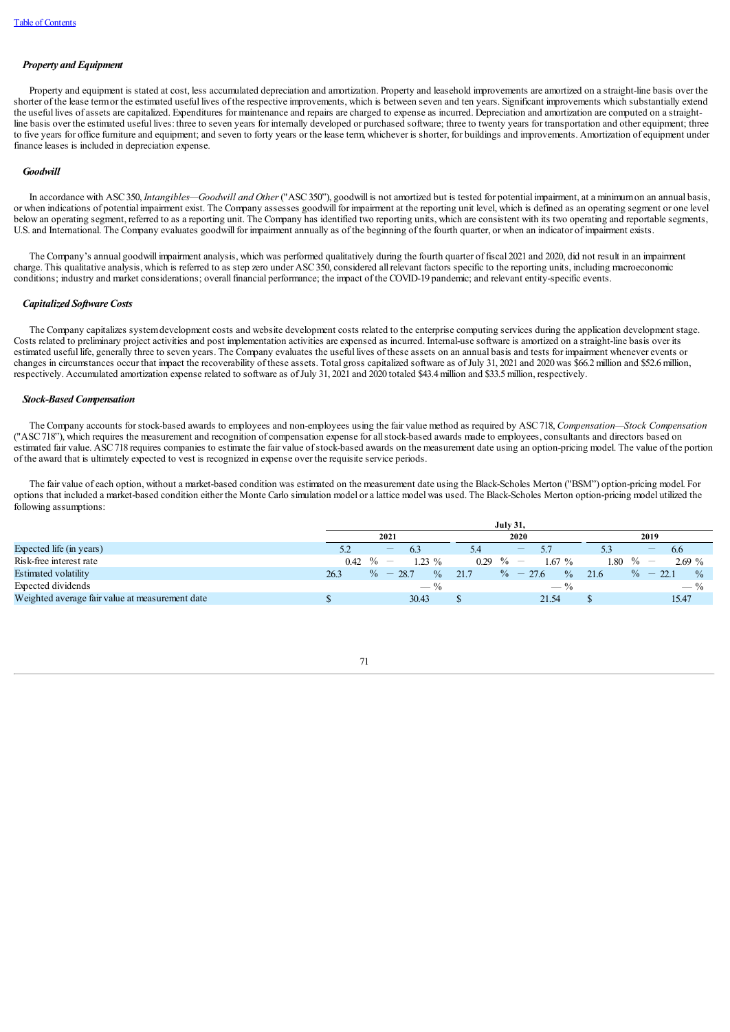### *Property and Equipment*

Property and equipment is stated at cost, less accumulated depreciation and amortization. Property and leasehold improvements are amortized on a straight-line basis over the shorter of the lease term or the estimated useful lives of the respective improvements, which is between seven and ten years. Significant improvements which substantially extend the useful lives of assets are capitalized. Expenditures for maintenance and repairs are charged to expense as incurred. Depreciation and amortization are computed on a straight-line basis over the estimated useful lives: three to seven years for internally developed or purchased software; three to twenty years for transportation and other equipment; three to five years for office furniture and equipment; and seven to forty years or the lease term, whichever is shorter, for buildings and improvements. Amortization of equipment under finance leases is included in depreciation expense.

### *Goodwill*

In accordance with ASC 350, *Intangibles—Goodwill and Other* ("ASC 350"), goodwill is not amortized but is tested for potential impairment, at a minimum on an annual basis, or when indications of potential impairment exist. The Company assesses goodwill for impairment at the reporting unit level, which is defined as an operating segment or one level below an operating segment, referred to as a reporting unit. The Company has identified two reporting units, which are consistent with its two operating and reportable segments, U.S. and International. The Company evaluates goodwill for impairment annually as of the beginning of the fourth quarter, or when an indicator of impairment exists.

The Company's annual goodwill impairment analysis, which was performed qualitatively during the fourth quarter of fiscal 2021 and 2020, did not result in an impairment charge. This qualitative analysis, which is referred to as step zero under ASC 350, considered all relevant factors specific to the reporting units, including macroeconomic conditions; industry and market considerations; overall financial performance; the impact of the COVID-19 pandemic; and relevant entity-specific events.

### *Capitalized Software Costs*

The Company capitalizes system development costs and website development costs related to the enterprise computing services during the application development stage. Costs related to preliminary project activities and post implementation activities are expensed as incurred. Internal-use software is amortized on a straight-line basis over its estimated useful life, generally three to seven years. The Company evaluates the useful lives of these assets on an annual basis and tests for impairment whenever events or changes in circumstances occur that impact the recoverability of these assets. Total gross capitalized software as of July 31, 2021 and 2020 was $66.2 million and $52.6 million, respectively. Accumulated amortization expense related to software as of July 31, 2021 and 2020 totaled $43.4 million and $33.5 million, respectively.

### *Stock-Based Compensation*

The Company accounts for stock-based awards to employees and non-employees using the fair value method as required by ASC 718, *Compensation—Stock Compensation* ("ASC 718"), which requires the measurement and recognition of compensation expense for all stock-based awards made to employees, consultants and directors based on estimated fair value. ASC 718 requires companies to estimate the fair value of stock-based awards on the measurement date using an option-pricing model. The value of the portion of the award that is ultimately expected to vest is recognized in expense over the requisite service periods.

The fair value of each option, without a market-based condition was estimated on the measurement date using the Black-Scholes Merton ("BSM") option-pricing model. For options that included a market-based condition either the Monte Carlo simulation model or a lattice model was used. The Black-Scholes Merton option-pricing model utilized the following assumptions:

| | July 31, | | |
|---|---|---|---|
| | 2021 | 2020 | 2019 |
| Expected life (in years) | 5.2 — 6.3 | 5.4 — 5.7 | 5.3 — 6.6 |
| Risk-free interest rate | 0.42 % — 1.23 % | 0.29 % — 1.67 % | 1.80 % — 2.69 % |
| Estimated volatility | 26.3 % — 28.7 % | 21.7 % — 27.6 % | 21.6 % — 22.1 % |
| Expected dividends | — % | — % | — % |
| Weighted average fair value at measurement date | $ 30.43 | $ 21.54 | $ 15.47 |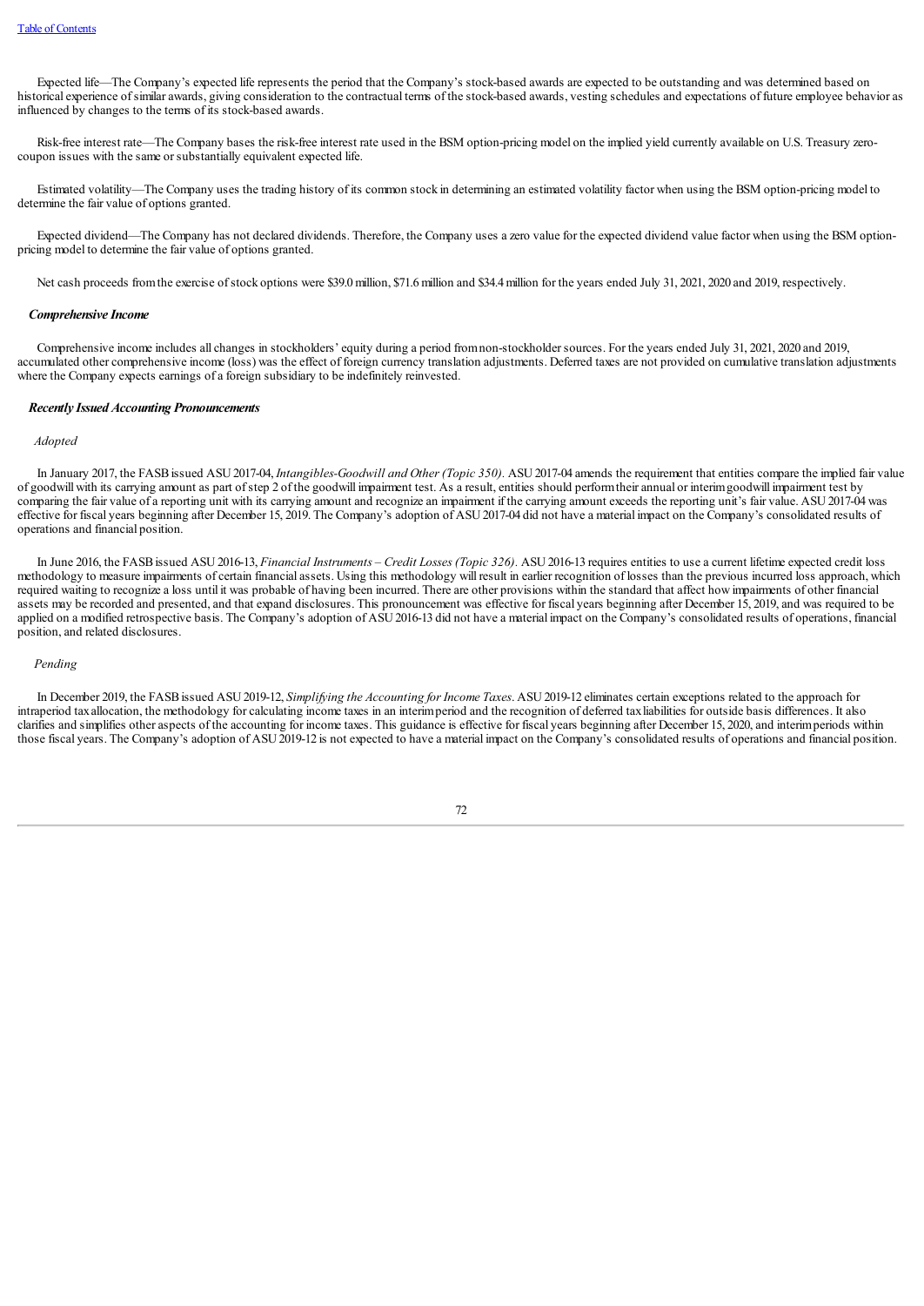Expected life—The Company's expected life represents the period that the Company's stock-based awards are expected to be outstanding and was determined based on historical experience of similar awards, giving consideration to the contractual terms of the stock-based awards, vesting schedules and expectations of future employee behavior as influenced by changes to the terms of its stock-based awards.

Risk-free interest rate—The Company bases the risk-free interest rate used in the BSM option-pricing model on the implied yield currently available on U.S. Treasury zero-coupon issues with the same or substantially equivalent expected life.

Estimated volatility—The Company uses the trading history of its common stock in determining an estimated volatility factor when using the BSM option-pricing model to determine the fair value of options granted.

Expected dividend—The Company has not declared dividends. Therefore, the Company uses a zero value for the expected dividend value factor when using the BSM option-pricing model to determine the fair value of options granted.

Net cash proceeds from the exercise of stock options were $39.0 million, $71.6 million and $34.4 million for the years ended July 31, 2021, 2020 and 2019, respectively.

***Comprehensive Income***

Comprehensive income includes all changes in stockholders' equity during a period from non-stockholder sources. For the years ended July 31, 2021, 2020 and 2019, accumulated other comprehensive income (loss) was the effect of foreign currency translation adjustments. Deferred taxes are not provided on cumulative translation adjustments where the Company expects earnings of a foreign subsidiary to be indefinitely reinvested.

***Recently Issued Accounting Pronouncements***

*Adopted*

In January 2017, the FASB issued ASU 2017-04, *Intangibles-Goodwill and Other (Topic 350).* ASU 2017-04 amends the requirement that entities compare the implied fair value of goodwill with its carrying amount as part of step 2 of the goodwill impairment test. As a result, entities should perform their annual or interim goodwill impairment test by comparing the fair value of a reporting unit with its carrying amount and recognize an impairment if the carrying amount exceeds the reporting unit's fair value. ASU 2017-04 was effective for fiscal years beginning after December 15, 2019. The Company's adoption of ASU 2017-04 did not have a material impact on the Company's consolidated results of operations and financial position.

In June 2016, the FASB issued ASU 2016-13, *Financial Instruments – Credit Losses (Topic 326).* ASU 2016-13 requires entities to use a current lifetime expected credit loss methodology to measure impairments of certain financial assets. Using this methodology will result in earlier recognition of losses than the previous incurred loss approach, which required waiting to recognize a loss until it was probable of having been incurred. There are other provisions within the standard that affect how impairments of other financial assets may be recorded and presented, and that expand disclosures. This pronouncement was effective for fiscal years beginning after December 15, 2019, and was required to be applied on a modified retrospective basis. The Company's adoption of ASU 2016-13 did not have a material impact on the Company's consolidated results of operations, financial position, and related disclosures.

*Pending*

In December 2019, the FASB issued ASU 2019-12, *Simplifying the Accounting for Income Taxes*. ASU 2019-12 eliminates certain exceptions related to the approach for intraperiod tax allocation, the methodology for calculating income taxes in an interim period and the recognition of deferred tax liabilities for outside basis differences. It also clarifies and simplifies other aspects of the accounting for income taxes. This guidance is effective for fiscal years beginning after December 15, 2020, and interim periods within those fiscal years. The Company's adoption of ASU 2019-12 is not expected to have a material impact on the Company's consolidated results of operations and financial position.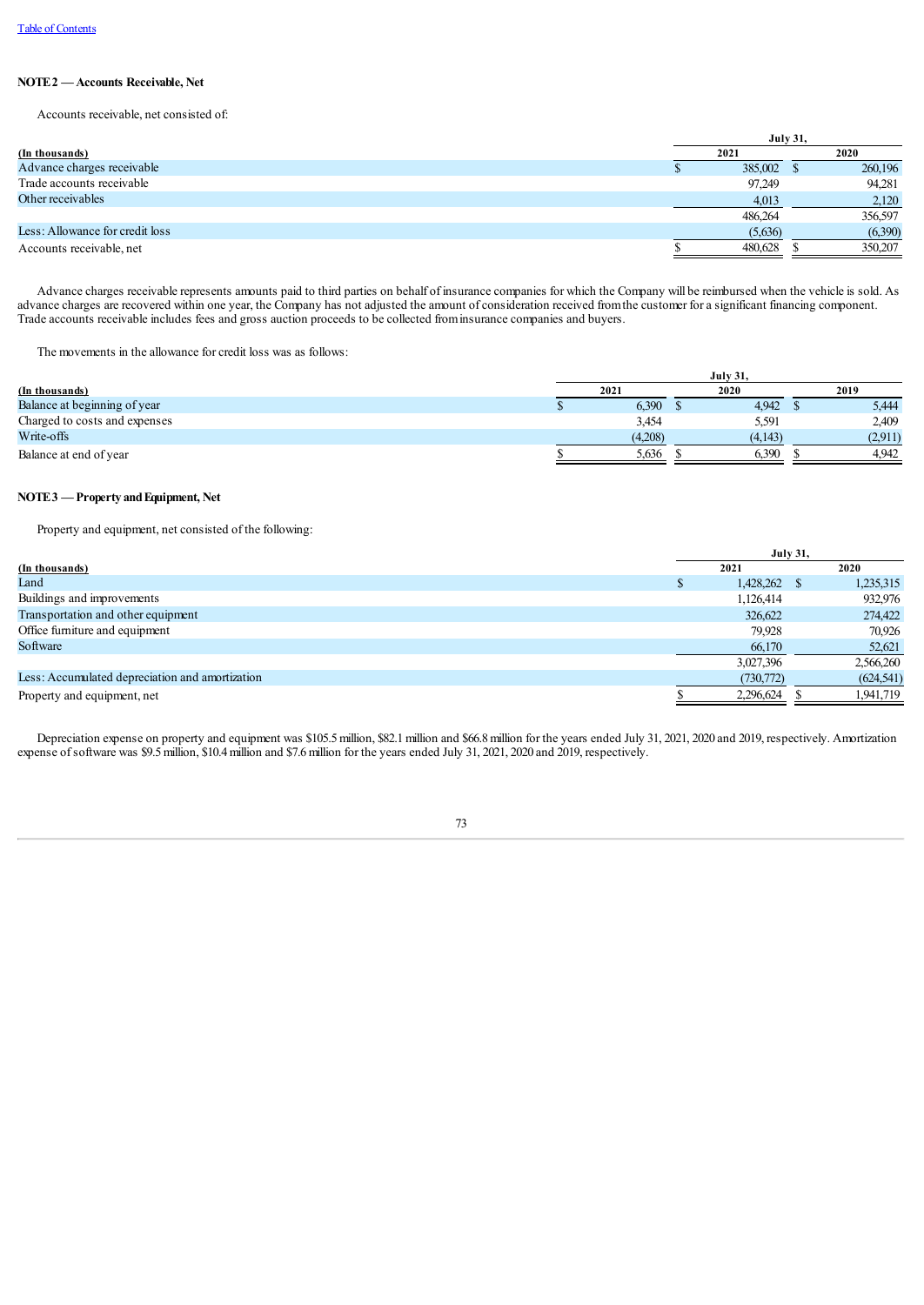[Table of Contents](#)

**NOTE 2 — Accounts Receivable, Net**

Accounts receivable, net consisted of:

| (In thousands) | July 31, 2021 | July 31, 2020 |
|---|---|---|
| Advance charges receivable | $ 385,002 | $ 260,196 |
| Trade accounts receivable | 97,249 | 94,281 |
| Other receivables | 4,013 | 2,120 |
| | 486,264 | 356,597 |
| Less: Allowance for credit loss | (5,636) | (6,390) |
| Accounts receivable, net | $ 480,628 | $ 350,207 |

Advance charges receivable represents amounts paid to third parties on behalf of insurance companies for which the Company will be reimbursed when the vehicle is sold. As advance charges are recovered within one year, the Company has not adjusted the amount of consideration received from the customer for a significant financing component. Trade accounts receivable includes fees and gross auction proceeds to be collected from insurance companies and buyers.

The movements in the allowance for credit loss was as follows:

| (In thousands) | July 31, 2021 | July 31, 2020 | July 31, 2019 |
|---|---|---|---|
| Balance at beginning of year | $ 6,390 | $ 4,942 | $ 5,444 |
| Charged to costs and expenses | 3,454 | 5,591 | 2,409 |
| Write-offs | (4,208) | (4,143) | (2,911) |
| Balance at end of year | $ 5,636 | $ 6,390 | $ 4,942 |

**NOTE 3 — Property and Equipment, Net**

Property and equipment, net consisted of the following:

| (In thousands) | July 31, 2021 | July 31, 2020 |
|---|---|---|
| Land | $ 1,428,262 | $ 1,235,315 |
| Buildings and improvements | 1,126,414 | 932,976 |
| Transportation and other equipment | 326,622 | 274,422 |
| Office furniture and equipment | 79,928 | 70,926 |
| Software | 66,170 | 52,621 |
| | 3,027,396 | 2,566,260 |
| Less: Accumulated depreciation and amortization | (730,772) | (624,541) |
| Property and equipment, net | $ 2,296,624 | $ 1,941,719 |

Depreciation expense on property and equipment was $105.5 million, $82.1 million and $66.8 million for the years ended July 31, 2021, 2020 and 2019, respectively. Amortization expense of software was $9.5 million, $10.4 million and $7.6 million for the years ended July 31, 2021, 2020 and 2019, respectively.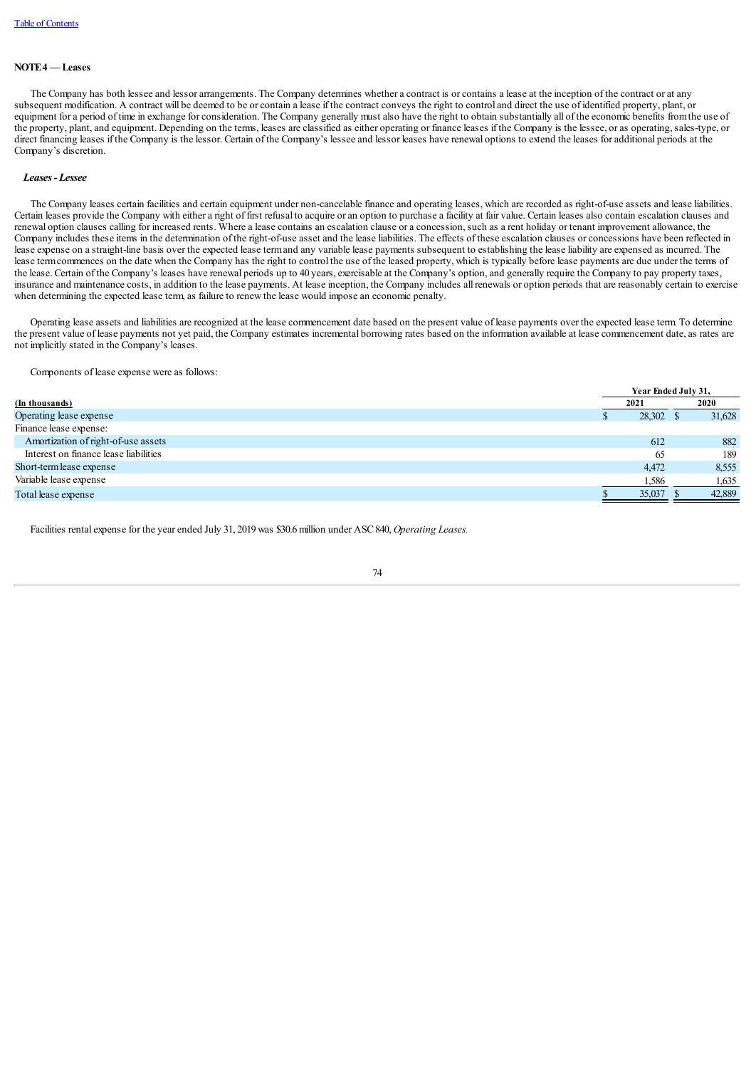## NOTE 4 — Leases

The Company has both lessee and lessor arrangements. The Company determines whether a contract is or contains a lease at the inception of the contract or at any subsequent modification. A contract will be deemed to be or contain a lease if the contract conveys the right to control and direct the use of identified property, plant, or equipment for a period of time in exchange for consideration. The Company generally must also have the right to obtain substantially all of the economic benefits from the use of the property, plant, and equipment. Depending on the terms, leases are classified as either operating or finance leases if the Company is the lessee, or as operating, sales-type, or direct financing leases if the Company is the lessor. Certain of the Company's lessee and lessor leases have renewal options to extend the leases for additional periods at the Company's discretion.

### *Leases - Lessee*

The Company leases certain facilities and certain equipment under non-cancelable finance and operating leases, which are recorded as right-of-use assets and lease liabilities. Certain leases provide the Company with either a right of first refusal to acquire or an option to purchase a facility at fair value. Certain leases also contain escalation clauses and renewal option clauses calling for increased rents. Where a lease contains an escalation clause or a concession, such as a rent holiday or tenant improvement allowance, the Company includes these items in the determination of the right-of-use asset and the lease liabilities. The effects of these escalation clauses or concessions have been reflected in lease expense on a straight-line basis over the expected lease term and any variable lease payments subsequent to establishing the lease liability are expensed as incurred. The lease term commences on the date when the Company has the right to control the use of the leased property, which is typically before lease payments are due under the terms of the lease. Certain of the Company's leases have renewal periods up to 40 years, exercisable at the Company's option, and generally require the Company to pay property taxes, insurance and maintenance costs, in addition to the lease payments. At lease inception, the Company includes all renewals or option periods that are reasonably certain to exercise when determining the expected lease term, as failure to renew the lease would impose an economic penalty.

Operating lease assets and liabilities are recognized at the lease commencement date based on the present value of lease payments over the expected lease term. To determine the present value of lease payments not yet paid, the Company estimates incremental borrowing rates based on the information available at lease commencement date, as rates are not implicitly stated in the Company's leases.

Components of lease expense were as follows:

| (In thousands) | Year Ended July 31, 2021 | Year Ended July 31, 2020 |
|---|---|---|
| Operating lease expense | $ 28,302 | $ 31,628 |
| Finance lease expense: | | |
| Amortization of right-of-use assets | 612 | 882 |
| Interest on finance lease liabilities | 65 | 189 |
| Short-term lease expense | 4,472 | 8,555 |
| Variable lease expense | 1,586 | 1,635 |
| Total lease expense | $ 35,037 | $ 42,889 |

Facilities rental expense for the year ended July 31, 2019 was $30.6 million under ASC 840, *Operating Leases.*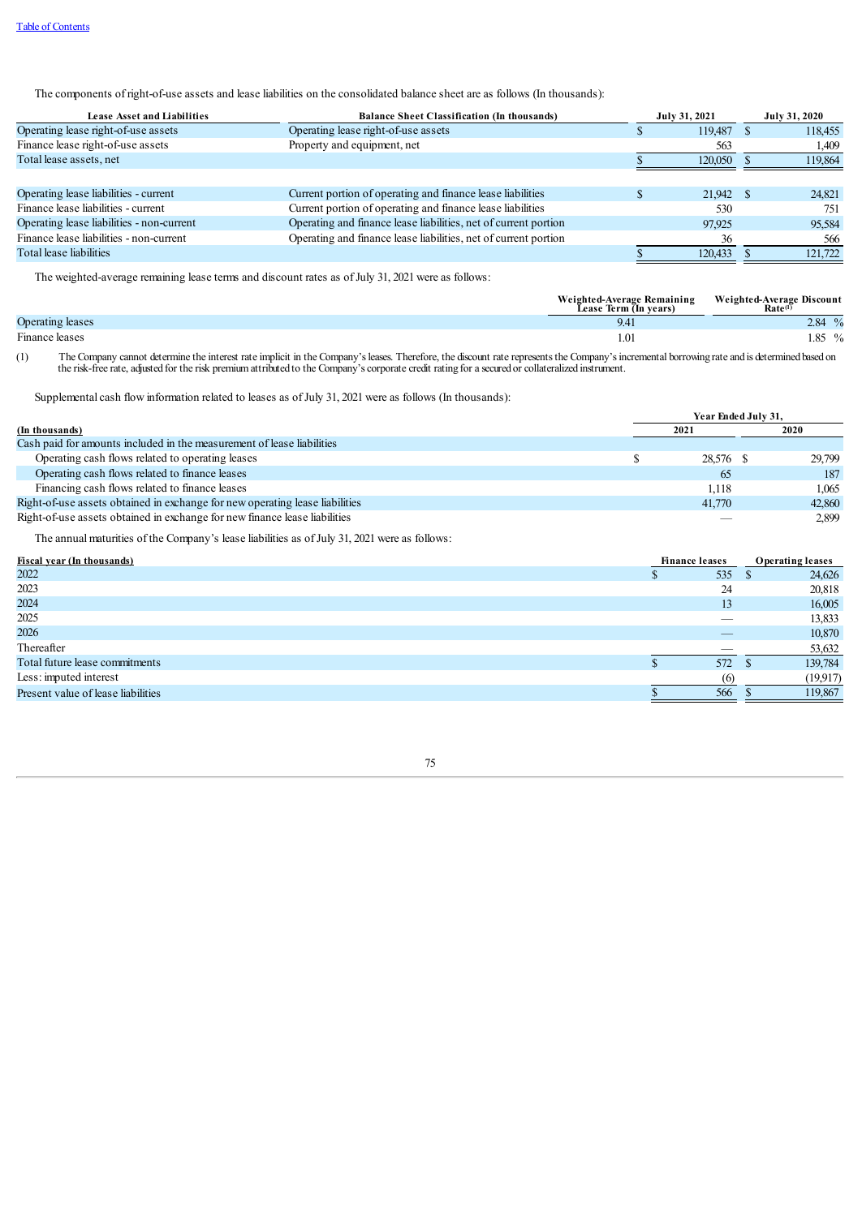The components of right-of-use assets and lease liabilities on the consolidated balance sheet are as follows (In thousands):

| Lease Asset and Liabilities | Balance Sheet Classification (In thousands) | July 31, 2021 | July 31, 2020 |
|---|---|---|---|
| Operating lease right-of-use assets | Operating lease right-of-use assets | $ 119,487 | $ 118,455 |
| Finance lease right-of-use assets | Property and equipment, net | 563 | 1,409 |
| Total lease assets, net | | $ 120,050 | $ 119,864 |
| | | | |
| Operating lease liabilities - current | Current portion of operating and finance lease liabilities | $ 21,942 | $ 24,821 |
| Finance lease liabilities - current | Current portion of operating and finance lease liabilities | 530 | 751 |
| Operating lease liabilities - non-current | Operating and finance lease liabilities, net of current portion | 97,925 | 95,584 |
| Finance lease liabilities - non-current | Operating and finance lease liabilities, net of current portion | 36 | 566 |
| Total lease liabilities | | $ 120,433 | $ 121,722 |

The weighted-average remaining lease terms and discount rates as of July 31, 2021 were as follows:

| | Weighted-Average Remaining Lease Term (In years) | Weighted-Average Discount Rate[(1)] |
|---|---|---|
| Operating leases | 9.41 | 2.84 % |
| Finance leases | 1.01 | 1.85 % |

(1) The Company cannot determine the interest rate implicit in the Company's leases. Therefore, the discount rate represents the Company's incremental borrowing rate and is determined based on the risk-free rate, adjusted for the risk premium attributed to the Company's corporate credit rating for a secured or collateralized instrument.

Supplemental cash flow information related to leases as of July 31, 2021 were as follows (In thousands):

| (In thousands) | Year Ended July 31, 2021 | 2020 |
|---|---|---|
| Cash paid for amounts included in the measurement of lease liabilities | | |
| Operating cash flows related to operating leases | $ 28,576 | $ 29,799 |
| Operating cash flows related to finance leases | 65 | 187 |
| Financing cash flows related to finance leases | 1,118 | 1,065 |
| Right-of-use assets obtained in exchange for new operating lease liabilities | 41,770 | 42,860 |
| Right-of-use assets obtained in exchange for new finance lease liabilities | — | 2,899 |

The annual maturities of the Company's lease liabilities as of July 31, 2021 were as follows:

| Fiscal year (In thousands) | Finance leases | Operating leases |
|---|---|---|
| 2022 | $ 535 | $ 24,626 |
| 2023 | 24 | 20,818 |
| 2024 | 13 | 16,005 |
| 2025 | — | 13,833 |
| 2026 | — | 10,870 |
| Thereafter | — | 53,632 |
| Total future lease commitments | $ 572 | $ 139,784 |
| Less: imputed interest | (6) | (19,917) |
| Present value of lease liabilities | $ 566 | $ 119,867 |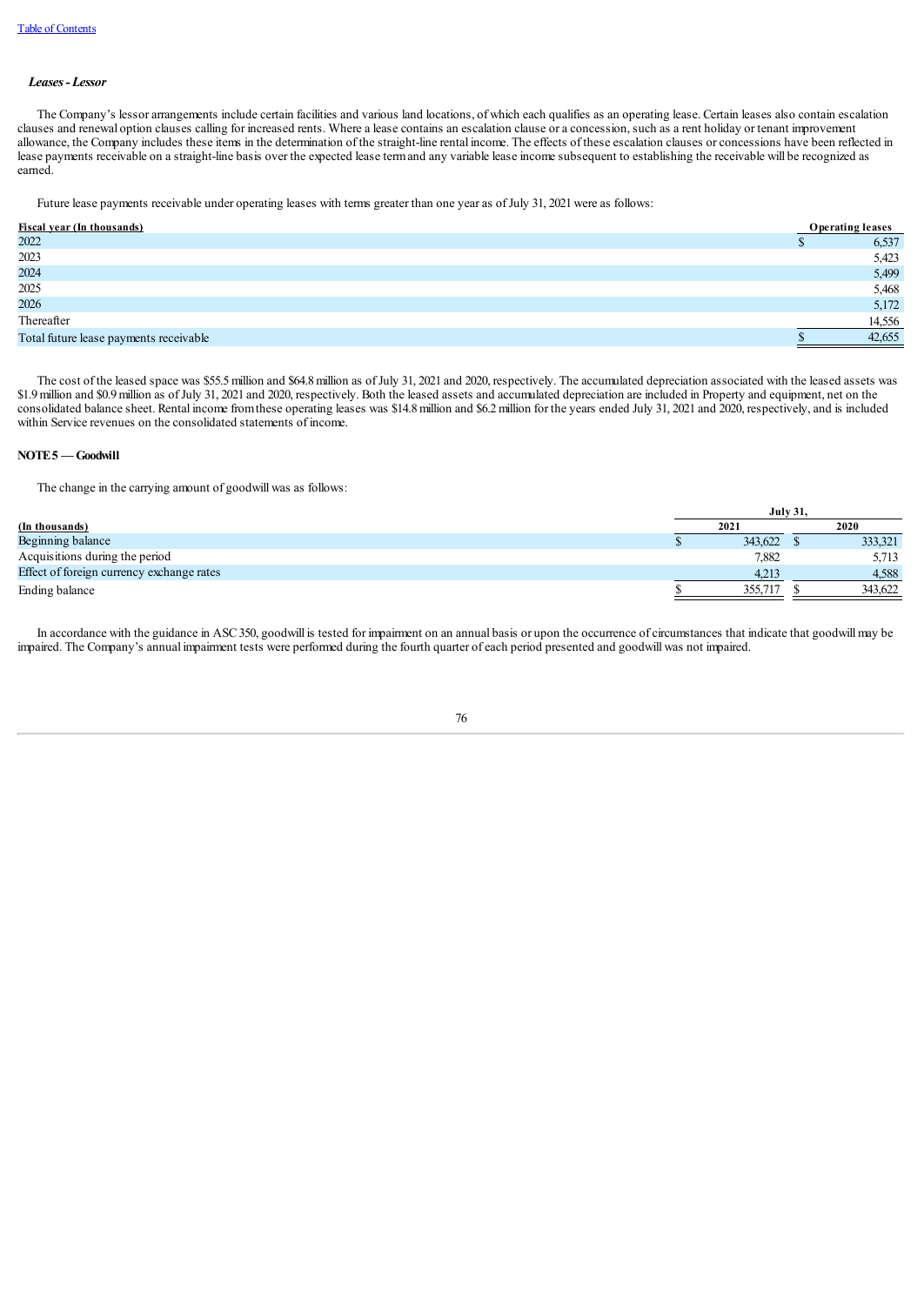### *Leases - Lessor*

The Company's lessor arrangements include certain facilities and various land locations, of which each qualifies as an operating lease. Certain leases also contain escalation clauses and renewal option clauses calling for increased rents. Where a lease contains an escalation clause or a concession, such as a rent holiday or tenant improvement allowance, the Company includes these items in the determination of the straight-line rental income. The effects of these escalation clauses or concessions have been reflected in lease payments receivable on a straight-line basis over the expected lease term and any variable lease income subsequent to establishing the receivable will be recognized as earned.

Future lease payments receivable under operating leases with terms greater than one year as of July 31, 2021 were as follows:

| Fiscal year (In thousands) | Operating leases |
|---|---|
| 2022 | $ 6,537 |
| 2023 | 5,423 |
| 2024 | 5,499 |
| 2025 | 5,468 |
| 2026 | 5,172 |
| Thereafter | 14,556 |
| Total future lease payments receivable | $ 42,655 |

The cost of the leased space was $55.5 million and $64.8 million as of July 31, 2021 and 2020, respectively. The accumulated depreciation associated with the leased assets was $1.9 million and $0.9 million as of July 31, 2021 and 2020, respectively. Both the leased assets and accumulated depreciation are included in Property and equipment, net on the consolidated balance sheet. Rental income from these operating leases was $14.8 million and $6.2 million for the years ended July 31, 2021 and 2020, respectively, and is included within Service revenues on the consolidated statements of income.

## NOTE 5 — Goodwill

The change in the carrying amount of goodwill was as follows:

| | July 31, | |
|---|---|---|
| (In thousands) | 2021 | 2020 |
| Beginning balance | $ 343,622 | $ 333,321 |
| Acquisitions during the period | 7,882 | 5,713 |
| Effect of foreign currency exchange rates | 4,213 | 4,588 |
| Ending balance | $ 355,717 | $ 343,622 |

In accordance with the guidance in ASC 350, goodwill is tested for impairment on an annual basis or upon the occurrence of circumstances that indicate that goodwill may be impaired. The Company's annual impairment tests were performed during the fourth quarter of each period presented and goodwill was not impaired.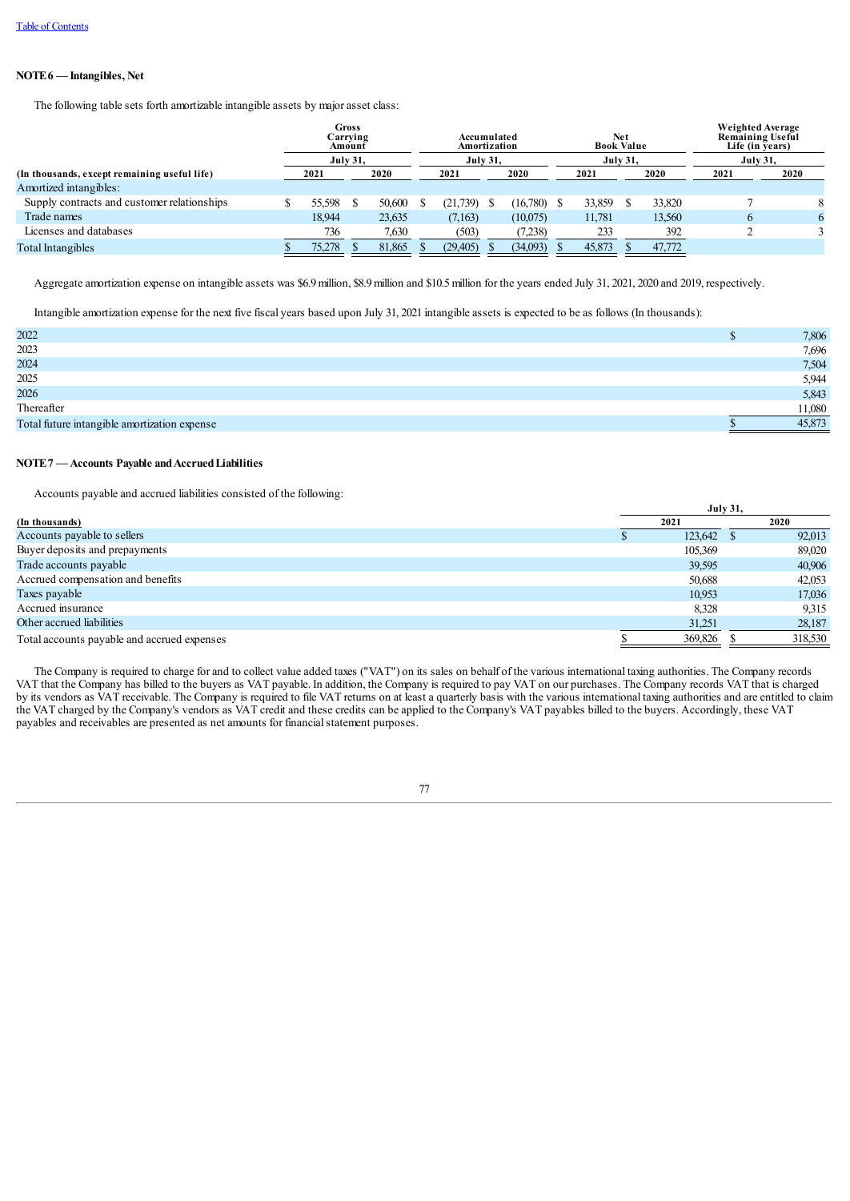[Table of Contents](#)

**NOTE 6 — Intangibles, Net**

The following table sets forth amortizable intangible assets by major asset class:

| (In thousands, except remaining useful life) | Gross Carrying Amount | | Accumulated Amortization | | Net Book Value | | Weighted Average Remaining Useful Life (in years) | |
|---|---|---|---|---|---|---|---|---|
| | July 31, | | July 31, | | July 31, | | July 31, | |
| | 2021 | 2020 | 2021 | 2020 | 2021 | 2020 | 2021 | 2020 |
| Amortized intangibles: | | | | | | | | |
| Supply contracts and customer relationships | $ 55,598 | $ 50,600 | $ (21,739) | $ (16,780) | $ 33,859 | $ 33,820 | 7 | 8 |
| Trade names | 18,944 | 23,635 | (7,163) | (10,075) | 11,781 | 13,560 | 6 | 6 |
| Licenses and databases | 736 | 7,630 | (503) | (7,238) | 233 | 392 | 2 | 3 |
| Total Intangibles | $ 75,278 | $ 81,865 | $ (29,405) | $ (34,093) | $ 45,873 | $ 47,772 | | |

Aggregate amortization expense on intangible assets was $6.9 million, $8.9 million and $10.5 million for the years ended July 31, 2021, 2020 and 2019, respectively.

Intangible amortization expense for the next five fiscal years based upon July 31, 2021 intangible assets is expected to be as follows (In thousands):

| | |
|---|---|
| 2022 | $ 7,806 |
| 2023 | 7,696 |
| 2024 | 7,504 |
| 2025 | 5,944 |
| 2026 | 5,843 |
| Thereafter | 11,080 |
| Total future intangible amortization expense | $ 45,873 |

**NOTE 7 — Accounts Payable and Accrued Liabilities**

Accounts payable and accrued liabilities consisted of the following:

| (In thousands) | July 31, 2021 | July 31, 2020 |
|---|---|---|
| Accounts payable to sellers | $ 123,642 | $ 92,013 |
| Buyer deposits and prepayments | 105,369 | 89,020 |
| Trade accounts payable | 39,595 | 40,906 |
| Accrued compensation and benefits | 50,688 | 42,053 |
| Taxes payable | 10,953 | 17,036 |
| Accrued insurance | 8,328 | 9,315 |
| Other accrued liabilities | 31,251 | 28,187 |
| Total accounts payable and accrued expenses | $ 369,826 | $ 318,530 |

The Company is required to charge for and to collect value added taxes ("VAT") on its sales on behalf of the various international taxing authorities. The Company records VAT that the Company has billed to the buyers as VAT payable. In addition, the Company is required to pay VAT on our purchases. The Company records VAT that is charged by its vendors as VAT receivable. The Company is required to file VAT returns on at least a quarterly basis with the various international taxing authorities and are entitled to claim the VAT charged by the Company's vendors as VAT credit and these credits can be applied to the Company's VAT payables billed to the buyers. Accordingly, these VAT payables and receivables are presented as net amounts for financial statement purposes.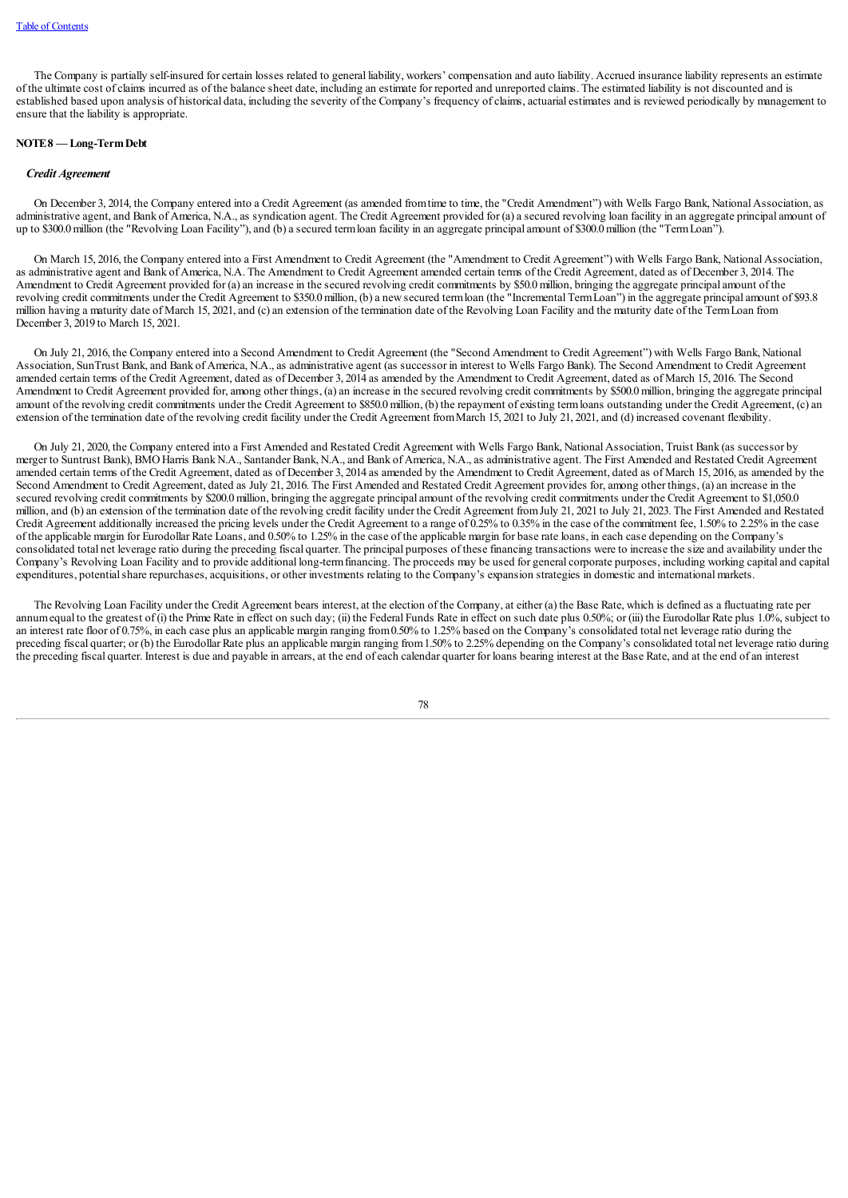The Company is partially self-insured for certain losses related to general liability, workers' compensation and auto liability. Accrued insurance liability represents an estimate of the ultimate cost of claims incurred as of the balance sheet date, including an estimate for reported and unreported claims. The estimated liability is not discounted and is established based upon analysis of historical data, including the severity of the Company's frequency of claims, actuarial estimates and is reviewed periodically by management to ensure that the liability is appropriate.

**NOTE 8 — Long-Term Debt**

***Credit Agreement***

On December 3, 2014, the Company entered into a Credit Agreement (as amended from time to time, the "Credit Amendment") with Wells Fargo Bank, National Association, as administrative agent, and Bank of America, N.A., as syndication agent. The Credit Agreement provided for (a) a secured revolving loan facility in an aggregate principal amount of up to $300.0 million (the "Revolving Loan Facility"), and (b) a secured term loan facility in an aggregate principal amount of $300.0 million (the "Term Loan").

On March 15, 2016, the Company entered into a First Amendment to Credit Agreement (the "Amendment to Credit Agreement") with Wells Fargo Bank, National Association, as administrative agent and Bank of America, N.A. The Amendment to Credit Agreement amended certain terms of the Credit Agreement, dated as of December 3, 2014. The Amendment to Credit Agreement provided for (a) an increase in the secured revolving credit commitments by $50.0 million, bringing the aggregate principal amount of the revolving credit commitments under the Credit Agreement to $350.0 million, (b) a new secured term loan (the "Incremental Term Loan") in the aggregate principal amount of $93.8 million having a maturity date of March 15, 2021, and (c) an extension of the termination date of the Revolving Loan Facility and the maturity date of the Term Loan from December 3, 2019 to March 15, 2021.

On July 21, 2016, the Company entered into a Second Amendment to Credit Agreement (the "Second Amendment to Credit Agreement") with Wells Fargo Bank, National Association, SunTrust Bank, and Bank of America, N.A., as administrative agent (as successor in interest to Wells Fargo Bank). The Second Amendment to Credit Agreement amended certain terms of the Credit Agreement, dated as of December 3, 2014 as amended by the Amendment to Credit Agreement, dated as of March 15, 2016. The Second Amendment to Credit Agreement provided for, among other things, (a) an increase in the secured revolving credit commitments by $500.0 million, bringing the aggregate principal amount of the revolving credit commitments under the Credit Agreement to $850.0 million, (b) the repayment of existing term loans outstanding under the Credit Agreement, (c) an extension of the termination date of the revolving credit facility under the Credit Agreement from March 15, 2021 to July 21, 2021, and (d) increased covenant flexibility.

On July 21, 2020, the Company entered into a First Amended and Restated Credit Agreement with Wells Fargo Bank, National Association, Truist Bank (as successor by merger to Suntrust Bank), BMO Harris Bank N.A., Santander Bank, N.A., and Bank of America, N.A., as administrative agent. The First Amended and Restated Credit Agreement amended certain terms of the Credit Agreement, dated as of December 3, 2014 as amended by the Amendment to Credit Agreement, dated as of March 15, 2016, as amended by the Second Amendment to Credit Agreement, dated as July 21, 2016. The First Amended and Restated Credit Agreement provides for, among other things, (a) an increase in the secured revolving credit commitments by $200.0 million, bringing the aggregate principal amount of the revolving credit commitments under the Credit Agreement to $1,050.0 million, and (b) an extension of the termination date of the revolving credit facility under the Credit Agreement from July 21, 2021 to July 21, 2023. The First Amended and Restated Credit Agreement additionally increased the pricing levels under the Credit Agreement to a range of 0.25% to 0.35% in the case of the commitment fee, 1.50% to 2.25% in the case of the applicable margin for Eurodollar Rate Loans, and 0.50% to 1.25% in the case of the applicable margin for base rate loans, in each case depending on the Company's consolidated total net leverage ratio during the preceding fiscal quarter. The principal purposes of these financing transactions were to increase the size and availability under the Company's Revolving Loan Facility and to provide additional long-term financing. The proceeds may be used for general corporate purposes, including working capital and capital expenditures, potential share repurchases, acquisitions, or other investments relating to the Company's expansion strategies in domestic and international markets.

The Revolving Loan Facility under the Credit Agreement bears interest, at the election of the Company, at either (a) the Base Rate, which is defined as a fluctuating rate per annum equal to the greatest of (i) the Prime Rate in effect on such day; (ii) the Federal Funds Rate in effect on such date plus 0.50%; or (iii) the Eurodollar Rate plus 1.0%, subject to an interest rate floor of 0.75%, in each case plus an applicable margin ranging from 0.50% to 1.25% based on the Company's consolidated total net leverage ratio during the preceding fiscal quarter; or (b) the Eurodollar Rate plus an applicable margin ranging from 1.50% to 2.25% depending on the Company's consolidated total net leverage ratio during the preceding fiscal quarter. Interest is due and payable in arrears, at the end of each calendar quarter for loans bearing interest at the Base Rate, and at the end of an interest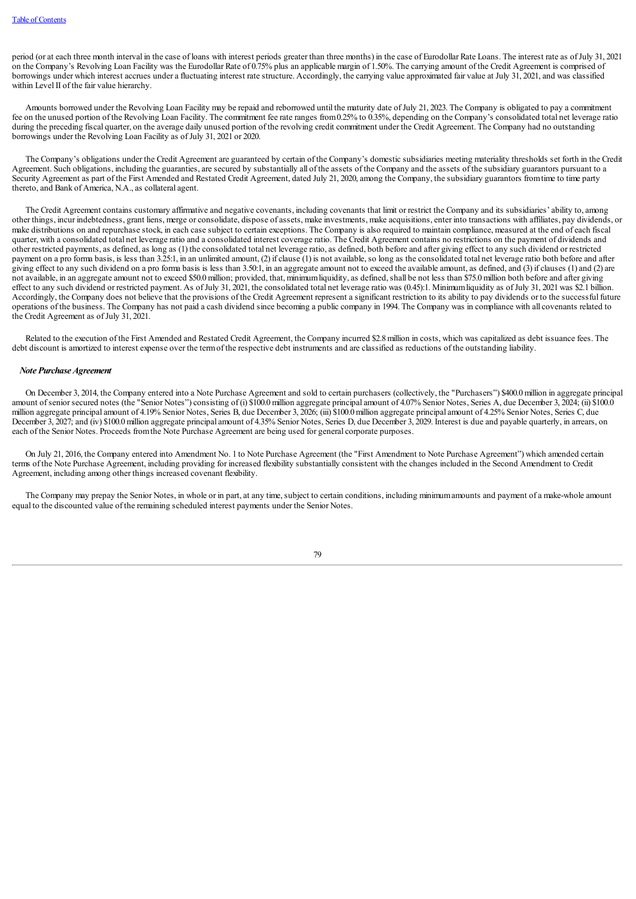period (or at each three month interval in the case of loans with interest periods greater than three months) in the case of Eurodollar Rate Loans. The interest rate as of July 31, 2021 on the Company's Revolving Loan Facility was the Eurodollar Rate of 0.75% plus an applicable margin of 1.50%. The carrying amount of the Credit Agreement is comprised of borrowings under which interest accrues under a fluctuating interest rate structure. Accordingly, the carrying value approximated fair value at July 31, 2021, and was classified within Level II of the fair value hierarchy.

Amounts borrowed under the Revolving Loan Facility may be repaid and reborrowed until the maturity date of July 21, 2023. The Company is obligated to pay a commitment fee on the unused portion of the Revolving Loan Facility. The commitment fee rate ranges from 0.25% to 0.35%, depending on the Company's consolidated total net leverage ratio during the preceding fiscal quarter, on the average daily unused portion of the revolving credit commitment under the Credit Agreement. The Company had no outstanding borrowings under the Revolving Loan Facility as of July 31, 2021 or 2020.

The Company's obligations under the Credit Agreement are guaranteed by certain of the Company's domestic subsidiaries meeting materiality thresholds set forth in the Credit Agreement. Such obligations, including the guaranties, are secured by substantially all of the assets of the Company and the assets of the subsidiary guarantors pursuant to a Security Agreement as part of the First Amended and Restated Credit Agreement, dated July 21, 2020, among the Company, the subsidiary guarantors from time to time party thereto, and Bank of America, N.A., as collateral agent.

The Credit Agreement contains customary affirmative and negative covenants, including covenants that limit or restrict the Company and its subsidiaries' ability to, among other things, incur indebtedness, grant liens, merge or consolidate, dispose of assets, make investments, make acquisitions, enter into transactions with affiliates, pay dividends, or make distributions on and repurchase stock, in each case subject to certain exceptions. The Company is also required to maintain compliance, measured at the end of each fiscal quarter, with a consolidated total net leverage ratio and a consolidated interest coverage ratio. The Credit Agreement contains no restrictions on the payment of dividends and other restricted payments, as defined, as long as (1) the consolidated total net leverage ratio, as defined, both before and after giving effect to any such dividend or restricted payment on a pro forma basis, is less than 3.25:1, in an unlimited amount, (2) if clause (1) is not available, so long as the consolidated total net leverage ratio both before and after giving effect to any such dividend on a pro forma basis is less than 3.50:1, in an aggregate amount not to exceed the available amount, as defined, and (3) if clauses (1) and (2) are not available, in an aggregate amount not to exceed $50.0 million; provided, that, minimum liquidity, as defined, shall be not less than $75.0 million both before and after giving effect to any such dividend or restricted payment. As of July 31, 2021, the consolidated total net leverage ratio was (0.45):1. Minimum liquidity as of July 31, 2021 was $2.1 billion. Accordingly, the Company does not believe that the provisions of the Credit Agreement represent a significant restriction to its ability to pay dividends or to the successful future operations of the business. The Company has not paid a cash dividend since becoming a public company in 1994. The Company was in compliance with all covenants related to the Credit Agreement as of July 31, 2021.

Related to the execution of the First Amended and Restated Credit Agreement, the Company incurred $2.8 million in costs, which was capitalized as debt issuance fees. The debt discount is amortized to interest expense over the term of the respective debt instruments and are classified as reductions of the outstanding liability.

***Note Purchase Agreement***

On December 3, 2014, the Company entered into a Note Purchase Agreement and sold to certain purchasers (collectively, the "Purchasers") $400.0 million in aggregate principal amount of senior secured notes (the "Senior Notes") consisting of (i) $100.0 million aggregate principal amount of 4.07% Senior Notes, Series A, due December 3, 2024; (ii) $100.0 million aggregate principal amount of 4.19% Senior Notes, Series B, due December 3, 2026; (iii) $100.0 million aggregate principal amount of 4.25% Senior Notes, Series C, due December 3, 2027; and (iv) $100.0 million aggregate principal amount of 4.35% Senior Notes, Series D, due December 3, 2029. Interest is due and payable quarterly, in arrears, on each of the Senior Notes. Proceeds from the Note Purchase Agreement are being used for general corporate purposes.

On July 21, 2016, the Company entered into Amendment No. 1 to Note Purchase Agreement (the "First Amendment to Note Purchase Agreement") which amended certain terms of the Note Purchase Agreement, including providing for increased flexibility substantially consistent with the changes included in the Second Amendment to Credit Agreement, including among other things increased covenant flexibility.

The Company may prepay the Senior Notes, in whole or in part, at any time, subject to certain conditions, including minimum amounts and payment of a make-whole amount equal to the discounted value of the remaining scheduled interest payments under the Senior Notes.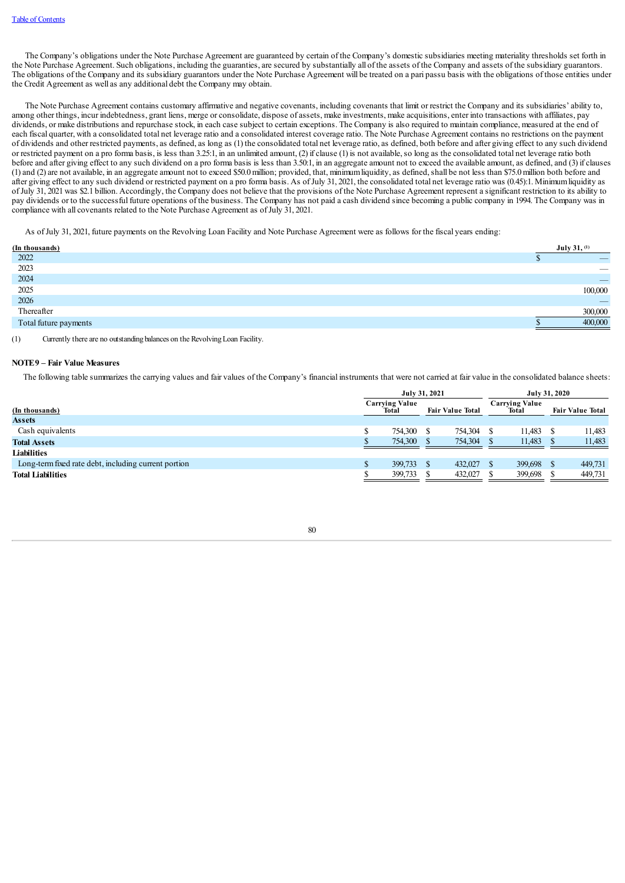The Company's obligations under the Note Purchase Agreement are guaranteed by certain of the Company's domestic subsidiaries meeting materiality thresholds set forth in the Note Purchase Agreement. Such obligations, including the guaranties, are secured by substantially all of the assets of the Company and assets of the subsidiary guarantors. The obligations of the Company and its subsidiary guarantors under the Note Purchase Agreement will be treated on a pari passu basis with the obligations of those entities under the Credit Agreement as well as any additional debt the Company may obtain.

The Note Purchase Agreement contains customary affirmative and negative covenants, including covenants that limit or restrict the Company and its subsidiaries' ability to, among other things, incur indebtedness, grant liens, merge or consolidate, dispose of assets, make investments, make acquisitions, enter into transactions with affiliates, pay dividends, or make distributions and repurchase stock, in each case subject to certain exceptions. The Company is also required to maintain compliance, measured at the end of each fiscal quarter, with a consolidated total net leverage ratio and a consolidated interest coverage ratio. The Note Purchase Agreement contains no restrictions on the payment of dividends and other restricted payments, as defined, as long as (1) the consolidated total net leverage ratio, as defined, both before and after giving effect to any such dividend or restricted payment on a pro forma basis, is less than 3.25:1, in an unlimited amount, (2) if clause (1) is not available, so long as the consolidated total net leverage ratio both before and after giving effect to any such dividend on a pro forma basis is less than 3.50:1, in an aggregate amount not to exceed the available amount, as defined, and (3) if clauses (1) and (2) are not available, in an aggregate amount not to exceed $50.0 million; provided, that, minimum liquidity, as defined, shall be not less than $75.0 million both before and after giving effect to any such dividend or restricted payment on a pro forma basis. As of July 31, 2021, the consolidated total net leverage ratio was (0.45):1. Minimum liquidity as of July 31, 2021 was $2.1 billion. Accordingly, the Company does not believe that the provisions of the Note Purchase Agreement represent a significant restriction to its ability to pay dividends or to the successful future operations of the business. The Company has not paid a cash dividend since becoming a public company in 1994. The Company was in compliance with all covenants related to the Note Purchase Agreement as of July 31, 2021.

As of July 31, 2021, future payments on the Revolving Loan Facility and Note Purchase Agreement were as follows for the fiscal years ending:

| (In thousands) | July 31, [1] |
|---|---|
| 2022 | $ — |
| 2023 | — |
| 2024 | — |
| 2025 | 100,000 |
| 2026 | — |
| Thereafter | 300,000 |
| Total future payments | $ 400,000 |

(1) Currently there are no outstanding balances on the Revolving Loan Facility.

## NOTE 9 – Fair Value Measures

The following table summarizes the carrying values and fair values of the Company's financial instruments that were not carried at fair value in the consolidated balance sheets:

| | July 31, 2021 | | July 31, 2020 | |
|---|---|---|---|---|
| (In thousands) | Carrying Value Total | Fair Value Total | Carrying Value Total | Fair Value Total |
| **Assets** | | | | |
| Cash equivalents | $ 754,300 | $ 754,304 | $ 11,483 | $ 11,483 |
| **Total Assets** | $ 754,300 | $ 754,304 | $ 11,483 | $ 11,483 |
| **Liabilities** | | | | |
| Long-term fixed rate debt, including current portion | $ 399,733 | $ 432,027 | $ 399,698 | $ 449,731 |
| **Total Liabilities** | $ 399,733 | $ 432,027 | $ 399,698 | $ 449,731 |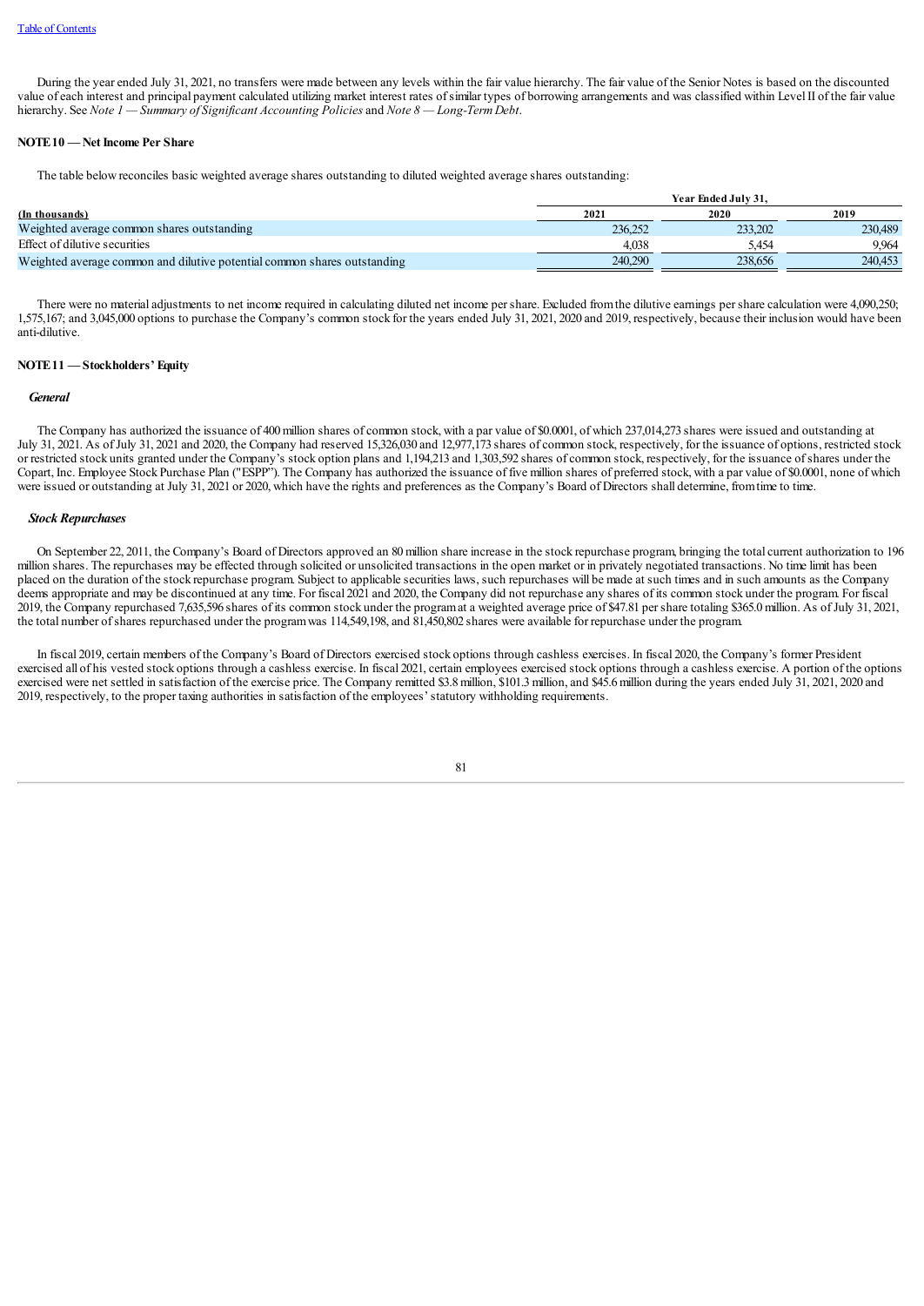During the year ended July 31, 2021, no transfers were made between any levels within the fair value hierarchy. The fair value of the Senior Notes is based on the discounted value of each interest and principal payment calculated utilizing market interest rates of similar types of borrowing arrangements and was classified within Level II of the fair value hierarchy. See *Note 1 — Summary of Significant Accounting Policies* and *Note 8 — Long-Term Debt*.

**NOTE 10 — Net Income Per Share**

The table below reconciles basic weighted average shares outstanding to diluted weighted average shares outstanding:

| | Year Ended July 31, | | |
|---|---|---|---|
| **(In thousands)** | **2021** | **2020** | **2019** |
| Weighted average common shares outstanding | 236,252 | 233,202 | 230,489 |
| Effect of dilutive securities | 4,038 | 5,454 | 9,964 |
| Weighted average common and dilutive potential common shares outstanding | 240,290 | 238,656 | 240,453 |

There were no material adjustments to net income required in calculating diluted net income per share. Excluded from the dilutive earnings per share calculation were 4,090,250; 1,575,167; and 3,045,000 options to purchase the Company's common stock for the years ended July 31, 2021, 2020 and 2019, respectively, because their inclusion would have been anti-dilutive.

**NOTE 11 — Stockholders' Equity**

***General***

The Company has authorized the issuance of 400 million shares of common stock, with a par value of $0.0001, of which 237,014,273 shares were issued and outstanding at July 31, 2021. As of July 31, 2021 and 2020, the Company had reserved 15,326,030 and 12,977,173 shares of common stock, respectively, for the issuance of options, restricted stock or restricted stock units granted under the Company's stock option plans and 1,194,213 and 1,303,592 shares of common stock, respectively, for the issuance of shares under the Copart, Inc. Employee Stock Purchase Plan ("ESPP"). The Company has authorized the issuance of five million shares of preferred stock, with a par value of $0.0001, none of which were issued or outstanding at July 31, 2021 or 2020, which have the rights and preferences as the Company's Board of Directors shall determine, from time to time.

***Stock Repurchases***

On September 22, 2011, the Company's Board of Directors approved an 80 million share increase in the stock repurchase program, bringing the total current authorization to 196 million shares. The repurchases may be effected through solicited or unsolicited transactions in the open market or in privately negotiated transactions. No time limit has been placed on the duration of the stock repurchase program. Subject to applicable securities laws, such repurchases will be made at such times and in such amounts as the Company deems appropriate and may be discontinued at any time. For fiscal 2021 and 2020, the Company did not repurchase any shares of its common stock under the program. For fiscal 2019, the Company repurchased 7,635,596 shares of its common stock under the program at a weighted average price of $47.81 per share totaling $365.0 million. As of July 31, 2021, the total number of shares repurchased under the program was 114,549,198, and 81,450,802 shares were available for repurchase under the program.

In fiscal 2019, certain members of the Company's Board of Directors exercised stock options through cashless exercises. In fiscal 2020, the Company's former President exercised all of his vested stock options through a cashless exercise. In fiscal 2021, certain employees exercised stock options through a cashless exercise. A portion of the options exercised were net settled in satisfaction of the exercise price. The Company remitted $3.8 million, $101.3 million, and $45.6 million during the years ended July 31, 2021, 2020 and 2019, respectively, to the proper taxing authorities in satisfaction of the employees' statutory withholding requirements.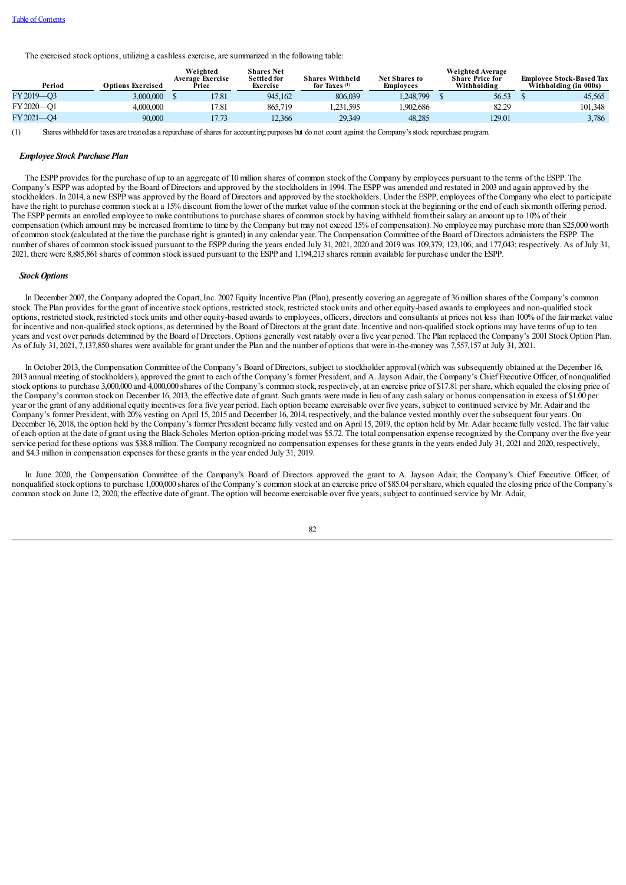The exercised stock options, utilizing a cashless exercise, are summarized in the following table:

| Period | Options Exercised | Weighted Average Exercise Price | Shares Net Settled for Exercise | Shares Withheld for Taxes [(1)] | Net Shares to Employees | Weighted Average Share Price for Withholding | Employee Stock-Based Tax Withholding (in 000s) |
|---|---|---|---|---|---|---|---|
| FY 2019—Q3 | 3,000,000 | $ 17.81 | 945,162 | 806,039 | 1,248,799 | $ 56.53 | $ 45,565 |
| FY 2020—Q1 | 4,000,000 | 17.81 | 865,719 | 1,231,595 | 1,902,686 | 82.29 | 101,348 |
| FY 2021—Q4 | 90,000 | 17.73 | 12,366 | 29,349 | 48,285 | 129.01 | 3,786 |

(1) Shares withheld for taxes are treated as a repurchase of shares for accounting purposes but do not count against the Company's stock repurchase program.

### *Employee Stock Purchase Plan*

The ESPP provides for the purchase of up to an aggregate of 10 million shares of common stock of the Company by employees pursuant to the terms of the ESPP. The Company's ESPP was adopted by the Board of Directors and approved by the stockholders in 1994. The ESPP was amended and restated in 2003 and again approved by the stockholders. In 2014, a new ESPP was approved by the Board of Directors and approved by the stockholders. Under the ESPP, employees of the Company who elect to participate have the right to purchase common stock at a 15% discount from the lower of the market value of the common stock at the beginning or the end of each six month offering period. The ESPP permits an enrolled employee to make contributions to purchase shares of common stock by having withheld from their salary an amount up to 10% of their compensation (which amount may be increased from time to time by the Company but may not exceed 15% of compensation). No employee may purchase more than $25,000 worth of common stock (calculated at the time the purchase right is granted) in any calendar year. The Compensation Committee of the Board of Directors administers the ESPP. The number of shares of common stock issued pursuant to the ESPP during the years ended July 31, 2021, 2020 and 2019 was 109,379; 123,106; and 177,043; respectively. As of July 31, 2021, there were 8,885,861 shares of common stock issued pursuant to the ESPP and 1,194,213 shares remain available for purchase under the ESPP.

### *Stock Options*

In December 2007, the Company adopted the Copart, Inc. 2007 Equity Incentive Plan (Plan), presently covering an aggregate of 36 million shares of the Company's common stock. The Plan provides for the grant of incentive stock options, restricted stock, restricted stock units and other equity-based awards to employees and non-qualified stock options, restricted stock, restricted stock units and other equity-based awards to employees, officers, directors and consultants at prices not less than 100% of the fair market value for incentive and non-qualified stock options, as determined by the Board of Directors at the grant date. Incentive and non-qualified stock options may have terms of up to ten years and vest over periods determined by the Board of Directors. Options generally vest ratably over a five year period. The Plan replaced the Company's 2001 Stock Option Plan. As of July 31, 2021, 7,137,850 shares were available for grant under the Plan and the number of options that were in-the-money was 7,557,157 at July 31, 2021.

In October 2013, the Compensation Committee of the Company's Board of Directors, subject to stockholder approval (which was subsequently obtained at the December 16, 2013 annual meeting of stockholders), approved the grant to each of the Company's former President, and A. Jayson Adair, the Company's Chief Executive Officer, of nonqualified stock options to purchase 3,000,000 and 4,000,000 shares of the Company's common stock, respectively, at an exercise price of $17.81 per share, which equaled the closing price of the Company's common stock on December 16, 2013, the effective date of grant. Such grants were made in lieu of any cash salary or bonus compensation in excess of $1.00 per year or the grant of any additional equity incentives for a five year period. Each option became exercisable over five years, subject to continued service by Mr. Adair and the Company's former President, with 20% vesting on April 15, 2015 and December 16, 2014, respectively, and the balance vested monthly over the subsequent four years. On December 16, 2018, the option held by the Company's former President became fully vested and on April 15, 2019, the option held by Mr. Adair became fully vested. The fair value of each option at the date of grant using the Black-Scholes Merton option-pricing model was $5.72. The total compensation expense recognized by the Company over the five year service period for these options was $38.8 million. The Company recognized no compensation expenses for these grants in the years ended July 31, 2021 and 2020, respectively, and $4.3 million in compensation expenses for these grants in the year ended July 31, 2019.

In June 2020, the Compensation Committee of the Company's Board of Directors approved the grant to A. Jayson Adair, the Company's Chief Executive Officer, of nonqualified stock options to purchase 1,000,000 shares of the Company's common stock at an exercise price of $85.04 per share, which equaled the closing price of the Company's common stock on June 12, 2020, the effective date of grant. The option will become exercisable over five years, subject to continued service by Mr. Adair,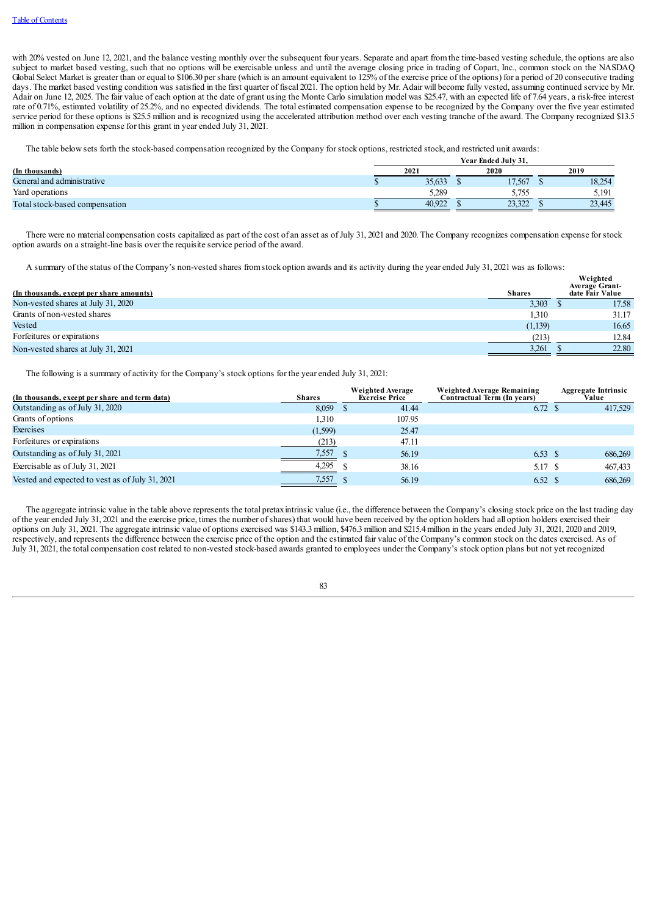with 20% vested on June 12, 2021, and the balance vesting monthly over the subsequent four years. Separate and apart from the time-based vesting schedule, the options are also subject to market based vesting, such that no options will be exercisable unless and until the average closing price in trading of Copart, Inc., common stock on the NASDAQ Global Select Market is greater than or equal to $106.30 per share (which is an amount equivalent to 125% of the exercise price of the options) for a period of 20 consecutive trading days. The market based vesting condition was satisfied in the first quarter of fiscal 2021. The option held by Mr. Adair will become fully vested, assuming continued service by Mr. Adair on June 12, 2025. The fair value of each option at the date of grant using the Monte Carlo simulation model was $25.47, with an expected life of 7.64 years, a risk-free interest rate of 0.71%, estimated volatility of 25.2%, and no expected dividends. The total estimated compensation expense to be recognized by the Company over the five year estimated service period for these options is $25.5 million and is recognized using the accelerated attribution method over each vesting tranche of the award. The Company recognized $13.5 million in compensation expense for this grant in year ended July 31, 2021.

The table below sets forth the stock-based compensation recognized by the Company for stock options, restricted stock, and restricted unit awards:

| (In thousands) | Year Ended July 31, 2021 | 2020 | 2019 |
|---|---|---|---|
| General and administrative | $ 35,633 | $ 17,567 | $ 18,254 |
| Yard operations | 5,289 | 5,755 | 5,191 |
| Total stock-based compensation | $ 40,922 | $ 23,322 | $ 23,445 |

There were no material compensation costs capitalized as part of the cost of an asset as of July 31, 2021 and 2020. The Company recognizes compensation expense for stock option awards on a straight-line basis over the requisite service period of the award.

A summary of the status of the Company's non-vested shares from stock option awards and its activity during the year ended July 31, 2021 was as follows:

| (In thousands, except per share amounts) | Shares | Weighted Average Grant-date Fair Value |
|---|---|---|
| Non-vested shares at July 31, 2020 | 3,303 | $ 17.58 |
| Grants of non-vested shares | 1,310 | 31.17 |
| Vested | (1,139) | 16.65 |
| Forfeitures or expirations | (213) | 12.84 |
| Non-vested shares at July 31, 2021 | 3,261 | $ 22.80 |

The following is a summary of activity for the Company's stock options for the year ended July 31, 2021:

| (In thousands, except per share and term data) | Shares | Weighted Average Exercise Price | Weighted Average Remaining Contractual Term (In years) | Aggregate Intrinsic Value |
|---|---|---|---|---|
| Outstanding as of July 31, 2020 | 8,059 | $ 41.44 | 6.72 | $ 417,529 |
| Grants of options | 1,310 | 107.95 | | |
| Exercises | (1,599) | 25.47 | | |
| Forfeitures or expirations | (213) | 47.11 | | |
| Outstanding as of July 31, 2021 | 7,557 | $ 56.19 | 6.53 | $ 686,269 |
| Exercisable as of July 31, 2021 | 4,295 | $ 38.16 | 5.17 | $ 467,433 |
| Vested and expected to vest as of July 31, 2021 | 7,557 | $ 56.19 | 6.52 | $ 686,269 |

The aggregate intrinsic value in the table above represents the total pretax intrinsic value (i.e., the difference between the Company's closing stock price on the last trading day of the year ended July 31, 2021 and the exercise price, times the number of shares) that would have been received by the option holders had all option holders exercised their options on July 31, 2021. The aggregate intrinsic value of options exercised was $143.3 million, $476.3 million and $215.4 million in the years ended July 31, 2021, 2020 and 2019, respectively, and represents the difference between the exercise price of the option and the estimated fair value of the Company's common stock on the dates exercised. As of July 31, 2021, the total compensation cost related to non-vested stock-based awards granted to employees under the Company's stock option plans but not yet recognized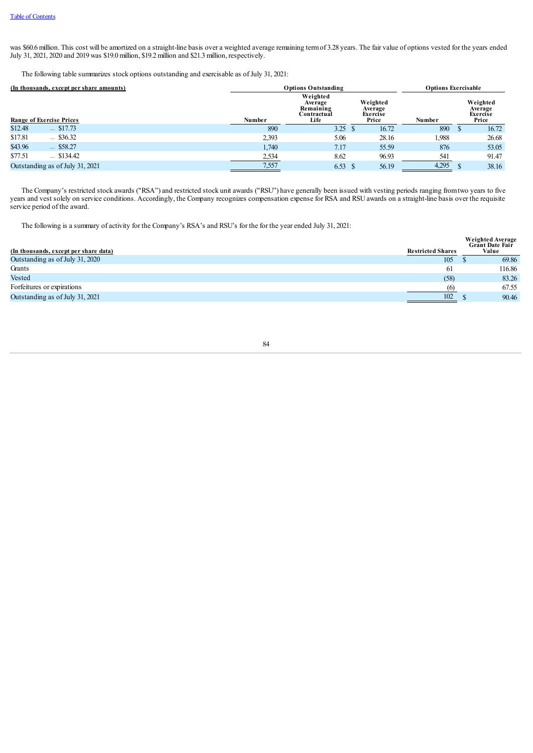was $60.6 million. This cost will be amortized on a straight-line basis over a weighted average remaining term of 3.28 years. The fair value of options vested for the years ended July 31, 2021, 2020 and 2019 was $19.0 million, $19.2 million and $21.3 million, respectively.

The following table summarizes stock options outstanding and exercisable as of July 31, 2021:

| (In thousands, except per share amounts) | Options Outstanding | | | Options Exercisable | |
|---|---|---|---|---|---|
| Range of Exercise Prices | Number | Weighted Average Remaining Contractual Life | Weighted Average Exercise Price | Number | Weighted Average Exercise Price |
| $12.48 — $17.73 | 890 | 3.25 | $ 16.72 | 890 | $ 16.72 |
| $17.81 — $36.32 | 2,393 | 5.06 | 28.16 | 1,988 | 26.68 |
| $43.96 — $58.27 | 1,740 | 7.17 | 55.59 | 876 | 53.05 |
| $77.51 — $134.42 | 2,534 | 8.62 | 96.93 | 541 | 91.47 |
| Outstanding as of July 31, 2021 | 7,557 | 6.53 | $ 56.19 | 4,295 | $ 38.16 |

The Company's restricted stock awards ("RSA") and restricted stock unit awards ("RSU") have generally been issued with vesting periods ranging from two years to five years and vest solely on service conditions. Accordingly, the Company recognizes compensation expense for RSA and RSU awards on a straight-line basis over the requisite service period of the award.

The following is a summary of activity for the Company's RSA's and RSU's for the for the year ended July 31, 2021:

| (In thousands, except per share data) | Restricted Shares | Weighted Average Grant Date Fair Value |
|---|---|---|
| Outstanding as of July 31, 2020 | 105 | $ 69.86 |
| Grants | 61 | 116.86 |
| Vested | (58) | 83.26 |
| Forfeitures or expirations | (6) | 67.55 |
| Outstanding as of July 31, 2021 | 102 | $ 90.46 |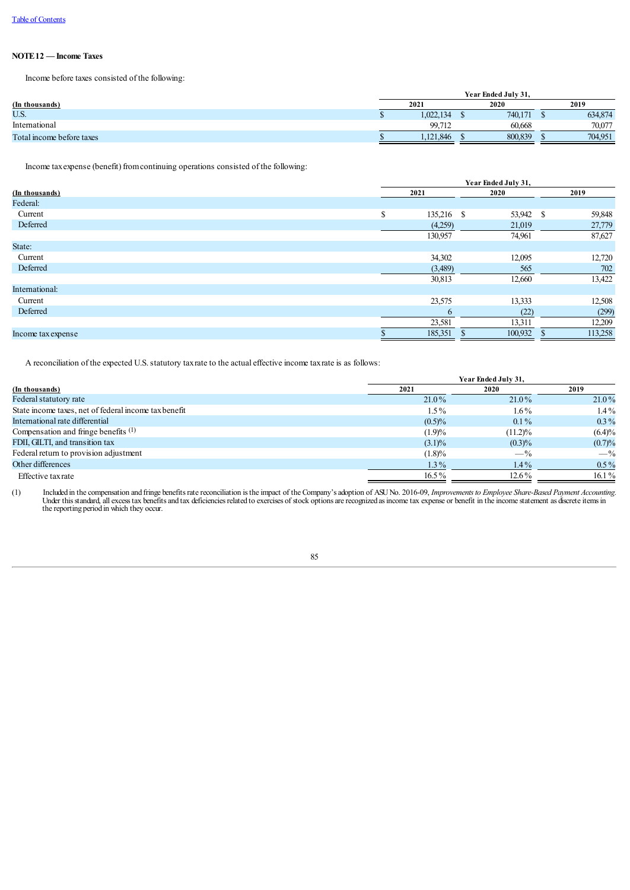[Table of Contents](#)

**NOTE 12 — Income Taxes**

Income before taxes consisted of the following:

| (In thousands) | Year Ended July 31, 2021 | 2020 | 2019 |
|---|---|---|---|
| U.S. | $ 1,022,134 | $ 740,171 | $ 634,874 |
| International | 99,712 | 60,668 | 70,077 |
| Total income before taxes | $ 1,121,846 | $ 800,839 | $ 704,951 |

Income tax expense (benefit) from continuing operations consisted of the following:

| (In thousands) | Year Ended July 31, 2021 | 2020 | 2019 |
|---|---|---|---|
| Federal: | | | |
| Current | $ 135,216 | $ 53,942 | $ 59,848 |
| Deferred | (4,259) | 21,019 | 27,779 |
| | 130,957 | 74,961 | 87,627 |
| State: | | | |
| Current | 34,302 | 12,095 | 12,720 |
| Deferred | (3,489) | 565 | 702 |
| | 30,813 | 12,660 | 13,422 |
| International: | | | |
| Current | 23,575 | 13,333 | 12,508 |
| Deferred | 6 | (22) | (299) |
| | 23,581 | 13,311 | 12,209 |
| Income tax expense | $ 185,351 | $ 100,932 | $ 113,258 |

A reconciliation of the expected U.S. statutory tax rate to the actual effective income tax rate is as follows:

| (In thousands) | Year Ended July 31, 2021 | 2020 | 2019 |
|---|---|---|---|
| Federal statutory rate | 21.0 % | 21.0 % | 21.0 % |
| State income taxes, net of federal income tax benefit | 1.5 % | 1.6 % | 1.4 % |
| International rate differential | (0.5)% | 0.1 % | 0.3 % |
| Compensation and fringe benefits [(1)] | (1.9)% | (11.2)% | (6.4)% |
| FDII, GILTI, and transition tax | (3.1)% | (0.3)% | (0.7)% |
| Federal return to provision adjustment | (1.8)% | — % | — % |
| Other differences | 1.3 % | 1.4 % | 0.5 % |
| Effective tax rate | 16.5 % | 12.6 % | 16.1 % |

(1) Included in the compensation and fringe benefits rate reconciliation is the impact of the Company's adoption of ASU No. 2016-09, *Improvements to Employee Share-Based Payment Accounting*. Under this standard, all excess tax benefits and tax deficiencies related to exercises of stock options are recognized as income tax expense or benefit in the income statement as discrete items in the reporting period in which they occur.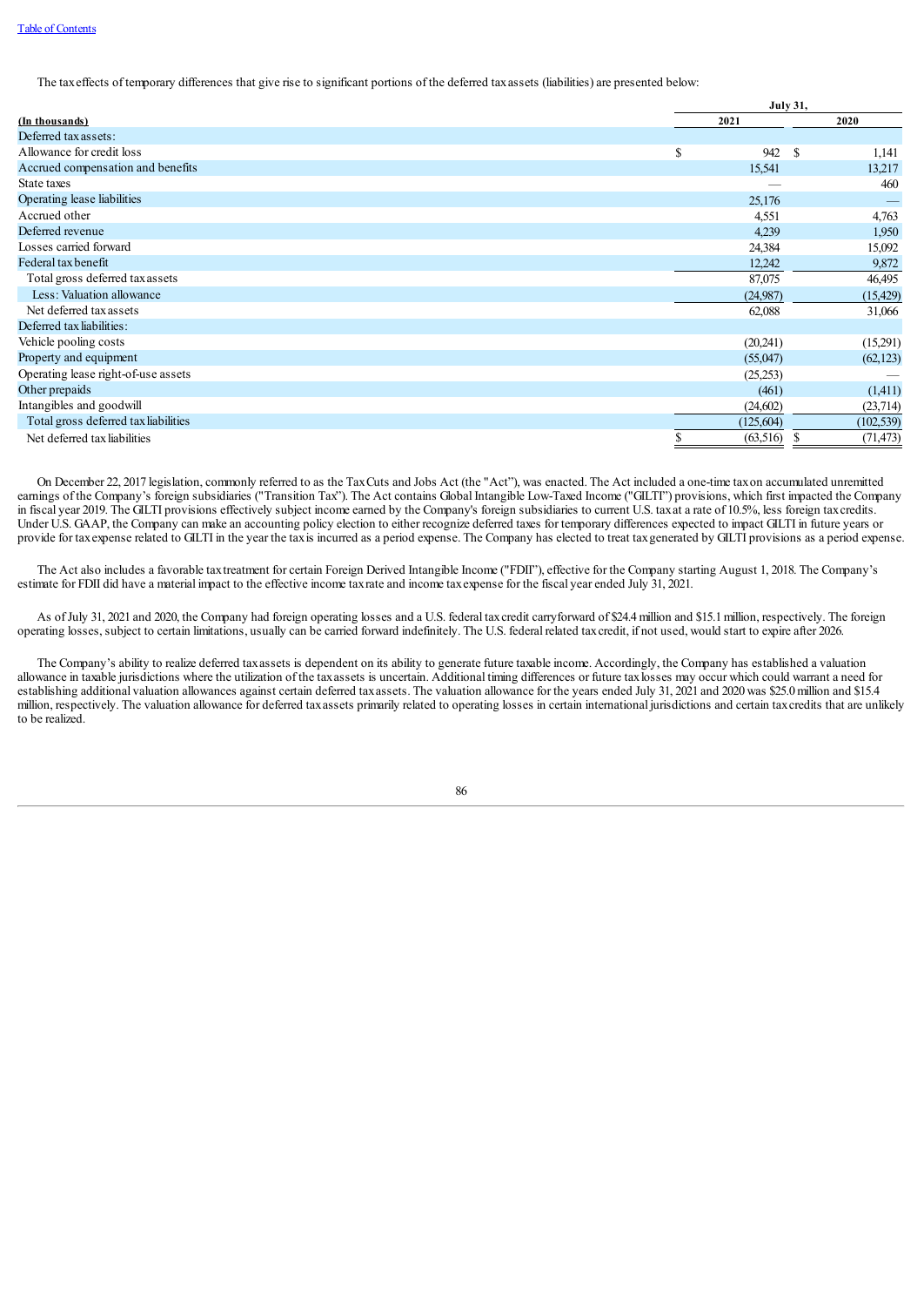The tax effects of temporary differences that give rise to significant portions of the deferred tax assets (liabilities) are presented below:

| (In thousands) | July 31, 2021 | July 31, 2020 |
|---|---|---|
| Deferred tax assets: | | |
| Allowance for credit loss | $ 942 | $ 1,141 |
| Accrued compensation and benefits | 15,541 | 13,217 |
| State taxes | — | 460 |
| Operating lease liabilities | 25,176 | — |
| Accrued other | 4,551 | 4,763 |
| Deferred revenue | 4,239 | 1,950 |
| Losses carried forward | 24,384 | 15,092 |
| Federal tax benefit | 12,242 | 9,872 |
| Total gross deferred tax assets | 87,075 | 46,495 |
| Less: Valuation allowance | (24,987) | (15,429) |
| Net deferred tax assets | 62,088 | 31,066 |
| Deferred tax liabilities: | | |
| Vehicle pooling costs | (20,241) | (15,291) |
| Property and equipment | (55,047) | (62,123) |
| Operating lease right-of-use assets | (25,253) | — |
| Other prepaids | (461) | (1,411) |
| Intangibles and goodwill | (24,602) | (23,714) |
| Total gross deferred tax liabilities | (125,604) | (102,539) |
| Net deferred tax liabilities | $ (63,516) | $ (71,473) |

On December 22, 2017 legislation, commonly referred to as the Tax Cuts and Jobs Act (the "Act"), was enacted. The Act included a one-time tax on accumulated unremitted earnings of the Company's foreign subsidiaries ("Transition Tax"). The Act contains Global Intangible Low-Taxed Income ("GILTI") provisions, which first impacted the Company in fiscal year 2019. The GILTI provisions effectively subject income earned by the Company's foreign subsidiaries to current U.S. tax at a rate of 10.5%, less foreign tax credits. Under U.S. GAAP, the Company can make an accounting policy election to either recognize deferred taxes for temporary differences expected to impact GILTI in future years or provide for tax expense related to GILTI in the year the tax is incurred as a period expense. The Company has elected to treat tax generated by GILTI provisions as a period expense.

The Act also includes a favorable tax treatment for certain Foreign Derived Intangible Income ("FDII"), effective for the Company starting August 1, 2018. The Company's estimate for FDII did have a material impact to the effective income tax rate and income tax expense for the fiscal year ended July 31, 2021.

As of July 31, 2021 and 2020, the Company had foreign operating losses and a U.S. federal tax credit carryforward of $24.4 million and $15.1 million, respectively. The foreign operating losses, subject to certain limitations, usually can be carried forward indefinitely. The U.S. federal related tax credit, if not used, would start to expire after 2026.

The Company's ability to realize deferred tax assets is dependent on its ability to generate future taxable income. Accordingly, the Company has established a valuation allowance in taxable jurisdictions where the utilization of the tax assets is uncertain. Additional timing differences or future tax losses may occur which could warrant a need for establishing additional valuation allowances against certain deferred tax assets. The valuation allowance for the years ended July 31, 2021 and 2020 was $25.0 million and $15.4 million, respectively. The valuation allowance for deferred tax assets primarily related to operating losses in certain international jurisdictions and certain tax credits that are unlikely to be realized.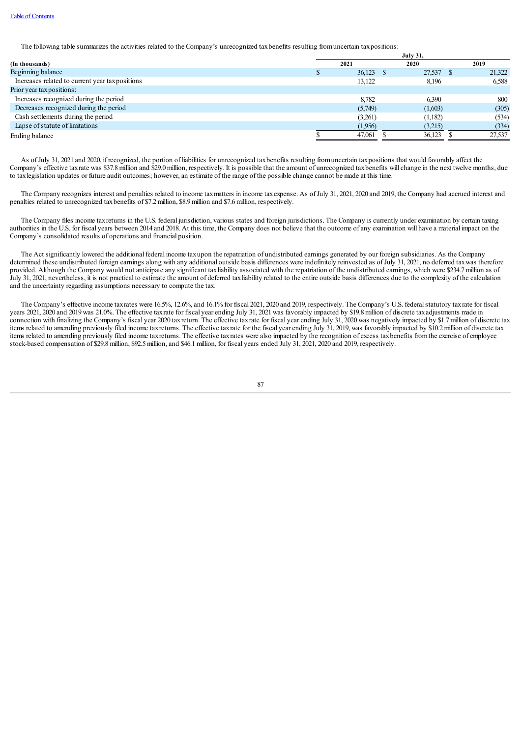The following table summarizes the activities related to the Company's unrecognized tax benefits resulting from uncertain tax positions:

| (In thousands) | July 31, 2021 | July 31, 2020 | July 31, 2019 |
|---|---|---|---|
| Beginning balance | $ 36,123 | $ 27,537 | $ 21,322 |
| Increases related to current year tax positions | 13,122 | 8,196 | 6,588 |
| Prior year tax positions: | | | |
| Increases recognized during the period | 8,782 | 6,390 | 800 |
| Decreases recognized during the period | (5,749) | (1,603) | (305) |
| Cash settlements during the period | (3,261) | (1,182) | (534) |
| Lapse of statute of limitations | (1,956) | (3,215) | (334) |
| Ending balance | $ 47,061 | $ 36,123 | $ 27,537 |

As of July 31, 2021 and 2020, if recognized, the portion of liabilities for unrecognized tax benefits resulting from uncertain tax positions that would favorably affect the Company's effective tax rate was $37.8 million and $29.0 million, respectively. It is possible that the amount of unrecognized tax benefits will change in the next twelve months, due to tax legislation updates or future audit outcomes; however, an estimate of the range of the possible change cannot be made at this time.

The Company recognizes interest and penalties related to income tax matters in income tax expense. As of July 31, 2021, 2020 and 2019, the Company had accrued interest and penalties related to unrecognized tax benefits of $7.2 million, $8.9 million and $7.6 million, respectively.

The Company files income tax returns in the U.S. federal jurisdiction, various states and foreign jurisdictions. The Company is currently under examination by certain taxing authorities in the U.S. for fiscal years between 2014 and 2018. At this time, the Company does not believe that the outcome of any examination will have a material impact on the Company's consolidated results of operations and financial position.

The Act significantly lowered the additional federal income tax upon the repatriation of undistributed earnings generated by our foreign subsidiaries. As the Company determined these undistributed foreign earnings along with any additional outside basis differences were indefinitely reinvested as of July 31, 2021, no deferred tax was therefore provided. Although the Company would not anticipate any significant tax liability associated with the repatriation of the undistributed earnings, which were $234.7 million as of July 31, 2021, nevertheless, it is not practical to estimate the amount of deferred tax liability related to the entire outside basis differences due to the complexity of the calculation and the uncertainty regarding assumptions necessary to compute the tax.

The Company's effective income tax rates were 16.5%, 12.6%, and 16.1% for fiscal 2021, 2020 and 2019, respectively. The Company's U.S. federal statutory tax rate for fiscal years 2021, 2020 and 2019 was 21.0%. The effective tax rate for fiscal year ending July 31, 2021 was favorably impacted by $19.8 million of discrete tax adjustments made in connection with finalizing the Company's fiscal year 2020 tax return. The effective tax rate for fiscal year ending July 31, 2020 was negatively impacted by $1.7 million of discrete tax items related to amending previously filed income tax returns. The effective tax rate for the fiscal year ending July 31, 2019, was favorably impacted by $10.2 million of discrete tax items related to amending previously filed income tax returns. The effective tax rates were also impacted by the recognition of excess tax benefits from the exercise of employee stock-based compensation of $29.8 million, $92.5 million, and $46.1 million, for fiscal years ended July 31, 2021, 2020 and 2019, respectively.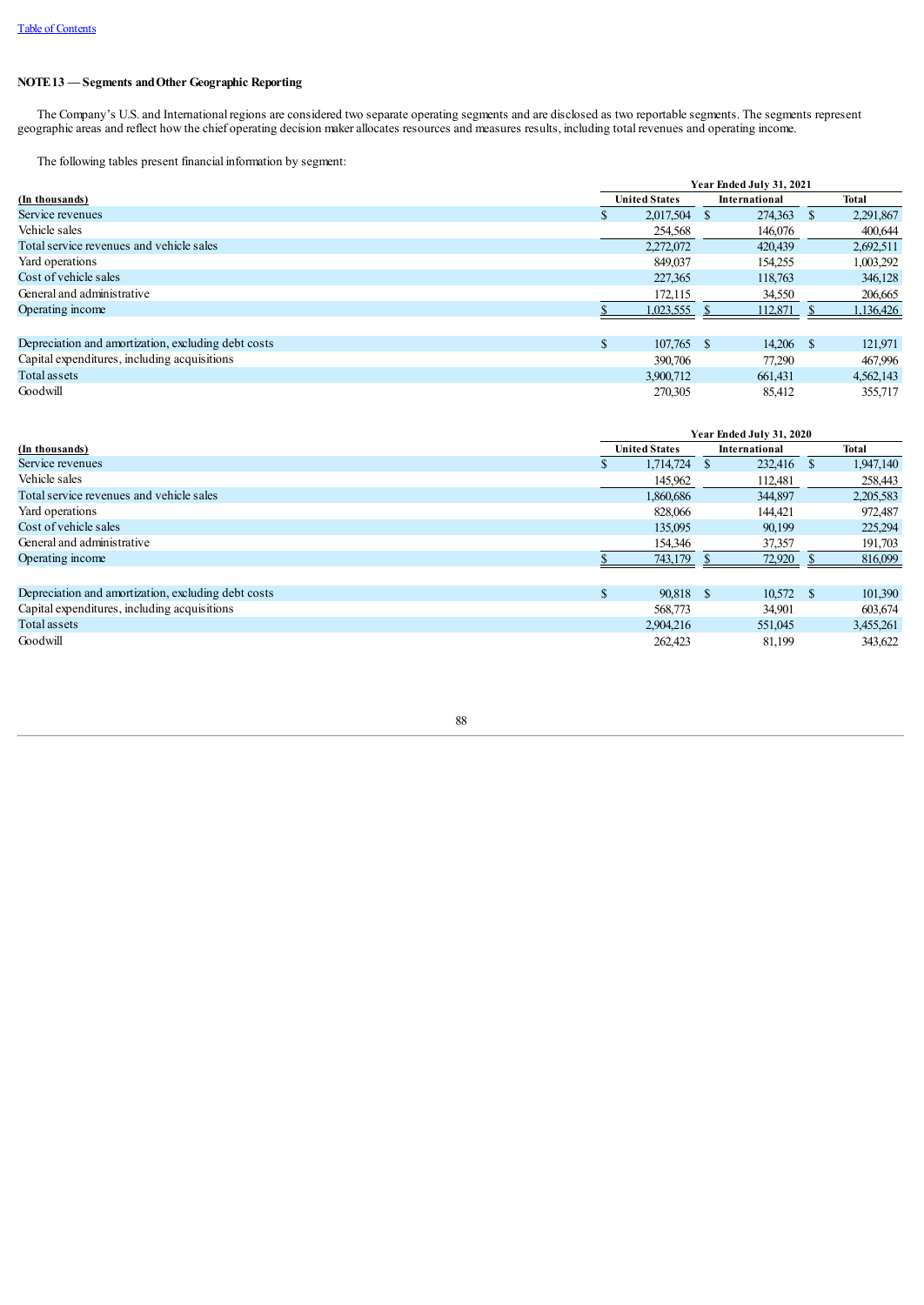[Table of Contents](#)

**NOTE 13 — Segments and Other Geographic Reporting**

The Company's U.S. and International regions are considered two separate operating segments and are disclosed as two reportable segments. The segments represent geographic areas and reflect how the chief operating decision maker allocates resources and measures results, including total revenues and operating income.

The following tables present financial information by segment:

| | Year Ended July 31, 2021 | | |
|---|---|---|---|
| **(In thousands)** | **United States** | **International** | **Total** |
| Service revenues | $ 2,017,504 | $ 274,363 | $ 2,291,867 |
| Vehicle sales | 254,568 | 146,076 | 400,644 |
| Total service revenues and vehicle sales | 2,272,072 | 420,439 | 2,692,511 |
| Yard operations | 849,037 | 154,255 | 1,003,292 |
| Cost of vehicle sales | 227,365 | 118,763 | 346,128 |
| General and administrative | 172,115 | 34,550 | 206,665 |
| Operating income | $ 1,023,555 | $ 112,871 | $ 1,136,426 |
| | | | |
| Depreciation and amortization, excluding debt costs | $ 107,765 | $ 14,206 | $ 121,971 |
| Capital expenditures, including acquisitions | 390,706 | 77,290 | 467,996 |
| Total assets | 3,900,712 | 661,431 | 4,562,143 |
| Goodwill | 270,305 | 85,412 | 355,717 |

| | Year Ended July 31, 2020 | | |
|---|---|---|---|
| **(In thousands)** | **United States** | **International** | **Total** |
| Service revenues | $ 1,714,724 | $ 232,416 | $ 1,947,140 |
| Vehicle sales | 145,962 | 112,481 | 258,443 |
| Total service revenues and vehicle sales | 1,860,686 | 344,897 | 2,205,583 |
| Yard operations | 828,066 | 144,421 | 972,487 |
| Cost of vehicle sales | 135,095 | 90,199 | 225,294 |
| General and administrative | 154,346 | 37,357 | 191,703 |
| Operating income | $ 743,179 | $ 72,920 | $ 816,099 |
| | | | |
| Depreciation and amortization, excluding debt costs | $ 90,818 | $ 10,572 | $ 101,390 |
| Capital expenditures, including acquisitions | 568,773 | 34,901 | 603,674 |
| Total assets | 2,904,216 | 551,045 | 3,455,261 |
| Goodwill | 262,423 | 81,199 | 343,622 |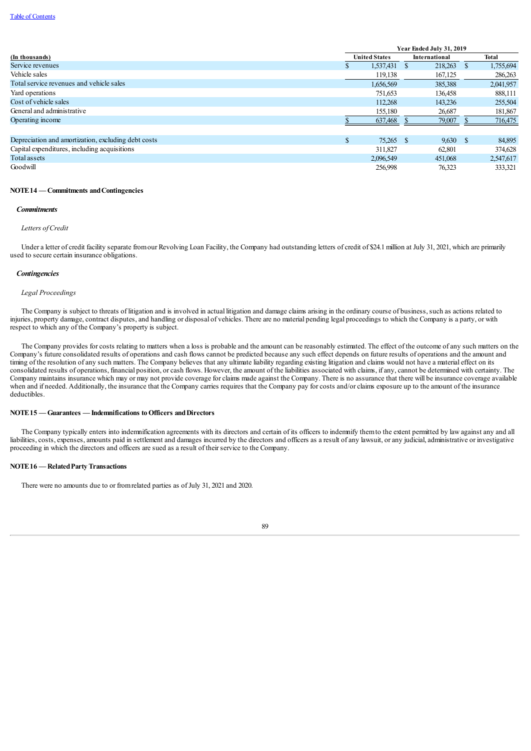| (In thousands) | Year Ended July 31, 2019 | | |
|---|---|---|---|
| | United States | International | Total |
| Service revenues | $ 1,537,431 | $ 218,263 | $ 1,755,694 |
| Vehicle sales | 119,138 | 167,125 | 286,263 |
| Total service revenues and vehicle sales | 1,656,569 | 385,388 | 2,041,957 |
| Yard operations | 751,653 | 136,458 | 888,111 |
| Cost of vehicle sales | 112,268 | 143,236 | 255,504 |
| General and administrative | 155,180 | 26,687 | 181,867 |
| Operating income | $ 637,468 | $ 79,007 | $ 716,475 |
| | | | |
| Depreciation and amortization, excluding debt costs | $ 75,265 | $ 9,630 | $ 84,895 |
| Capital expenditures, including acquisitions | 311,827 | 62,801 | 374,628 |
| Total assets | 2,096,549 | 451,068 | 2,547,617 |
| Goodwill | 256,998 | 76,323 | 333,321 |

**NOTE 14 — Commitments and Contingencies**

***Commitments***

*Letters of Credit*

Under a letter of credit facility separate from our Revolving Loan Facility, the Company had outstanding letters of credit of $24.1 million at July 31, 2021, which are primarily used to secure certain insurance obligations.

***Contingencies***

*Legal Proceedings*

The Company is subject to threats of litigation and is involved in actual litigation and damage claims arising in the ordinary course of business, such as actions related to injuries, property damage, contract disputes, and handling or disposal of vehicles. There are no material pending legal proceedings to which the Company is a party, or with respect to which any of the Company's property is subject.

The Company provides for costs relating to matters when a loss is probable and the amount can be reasonably estimated. The effect of the outcome of any such matters on the Company's future consolidated results of operations and cash flows cannot be predicted because any such effect depends on future results of operations and the amount and timing of the resolution of any such matters. The Company believes that any ultimate liability regarding existing litigation and claims would not have a material effect on its consolidated results of operations, financial position, or cash flows. However, the amount of the liabilities associated with claims, if any, cannot be determined with certainty. The Company maintains insurance which may or may not provide coverage for claims made against the Company. There is no assurance that there will be insurance coverage available when and if needed. Additionally, the insurance that the Company carries requires that the Company pay for costs and/or claims exposure up to the amount of the insurance deductibles.

**NOTE 15 — Guarantees — Indemnifications to Officers and Directors**

The Company typically enters into indemnification agreements with its directors and certain of its officers to indemnify them to the extent permitted by law against any and all liabilities, costs, expenses, amounts paid in settlement and damages incurred by the directors and officers as a result of any lawsuit, or any judicial, administrative or investigative proceeding in which the directors and officers are sued as a result of their service to the Company.

**NOTE 16 — Related Party Transactions**

There were no amounts due to or from related parties as of July 31, 2021 and 2020.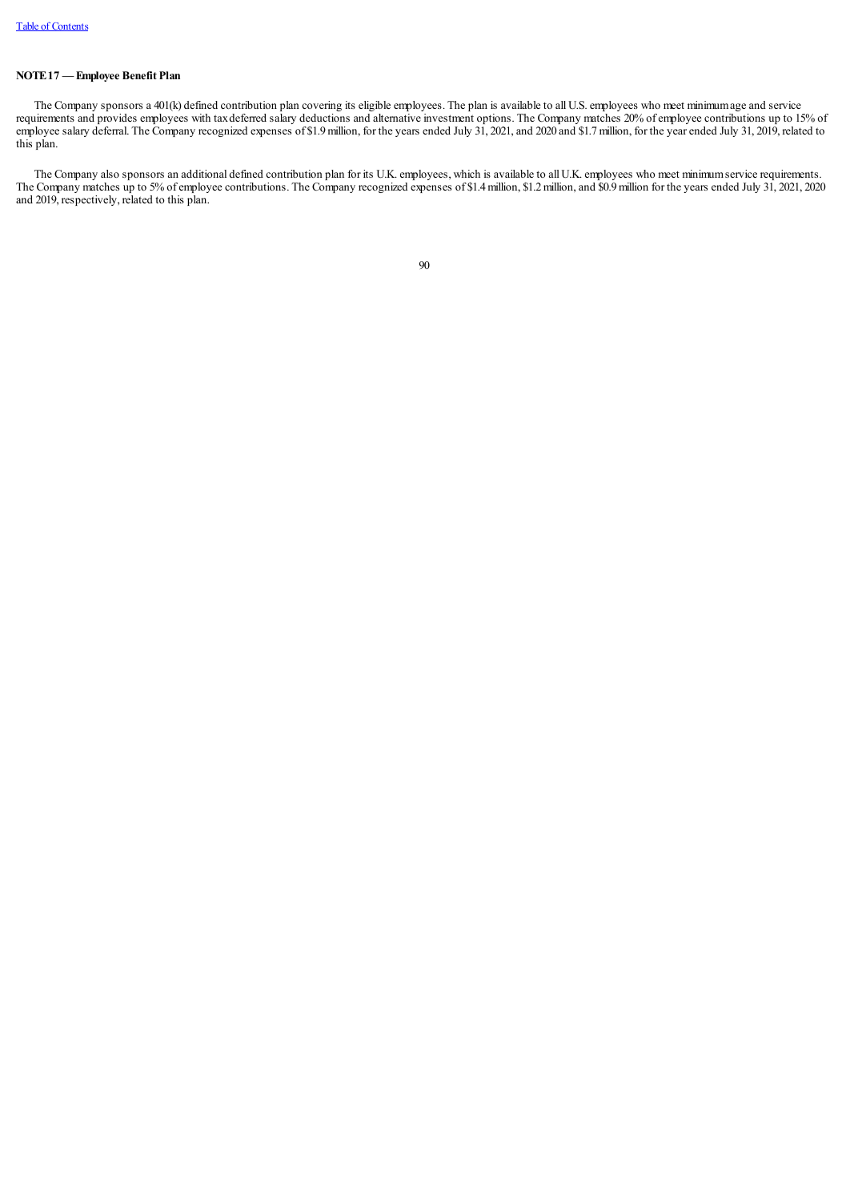**NOTE 17 — Employee Benefit Plan**

The Company sponsors a 401(k) defined contribution plan covering its eligible employees. The plan is available to all U.S. employees who meet minimum age and service requirements and provides employees with tax deferred salary deductions and alternative investment options. The Company matches 20% of employee contributions up to 15% of employee salary deferral. The Company recognized expenses of $1.9 million, for the years ended July 31, 2021, and 2020 and $1.7 million, for the year ended July 31, 2019, related to this plan.

The Company also sponsors an additional defined contribution plan for its U.K. employees, which is available to all U.K. employees who meet minimum service requirements. The Company matches up to 5% of employee contributions. The Company recognized expenses of $1.4 million, $1.2 million, and $0.9 million for the years ended July 31, 2021, 2020 and 2019, respectively, related to this plan.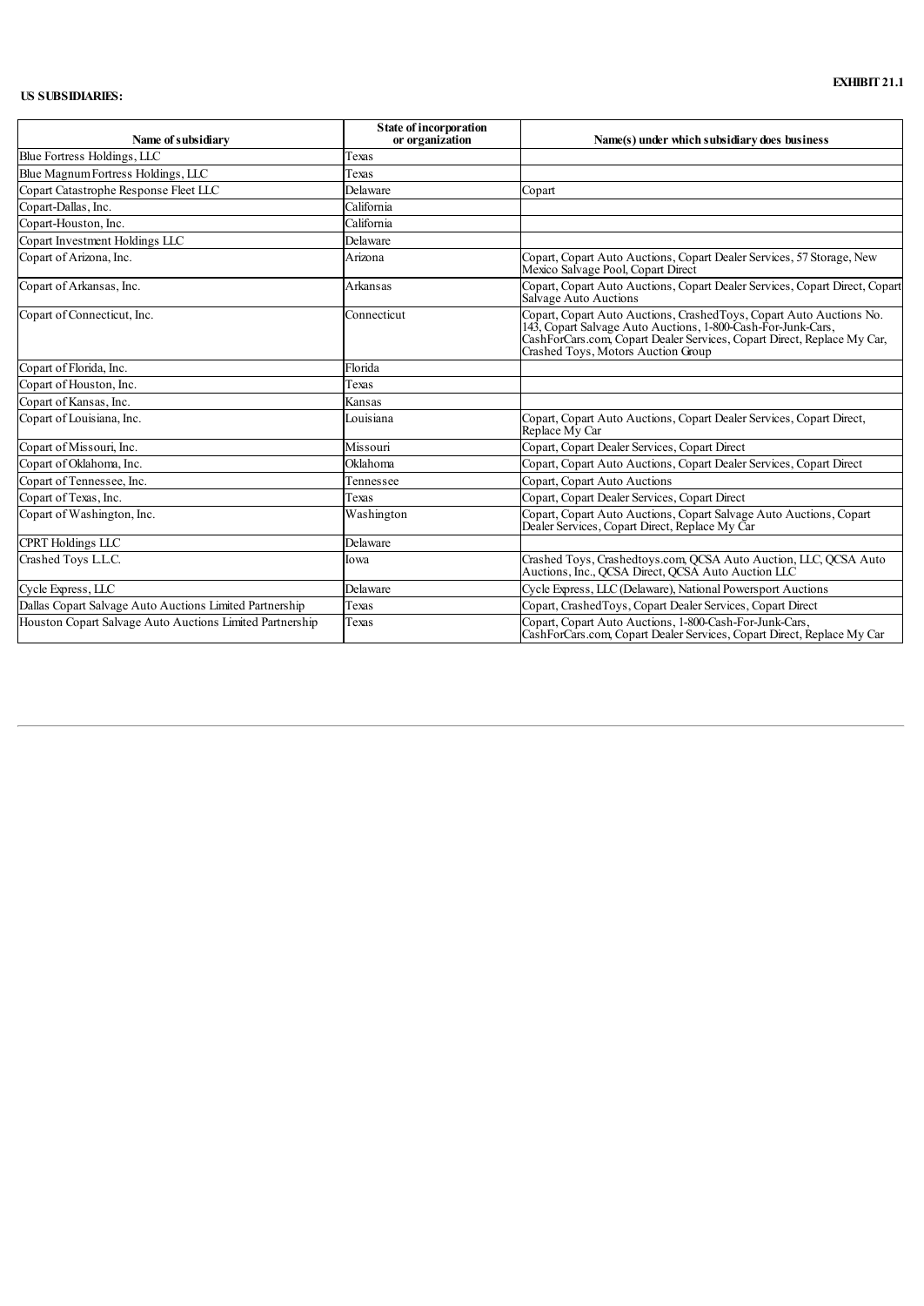**EXHIBIT 21.1**

**US SUBSIDIARIES:**

| Name of subsidiary | State of incorporation or organization | Name(s) under which subsidiary does business |
|---|---|---|
| Blue Fortress Holdings, LLC | Texas | |
| Blue Magnum Fortress Holdings, LLC | Texas | |
| Copart Catastrophe Response Fleet LLC | Delaware | Copart |
| Copart-Dallas, Inc. | California | |
| Copart-Houston, Inc. | California | |
| Copart Investment Holdings LLC | Delaware | |
| Copart of Arizona, Inc. | Arizona | Copart, Copart Auto Auctions, Copart Dealer Services, 57 Storage, New Mexico Salvage Pool, Copart Direct |
| Copart of Arkansas, Inc. | Arkansas | Copart, Copart Auto Auctions, Copart Dealer Services, Copart Direct, Copart Salvage Auto Auctions |
| Copart of Connecticut, Inc. | Connecticut | Copart, Copart Auto Auctions, CrashedToys, Copart Auto Auctions No. 143, Copart Salvage Auto Auctions, 1-800-Cash-For-Junk-Cars, CashForCars.com, Copart Dealer Services, Copart Direct, Replace My Car, Crashed Toys, Motors Auction Group |
| Copart of Florida, Inc. | Florida | |
| Copart of Houston, Inc. | Texas | |
| Copart of Kansas, Inc. | Kansas | |
| Copart of Louisiana, Inc. | Louisiana | Copart, Copart Auto Auctions, Copart Dealer Services, Copart Direct, Replace My Car |
| Copart of Missouri, Inc. | Missouri | Copart, Copart Dealer Services, Copart Direct |
| Copart of Oklahoma, Inc. | Oklahoma | Copart, Copart Auto Auctions, Copart Dealer Services, Copart Direct |
| Copart of Tennessee, Inc. | Tennessee | Copart, Copart Auto Auctions |
| Copart of Texas, Inc. | Texas | Copart, Copart Dealer Services, Copart Direct |
| Copart of Washington, Inc. | Washington | Copart, Copart Auto Auctions, Copart Salvage Auto Auctions, Copart Dealer Services, Copart Direct, Replace My Car |
| CPRT Holdings LLC | Delaware | |
| Crashed Toys L.L.C. | Iowa | Crashed Toys, Crashedtoys.com, QCSA Auto Auction, LLC, QCSA Auto Auctions, Inc., QCSA Direct, QCSA Auto Auction LLC |
| Cycle Express, LLC | Delaware | Cycle Express, LLC (Delaware), National Powersport Auctions |
| Dallas Copart Salvage Auto Auctions Limited Partnership | Texas | Copart, CrashedToys, Copart Dealer Services, Copart Direct |
| Houston Copart Salvage Auto Auctions Limited Partnership | Texas | Copart, Copart Auto Auctions, 1-800-Cash-For-Junk-Cars, CashForCars.com, Copart Dealer Services, Copart Direct, Replace My Car |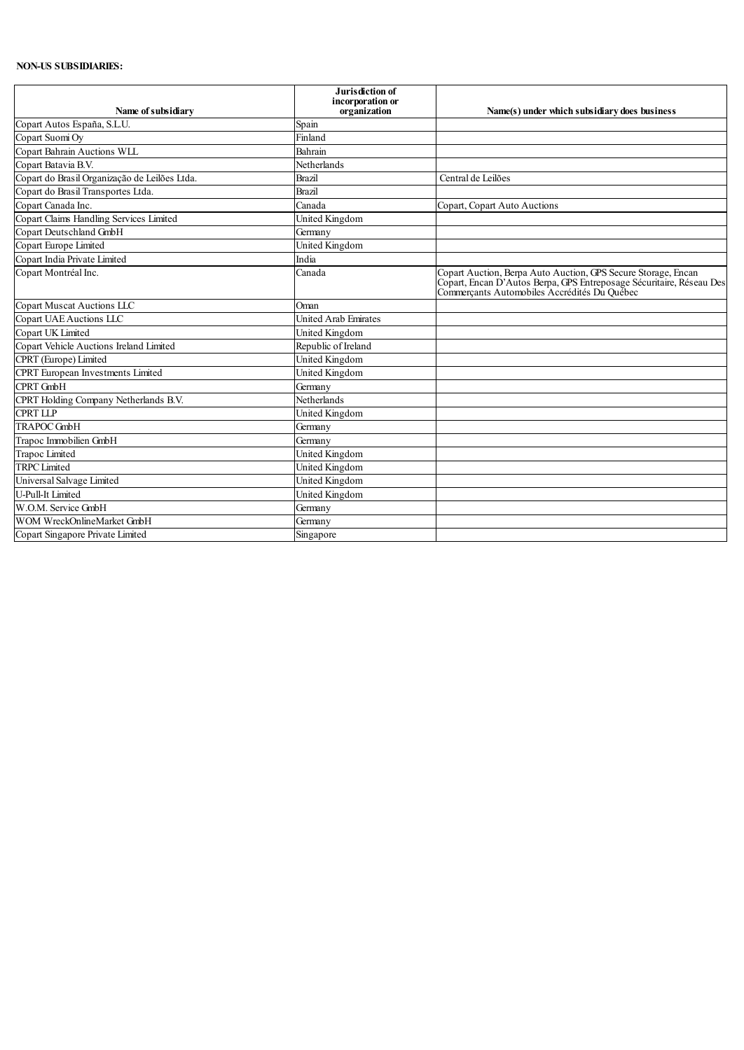**NON-US SUBSIDIARIES:**

| Name of subsidiary | Jurisdiction of incorporation or organization | Name(s) under which subsidiary does business |
|---|---|---|
| Copart Autos España, S.L.U. | Spain | |
| Copart Suomi Oy | Finland | |
| Copart Bahrain Auctions WLL | Bahrain | |
| Copart Batavia B.V. | Netherlands | |
| Copart do Brasil Organização de Leilões Ltda. | Brazil | Central de Leilões |
| Copart do Brasil Transportes Ltda. | Brazil | |
| Copart Canada Inc. | Canada | Copart, Copart Auto Auctions |
| Copart Claims Handling Services Limited | United Kingdom | |
| Copart Deutschland GmbH | Germany | |
| Copart Europe Limited | United Kingdom | |
| Copart India Private Limited | India | |
| Copart Montréal Inc. | Canada | Copart Auction, Berpa Auto Auction, GPS Secure Storage, Encan Copart, Encan D'Autos Berpa, GPS Entreposage Sécuritaire, Réseau Des Commerçants Automobiles Accrédités Du Québec |
| Copart Muscat Auctions LLC | Oman | |
| Copart UAE Auctions LLC | United Arab Emirates | |
| Copart UK Limited | United Kingdom | |
| Copart Vehicle Auctions Ireland Limited | Republic of Ireland | |
| CPRT (Europe) Limited | United Kingdom | |
| CPRT European Investments Limited | United Kingdom | |
| CPRT GmbH | Germany | |
| CPRT Holding Company Netherlands B.V. | Netherlands | |
| CPRT LLP | United Kingdom | |
| TRAPOC GmbH | Germany | |
| Trapoc Immobilien GmbH | Germany | |
| Trapoc Limited | United Kingdom | |
| TRPC Limited | United Kingdom | |
| Universal Salvage Limited | United Kingdom | |
| U-Pull-It Limited | United Kingdom | |
| W.O.M. Service GmbH | Germany | |
| WOM WreckOnlineMarket GmbH | Germany | |
| Copart Singapore Private Limited | Singapore | |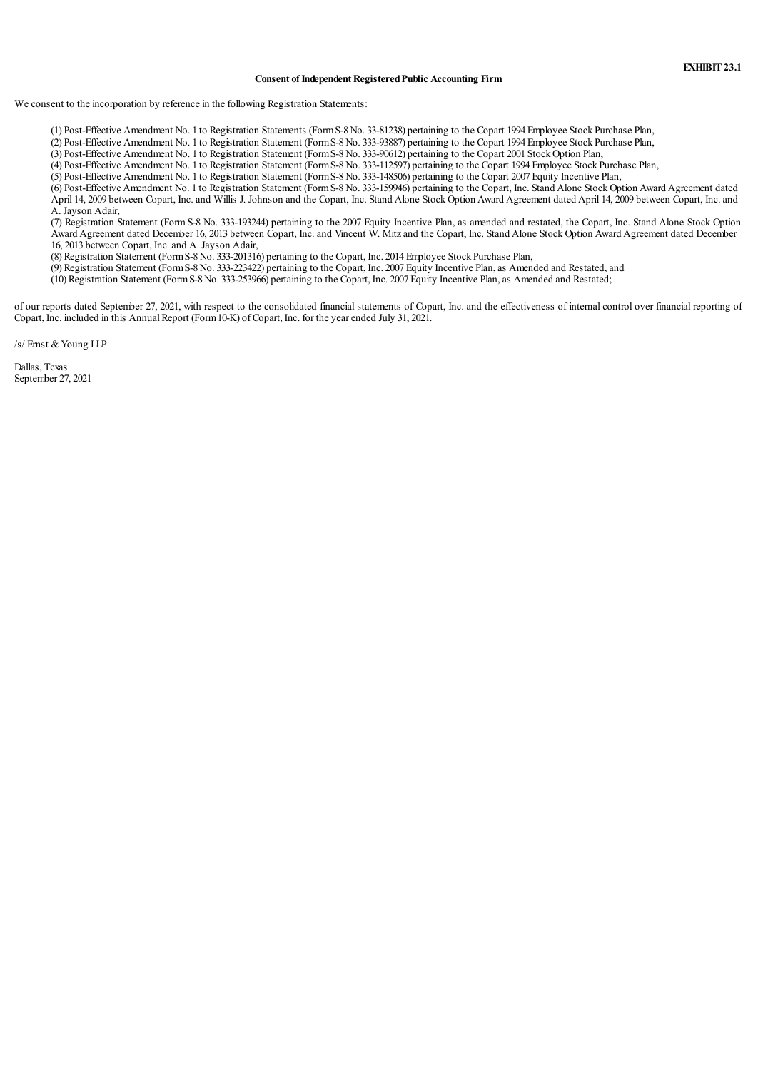**EXHIBIT 23.1**

**Consent of Independent Registered Public Accounting Firm**

We consent to the incorporation by reference in the following Registration Statements:

(1) Post-Effective Amendment No. 1 to Registration Statements (Form S-8 No. 33-81238) pertaining to the Copart 1994 Employee Stock Purchase Plan,
(2) Post-Effective Amendment No. 1 to Registration Statement (Form S-8 No. 333-93887) pertaining to the Copart 1994 Employee Stock Purchase Plan,
(3) Post-Effective Amendment No. 1 to Registration Statement (Form S-8 No. 333-90612) pertaining to the Copart 2001 Stock Option Plan,
(4) Post-Effective Amendment No. 1 to Registration Statement (Form S-8 No. 333-112597) pertaining to the Copart 1994 Employee Stock Purchase Plan,
(5) Post-Effective Amendment No. 1 to Registration Statement (Form S-8 No. 333-148506) pertaining to the Copart 2007 Equity Incentive Plan,
(6) Post-Effective Amendment No. 1 to Registration Statement (Form S-8 No. 333-159946) pertaining to the Copart, Inc. Stand Alone Stock Option Award Agreement dated April 14, 2009 between Copart, Inc. and Willis J. Johnson and the Copart, Inc. Stand Alone Stock Option Award Agreement dated April 14, 2009 between Copart, Inc. and A. Jayson Adair,
(7) Registration Statement (Form S-8 No. 333-193244) pertaining to the 2007 Equity Incentive Plan, as amended and restated, the Copart, Inc. Stand Alone Stock Option Award Agreement dated December 16, 2013 between Copart, Inc. and Vincent W. Mitz and the Copart, Inc. Stand Alone Stock Option Award Agreement dated December 16, 2013 between Copart, Inc. and A. Jayson Adair,
(8) Registration Statement (Form S-8 No. 333-201316) pertaining to the Copart, Inc. 2014 Employee Stock Purchase Plan,
(9) Registration Statement (Form S-8 No. 333-223422) pertaining to the Copart, Inc. 2007 Equity Incentive Plan, as Amended and Restated, and
(10) Registration Statement (Form S-8 No. 333-253966) pertaining to the Copart, Inc. 2007 Equity Incentive Plan, as Amended and Restated;

of our reports dated September 27, 2021, with respect to the consolidated financial statements of Copart, Inc. and the effectiveness of internal control over financial reporting of Copart, Inc. included in this Annual Report (Form 10-K) of Copart, Inc. for the year ended July 31, 2021.

/s/ Ernst & Young LLP

Dallas, Texas
September 27, 2021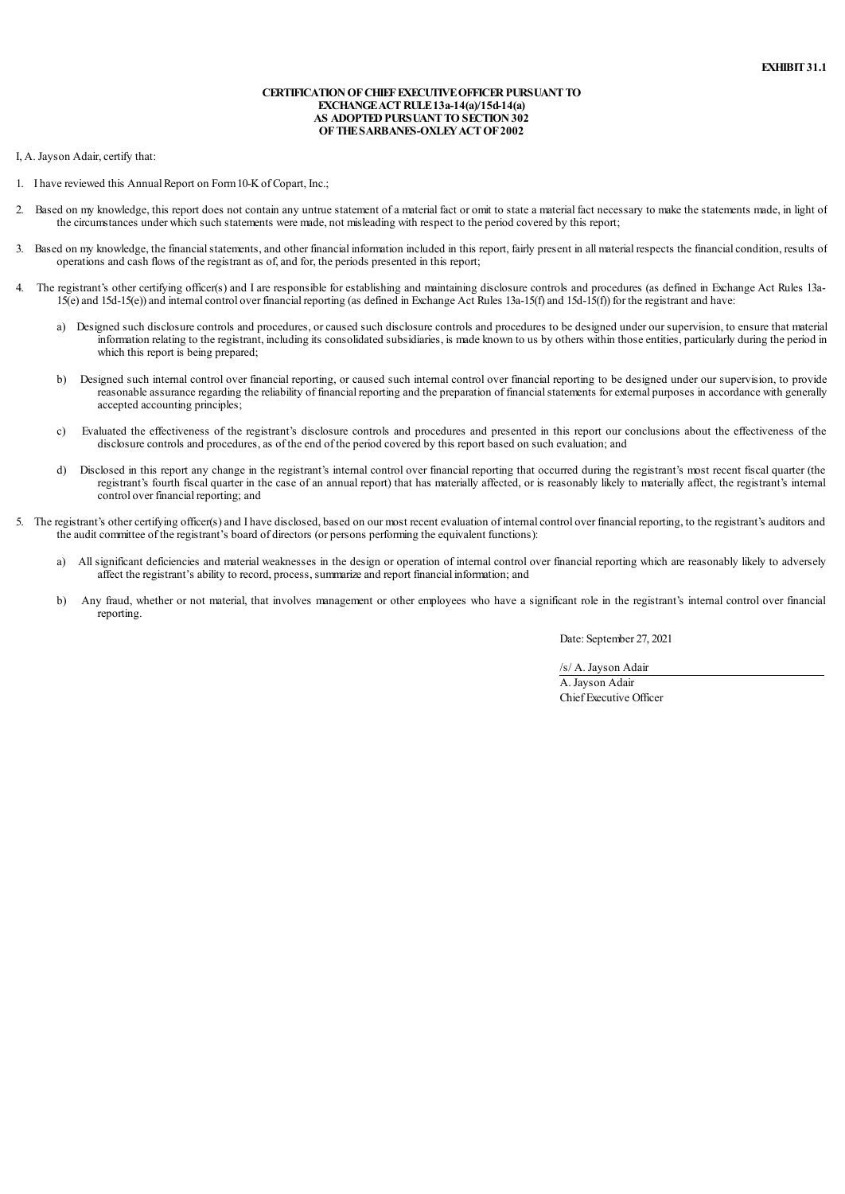**EXHIBIT 31.1**

**CERTIFICATION OF CHIEF EXECUTIVE OFFICER PURSUANT TO EXCHANGE ACT RULE 13a-14(a)/15d-14(a) AS ADOPTED PURSUANT TO SECTION 302 OF THE SARBANES-OXLEY ACT OF 2002**

I, A. Jayson Adair, certify that:

1. I have reviewed this Annual Report on Form 10-K of Copart, Inc.;

2. Based on my knowledge, this report does not contain any untrue statement of a material fact or omit to state a material fact necessary to make the statements made, in light of the circumstances under which such statements were made, not misleading with respect to the period covered by this report;

3. Based on my knowledge, the financial statements, and other financial information included in this report, fairly present in all material respects the financial condition, results of operations and cash flows of the registrant as of, and for, the periods presented in this report;

4. The registrant's other certifying officer(s) and I are responsible for establishing and maintaining disclosure controls and procedures (as defined in Exchange Act Rules 13a-15(e) and 15d-15(e)) and internal control over financial reporting (as defined in Exchange Act Rules 13a-15(f) and 15d-15(f)) for the registrant and have:

   a) Designed such disclosure controls and procedures, or caused such disclosure controls and procedures to be designed under our supervision, to ensure that material information relating to the registrant, including its consolidated subsidiaries, is made known to us by others within those entities, particularly during the period in which this report is being prepared;

   b) Designed such internal control over financial reporting, or caused such internal control over financial reporting to be designed under our supervision, to provide reasonable assurance regarding the reliability of financial reporting and the preparation of financial statements for external purposes in accordance with generally accepted accounting principles;

   c) Evaluated the effectiveness of the registrant's disclosure controls and procedures and presented in this report our conclusions about the effectiveness of the disclosure controls and procedures, as of the end of the period covered by this report based on such evaluation; and

   d) Disclosed in this report any change in the registrant's internal control over financial reporting that occurred during the registrant's most recent fiscal quarter (the registrant's fourth fiscal quarter in the case of an annual report) that has materially affected, or is reasonably likely to materially affect, the registrant's internal control over financial reporting; and

5. The registrant's other certifying officer(s) and I have disclosed, based on our most recent evaluation of internal control over financial reporting, to the registrant's auditors and the audit committee of the registrant's board of directors (or persons performing the equivalent functions):

   a) All significant deficiencies and material weaknesses in the design or operation of internal control over financial reporting which are reasonably likely to adversely affect the registrant's ability to record, process, summarize and report financial information; and

   b) Any fraud, whether or not material, that involves management or other employees who have a significant role in the registrant's internal control over financial reporting.

Date: September 27, 2021

/s/ A. Jayson Adair
A. Jayson Adair
Chief Executive Officer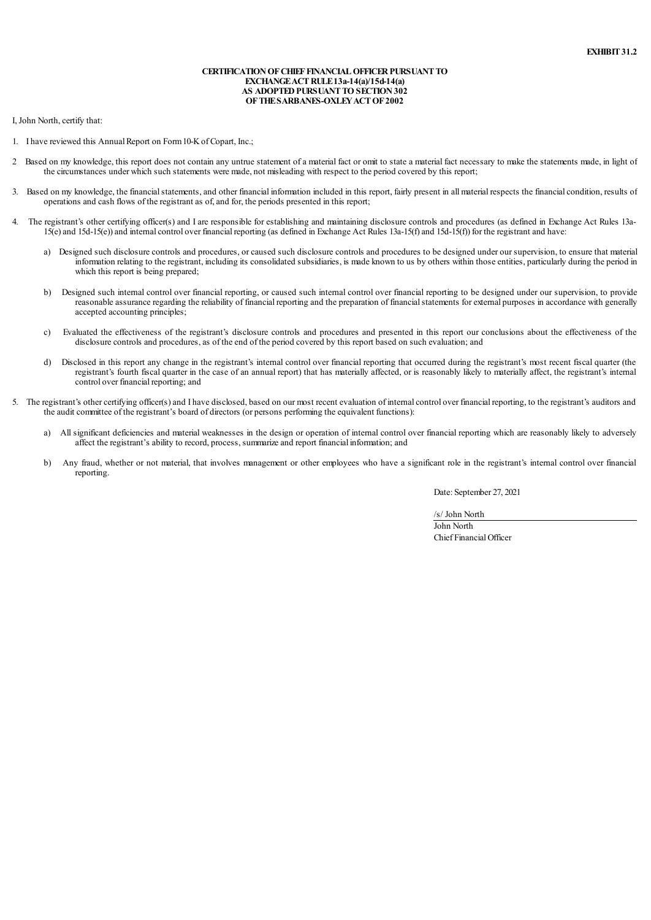**EXHIBIT 31.2**

**CERTIFICATION OF CHIEF FINANCIAL OFFICER PURSUANT TO
EXCHANGE ACT RULE 13a-14(a)/15d-14(a)
AS ADOPTED PURSUANT TO SECTION 302
OF THE SARBANES-OXLEY ACT OF 2002**

I, John North, certify that:

1. I have reviewed this Annual Report on Form 10-K of Copart, Inc.;

2 Based on my knowledge, this report does not contain any untrue statement of a material fact or omit to state a material fact necessary to make the statements made, in light of the circumstances under which such statements were made, not misleading with respect to the period covered by this report;

3. Based on my knowledge, the financial statements, and other financial information included in this report, fairly present in all material respects the financial condition, results of operations and cash flows of the registrant as of, and for, the periods presented in this report;

4. The registrant's other certifying officer(s) and I are responsible for establishing and maintaining disclosure controls and procedures (as defined in Exchange Act Rules 13a-15(e) and 15d-15(e)) and internal control over financial reporting (as defined in Exchange Act Rules 13a-15(f) and 15d-15(f)) for the registrant and have:

   a) Designed such disclosure controls and procedures, or caused such disclosure controls and procedures to be designed under our supervision, to ensure that material information relating to the registrant, including its consolidated subsidiaries, is made known to us by others within those entities, particularly during the period in which this report is being prepared;

   b) Designed such internal control over financial reporting, or caused such internal control over financial reporting to be designed under our supervision, to provide reasonable assurance regarding the reliability of financial reporting and the preparation of financial statements for external purposes in accordance with generally accepted accounting principles;

   c) Evaluated the effectiveness of the registrant's disclosure controls and procedures and presented in this report our conclusions about the effectiveness of the disclosure controls and procedures, as of the end of the period covered by this report based on such evaluation; and

   d) Disclosed in this report any change in the registrant's internal control over financial reporting that occurred during the registrant's most recent fiscal quarter (the registrant's fourth fiscal quarter in the case of an annual report) that has materially affected, or is reasonably likely to materially affect, the registrant's internal control over financial reporting; and

5. The registrant's other certifying officer(s) and I have disclosed, based on our most recent evaluation of internal control over financial reporting, to the registrant's auditors and the audit committee of the registrant's board of directors (or persons performing the equivalent functions):

   a) All significant deficiencies and material weaknesses in the design or operation of internal control over financial reporting which are reasonably likely to adversely affect the registrant's ability to record, process, summarize and report financial information; and

   b) Any fraud, whether or not material, that involves management or other employees who have a significant role in the registrant's internal control over financial reporting.

Date: September 27, 2021

/s/ John North
John North
Chief Financial Officer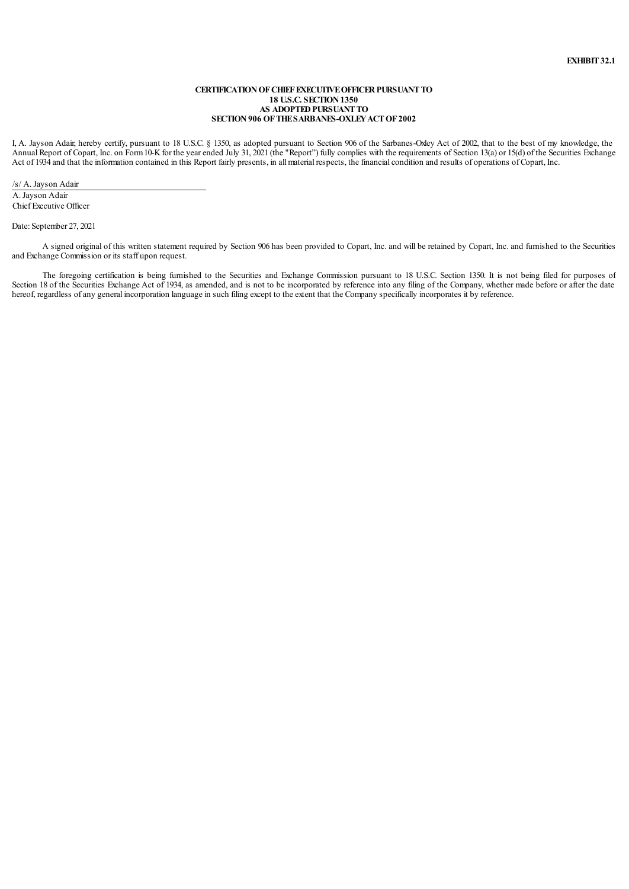**EXHIBIT 32.1**

**CERTIFICATION OF CHIEF EXECUTIVE OFFICER PURSUANT TO
18 U.S.C. SECTION 1350
AS ADOPTED PURSUANT TO
SECTION 906 OF THE SARBANES-OXLEY ACT OF 2002**

I, A. Jayson Adair, hereby certify, pursuant to 18 U.S.C. § 1350, as adopted pursuant to Section 906 of the Sarbanes-Oxley Act of 2002, that to the best of my knowledge, the Annual Report of Copart, Inc. on Form 10-K for the year ended July 31, 2021 (the "Report") fully complies with the requirements of Section 13(a) or 15(d) of the Securities Exchange Act of 1934 and that the information contained in this Report fairly presents, in all material respects, the financial condition and results of operations of Copart, Inc.

/s/ A. Jayson Adair

A. Jayson Adair
Chief Executive Officer

Date: September 27, 2021

A signed original of this written statement required by Section 906 has been provided to Copart, Inc. and will be retained by Copart, Inc. and furnished to the Securities and Exchange Commission or its staff upon request.

The foregoing certification is being furnished to the Securities and Exchange Commission pursuant to 18 U.S.C. Section 1350. It is not being filed for purposes of Section 18 of the Securities Exchange Act of 1934, as amended, and is not to be incorporated by reference into any filing of the Company, whether made before or after the date hereof, regardless of any general incorporation language in such filing except to the extent that the Company specifically incorporates it by reference.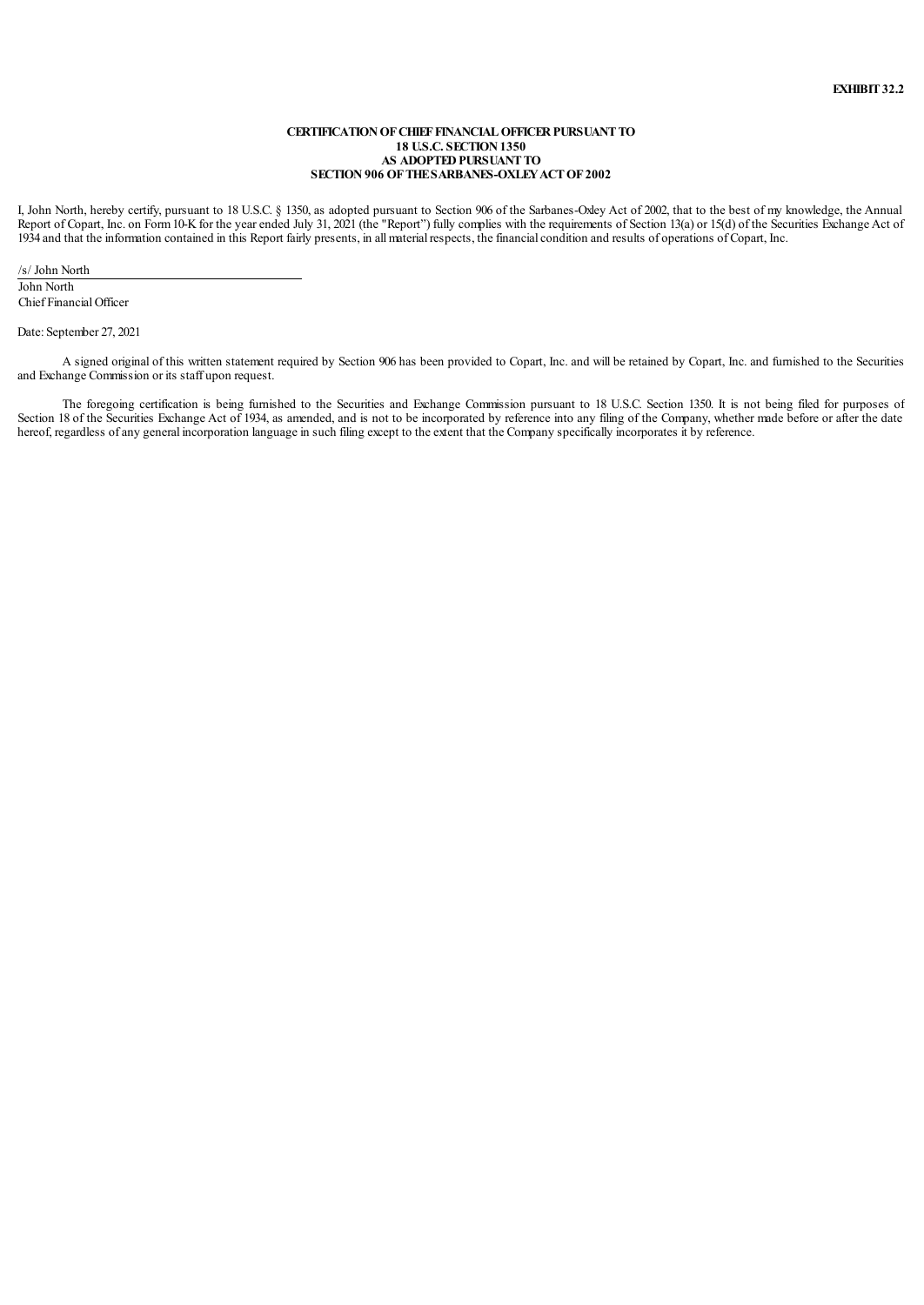**EXHIBIT 32.2**

**CERTIFICATION OF CHIEF FINANCIAL OFFICER PURSUANT TO
18 U.S.C. SECTION 1350
AS ADOPTED PURSUANT TO
SECTION 906 OF THE SARBANES-OXLEY ACT OF 2002**

I, John North, hereby certify, pursuant to 18 U.S.C. § 1350, as adopted pursuant to Section 906 of the Sarbanes-Oxley Act of 2002, that to the best of my knowledge, the Annual Report of Copart, Inc. on Form 10-K for the year ended July 31, 2021 (the "Report") fully complies with the requirements of Section 13(a) or 15(d) of the Securities Exchange Act of 1934 and that the information contained in this Report fairly presents, in all material respects, the financial condition and results of operations of Copart, Inc.

/s/ John North

John North
Chief Financial Officer

Date: September 27, 2021

A signed original of this written statement required by Section 906 has been provided to Copart, Inc. and will be retained by Copart, Inc. and furnished to the Securities and Exchange Commission or its staff upon request.

The foregoing certification is being furnished to the Securities and Exchange Commission pursuant to 18 U.S.C. Section 1350. It is not being filed for purposes of Section 18 of the Securities Exchange Act of 1934, as amended, and is not to be incorporated by reference into any filing of the Company, whether made before or after the date hereof, regardless of any general incorporation language in such filing except to the extent that the Company specifically incorporates it by reference.